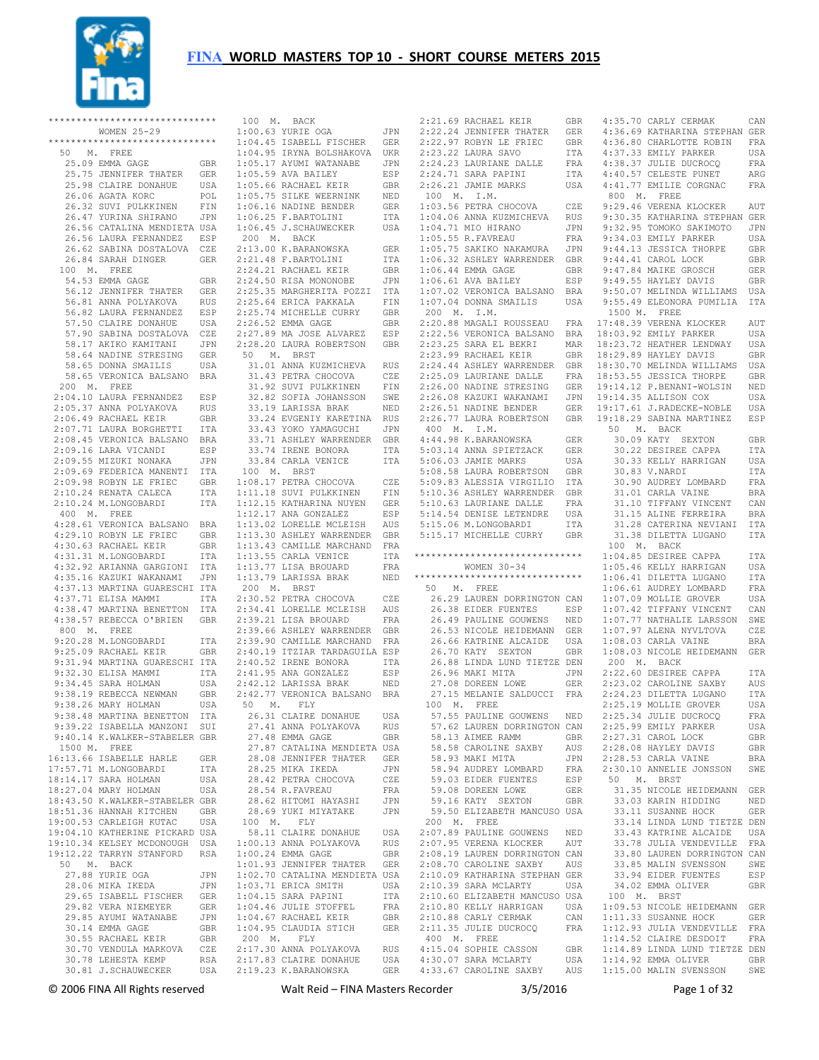# FINA WORLD MASTERS TOP 10 - SHORT COURSE METERS 2015

```
******************************
       WOMEN 25-29
******************************
 50   M.  FREE
   25.09 EMMA GAGE              GBR
   25.75 JENNIFER THATER        GER
   25.98 CLAIRE DONAHUE         USA
   26.06 AGATA KORC             POL
   26.32 SUVI PULKKINEN         FIN
   26.47 YURINA SHIRANO         JPN
   26.56 CATALINA MENDIETA      USA
   26.56 LAURA FERNANDEZ        ESP
   26.62 SABINA DOSTALOVA       CZE
   26.84 SARAH DINGER           GER
 100  M.  FREE
   54.53 EMMA GAGE              GBR
   56.12 JENNIFER THATER        GER
   56.81 ANNA POLYAKOVA         RUS
   56.82 LAURA FERNANDEZ        ESP
   57.50 CLAIRE DONAHUE         USA
   57.90 SABINA DOSTALOVA       CZE
   58.17 AKIKO KAMITANI         JPN
   58.64 NADINE STRESING        GER
   58.65 DONNA SMAILIS          USA
   58.65 VERONICA BALSANO       BRA
 200  M.  FREE
 2:04.10 LAURA FERNANDEZ        ESP
 2:05.37 ANNA POLYAKOVA         RUS
 2:06.49 RACHAEL KEIR           GBR
 2:07.71 LAURA BORGHETTI        ITA
 2:08.45 VERONICA BALSANO       BRA
 2:09.16 LARA VICANDI           ESP
 2:09.55 MIZUKI NONAKA          JPN
 2:09.69 FEDERICA MANENTI       ITA
 2:09.98 ROBYN LE FRIEC         GBR
 2:10.24 RENATA CALECA          ITA
 2:10.24 M.LONGOBARDI           ITA
 400  M.  FREE
 4:28.61 VERONICA BALSANO       BRA
 4:29.10 ROBYN LE FRIEC         GBR
 4:30.63 RACHAEL KEIR           GBR
 4:31.31 M.LONGOBARDI           ITA
 4:32.92 ARIANNA GARGIONI       ITA
 4:35.16 KAZUKI WAKANAMI        JPN
 4:37.13 MARTINA GUARESCHI      ITA
 4:37.71 ELISA MAMMI            ITA
 4:38.47 MARTINA BENETTON       ITA
 4:38.57 REBECCA O'BRIEN        GBR
 800  M.  FREE
 9:20.28 M.LONGOBARDI           ITA
 9:25.09 RACHAEL KEIR           GBR
 9:31.94 MARTINA GUARESCHI      ITA
 9:32.30 ELISA MAMMI            ITA
 9:34.45 SARA HOLMAN            USA
 9:38.19 REBECCA NEWMAN         GBR
 9:38.26 MARY HOLMAN            USA
 9:38.48 MARTINA BENETTON       ITA
 9:39.22 ISABELLA MANZONI       SUI
 9:40.14 K.WALKER-STABELER      GBR
 1500 M.  FREE
16:13.66 ISABELLE HARLE         GER
17:57.71 M.LONGOBARDI           ITA
18:14.17 SARA HOLMAN            USA
18:27.04 MARY HOLMAN            USA
18:43.50 K.WALKER-STABELER      GBR
18:51.36 HANNAH KITCHEN         GBR
19:00.53 CARLEIGH KUTAC         USA
19:04.10 KATHERINE PICKARD      USA
19:10.34 KELSEY MCDONOUGH       USA
19:12.22 TARRYN STANFORD        RSA
 50   M.  BACK
   27.88 YURIE OGA              JPN
   28.06 MIKA IKEDA             JPN
   29.65 ISABELL FISCHER        GER
   29.82 VERA NIEMEYER          GER
   29.85 AYUMI WATANABE         JPN
   30.14 EMMA GAGE              GBR
   30.55 RACHAEL KEIR           GBR
   30.70 VENDULA MARKOVA        CZE
   30.78 LEHESTA KEMP           RSA
   30.81 J.SCHAUWECKER          USA
 100  M.  BACK
 1:00.63 YURIE OGA              JPN
 1:04.45 ISABELL FISCHER        GER
 1:04.95 IRYNA BOLSHAKOVA       UKR
 1:05.17 AYUMI WATANABE         JPN
 1:05.59 AVA BAILEY             ESP
 1:05.66 RACHAEL KEIR           GBR
 1:05.75 SILKE WEERNINK         NED
 1:06.16 NADINE BENDER          GER
 1:06.25 F.BARTOLINI            ITA
 1:06.45 J.SCHAUWECKER          USA
 200  M.  BACK
 2:13.00 K.BARANOWSKA           GER
 2:21.48 F.BARTOLINI            ITA
 2:24.21 RACHAEL KEIR           GBR
 2:24.50 RISA MONONOBE          JPN
 2:25.35 MARGHERITA POZZI       ITA
 2:25.64 ERICA PAKKALA          FIN
 2:25.74 MICHELLE CURRY         GBR
 2:26.52 EMMA GAGE              GBR
 2:27.89 MA JOSE ALVAREZ        ESP
 2:28.20 LAURA ROBERTSON        GBR
 50   M.  BRST
   31.01 ANNA KUZMICHEVA        RUS
   31.43 PETRA CHOCOVA          CZE
   31.92 SUVI PULKKINEN         FIN
   32.82 SOFIA JOHANSSON        SWE
   33.19 LARISSA BRAK           NED
   33.24 EVGENIY KARETINA       RUS
   33.43 YOKO YAMAGUCHI         JPN
   33.71 ASHLEY WARRENDER       GBR
   33.74 IRENE BONORA           ITA
   33.84 CARLA VENICE           ITA
 100  M.  BRST
 1:08.17 PETRA CHOCOVA          CZE
 1:11.18 SUVI PULKKINEN         FIN
 1:12.15 KATHARINA NUYEN        GER
 1:12.17 ANA GONZALEZ           ESP
 1:13.02 LORELLE MCLEISH        AUS
 1:13.30 ASHLEY WARRENDER       GBR
 1:13.43 CAMILLE MARCHAND       FRA
 1:13.55 CARLA VENICE           ITA
 1:13.77 LISA BROUARD           FRA
 1:13.79 LARISSA BRAK           NED
 200  M.  BRST
 2:30.52 PETRA CHOCOVA          CZE
 2:34.41 LORELLE MCLEISH        AUS
 2:39.21 LISA BROUARD           FRA
 2:39.66 ASHLEY WARRENDER       GBR
 2:39.90 CAMILLE MARCHAND       FRA
 2:40.19 ITZIAR TARDAGUILA      ESP
 2:40.52 IRENE BONORA           ITA
 2:41.95 ANA GONZALEZ           ESP
 2:42.12 LARISSA BRAK           NED
 2:42.77 VERONICA BALSANO       BRA
 50   M.  FLY
   26.31 CLAIRE DONAHUE         USA
   27.41 ANNA POLYAKOVA         RUS
   27.48 EMMA GAGE              GBR
   27.87 CATALINA MENDIETA      USA
   28.08 JENNIFER THATER        GER
   28.25 MIKA IKEDA             JPN
   28.42 PETRA CHOCOVA          CZE
   28.54 R.FAVREAU              FRA
   28.62 HITOMI HAYASHI         JPN
   28.69 YUKI MIYATAKE          JPN
 100  M.  FLY
   58.11 CLAIRE DONAHUE         USA
 1:00.13 ANNA POLYAKOVA         RUS
 1:00.24 EMMA GAGE              GBR
 1:01.93 JENNIFER THATER        GER
 1:02.70 CATALINA MENDIETA      USA
 1:03.71 ERICA SMITH            USA
 1:04.15 SARA PAPINI            ITA
 1:04.46 JULIE STOFFEL          FRA
 1:04.67 RACHAEL KEIR           GBR
 1:04.95 CLAUDIA STICH          GER
 200  M.  FLY
 2:17.30 ANNA POLYAKOVA         RUS
 2:17.83 CLAIRE DONAHUE         USA
 2:19.23 K.BARANOWSKA           GER
 2:21.69 RACHAEL KEIR           GBR
 2:22.24 JENNIFER THATER        GER
 2:22.97 ROBYN LE FRIEC         GBR
 2:23.22 LAURA SAVO             ITA
 2:24.23 LAURIANE DALLE         FRA
 2:24.71 SARA PAPINI            ITA
 2:26.21 JAMIE MARKS            USA
 100  M.  I.M.
 1:03.56 PETRA CHOCOVA          CZE
 1:04.06 ANNA KUZMICHEVA        RUS
 1:04.71 MIO HIRANO             JPN
 1:05.55 R.FAVREAU              FRA
 1:05.75 SAKIKO NAKAMURA        JPN
 1:06.32 ASHLEY WARRENDER       GBR
 1:06.44 EMMA GAGE              GBR
 1:06.61 AVA BAILEY             ESP
 1:07.02 VERONICA BALSANO       BRA
 1:07.04 DONNA SMAILIS          USA
 200  M.  I.M.
 2:20.88 MAGALI ROUSSEAU        FRA
 2:22.56 VERONICA BALSANO       BRA
 2:23.25 SARA EL BEKRI          MAR
 2:23.99 RACHAEL KEIR           GBR
 2:24.44 ASHLEY WARRENDER       GBR
 2:25.09 LAURIANE DALLE         FRA
 2:26.00 NADINE STRESING        GER
 2:26.08 KAZUKI WAKANAMI        JPN
 2:26.51 NADINE BENDER          GER
 2:26.77 LAURA ROBERTSON        GBR
 400  M.  I.M.
 4:44.98 K.BARANOWSKA           GER
 5:03.14 ANNA SPIETZACK         GER
 5:06.03 JAMIE MARKS            USA
 5:08.58 LAURA ROBERTSON        GBR
 5:09.83 ALESSIA VIRGILIO       ITA
 5:10.36 ASHLEY WARRENDER       GBR
 5:10.63 LAURIANE DALLE         FRA
 5:14.54 DENISE LETENDRE        USA
 5:15.06 M.LONGOBARDI           ITA
 5:15.17 MICHELLE CURRY         GBR

******************************
       WOMEN 30-34
******************************
 50   M.  FREE
   26.29 LAUREN DORRINGTON      CAN
   26.38 EIDER FUENTES          ESP
   26.49 PAULINE GOUWENS        NED
   26.53 NICOLE HEIDEMANN       GER
   26.66 KATRINE ALCAIDE        USA
   26.70 KATY  SEXTON           GBR
   26.88 LINDA LUND TIETZE      DEN
   26.96 MAKI MITA              JPN
   27.08 DOREEN LOWE            GER
   27.15 MELANIE SALDUCCI       FRA
 100  M.  FREE
   57.55 PAULINE GOUWENS        NED
   57.62 LAUREN DORRINGTON      CAN
   58.13 AIMEE RAMM             GBR
   58.58 CAROLINE SAXBY         AUS
   58.93 MAKI MITA              JPN
   58.94 AUDREY LOMBARD         FRA
   59.03 EIDER FUENTES          ESP
   59.08 DOREEN LOWE            GER
   59.16 KATY  SEXTON           GBR
   59.50 ELIZABETH MANCUSO      USA
 200  M.  FREE
 2:07.89 PAULINE GOUWENS        NED
 2:07.95 VERENA KLOCKER         AUT
 2:08.19 LAUREN DORRINGTON      CAN
 2:08.70 CAROLINE SAXBY         AUS
 2:10.09 KATHARINA STEPHAN      GER
 2:10.39 SARA MCLARTY           USA
 2:10.60 ELIZABETH MANCUSO      USA
 2:10.80 KELLY HARRIGAN         USA
 2:10.88 CARLY CERMAK           CAN
 2:11.35 JULIE DUCROCQ          FRA
 400  M.  FREE
 4:15.04 SOPHIE CASSON          GBR
 4:30.07 SARA MCLARTY           USA
 4:33.67 CAROLINE SAXBY         AUS
 4:35.70 CARLY CERMAK           CAN
 4:36.69 KATHARINA STEPHAN      GER
 4:36.80 CHARLOTTE ROBIN        FRA
 4:37.33 EMILY PARKER           USA
 4:38.37 JULIE DUCROCQ          FRA
 4:40.57 CELESTE PUNET          ARG
 4:41.77 EMILIE CORGNAC         FRA
 800  M.  FREE
 9:29.46 VERENA KLOCKER         AUT
 9:30.35 KATHARINA STEPHAN      GER
 9:32.95 TOMOKO SAKIMOTO        JPN
 9:34.03 EMILY PARKER           USA
 9:44.13 JESSICA THORPE         GBR
 9:44.41 CAROL LOCK             GBR
 9:47.84 MAIKE GROSCH           GER
 9:49.55 HAYLEY DAVIS           GBR
 9:50.07 MELINDA WILLIAMS       USA
 9:55.49 ELEONORA PUMILIA       ITA
 1500 M.  FREE
17:48.39 VERENA KLOCKER         AUT
18:03.92 EMILY PARKER           USA
18:23.72 HEATHER LENDWAY        USA
18:29.89 HAYLEY DAVIS           GBR
18:30.70 MELINDA WILLIAMS       USA
18:53.55 JESSICA THORPE         GBR
19:14.12 P.BENANI-WOLSIN        NED
19:14.35 ALLISON COX            USA
19:17.61 J.RADECKE-NOBLE        USA
19:18.29 SABINA MARTINEZ        ESP
 50   M.  BACK
   30.09 KATY  SEXTON           GBR
   30.22 DESIREE CAPPA          ITA
   30.33 KELLY HARRIGAN         USA
   30.83 V.NARDI                ITA
   30.90 AUDREY LOMBARD         FRA
   31.01 CARLA VAINE            BRA
   31.10 TIFFANY VINCENT        CAN
   31.15 ALINE FERREIRA         BRA
   31.28 CATERINA NEVIANI       ITA
   31.38 DILETTA LUGANO         ITA
 100  M.  BACK
 1:04.85 DESIREE CAPPA          ITA
 1:05.46 KELLY HARRIGAN         USA
 1:06.41 DILETTA LUGANO         ITA
 1:06.61 AUDREY LOMBARD         FRA
 1:07.09 MOLLIE GROVER          USA
 1:07.42 TIFFANY VINCENT        CAN
 1:07.77 NATHALIE LARSSON       SWE
 1:07.97 ALENA NYVLTOVA         CZE
 1:08.03 CARLA VAINE            BRA
 1:08.03 NICOLE HEIDEMANN       GER
 200  M.  BACK
 2:22.60 DESIREE CAPPA          ITA
 2:23.02 CAROLINE SAXBY         AUS
 2:24.23 DILETTA LUGANO         ITA
 2:25.19 MOLLIE GROVER          USA
 2:25.34 JULIE DUCROCQ          FRA
 2:25.99 EMILY PARKER           USA
 2:27.31 CAROL LOCK             GBR
 2:28.08 HAYLEY DAVIS           GBR
 2:28.53 CARLA VAINE            BRA
 2:30.52 ANNELIE JONSSON        SWE
 50   M.  BRST
   31.35 NICOLE HEIDEMANN       GER
   33.03 KARIN HIDDING          NED
   33.11 SUSANNE HOCK           GER
   33.14 LINDA LUND TIETZE      DEN
   33.43 KATRINE ALCAIDE        USA
   33.78 JULIA VENDEVILLE       FRA
   33.80 LAUREN DORRINGTON      CAN
   33.85 MALIN SVENSSON         SWE
   33.94 EIDER FUENTES          ESP
   34.02 EMMA OLIVER            GBR
 100  M.  BRST
 1:09.53 NICOLE HEIDEMANN       GER
 1:11.33 SUSANNE HOCK           GER
 1:12.93 JULIA VENDEVILLE       FRA
 1:14.52 CLAIRE DESDOIT         FRA
 1:14.89 LINDA LUND TIETZE      DEN
 1:14.92 EMMA OLIVER            GBR
 1:15.00 MALIN SVENSSON         SWE
```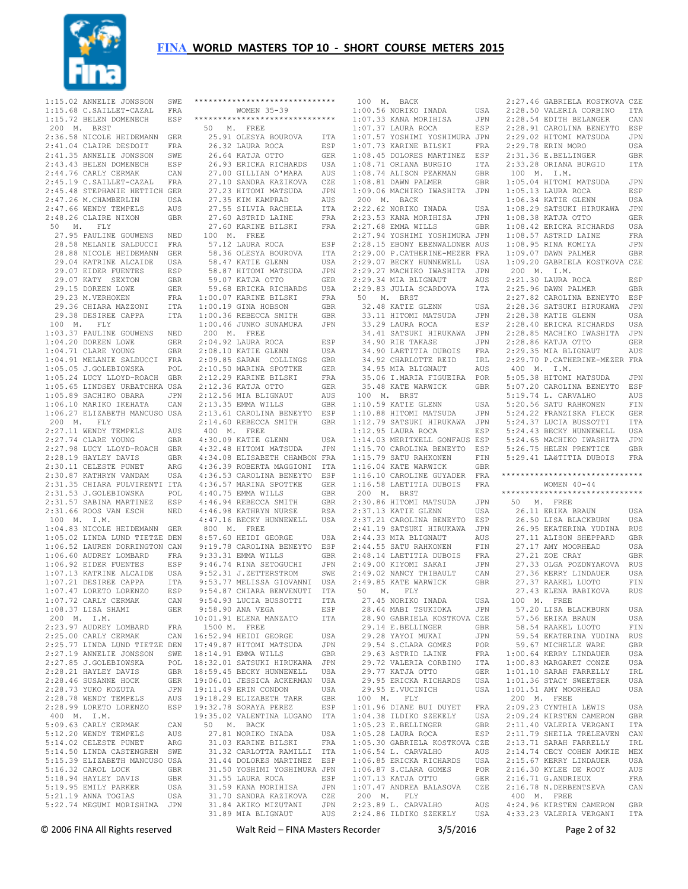# FINA WORLD MASTERS TOP 10 - SHORT COURSE METERS 2015

```
1:15.02 ANNELIE JONSSON    SWE
1:15.68 C.SAILLET-CAZAL    FRA
1:15.72 BELEN DOMENECH     ESP
 200  M.  BRST
2:36.58 NICOLE HEIDEMANN   GER
2:41.04 CLAIRE DESDOIT     FRA
2:41.35 ANNELIE JONSSON    SWE
2:43.43 BELEN DOMENECH     ESP
2:44.76 CARLY CERMAK       CAN
2:45.19 C.SAILLET-CAZAL    FRA
2:45.48 STEPHANIE HETTICH  GER
2:47.26 M.CHAMBERLIN       USA
2:47.66 WENDY TEMPELS      AUS
2:48.26 CLAIRE NIXON       GBR
 50   M.   FLY
  27.95 PAULINE GOUWENS    NED
  28.58 MELANIE SALDUCCI   FRA
  28.88 NICOLE HEIDEMANN   GER
  29.04 KATRINE ALCAIDE    USA
  29.07 EIDER FUENTES      ESP
  29.07 KATY  SEXTON       GBR
  29.15 DOREEN LOWE        GER
  29.23 M.VERHOKEN         FRA
  29.36 CHIARA MAZZONI     ITA
  29.38 DESIREE CAPPA      ITA
 100  M.   FLY
1:03.37 PAULINE GOUWENS    NED
1:04.20 DOREEN LOWE        GER
1:04.71 CLARE YOUNG        GBR
1:04.91 MELANIE SALDUCCI   FRA
1:05.05 J.GOLEBIOWSKA      POL
1:05.24 LUCY LLOYD-ROACH   GBR
1:05.65 LINDSEY URBATCHKA  USA
1:05.89 SACHIKO OBARA      JPN
1:06.10 MARIKO IKEHATA     CAN
1:06.27 ELIZABETH MANCUSO  USA
 200  M.   FLY
2:27.11 WENDY TEMPELS      AUS
2:27.74 CLARE YOUNG        GBR
2:27.98 LUCY LLOYD-ROACH   GBR
2:28.19 HAYLEY DAVIS       GBR
2:30.11 CELESTE PUNET      ARG
2:30.87 KATHRYN VANDAM     USA
2:31.35 CHIARA PULVIRENTI  ITA
2:31.53 J.GOLEBIOWSKA      POL
2:31.57 SABINA MARTINEZ    ESP
2:31.66 ROOS VAN ESCH      NED
 100  M.  I.M.
1:04.83 NICOLE HEIDEMANN   GER
1:05.02 LINDA LUND TIETZE  DEN
1:06.52 LAUREN DORRINGTON  CAN
1:06.60 AUDREY LOMBARD     FRA
1:06.92 EIDER FUENTES      ESP
1:07.13 KATRINE ALCAIDE    USA
1:07.21 DESIREE CAPPA      ITA
1:07.47 LORETO LORENZO     ESP
1:07.72 CARLY CERMAK       CAN
1:08.37 LISA SHAMI         GER
 200  M.  I.M.
2:23.97 AUDREY LOMBARD     FRA
2:25.00 CARLY CERMAK       CAN
2:25.77 LINDA LUND TIETZE  DEN
2:27.19 ANNELIE JONSSON    SWE
2:27.85 J.GOLEBIOWSKA      POL
2:28.21 HAYLEY DAVIS       GBR
2:28.46 SUSANNE HOCK       GER
2:28.73 YUKO KOZUTA        JPN
2:28.78 WENDY TEMPELS      AUS
2:28.99 LORETO LORENZO     ESP
 400  M.  I.M.
5:09.63 CARLY CERMAK       CAN
5:12.20 WENDY TEMPELS      AUS
5:14.02 CELESTE PUNET      ARG
5:14.50 LINDA CASTENGREN   SWE
5:15.39 ELIZABETH MANCUSO  USA
5:16.32 CAROL LOCK         GBR
5:18.94 HAYLEY DAVIS       GBR
5:19.95 EMILY PARKER       USA
5:21.19 ANNA TOGIAS        USA
5:22.74 MEGUMI MORISHIMA   JPN

******************************
         WOMEN 35-39
******************************
 50   M.  FREE
  25.91 OLESYA BOUROVA     ITA
  26.32 LAURA ROCA         ESP
  26.64 KATJA OTTO         GER
  26.93 ERICKA RICHARDS    USA
  27.00 GILLIAN O'MARA     AUS
  27.10 SANDRA KAZIKOVA    CZE
  27.23 HITOMI MATSUDA     JPN
  27.35 KIM KAMPRAD        AUS
  27.55 SILVIA RACHELA     ITA
  27.60 ASTRID LAINE       FRA
  27.60 KARINE BILSKI      FRA
 100  M.  FREE
  57.12 LAURA ROCA         ESP
  58.36 OLESYA BOUROVA     ITA
  58.47 KATIE GLENN        USA
  58.87 HITOMI MATSUDA     JPN
  59.07 KATJA OTTO         GER
  59.68 ERICKA RICHARDS    USA
1:00.07 KARINE BILSKI      FRA
1:00.19 GINA HOBSON        GBR
1:00.36 REBECCA SMITH      GBR
1:00.46 JUNKO SUNAMURA     JPN
 200  M.  FREE
2:04.92 LAURA ROCA         ESP
2:08.10 KATIE GLENN        USA
2:09.85 SARAH  COLLINGS    GBR
2:10.50 MARINA SPOTTKE     GER
2:12.29 KARINE BILSKI      FRA
2:12.36 KATJA OTTO         GER
2:12.56 MIA BLIGNAUT       AUS
2:13.35 EMMA WILLS         GBR
2:13.61 CAROLINA BENEYTO   ESP
2:14.60 REBECCA SMITH      GBR
 400  M.  FREE
4:30.09 KATIE GLENN        USA
4:32.48 HITOMI MATSUDA     JPN
4:34.08 ELISABETH CHAMBON  FRA
4:36.39 ROBERTA MAGGIONI   ITA
4:36.53 CAROLINA BENEYTO   ESP
4:36.57 MARINA SPOTTKE     GER
4:40.75 EMMA WILLS         GBR
4:46.94 REBECCA SMITH      GBR
4:46.98 KATHRYN NURSE      RSA
4:47.16 BECKY HUNNEWELL    USA
 800  M.  FREE
8:57.60 HEIDI GEORGE       USA
9:19.78 CAROLINA BENEYTO   ESP
9:33.31 EMMA WILLS         GBR
9:46.74 RINA SETOGUCHI     JPN
9:52.31 J.ZETTERSTROM      SWE
9:53.77 MELISSA GIOVANNI   USA
9:54.87 CHIARA BENVENUTI   ITA
9:54.93 LUCIA BUSSOTTI     ITA
9:58.90 ANA VEGA           ESP
10:01.91 ELENA MANZATO     ITA
 1500 M.  FREE
16:52.94 HEIDI GEORGE      USA
17:49.87 HITOMI MATSUDA    JPN
18:14.91 EMMA WILLS        GBR
18:32.01 SATSUKI HIRUKAWA  JPN
18:59.45 BECKY HUNNEWELL   USA
19:06.01 JESSICA ACKERMAN  USA
19:11.49 ERIN CONDON       USA
19:18.29 ELIZABETH TARR    GBR
19:32.78 SORAYA PEREZ      ESP
19:35.02 VALENTINA LUGANO  ITA
 50   M.  BACK
  27.81 NORIKO INADA       USA
  31.03 KARINE BILSKI      FRA
  31.32 CARLOTTA RAMILLI   ITA
  31.44 DOLORES MARTINEZ   ESP
  31.50 YOSHIMI YOSHIMURA  JPN
  31.55 LAURA ROCA         ESP
  31.59 KANA MORIHISA      JPN
  31.70 SANDRA KAZIKOVA    CZE
  31.84 AKIKO MIZUTANI     JPN
  31.89 MIA BLIGNAUT       AUS
 100  M.  BACK
1:00.56 NORIKO INADA       USA
1:07.33 KANA MORIHISA      JPN
1:07.37 LAURA ROCA         ESP
1:07.57 YOSHIMI YOSHIMURA  JPN
1:07.73 KARINE BILSKI      FRA
1:08.45 DOLORES MARTINEZ   ESP
1:08.71 ORIANA BURGIO      ITA
1:08.74 ALISON PEAKMAN     GBR
1:08.81 DAWN PALMER        GBR
1:09.06 MACHIKO IWASHITA   JPN
 200  M.  BACK
2:22.62 NORIKO INADA       USA
2:23.53 KANA MORIHISA      JPN
2:27.68 EMMA WILLS         GBR
2:27.94 YOSHIMI YOSHIMURA  JPN
2:28.15 EBONY EBENWALDNER  AUS
2:29.00 P.CATHERINE-MEZER  FRA
2:29.07 BECKY HUNNEWELL    USA
2:29.27 MACHIKO IWASHITA   JPN
2:29.34 MIA BLIGNAUT       AUS
2:29.83 JULIA SCARDOVA     ITA
 50   M.  BRST
  32.48 KATIE GLENN        USA
  33.11 HITOMI MATSUDA     JPN
  33.29 LAURA ROCA         ESP
  34.41 SATSUKI HIRUKAWA   JPN
  34.90 RIE TAKASE         JPN
  34.90 LAETITIA DUBOIS    FRA
  34.92 CHARLOTTE REID     IRL
  34.95 MIA BLIGNAUT       AUS
  35.06 I.MARIA FIGUEIRA   POR
  35.48 KATE WARWICK       GBR
 100  M.  BRST
1:10.59 KATIE GLENN        USA
1:10.88 HITOMI MATSUDA     JPN
1:12.79 SATSUKI HIRUKAWA   JPN
1:12.95 LAURA ROCA         ESP
1:14.03 MERITXELL GONFAUS  ESP
1:15.70 CAROLINA BENEYTO   ESP
1:15.79 SATU RAHKONEN      FIN
1:16.04 KATE WARWICK       GBR
1:16.10 CAROLINE GUYADER   FRA
1:16.58 LAETITIA DUBOIS    FRA
 200  M.  BRST
2:30.86 HITOMI MATSUDA     JPN
2:37.13 KATIE GLENN        USA
2:37.21 CAROLINA BENEYTO   ESP
2:41.19 SATSUKI HIRUKAWA   JPN
2:44.33 MIA BLIGNAUT       AUS
2:44.55 SATU RAHKONEN      FIN
2:48.14 LAETITIA DUBOIS    FRA
2:49.00 KIYOMI SAKAI       JPN
2:49.02 NANCY THIBAULT     CAN
2:49.85 KATE WARWICK       GBR
 50   M.   FLY
  27.45 NORIKO INADA       USA
  28.64 MABI TSUKIOKA      JPN
  28.90 GABRIELA KOSTKOVA  CZE
  29.14 E.BELLINGER        GBR
  29.28 YAYOI MUKAI        JPN
  29.54 S.CLARA GOMES      POR
  29.63 ASTRID LAINE       FRA
  29.72 VALERIA CORBINO    ITA
  29.77 KATJA OTTO         GER
  29.95 ERICKA RICHARDS    USA
  29.95 E.VUCINICH         USA
 100  M.   FLY
1:01.96 DIANE BUI DUYET    FRA
1:04.38 ILDIKO SZEKELY     USA
1:05.23 E.BELLINGER        GBR
1:05.28 LAURA ROCA         ESP
1:05.30 GABRIELA KOSTKOVA  CZE
1:06.54 L. CARVALHO        AUS
1:06.85 ERICKA RICHARDS    USA
1:06.87 S.CLARA GOMES      POR
1:07.13 KATJA OTTO         GER
1:07.47 ANDREA BALASOVA    CZE
 200  M.   FLY
2:23.89 L. CARVALHO        AUS
2:24.86 ILDIKO SZEKELY     USA
2:27.46 GABRIELA KOSTKOVA  CZE
2:28.50 VALERIA CORBINO    ITA
2:28.54 EDITH BELANGER     CAN
2:28.91 CAROLINA BENEYTO   ESP
2:29.02 HITOMI MATSUDA     JPN
2:29.78 ERIN MORO          USA
2:31.36 E.BELLINGER        GBR
2:33.28 ORIANA BURGIO      ITA
 100  M.  I.M.
1:05.04 HITOMI MATSUDA     JPN
1:05.13 LAURA ROCA         ESP
1:06.34 KATIE GLENN        USA
1:08.29 SATSUKI HIRUKAWA   JPN
1:08.38 KATJA OTTO         GER
1:08.42 ERICKA RICHARDS    USA
1:08.57 ASTRID LAINE       FRA
1:08.95 RINA KOMIYA        JPN
1:09.07 DAWN PALMER        GBR
1:09.20 GABRIELA KOSTKOVA  CZE
 200  M.  I.M.
2:21.30 LAURA ROCA         ESP
2:25.96 DAWN PALMER        GBR
2:27.82 CAROLINA BENEYTO   ESP
2:28.36 SATSUKI HIRUKAWA   JPN
2:28.38 KATIE GLENN        USA
2:28.40 ERICKA RICHARDS    USA
2:28.85 MACHIKO IWASHITA   JPN
2:28.86 KATJA OTTO         GER
2:29.35 MIA BLIGNAUT       AUS
2:29.70 P.CATHERINE-MEZER  FRA
 400  M.  I.M.
5:05.38 HITOMI MATSUDA     JPN
5:07.20 CAROLINA BENEYTO   ESP
5:19.74 L. CARVALHO        AUS
5:20.56 SATU RAHKONEN      FIN
5:24.22 FRANZISKA FLECK    GER
5:24.37 LUCIA BUSSOTTI     ITA
5:24.43 BECKY HUNNEWELL    USA
5:24.65 MACHIKO IWASHITA   JPN
5:26.75 HELEN PRENTICE     GBR
5:29.41 LAeTITIA DUBOIS    FRA

******************************
         WOMEN 40-44
******************************
 50   M.  FREE
  26.11 ERIKA BRAUN        USA
  26.50 LISA BLACKBURN     USA
  26.95 EKATERINA YUDINA   RUS
  27.11 ALISON SHEPPARD    GBR
  27.17 AMY MOORHEAD       USA
  27.21 ZOE CRAY           GBR
  27.33 OLGA POZDNYAKOVA   RUS
  27.36 KERRY LINDAUER     USA
  27.37 RAAKEL LUOTO       FIN
  27.43 ELENA BABIKOVA     RUS
 100  M.  FREE
  57.20 LISA BLACKBURN     USA
  57.56 ERIKA BRAUN        USA
  58.54 RAAKEL LUOTO       FIN
  59.54 EKATERINA YUDINA   RUS
  59.67 MICHELLE WARE      GBR
1:00.64 KERRY LINDAUER     USA
1:00.83 MARGARET CONZE     USA
1:01.10 SARAH FARRELLY     IRL
1:01.36 STACY SWEETSER     USA
1:01.51 AMY MOORHEAD       USA
 200  M.  FREE
2:09.23 CYNTHIA LEWIS      USA
2:09.24 KIRSTEN CAMERON    GBR
2:11.40 VALERIA VERGANI    ITA
2:11.79 SHEILA TRELEAVEN   CAN
2:13.71 SARAH FARRELLY     IRL
2:14.74 CECY COHEN AMKIE   MEX
2:15.67 KERRY LINDAUER     USA
2:16.30 KYLEE DE ROOY      AUS
2:16.71 G.ANDRIEUX         FRA
2:16.78 N.DERBENTSEVA      CAN
 400  M.  FREE
4:24.96 KIRSTEN CAMERON    GBR
4:33.23 VALERIA VERGANI    ITA
```

© 2006 FINA All Rights reserved    Walt Reid – FINA Masters Recorder    3/5/2016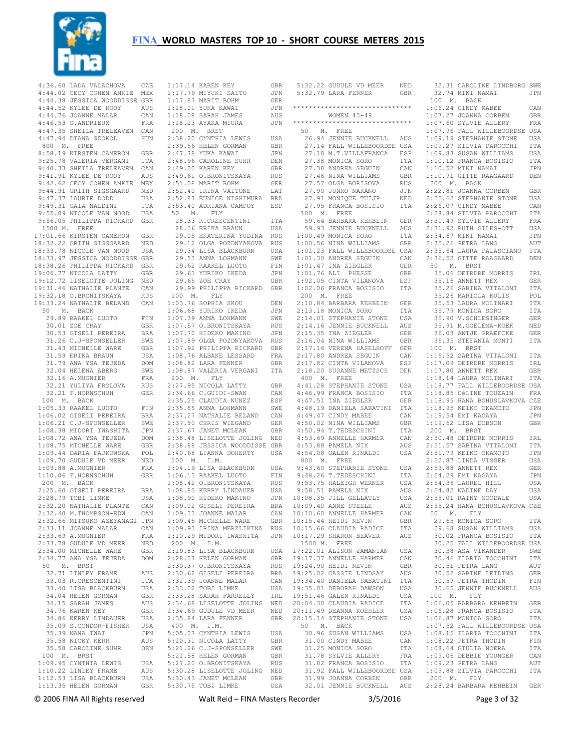# FINA WORLD MASTERS TOP 10 - SHORT COURSE METERS 2015

```
 4:36.60 LADA VALACHOVA    CZE
 4:44.02 CECY COHEN AMKIE  MEX
 4:44.38 JESSICA WOODDISSE GBR
 4:44.52 KYLEE DE ROOY     AUS
 4:44.76 JOANNE MALAR      CAN
 4:46.53 G.ANDRIEUX        FRA
 4:47.35 SHEILA TRELEAVEN  CAN
 4:47.94 DIANA SZOKOL      HUN
 800  M.  FREE
 8:58.19 KIRSTEN CAMERON   GBR
 9:25.78 VALERIA VERGANI   ITA
 9:40.33 SHEILA TRELEAVEN  CAN
 9:41.91 KYLEE DE ROOY     AUS
 9:42.62 CECY COHEN AMKIE  MEX
 9:44.91 GRITH SIGSGAARD   NED
 9:47.37 LAURIE DODD       USA
 9:49.31 GAIA NALDINI      ITA
 9:55.09 NICOLE VAN NOOD   USA
 9:56.05 PHILIPPA RICKARD  GBR
 1500 M.  FREE
17:01.66 KIRSTEN CAMERON   GBR
18:32.22 GRITH SIGSGAARD   NED
18:33.78 NICOLE VAN NOOD   USA
18:33.97 JESSICA WOODDISSE GBR
18:38.26 PHILIPPA RICKARD  GBR
19:06.77 NICOLA LATTY      GBR
19:12.72 LISELOTTE JOLING  NED
19:31.46 NATHALIE PLANTE   CAN
19:32.18 O.BRONITSKAYA     RUS
19:33.24 NATHALIE BELAND   CAN
 50   M.  BACK
   29.89 RAAKEL LUOTO      FIN
   30.01 ZOE CRAY          GBR
   30.53 GISELI PEREIRA    BRA
   31.26 C.J-SPONSELLER    SWE
   31.43 MICHELLE WARE     GBR
   31.59 ERIKA BRAUN       USA
   31.79 ANA YSA TEJEDA    DOM
   32.04 HELENA ABERG      SWE
   32.16 A.MUGNIER         FRA
   32.21 YULIYA FROLOVA    RUS
   32.21 F.HORNSCHUH       GER
 100  M.  BACK
 1:05.33 RAAKEL LUOTO      FIN
 1:06.02 GISELI PEREIRA    BRA
 1:06.21 C.J-SPONSELLER    SWE
 1:08.38 MIDORI IWASHITA   JPN
 1:08.72 ANA YSA TEJEDA    DOM
 1:08.75 MICHELLE WARE     GBR
 1:09.44 DARIA FAJKOWSKA   POL
 1:09.70 GUDULE VD MEER    NED
 1:09.88 A.MUGNIER         FRA
 1:10.06 F.HORNSCHUH       GER
 200  M.  BACK
 2:25.60 GISELI PEREIRA    BRA
 2:28.79 TOBI LIMKE        USA
 2:32.20 NATHALIE PLANTE   CAN
 2:32.40 M.THOMPSON-EDW    CAN
 2:32.66 MITSUKO AZEYANAGI JPN
 2:33.11 JOANNE MALAR      CAN
 2:33.69 A.MUGNIER         FRA
 2:33.78 GUDULE VD MEER    NED
 2:34.00 MICHELLE WARE     GBR
 2:34.77 ANA YSA TEJEDA    DOM
 50   M.  BRST
   32.71 LINLEY FRAME      AUS
   33.03 R.CRESCENTINI     ITA
   33.40 LISA BLACKBURN    USA
   34.04 HELEN GORMAN      GBR
   34.15 SARAH JAMES       AUS
   34.76 KAREN KEY         GBR
   34.86 KERRY LINDAUER    USA
   35.09 S.CONDOR-FISHER   USA
   35.39 NANA IWAI         JPN
   35.58 NICKY KERR        AUS
   35.58 CAROLINE SUHR     DEN
 100  M.  BRST
 1:09.95 CYNTHIA LEWIS     USA
 1:10.22 LINLEY FRAME      AUS
 1:12.53 LISA BLACKBURN    USA
 1:13.35 HELEN GORMAN      GBR
 1:17.14 KAREN KEY         GBR
 1:17.79 MIYUKI SAITO      JPN
 1:17.87 MARIT BOHM        GER
 1:18.01 YUKA KAWAI        JPN
 1:18.08 SARAH JAMES       AUS
 1:18.23 AYAKA MIURA       JPN
 200  M.  BRST
 2:38.20 CYNTHIA LEWIS     USA
 2:39.56 HELEN GORMAN      GBR
 2:47.78 YUKA KAWAI        JPN
 2:48.96 CAROLINE SUHR     DEN
 2:49.00 KAREN KEY         GBR
 2:49.61 O.BRONITSKAYA     RUS
 2:51.08 MARIT BOHM        GER
 2:52.40 IRINA VAITONE     LAT
 2:52.87 EUNICE NISHIMURA  BRA
 2:53.40 ADRIANA CAMPOY    ESP
 50   M.  FLY
   28.33 R.CRESCENTINI     ITA
   28.36 ERIKA BRAUN       USA
   29.05 EKATERINA YUDINA  RUS
   29.12 OLGA POZDNYAKOVA  RUS
   29.34 LISA BLACKBURN    USA
   29.53 ANNA LOHMANN      SWE
   29.62 RAAKEL LUOTO      FIN
   29.63 YURIKO IKEDA      JPN
   29.65 ZOE CRAY          GBR
   29.99 PHILIPPA RICKARD  GBR
 100  M.  FLY
 1:03.76 SOPHIA SKOU       DEN
 1:06.68 YURIKO IKEDA      JPN
 1:07.39 ANNA LOHMANN      SWE
 1:07.57 O.BRONITSKAYA     RUS
 1:07.70 HIDEKO MAKINO     JPN
 1:07.89 OLGA POZDNYAKOVA  RUS
 1:07.92 PHILIPPA RICKARD  GBR
 1:08.76 ALBANE LESSARD    FRA
 1:08.82 LARA FENNER       GBR
 1:08.87 VALERIA VERGANI   ITA
 200  M.  FLY
 2:27.95 NICOLA LATTY      GBR
 2:34.66 C.GUIDI-SWAN      CAN
 2:35.25 CLAUDIA NUNEZ     ESP
 2:35.85 ANNA LOHMANN      SWE
 2:37.27 NATHALIE BELAND   CAN
 2:37.50 CHRIS WIEGAND     GER
 2:37.67 JANET MCLEAN      GBR
 2:38.48 LISELOTTE JOLING  NED
 2:38.88 JESSICA WOODDISSE GBR
 2:40.68 LIANNA DOHERTY    USA
 100  M.  I.M.
 1:04.19 LISA BLACKBURN    USA
 1:06.13 RAAKEL LUOTO      FIN
 1:08.42 O.BRONITSKAYA     RUS
 1:08.83 KERRY LINDAUER    USA
 1:08.90 HIDEKO MAKINO     JPN
 1:09.02 GISELI PEREIRA    BRA
 1:09.33 JOANNE MALAR      CAN
 1:09.45 MICHELLE WARE     GBR
 1:09.93 IRINA MERZLIKINA  RUS
 1:10.29 MIDORI IWASHITA   JPN
 200  M.  I.M.
 2:19.83 LISA BLACKBURN    USA
 2:28.07 HELEN GORMAN      GBR
 2:30.37 O.BRONITSKAYA     RUS
 2:30.62 GISELI PEREIRA    BRA
 2:32.39 JOANNE MALAR      CAN
 2:33.02 TOBI LIMKE        USA
 2:33.28 SARAH FARRELLY    IRL
 2:34.68 LISELOTTE JOLING  NED
 2:34.69 GUDULE VD MEER    NED
 2:35.84 LARA FENNER       GBR
 400  M.  I.M.
 5:05.07 CYNTHIA LEWIS     USA
 5:20.31 NICOLA LATTY      GBR
 5:21.26 C.J-SPONSELLER    SWE
 5:21.58 HELEN GORMAN      GBR
 5:27.20 O.BRONITSKAYA     RUS
 5:30.28 LISELOTTE JOLING  NED
 5:30.43 JANET MCLEAN      GBR
 5:30.75 TOBI LIMKE        USA
 5:32.22 GUDULE VD MEER    NED
 5:32.79 LARA FENNER       GBR

******************************
         WOMEN 45-49
******************************
 50   M.  FREE
   26.94 JENNIE BUCKNELL   AUS
   27.14 FALL WILLEBOORDSE USA
   27.18 M.T.VILLAFRANCA   ESP
   27.38 MONICA SORO       ITA
   27.38 ANDREA SEGUIN     CAN
   27.46 NINA WILLIAMS     GBR
   27.57 OLGA BORISOVA     RUS
   27.90 JUNKO NAKANO      JPN
   27.91 MONIQUE TUIJP     NED
   27.95 FRANCA BOSISIO    ITA
 100  M.  FREE
   59.64 BARBARA KEHBEIN   GER
   59.93 JENNIE BUCKNELL   AUS
 1:00.49 MONICA SORO       ITA
 1:00.56 NINA WILLIAMS     GBR
 1:01.23 FALL WILLEBOORDSE USA
 1:01.30 ANDREA SEGUIN     CAN
 1:01.47 INA ZIEGLER       GER
 1:01.76 ALI  PHESSE       GBR
 1:02.05 CINTA VILANOVA    ESP
 1:02.06 FRANCA BOSISIO    ITA
 200  M.  FREE
 2:10.84 BARBARA KEHBEIN   GER
 2:13.18 MONICA SORO       ITA
 2:14.01 STEPHANIE STONE   USA
 2:14.06 JENNIE BUCKNELL   AUS
 2:15.35 INA ZIEGLER       GER
 2:16.04 NINA WILLIAMS     GBR
 2:17.14 VERENA HASELHOFF  GER
 2:17.80 ANDREA SEGUIN     CAN
 2:17.82 CINTA VILANOVA    ESP
 2:18.20 SUSANNE METZSCH   DEN
 400  M.  FREE
 4:41.28 STEPHANIE STONE   USA
 4:46.99 FRANCA BOSISIO    ITA
 4:47.51 INA ZIEGLER       GER
 4:48.19 DANIELA SABATINI  ITA
 4:49.47 CINDY MABEE       CAN
 4:50.02 NINA WILLIAMS     GBR
 4:50.94 T.TEDESCHINI      ITA
 4:53.69 ANNELLE HARMER    CAN
 4:53.88 PAMELA NIX        AUS
 4:54.08 GALEN RINALDI     USA
 800  M.  FREE
 9:43.60 STEPHANIE STONE   USA
 9:48.26 T.TEDESCHINI      ITA
 9:53.75 HALEIGH WERNER    USA
 9:58.51 PAMELA NIX        AUS
10:08.35 JILL GELLATLY     USA
10:09.40 ANNE STEELE       AUS
10:10.60 ANNELLE HARMER    CAN
10:15.44 HEIDI NEVIN       GBR
10:15.66 CLAUDIA RADICE    ITA
10:17.29 SHARON BEAVER     AUS
 1500 M.  FREE
17:22.01 ALISON ZAMANIAN   USA
19:17.37 ANNELLE HARMER    CAN
19:24.90 HEIDI NEVIN       GBR
19:25.02 CASSIE LINDSAY    AUS
19:34.40 DANIELA SABATINI  ITA
19:35.01 DEBORAH DAWSON    USA
19:51.46 GALEN RINALDI     USA
20:04.30 CLAUDIA RADICE    ITA
20:11.49 DEANNA KOEHLER    USA
20:15.14 STEPHANIE STONE   USA
 50   M.  BACK
   30.96 SUSAN WILLIAMS    USA
   31.00 CINDY MABEE       CAN
   31.25 MONICA SORO       ITA
   31.78 SYLVIE ALLERY     FRA
   31.82 FRANCA BOSISIO    ITA
   31.92 FALL WILLEBOORDSE USA
   31.99 JOANNA CORBEN     GBR
   32.01 JENNIE BUCKNELL   AUS
   32.31 CAROLINE LINDBORG SWE
   32.74 MIKI NAMAI        JPN
 100  M.  BACK
 1:06.24 CINDY MABEE       CAN
 1:07.27 JOANNA CORBEN     GBR
 1:07.60 SYLVIE ALLERY     FRA
 1:07.96 FALL WILLEBOORDSE USA
 1:09.19 STEPHANIE STONE   USA
 1:09.27 SILVIA PAROCCHI   ITA
 1:09.83 SUSAN WILLIAMS    USA
 1:10.12 FRANCA BOSISIO    ITA
 1:10.52 MIKI NAMAI        JPN
 1:10.91 GITTE RAAGAARD    DEN
 200  M.  BACK
 2:22.81 JOANNA CORBEN     GBR
 2:25.62 STEPHANIE STONE   USA
 2:26.07 CINDY MABEE       CAN
 2:28.84 SILVIA PAROCCHI   ITA
 2:31.49 SYLVIE ALLERY     FRA
 2:31.92 RUTH GILES-OTT    USA
 2:34.67 MIKI NAMAI        JPN
 2:35.26 PETRA LANG        AUT
 2:35.64 LAURA PALASCIANO  ITA
 2:36.52 GITTE RAAGAARD    DEN
 50   M.  BRST
   35.06 DEIRDRE MORRIS    IRL
   35.16 ANNETT REX        GER
   35.26 SABINA VITALONI   ITA
   35.26 MARIOLA KULIS     POL
   35.53 LAURA MOLINARI    ITA
   35.79 MONICA SORO       ITA
   35.90 V.SCHLESINGER     GER
   35.91 M.GOELEMA-KOEK    NED
   36.03 ANTJE PRAEFCKE    GER
   36.35 STEFANIA MONTI    ITA
 100  M.  BRST
 1:16.52 SABINA VITALONI   ITA
 1:17.09 DEIRDRE MORRIS    IRL
 1:17.80 ANNETT REX        GER
 1:18.14 LAURA MOLINARI    ITA
 1:18.77 FALL WILLEBOORDSE USA
 1:18.85 CéLINE TOUZAIN    FRA
 1:18.95 HANA BOHUSLAVKOVA CZE
 1:18.95 KEIKO OKAMOTO     JPN
 1:19.54 EMI KAGAYA        JPN
 1:19.62 LISA DOBSON       GBR
 200  M.  BRST
 2:50.48 DEIRDRE MORRIS    IRL
 2:51.57 SABINA VITALONI   ITA
 2:51.79 KEIKO OKAMOTO     JPN
 2:52.87 LINDA VISSER      USA
 2:53.88 ANNETT REX        GER
 2:54.29 EMI KAGAYA        JPN
 2:54.36 LAUREL HILL       USA
 2:54.82 NADINE DAY        USA
 2:55.01 RAINY GOODALE     USA
 2:55.24 HANA BOHUSLAVKOVA CZE
 50   M.  FLY
   29.65 MONICA SORO       ITA
   29.68 SUSAN WILLIAMS    USA
   30.02 FRANCA BOSISIO    ITA
   30.25 FALL WILLEBOORDSE USA
   30.38 ASA VIKANDER      SWE
   30.46 ILARIA TOCCHINI   ITA
   30.51 PETRA LANG        AUT
   30.52 SABINE LEIDING    GER
   30.59 PETRA THODIN      FIN
   30.65 JENNIE BUCKNELL   AUS
 100  M.  FLY
 1:06.05 BARBARA KEHBEIN   GER
 1:06.28 FRANCA BOSISIO    ITA
 1:06.87 MONICA SORO       ITA
 1:07.52 FALL WILLEBOORDSE USA
 1:08.15 ILARIA TOCCHINI   ITA
 1:08.22 PETRA THODIN      FIN
 1:08.64 GIULIA NOERA      ITA
 1:09.06 DEBBIE YOUNGER    CAN
 1:09.23 PETRA LANG        AUT
 1:09.88 SILVIA PAROCCHI   ITA
 200  M.  FLY
 2:28.24 BARBARA KEHBEIN   GER
```

© 2006 FINA All Rights reserved    Walt Reid – FINA Masters Recorder    3/5/2016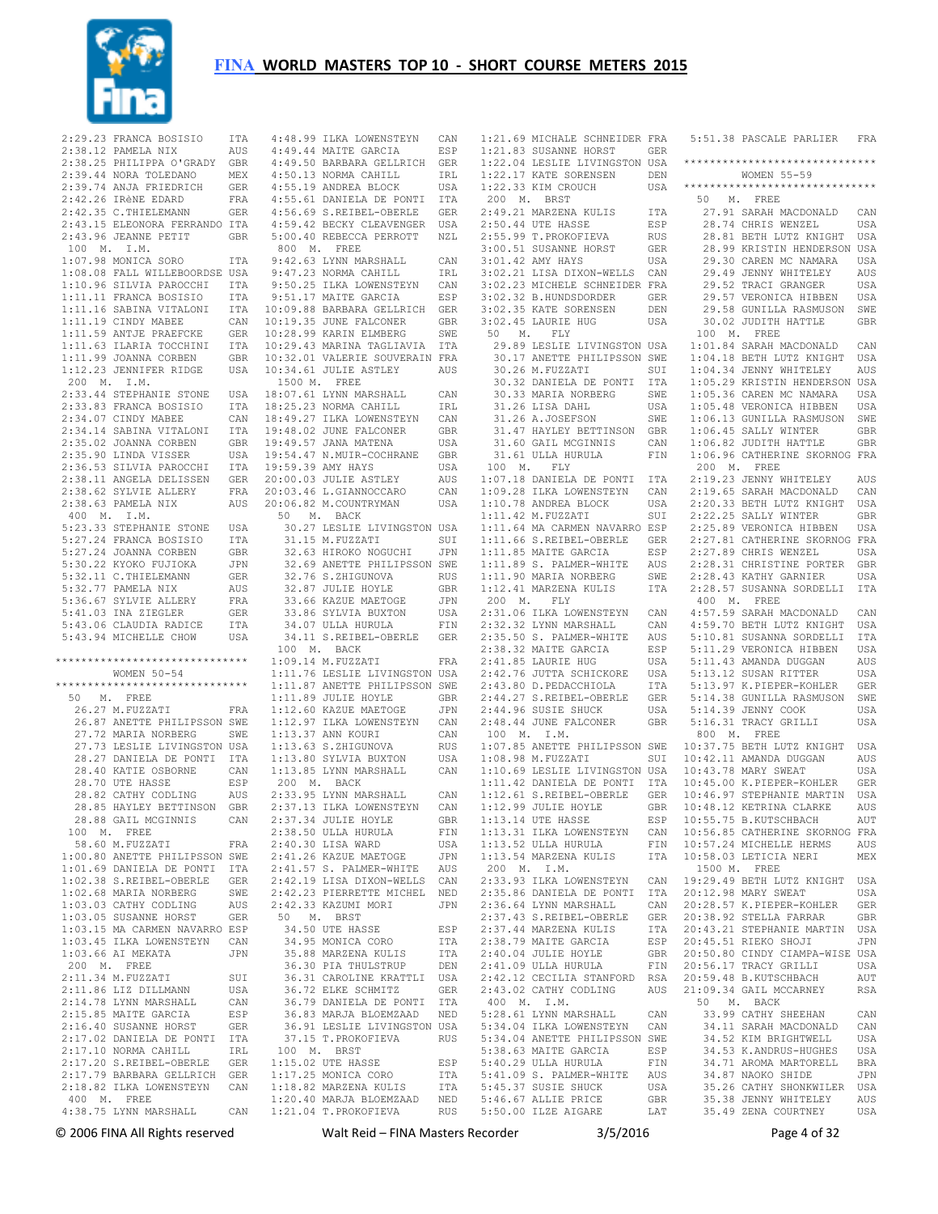# FINA WORLD MASTERS TOP 10 - SHORT COURSE METERS 2015

```
2:29.23 FRANCA BOSISIO     ITA
2:38.12 PAMELA NIX         AUS
2:38.25 PHILIPPA O'GRADY   GBR
2:39.44 NORA TOLEDANO      MEX
2:39.74 ANJA FRIEDRICH     GER
2:42.26 IRèNE EDARD        FRA
2:42.35 C.THIELEMANN       GER
2:43.15 ELEONORA FERRANDO  ITA
2:43.96 JEANNE PETIT       GBR
 100  M.  I.M.
1:07.98 MONICA SORO        ITA
1:08.08 FALL WILLEBOORDSE  USA
1:10.96 SILVIA PAROCCHI    ITA
1:11.11 FRANCA BOSISIO     ITA
1:11.16 SABINA VITALONI    ITA
1:11.19 CINDY MABEE        CAN
1:11.59 ANTJE PRAEFCKE     GER
1:11.63 ILARIA TOCCHINI    ITA
1:11.99 JOANNA CORBEN      GBR
1:12.23 JENNIFER RIDGE     USA
 200  M.  I.M.
2:33.44 STEPHANIE STONE    USA
2:33.83 FRANCA BOSISIO     ITA
2:34.07 CINDY MABEE        CAN
2:34.14 SABINA VITALONI    ITA
2:35.02 JOANNA CORBEN      GBR
2:35.90 LINDA VISSER       USA
2:36.53 SILVIA PAROCCHI    ITA
2:38.11 ANGELA DELISSEN    GER
2:38.62 SYLVIE ALLERY      FRA
2:38.63 PAMELA NIX         AUS
 400  M.  I.M.
5:23.33 STEPHANIE STONE    USA
5:27.24 FRANCA BOSISIO     ITA
5:27.24 JOANNA CORBEN      GBR
5:30.22 KYOKO FUJIOKA      JPN
5:32.11 C.THIELEMANN       GER
5:32.77 PAMELA NIX         AUS
5:36.67 SYLVIE ALLERY      FRA
5:41.03 INA ZIEGLER        GER
5:43.06 CLAUDIA RADICE     ITA
5:43.94 MICHELLE CHOW      USA

******************************
         WOMEN 50-54
******************************
 50   M.  FREE
  26.27 M.FUZZATI          FRA
  26.87 ANETTE PHILIPSSON  SWE
  27.72 MARIA NORBERG      SWE
  27.73 LESLIE LIVINGSTON  USA
  28.27 DANIELA DE PONTI   ITA
  28.40 KATIE OSBORNE      CAN
  28.70 UTE HASSE          ESP
  28.82 CATHY CODLING      AUS
  28.85 HAYLEY BETTINSON   GBR
  28.88 GAIL MCGINNIS      CAN
 100  M.  FREE
  58.60 M.FUZZATI          FRA
1:00.80 ANETTE PHILIPSSON  SWE
1:01.69 DANIELA DE PONTI   ITA
1:02.38 S.REIBEL-OBERLE    GER
1:02.68 MARIA NORBERG      SWE
1:03.03 CATHY CODLING      AUS
1:03.05 SUSANNE HORST      GER
1:03.15 MA CARMEN NAVARRO  ESP
1:03.45 ILKA LOWENSTEYN    CAN
1:03.66 AI MEKATA          JPN
 200  M.  FREE
2:11.34 M.FUZZATI          SUI
2:11.86 LIZ DILLMANN       USA
2:14.78 LYNN MARSHALL      CAN
2:15.85 MAITE GARCIA       ESP
2:16.40 SUSANNE HORST      GER
2:17.02 DANIELA DE PONTI   ITA
2:17.10 NORMA CAHILL       IRL
2:17.20 S.REIBEL-OBERLE    GER
2:17.79 BARBARA GELLRICH   GER
2:18.82 ILKA LOWENSTEYN    CAN
 400  M.  FREE
4:38.75 LYNN MARSHALL      CAN
4:48.99 ILKA LOWENSTEYN    CAN
4:49.44 MAITE GARCIA       ESP
4:49.50 BARBARA GELLRICH   GER
4:50.13 NORMA CAHILL       IRL
4:55.19 ANDREA BLOCK       USA
4:55.61 DANIELA DE PONTI   ITA
4:56.69 S.REIBEL-OBERLE    GER
4:59.42 BECKY CLEAVENGER   USA
5:00.40 REBECCA PERROTT    NZL
 800  M.  FREE
9:42.63 LYNN MARSHALL      CAN
9:47.23 NORMA CAHILL       IRL
9:50.25 ILKA LOWENSTEYN    CAN
9:51.17 MAITE GARCIA       ESP
10:09.88 BARBARA GELLRICH  GER
10:19.35 JUNE FALCONER     GBR
10:28.99 KARIN ELMBERG     SWE
10:29.43 MARINA TAGLIAVIA  ITA
10:32.01 VALERIE SOUVERAIN FRA
10:34.61 JULIE ASTLEY      AUS
 1500 M.  FREE
18:07.61 LYNN MARSHALL     CAN
18:25.23 NORMA CAHILL      IRL
18:49.27 ILKA LOWENSTEYN   CAN
19:48.02 JUNE FALCONER     GBR
19:49.57 JANA MATENA       USA
19:54.47 N.MUIR-COCHRANE   GBR
19:59.39 AMY HAYS          USA
20:00.03 JULIE ASTLEY      AUS
20:03.46 L.GIANNOCCARO     CAN
20:06.82 M.COUNTRYMAN      USA
 50   M.  BACK
  30.27 LESLIE LIVINGSTON  USA
  31.15 M.FUZZATI          SUI
  32.63 HIROKO NOGUCHI     JPN
  32.69 ANETTE PHILIPSSON  SWE
  32.76 S.ZHIGUNOVA        RUS
  32.87 JULIE HOYLE        GBR
  33.66 KAZUE MAETOGE      JPN
  33.86 SYLVIA BUXTON      USA
  34.07 ULLA HURULA        FIN
  34.11 S.REIBEL-OBERLE    GER
 100  M.  BACK
1:09.14 M.FUZZATI          FRA
1:11.76 LESLIE LIVINGSTON  USA
1:11.87 ANETTE PHILIPSSON  SWE
1:11.89 JULIE HOYLE        GBR
1:12.60 KAZUE MAETOGE      JPN
1:12.97 ILKA LOWENSTEYN    CAN
1:13.37 ANN KOURI          CAN
1:13.63 S.ZHIGUNOVA        RUS
1:13.80 SYLVIA BUXTON      USA
1:13.85 LYNN MARSHALL      CAN
 200  M.  BACK
2:33.95 LYNN MARSHALL      CAN
2:37.13 ILKA LOWENSTEYN    CAN
2:37.34 JULIE HOYLE        GBR
2:38.50 ULLA HURULA        FIN
2:40.30 LISA WARD          USA
2:41.26 KAZUE MAETOGE      JPN
2:41.57 S. PALMER-WHITE    AUS
2:42.19 LISA DIXON-WELLS   CAN
2:42.23 PIERRETTE MICHEL   NED
2:42.33 KAZUMI MORI        JPN
 50   M.  BRST
  34.50 UTE HASSE          ESP
  34.95 MONICA CORO        ITA
  35.88 MARZENA KULIS      ITA
  36.30 PIA THULSTRUP      DEN
  36.31 CAROLINE KRATTLI   USA
  36.72 ELKE SCHMITZ       GER
  36.79 DANIELA DE PONTI   ITA
  36.83 MARJA BLOEMZAAD    NED
  36.91 LESLIE LIVINGSTON  USA
  37.15 T.PROKOFIEVA       RUS
 100  M.  BRST
1:15.02 UTE HASSE          ESP
1:17.25 MONICA CORO        ITA
1:18.82 MARZENA KULIS      ITA
1:20.40 MARJA BLOEMZAAD    NED
1:21.04 T.PROKOFIEVA       RUS
1:21.69 MICHALE SCHNEIDER  FRA
1:21.83 SUSANNE HORST      GER
1:22.04 LESLIE LIVINGSTON  USA
1:22.17 KATE SORENSEN      DEN
1:22.33 KIM CROUCH         USA
 200  M.  BRST
2:49.21 MARZENA KULIS      ITA
2:50.44 UTE HASSE          ESP
2:55.99 T.PROKOFIEVA       RUS
3:00.51 SUSANNE HORST      GER
3:01.42 AMY HAYS           USA
3:02.21 LISA DIXON-WELLS   CAN
3:02.23 MICHELE SCHNEIDER  FRA
3:02.32 B.HUNDSDORDER      GER
3:02.35 KATE SORENSEN      DEN
3:02.45 LAURIE HUG         USA
 50   M.  FLY
  29.89 LESLIE LIVINGSTON  USA
  30.17 ANETTE PHILIPSSON  SWE
  30.26 M.FUZZATI          SUI
  30.32 DANIELA DE PONTI   ITA
  30.33 MARIA NORBERG      SWE
  31.26 LISA DAHL          USA
  31.26 A.JOSEFSON         SWE
  31.47 HAYLEY BETTINSON   GBR
  31.60 GAIL MCGINNIS      CAN
  31.61 ULLA HURULA        FIN
 100  M.  FLY
1:07.18 DANIELA DE PONTI   ITA
1:09.28 ILKA LOWENSTEYN    CAN
1:10.78 ANDREA BLOCK       USA
1:11.42 M.FUZZATI          SUI
1:11.64 MA CARMEN NAVARRO  ESP
1:11.66 S.REIBEL-OBERLE    GER
1:11.85 MAITE GARCIA       ESP
1:11.89 S. PALMER-WHITE    AUS
1:11.90 MARIA NORBERG      SWE
1:12.41 MARZENA KULIS      ITA
 200  M.  FLY
2:31.06 ILKA LOWENSTEYN    CAN
2:32.32 LYNN MARSHALL      CAN
2:35.50 S. PALMER-WHITE    AUS
2:38.32 MAITE GARCIA       ESP
2:41.85 LAURIE HUG         USA
2:42.76 JUTTA SCHICKORE    USA
2:43.80 D.PEDACCHIOLA      ITA
2:44.27 S.REIBEL-OBERLE    GER
2:44.96 SUSIE SHUCK        USA
2:48.44 JUNE FALCONER      GBR
 100  M.  I.M.
1:07.85 ANETTE PHILIPSSON  SWE
1:08.98 M.FUZZATI          SUI
1:10.69 LESLIE LIVINGSTON  USA
1:11.42 DANIELA DE PONTI   ITA
1:12.61 S.REIBEL-OBERLE    GER
1:12.99 JULIE HOYLE        GBR
1:13.14 UTE HASSE          ESP
1:13.31 ILKA LOWENSTEYN    CAN
1:13.52 ULLA HURULA        FIN
1:13.54 MARZENA KULIS      ITA
 200  M.  I.M.
2:33.93 ILKA LOWENSTEYN    CAN
2:35.86 DANIELA DE PONTI   ITA
2:36.64 LYNN MARSHALL      CAN
2:37.43 S.REIBEL-OBERLE    GER
2:37.44 MARZENA KULIS      ITA
2:38.79 MAITE GARCIA       ESP
2:40.04 JULIE HOYLE        GBR
2:41.09 ULLA HURULA        FIN
2:42.12 CECILIA STANFORD   RSA
2:43.02 CATHY CODLING      AUS
 400  M.  I.M.
5:28.61 LYNN MARSHALL      CAN
5:34.04 ILKA LOWENSTEYN    CAN
5:34.04 ANETTE PHILIPSSON  SWE
5:38.63 MAITE GARCIA       ESP
5:40.29 ULLA HURULA        FIN
5:41.09 S. PALMER-WHITE    AUS
5:45.37 SUSIE SHUCK        USA
5:46.67 ALLIE PRICE        GBR
5:50.00 ILZE AIGARE        LAT
5:51.38 PASCALE PARLIER    FRA

******************************
         WOMEN 55-59
******************************
 50   M.  FREE
  27.91 SARAH MACDONALD    CAN
  28.74 CHRIS WENZEL       USA
  28.81 BETH LUTZ KNIGHT   USA
  28.99 KRISTIN HENDERSON  USA
  29.30 CAREN MC NAMARA    USA
  29.49 JENNY WHITELEY     AUS
  29.52 TRACI GRANGER      USA
  29.57 VERONICA HIBBEN    USA
  29.58 GUNILLA RASMUSON   SWE
  30.02 JUDITH HATTLE      GBR
 100  M.  FREE
1:01.84 SARAH MACDONALD    CAN
1:04.18 BETH LUTZ KNIGHT   USA
1:04.34 JENNY WHITELEY     AUS
1:05.29 KRISTIN HENDERSON  USA
1:05.36 CAREN MC NAMARA    USA
1:05.48 VERONICA HIBBEN    USA
1:06.13 GUNILLA RASMUSON   SWE
1:06.45 SALLY WINTER       GBR
1:06.82 JUDITH HATTLE      GBR
1:06.96 CATHERINE SKORNOG  FRA
 200  M.  FREE
2:19.23 JENNY WHITELEY     AUS
2:19.65 SARAH MACDONALD    CAN
2:20.33 BETH LUTZ KNIGHT   USA
2:22.25 SALLY WINTER       GBR
2:25.89 VERONICA HIBBEN    USA
2:27.81 CATHERINE SKORNOG  FRA
2:27.89 CHRIS WENZEL       USA
2:28.31 CHRISTINE PORTER   GBR
2:28.43 KATHY GARNIER      USA
2:28.57 SUSANNA SORDELLI   ITA
 400  M.  FREE
4:57.59 SARAH MACDONALD    CAN
4:59.70 BETH LUTZ KNIGHT   USA
5:10.81 SUSANNA SORDELLI   ITA
5:11.29 VERONICA HIBBEN    USA
5:11.43 AMANDA DUGGAN      AUS
5:13.12 SUSAN RITTER       USA
5:13.97 K.PIEPER-KOHLER    GER
5:14.38 GUNILLA RASMUSON   SWE
5:14.39 JENNY COOK         USA
5:16.31 TRACY GRILLI       USA
 800  M.  FREE
10:37.75 BETH LUTZ KNIGHT  USA
10:42.11 AMANDA DUGGAN     AUS
10:43.78 MARY SWEAT        USA
10:45.00 K.PIEPER-KOHLER   GER
10:46.97 STEPHANIE MARTIN  USA
10:48.12 KETRINA CLARKE    AUS
10:55.75 B.KUTSCHBACH      AUT
10:56.85 CATHERINE SKORNOG FRA
10:57.24 MICHELLE HERMS    AUS
10:58.03 LETICIA NERI      MEX
 1500 M.  FREE
19:29.49 BETH LUTZ KNIGHT  USA
20:12.98 MARY SWEAT        USA
20:28.57 K.PIEPER-KOHLER   GER
20:38.92 STELLA FARRAR     GBR
20:43.21 STEPHANIE MARTIN  USA
20:45.51 RIEKO SHOJI       JPN
20:50.80 CINDY CIAMPA-WISE USA
20:56.17 TRACY GRILLI      USA
20:59.48 B.KUTSCHBACH      AUT
21:09.34 GAIL MCCARNEY     RSA
 50   M.  BACK
  33.99 CATHY SHEEHAN      CAN
  34.11 SARAH MACDONALD    CAN
  34.52 KIM BRIGHTWELL     USA
  34.53 K.ANDRUS-HUGHES    USA
  34.71 AROMA MARTORELL    BRA
  34.87 NAOKO SHIDE        JPN
  35.26 CATHY SHONKWILER   USA
  35.38 JENNY WHITELEY     AUS
  35.49 ZENA COURTNEY      USA
```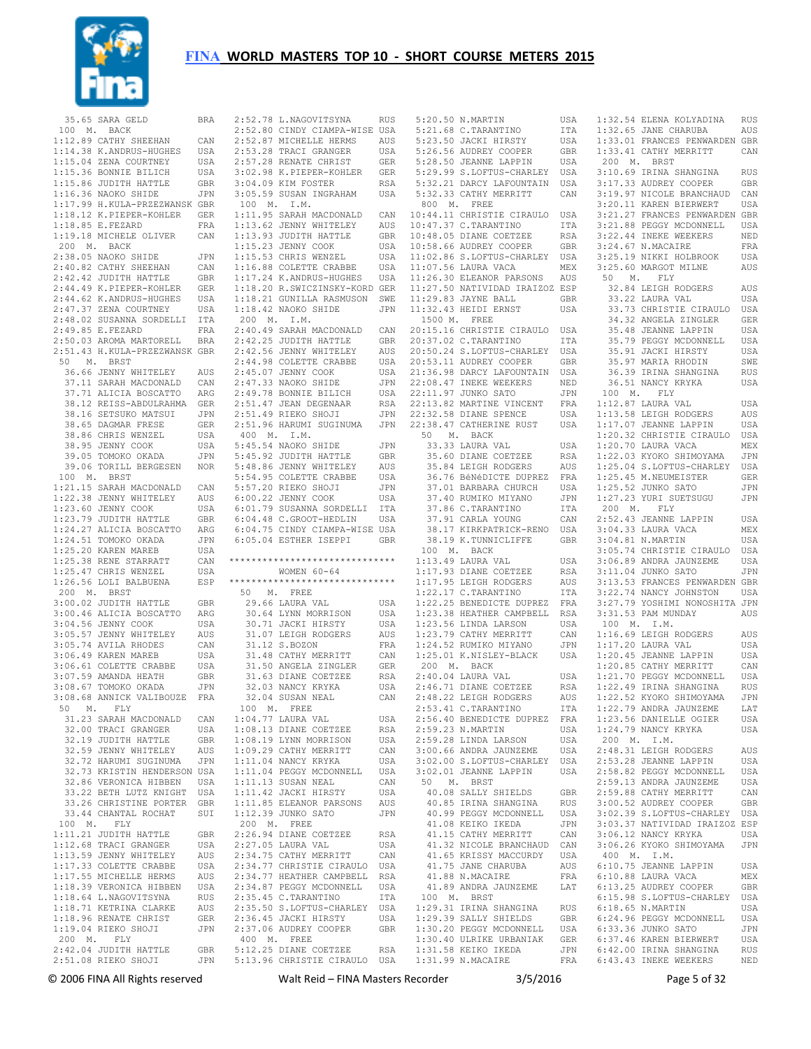# FINA WORLD MASTERS TOP 10 - SHORT COURSE METERS 2015

```
 35.65 SARA GELD             BRA
 100  M.  BACK
1:12.89 CATHY SHEEHAN        CAN
1:14.38 K.ANDRUS-HUGHES      USA
1:15.04 ZENA COURTNEY        USA
1:15.36 BONNIE BILICH        USA
1:15.86 JUDITH HATTLE        GBR
1:16.36 NAOKO SHIDE          JPN
1:17.99 H.KULA-PRZEZWANSK GBR
1:18.12 K.PIEPER-KOHLER      GER
1:18.85 E.FEZARD             FRA
1:19.18 MICHELE OLIVER       CAN
 200  M.  BACK
2:38.05 NAOKO SHIDE          JPN
2:40.82 CATHY SHEEHAN        CAN
2:42.42 JUDITH HATTLE        GBR
2:44.49 K.PIEPER-KOHLER      GER
2:44.62 K.ANDRUS-HUGHES      USA
2:47.37 ZENA COURTNEY        USA
2:48.02 SUSANNA SORDELLI     ITA
2:49.85 E.FEZARD             FRA
2:50.03 AROMA MARTORELL      BRA
2:51.43 H.KULA-PRZEZWANSK GBR
 50   M.  BRST
  36.66 JENNY WHITELEY       AUS
  37.11 SARAH MACDONALD      CAN
  37.71 ALICIA BOSCATTO      ARG
  38.12 REISS-ABDULRAHMA     GER
  38.16 SETSUKO MATSUI       JPN
  38.65 DAGMAR FRESE         GER
  38.86 CHRIS WENZEL         USA
  38.95 JENNY COOK           USA
  39.05 TOMOKO OKADA         JPN
  39.06 TORILL BERGESEN      NOR
 100  M.  BRST
1:21.15 SARAH MACDONALD      CAN
1:22.38 JENNY WHITELEY       AUS
1:23.60 JENNY COOK           USA
1:23.79 JUDITH HATTLE        GBR
1:24.27 ALICIA BOSCATTO      ARG
1:24.51 TOMOKO OKADA         JPN
1:25.20 KAREN MAREB          USA
1:25.38 RENE STARRATT        CAN
1:25.47 CHRIS WENZEL         USA
1:26.56 LOLI BALBUENA        ESP
 200  M.  BRST
3:00.02 JUDITH HATTLE        GBR
3:00.46 ALICIA BOSCATTO      ARG
3:04.56 JENNY COOK           USA
3:05.57 JENNY WHITELEY       AUS
3:05.74 AVILA RHODES         CAN
3:06.49 KAREN MAREB          USA
3:06.61 COLETTE CRABBE       USA
3:07.59 AMANDA HEATH         GBR
3:08.67 TOMOKO OKADA         JPN
3:08.68 ANNICK VALIBOUZE     FRA
 50   M.  FLY
  31.23 SARAH MACDONALD      CAN
  32.00 TRACI GRANGER        USA
  32.19 JUDITH HATTLE        GBR
  32.59 JENNY WHITELEY       AUS
  32.72 HARUMI SUGINUMA      JPN
  32.73 KRISTIN HENDERSON USA
  32.86 VERONICA HIBBEN      USA
  33.22 BETH LUTZ KNIGHT     USA
  33.26 CHRISTINE PORTER     GBR
  33.44 CHANTAL ROCHAT       SUI
 100  M.  FLY
1:11.21 JUDITH HATTLE        GBR
1:12.68 TRACI GRANGER        USA
1:13.59 JENNY WHITELEY       AUS
1:17.33 COLETTE CRABBE       USA
1:17.55 MICHELLE HERMS       AUS
1:18.39 VERONICA HIBBEN      USA
1:18.64 L.NAGOVITSYNA        RUS
1:18.71 KETRINA CLARKE       AUS
1:18.96 RENATE CHRIST        GER
1:19.04 RIEKO SHOJI          JPN
 200  M.  FLY
2:42.04 JUDITH HATTLE        GBR
2:51.08 RIEKO SHOJI          JPN
2:52.78 L.NAGOVITSYNA        RUS
2:52.80 CINDY CIAMPA-WISE USA
2:52.87 MICHELLE HERMS       AUS
2:53.28 TRACI GRANGER        USA
2:57.28 RENATE CHRIST        GER
3:02.98 K.PIEPER-KOHLER      GER
3:04.09 KIM FOSTER           RSA
3:05.59 SUSAN INGRAHAM       USA
 100  M.  I.M.
1:11.95 SARAH MACDONALD      CAN
1:13.62 JENNY WHITELEY       AUS
1:13.93 JUDITH HATTLE        GBR
1:15.23 JENNY COOK           USA
1:15.53 CHRIS WENZEL         USA
1:16.88 COLETTE CRABBE       USA
1:17.24 K.ANDRUS-HUGHES      USA
1:18.20 R.SWICZINSKY-KORD GER
1:18.21 GUNILLA RASMUSON     SWE
1:18.42 NAOKO SHIDE          JPN
 200  M.  I.M.
2:40.49 SARAH MACDONALD      CAN
2:42.25 JUDITH HATTLE        GBR
2:42.56 JENNY WHITELEY       AUS
2:44.98 COLETTE CRABBE       USA
2:45.07 JENNY COOK           USA
2:47.33 NAOKO SHIDE          JPN
2:49.78 BONNIE BILICH        USA
2:51.47 JEAN DEGENAAR        RSA
2:51.49 RIEKO SHOJI          JPN
2:51.96 HARUMI SUGINUMA      JPN
 400  M.  I.M.
5:45.54 NAOKO SHIDE          JPN
5:45.92 JUDITH HATTLE        GBR
5:48.86 JENNY WHITELEY       AUS
5:54.95 COLETTE CRABBE       USA
5:57.20 RIEKO SHOJI          JPN
6:00.22 JENNY COOK           USA
6:01.79 SUSANNA SORDELLI     ITA
6:04.48 C.GROOT-HEDLIN       USA
6:04.75 CINDY CIAMPA-WISE USA
6:05.04 ESTHER ISEPPI        GBR

******************************
          WOMEN 60-64
******************************
 50   M.  FREE
  29.66 LAURA VAL            USA
  30.64 LYNN MORRISON        USA
  30.71 JACKI HIRSTY         USA
  31.07 LEIGH RODGERS        AUS
  31.12 S.BOZON              FRA
  31.48 CATHY MERRITT        CAN
  31.50 ANGELA ZINGLER       GER
  31.63 DIANE COETZEE        RSA
  32.03 NANCY KRYKA          USA
  32.04 SUSAN NEAL           CAN
 100  M.  FREE
1:04.77 LAURA VAL            USA
1:08.13 DIANE COETZEE        RSA
1:08.19 LYNN MORRISON        USA
1:09.29 CATHY MERRITT        CAN
1:11.04 NANCY KRYKA          USA
1:11.04 PEGGY MCDONNELL      USA
1:11.13 SUSAN NEAL           CAN
1:11.42 JACKI HIRSTY         USA
1:11.85 ELEANOR PARSONS      AUS
1:12.39 JUNKO SATO           JPN
 200  M.  FREE
2:26.94 DIANE COETZEE        RSA
2:27.05 LAURA VAL            USA
2:34.75 CATHY MERRITT        CAN
2:34.77 CHRISTIE CIRAULO     USA
2:34.77 HEATHER CAMPBELL     RSA
2:34.87 PEGGY MCDONNELL      USA
2:35.45 C.TARANTINO          ITA
2:35.50 S.LOFTUS-CHARLEY     USA
2:36.45 JACKI HIRSTY         USA
2:37.06 AUDREY COOPER        GBR
 400  M.  FREE
5:12.25 DIANE COETZEE        RSA
5:13.96 CHRISTIE CIRAULO     USA
5:20.50 N.MARTIN             USA
5:21.68 C.TARANTINO          ITA
5:23.50 JACKI HIRSTY         USA
5:26.56 AUDREY COOPER        GBR
5:28.50 JEANNE LAPPIN        USA
5:29.99 S.LOFTUS-CHARLEY     USA
5:32.21 DARCY LAFOUNTAIN     USA
5:32.33 CATHY MERRITT        CAN
 800  M.  FREE
10:44.11 CHRISTIE CIRAULO    USA
10:47.37 C.TARANTINO         ITA
10:48.05 DIANE COETZEE       RSA
10:58.66 AUDREY COOPER       GBR
11:02.86 S.LOFTUS-CHARLEY    USA
11:07.56 LAURA VACA          MEX
11:26.30 ELEANOR PARSONS     AUS
11:27.50 NATIVIDAD IRAIZOZ ESP
11:29.83 JAYNE BALL          GBR
11:32.43 HEIDI ERNST         USA
 1500 M.  FREE
20:15.16 CHRISTIE CIRAULO    USA
20:37.02 C.TARANTINO         ITA
20:50.24 S.LOFTUS-CHARLEY    USA
20:53.11 AUDREY COOPER       GBR
21:36.98 DARCY LAFOUNTAIN    USA
22:08.47 INEKE WEEKERS       NED
22:11.97 JUNKO SATO          JPN
22:13.82 MARTINE VINCENT     FRA
22:32.58 DIANE SPENCE        USA
22:38.47 CATHERINE RUST      USA
 50   M.  BACK
  33.33 LAURA VAL            USA
  35.60 DIANE COETZEE        RSA
  35.84 LEIGH RODGERS        AUS
  36.76 BéNéDICTE DUPREZ     FRA
  37.01 BARBARA CHURCH       USA
  37.40 RUMIKO MIYANO        JPN
  37.86 C.TARANTINO          ITA
  37.91 CARLA YOUNG          CAN
  38.17 KIRKPATRICK-RENO     USA
  38.19 K.TUNNICLIFFE        GBR
 100  M.  BACK
1:13.49 LAURA VAL            USA
1:17.93 DIANE COETZEE        RSA
1:17.95 LEIGH RODGERS        AUS
1:22.17 C.TARANTINO          ITA
1:22.25 BENEDICTE DUPREZ     FRA
1:23.38 HEATHER CAMPBELL     RSA
1:23.56 LINDA LARSON         USA
1:23.79 CATHY MERRITT        CAN
1:24.52 RUMIKO MIYANO        JPN
1:25.01 K.NISLEY-BLACK       USA
 200  M.  BACK
2:40.04 LAURA VAL            USA
2:46.71 DIANE COETZEE        RSA
2:48.22 LEIGH RODGERS        AUS
2:53.41 C.TARANTINO          ITA
2:56.40 BENEDICTE DUPREZ     FRA
2:59.23 N.MARTIN             USA
2:59.28 LINDA LARSON         USA
3:00.66 ANDRA JAUNZEME       USA
3:02.00 S.LOFTUS-CHARLEY     USA
3:02.01 JEANNE LAPPIN        USA
 50   M.  BRST
  40.08 SALLY SHIELDS        GBR
  40.85 IRINA SHANGINA       RUS
  40.99 PEGGY MCDONNELL      USA
  41.08 KEIKO IKEDA          JPN
  41.15 CATHY MERRITT        CAN
  41.32 NICOLE BRANCHAUD     CAN
  41.65 KRISSY MACCURDY      USA
  41.75 JANE CHARUBA         AUS
  41.88 N.MACAIRE            FRA
  41.89 ANDRA JAUNZEME       LAT
 100  M.  BRST
1:29.31 IRINA SHANGINA       RUS
1:29.39 SALLY SHIELDS        GBR
1:30.20 PEGGY MCDONNELL      USA
1:30.40 ULRIKE URBANIAK      GER
1:31.58 KEIKO IKEDA          JPN
1:31.99 N.MACAIRE            FRA
1:32.54 ELENA KOLYADINA      RUS
1:32.65 JANE CHARUBA         AUS
1:33.01 FRANCES PENWARDEN GBR
1:33.41 CATHY MERRITT        CAN
 200  M.  BRST
3:10.69 IRINA SHANGINA       RUS
3:17.33 AUDREY COOPER        GBR
3:19.97 NICOLE BRANCHAUD     CAN
3:20.11 KAREN BIERWERT       USA
3:21.27 FRANCES PENWARDEN GBR
3:21.88 PEGGY MCDONNELL      USA
3:22.44 INEKE WEEKERS        NED
3:24.67 N.MACAIRE            FRA
3:25.19 NIKKI HOLBROOK       USA
3:25.60 MARGOT MILNE         AUS
 50   M.  FLY
  32.84 LEIGH RODGERS        AUS
  33.22 LAURA VAL            USA
  33.73 CHRISTIE CIRAULO     USA
  34.32 ANGELA ZINGLER       GER
  35.48 JEANNE LAPPIN        USA
  35.79 PEGGY MCDONNELL      USA
  35.91 JACKI HIRSTY         USA
  35.97 MARIA RHODIN         SWE
  36.39 IRINA SHANGINA       RUS
  36.51 NANCY KRYKA          USA
 100  M.  FLY
1:12.87 LAURA VAL            USA
1:13.58 LEIGH RODGERS        AUS
1:17.07 JEANNE LAPPIN        USA
1:20.32 CHRISTIE CIRAULO     USA
1:20.70 LAURA VACA           MEX
1:22.03 KYOKO SHIMOYAMA      JPN
1:25.04 S.LOFTUS-CHARLEY     USA
1:25.45 M.NEUMEISTER         GER
1:25.52 JUNKO SATO           JPN
1:27.23 YURI SUETSUGU        JPN
 200  M.  FLY
2:52.43 JEANNE LAPPIN        USA
3:04.33 LAURA VACA           MEX
3:04.81 N.MARTIN             USA
3:05.74 CHRISTIE CIRAULO     USA
3:06.89 ANDRA JAUNZEME       USA
3:11.04 JUNKO SATO           JPN
3:13.53 FRANCES PENWARDEN GBR
3:22.74 NANCY JOHNSTON       USA
3:27.79 YOSHIMI NONOSHITA JPN
3:31.53 PAM MUNDAY           AUS
 100  M.  I.M.
1:16.69 LEIGH RODGERS        AUS
1:17.20 LAURA VAL            USA
1:20.45 JEANNE LAPPIN        USA
1:20.85 CATHY MERRITT        CAN
1:21.70 PEGGY MCDONNELL      USA
1:22.49 IRINA SHANGINA       RUS
1:22.52 KYOKO SHIMOYAMA      JPN
1:22.79 ANDRA JAUNZEME       LAT
1:23.56 DANIELLE OGIER       USA
1:24.79 NANCY KRYKA          USA
 200  M.  I.M.
2:48.31 LEIGH RODGERS        AUS
2:53.28 JEANNE LAPPIN        USA
2:58.82 PEGGY MCDONNELL      USA
2:59.13 ANDRA JAUNZEME       USA
2:59.88 CATHY MERRITT        CAN
3:00.52 AUDREY COOPER        GBR
3:02.39 S.LOFTUS-CHARLEY     USA
3:03.37 NATIVIDAD IRAIZOZ ESP
3:06.12 NANCY KRYKA          USA
3:06.26 KYOKO SHIMOYAMA      JPN
 400  M.  I.M.
6:10.75 JEANNE LAPPIN        USA
6:10.88 LAURA VACA           MEX
6:13.25 AUDREY COOPER        GBR
6:15.98 S.LOFTUS-CHARLEY     USA
6:18.65 N.MARTIN             USA
6:24.96 PEGGY MCDONNELL      USA
6:33.36 JUNKO SATO           JPN
6:37.46 KAREN BIERWERT       USA
6:42.00 IRINA SHANGINA       RUS
6:43.43 INEKE WEEKERS        NED
```

© 2006 FINA All Rights reserved    Walt Reid – FINA Masters Recorder    3/5/2016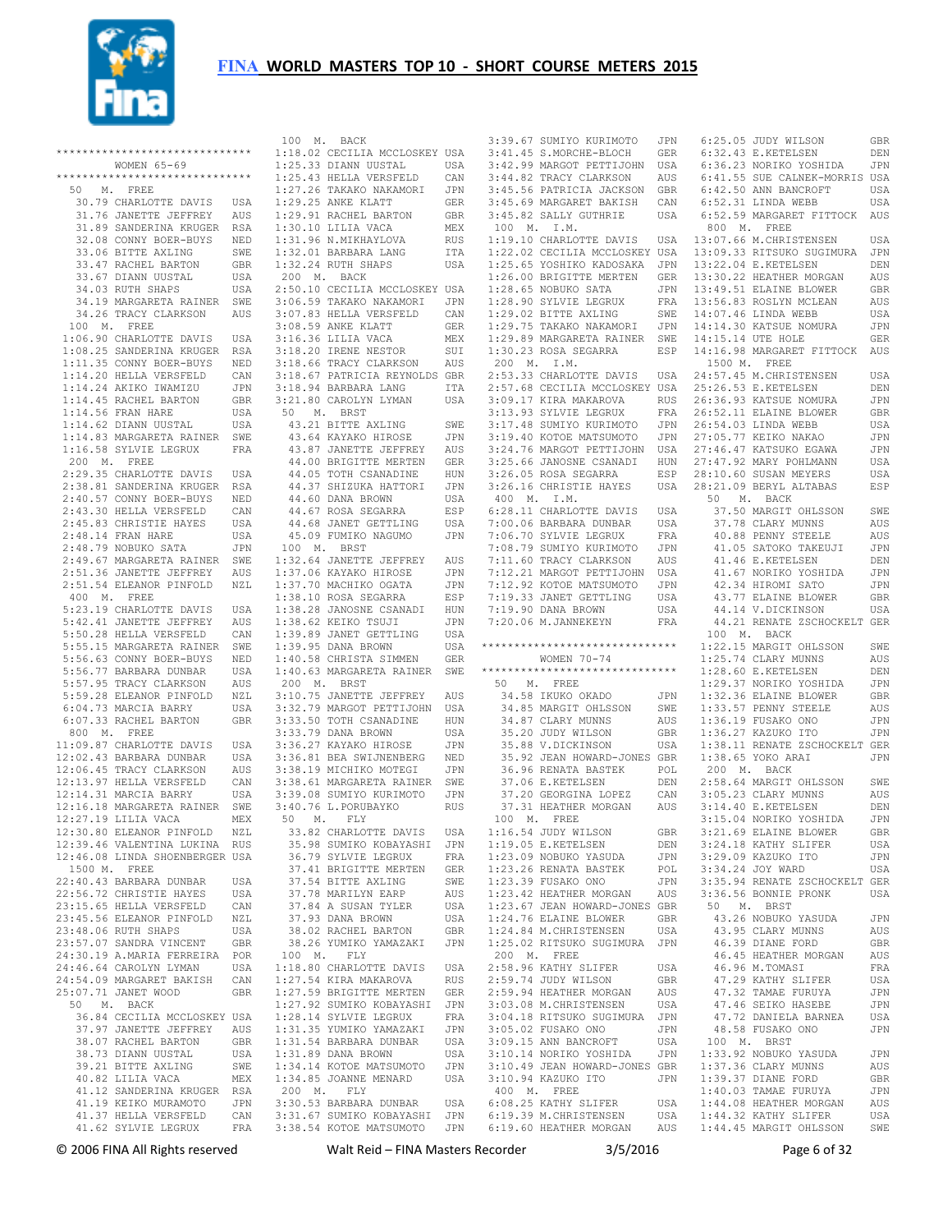# FINA WORLD MASTERS TOP 10 - SHORT COURSE METERS 2015

```
******************************
        WOMEN 65-69
******************************
 50   M.  FREE
   30.79 CHARLOTTE DAVIS    USA
   31.76 JANETTE JEFFREY    AUS
   31.89 SANDERINA KRUGER   RSA
   32.08 CONNY BOER-BUYS    NED
   33.06 BITTE AXLING       SWE
   33.47 RACHEL BARTON      GBR
   33.67 DIANN UUSTAL       USA
   34.03 RUTH SHAPS         USA
   34.19 MARGARETA RAINER   SWE
   34.26 TRACY CLARKSON     AUS
 100  M.  FREE
 1:06.90 CHARLOTTE DAVIS    USA
 1:08.25 SANDERINA KRUGER   RSA
 1:11.35 CONNY BOER-BUYS    NED
 1:14.20 HELLA VERSFELD     CAN
 1:14.24 AKIKO IWAMIZU      JPN
 1:14.45 RACHEL BARTON      GBR
 1:14.56 FRAN HARE          USA
 1:14.62 DIANN UUSTAL       USA
 1:14.83 MARGARETA RAINER   SWE
 1:16.58 SYLVIE LEGRUX      FRA
 200  M.  FREE
 2:29.35 CHARLOTTE DAVIS    USA
 2:38.81 SANDERINA KRUGER   RSA
 2:40.57 CONNY BOER-BUYS    NED
 2:43.30 HELLA VERSFELD     CAN
 2:45.83 CHRISTIE HAYES     USA
 2:48.14 FRAN HARE          USA
 2:48.79 NOBUKO SATA        JPN
 2:49.67 MARGARETA RAINER   SWE
 2:51.36 JANETTE JEFFREY    AUS
 2:51.54 ELEANOR PINFOLD    NZL
 400  M.  FREE
 5:23.19 CHARLOTTE DAVIS    USA
 5:42.41 JANETTE JEFFREY    AUS
 5:50.28 HELLA VERSFELD     CAN
 5:55.15 MARGARETA RAINER   SWE
 5:56.63 CONNY BOER-BUYS    NED
 5:56.77 BARBARA DUNBAR     USA
 5:57.95 TRACY CLARKSON     AUS
 5:59.28 ELEANOR PINFOLD    NZL
 6:04.73 MARCIA BARRY       USA
 6:07.33 RACHEL BARTON      GBR
 800  M.  FREE
11:09.87 CHARLOTTE DAVIS    USA
12:02.43 BARBARA DUNBAR     USA
12:06.45 TRACY CLARKSON     AUS
12:13.97 HELLA VERSFELD     CAN
12:14.31 MARCIA BARRY       USA
12:16.18 MARGARETA RAINER   SWE
12:27.19 LILIA VACA         MEX
12:30.80 ELEANOR PINFOLD    NZL
12:39.46 VALENTINA LUKINA   RUS
12:46.08 LINDA SHOENBERGER  USA
 1500 M.  FREE
22:40.43 BARBARA DUNBAR     USA
22:56.72 CHRISTIE HAYES     USA
23:15.65 HELLA VERSFELD     CAN
23:45.56 ELEANOR PINFOLD    NZL
23:48.06 RUTH SHAPS         USA
23:57.07 SANDRA VINCENT     GBR
24:30.19 A.MARIA FERREIRA   POR
24:46.64 CAROLYN LYMAN      USA
24:54.09 MARGARET BAKISH    CAN
25:07.71 JANET WOOD         GBR
 50   M.  BACK
   36.84 CECILIA MCCLOSKEY  USA
   37.97 JANETTE JEFFREY    AUS
   38.07 RACHEL BARTON      GBR
   38.73 DIANN UUSTAL       USA
   39.21 BITTE AXLING       SWE
   40.82 LILIA VACA         MEX
   41.12 SANDERINA KRUGER   RSA
   41.19 KEIKO MURAMOTO     JPN
   41.37 HELLA VERSFELD     CAN
   41.62 SYLVIE LEGRUX      FRA
 100  M.  BACK
 1:18.02 CECILIA MCCLOSKEY  USA
 1:25.33 DIANN UUSTAL       USA
 1:25.43 HELLA VERSFELD     CAN
 1:27.26 TAKAKO NAKAMORI    JPN
 1:29.25 ANKE KLATT         GER
 1:29.91 RACHEL BARTON      GBR
 1:30.10 LILIA VACA         MEX
 1:31.96 N.MIKHAYLOVA       RUS
 1:32.01 BARBARA LANG       ITA
 1:32.24 RUTH SHAPS         USA
 200  M.  BACK
 2:50.10 CECILIA MCCLOSKEY  USA
 3:06.59 TAKAKO NAKAMORI    JPN
 3:07.83 HELLA VERSFELD     CAN
 3:08.59 ANKE KLATT         GER
 3:16.36 LILIA VACA         MEX
 3:18.20 IRENE NESTOR       SUI
 3:18.66 TRACY CLARKSON     AUS
 3:18.67 PATRICIA REYNOLDS  GBR
 3:18.94 BARBARA LANG       ITA
 3:21.80 CAROLYN LYMAN      USA
 50   M.  BRST
   43.21 BITTE AXLING       SWE
   43.64 KAYAKO HIROSE      JPN
   43.87 JANETTE JEFFREY    AUS
   44.00 BRIGITTE MERTEN    GER
   44.05 TOTH CSANADINE     HUN
   44.37 SHIZUKA HATTORI    JPN
   44.60 DANA BROWN         USA
   44.67 ROSA SEGARRA       ESP
   44.68 JANET GETTLING     USA
   45.09 FUMIKO NAGUMO      JPN
 100  M.  BRST
 1:32.64 JANETTE JEFFREY    AUS
 1:37.06 KAYAKO HIROSE      JPN
 1:37.70 MACHIKO OGATA      JPN
 1:38.10 ROSA SEGARRA       ESP
 1:38.28 JANOSNE CSANADI    HUN
 1:38.62 KEIKO TSUJI        JPN
 1:39.89 JANET GETTLING     USA
 1:39.95 DANA BROWN         USA
 1:40.58 CHRISTA SIMMEN     GER
 1:40.63 MARGARETA RAINER   SWE
 200  M.  BRST
 3:10.75 JANETTE JEFFREY    AUS
 3:32.79 MARGOT PETTIJOHN   USA
 3:33.50 TOTH CSANADINE     HUN
 3:33.79 DANA BROWN         USA
 3:36.27 KAYAKO HIROSE      JPN
 3:36.81 BEA SWIJNENBERG    NED
 3:38.19 MICHIKO MOTEGI     JPN
 3:38.61 MARGARETA RAINER   SWE
 3:39.08 SUMIYO KURIMOTO    JPN
 3:40.76 L.PORUBAYKO        RUS
 50   M.  FLY
   33.82 CHARLOTTE DAVIS    USA
   35.98 SUMIKO KOBAYASHI   JPN
   36.79 SYLVIE LEGRUX      FRA
   37.41 BRIGITTE MERTEN    GER
   37.54 BITTE AXLING       SWE
   37.78 MARILYN EARP       AUS
   37.84 A SUSAN TYLER      USA
   37.93 DANA BROWN         USA
   38.02 RACHEL BARTON      GBR
   38.26 YUMIKO YAMAZAKI    JPN
 100  M.  FLY
 1:18.80 CHARLOTTE DAVIS    USA
 1:27.54 KIRA MAKAROVA      RUS
 1:27.59 BRIGITTE MERTEN    GER
 1:27.92 SUMIKO KOBAYASHI   JPN
 1:28.14 SYLVIE LEGRUX      FRA
 1:31.35 YUMIKO YAMAZAKI    JPN
 1:31.54 BARBARA DUNBAR     USA
 1:31.89 DANA BROWN         USA
 1:34.14 KOTOE MATSUMOTO    JPN
 1:34.85 JOANNE MENARD      USA
 200  M.  FLY
 3:30.53 BARBARA DUNBAR     USA
 3:31.67 SUMIKO KOBAYASHI   JPN
 3:38.54 KOTOE MATSUMOTO    JPN
 3:39.67 SUMIYO KURIMOTO    JPN
 3:41.45 S.MORCHE-BLOCH     GER
 3:42.99 MARGOT PETTIJOHN   USA
 3:44.82 TRACY CLARKSON     AUS
 3:45.56 PATRICIA JACKSON   GBR
 3:45.69 MARGARET BAKISH    CAN
 3:45.82 SALLY GUTHRIE      USA
 100  M.  I.M.
 1:19.10 CHARLOTTE DAVIS    USA
 1:22.02 CECILIA MCCLOSKEY  USA
 1:25.65 YOSHIKO KADOSAKA   JPN
 1:26.00 BRIGITTE MERTEN    GER
 1:28.65 NOBUKO SATA        JPN
 1:28.90 SYLVIE LEGRUX      FRA
 1:29.02 BITTE AXLING       SWE
 1:29.75 TAKAKO NAKAMORI    JPN
 1:29.89 MARGARETA RAINER   SWE
 1:30.23 ROSA SEGARRA       ESP
 200  M.  I.M.
 2:53.33 CHARLOTTE DAVIS    USA
 2:57.68 CECILIA MCCLOSKEY  USA
 3:09.17 KIRA MAKAROVA      RUS
 3:13.93 SYLVIE LEGRUX      FRA
 3:17.48 SUMIYO KURIMOTO    JPN
 3:19.40 KOTOE MATSUMOTO    JPN
 3:24.76 MARGOT PETTIJOHN   USA
 3:25.66 JANOSNE CSANADI    HUN
 3:26.05 ROSA SEGARRA       ESP
 3:26.16 CHRISTIE HAYES     USA
 400  M.  I.M.
 6:28.11 CHARLOTTE DAVIS    USA
 7:00.06 BARBARA DUNBAR     USA
 7:06.70 SYLVIE LEGRUX      FRA
 7:08.79 SUMIYO KURIMOTO    JPN
 7:11.60 TRACY CLARKSON     AUS
 7:12.21 MARGOT PETTIJOHN   USA
 7:12.92 KOTOE MATSUMOTO    JPN
 7:19.33 JANET GETTLING     USA
 7:19.90 DANA BROWN         USA
 7:20.06 M.JANNEKEYN        FRA

******************************
        WOMEN 70-74
******************************
 50   M.  FREE
   34.58 IKUKO OKADO        JPN
   34.85 MARGIT OHLSSON     SWE
   34.87 CLARY MUNNS        AUS
   35.20 JUDY WILSON        GBR
   35.88 V.DICKINSON        USA
   35.92 JEAN HOWARD-JONES  GBR
   36.96 RENATA BASTEK      POL
   37.06 E.KETELSEN         DEN
   37.20 GEORGINA LOPEZ     CAN
   37.31 HEATHER MORGAN     AUS
 100  M.  FREE
 1:16.54 JUDY WILSON        GBR
 1:19.05 E.KETELSEN         DEN
 1:23.09 NOBUKO YASUDA      JPN
 1:23.26 RENATA BASTEK      POL
 1:23.39 FUSAKO ONO         JPN
 1:23.42 HEATHER MORGAN     AUS
 1:23.67 JEAN HOWARD-JONES  GBR
 1:24.76 ELAINE BLOWER      GBR
 1:24.84 M.CHRISTENSEN      USA
 1:25.02 RITSUKO SUGIMURA   JPN
 200  M.  FREE
 2:58.96 KATHY SLIFER       USA
 2:59.74 JUDY WILSON        GBR
 2:59.94 HEATHER MORGAN     AUS
 3:03.08 M.CHRISTENSEN      USA
 3:04.18 RITSUKO SUGIMURA   JPN
 3:05.02 FUSAKO ONO         JPN
 3:09.15 ANN BANCROFT       USA
 3:10.14 NORIKO YOSHIDA     JPN
 3:10.49 JEAN HOWARD-JONES  GBR
 3:10.94 KAZUKO ITO         JPN
 400  M.  FREE
 6:08.25 KATHY SLIFER       USA
 6:19.39 M.CHRISTENSEN      USA
 6:19.60 HEATHER MORGAN     AUS
 6:25.05 JUDY WILSON        GBR
 6:32.43 E.KETELSEN         DEN
 6:36.23 NORIKO YOSHIDA     JPN
 6:41.55 SUE CALNEK-MORRIS  USA
 6:42.50 ANN BANCROFT       USA
 6:52.31 LINDA WEBB         USA
 6:52.59 MARGARET FITTOCK   AUS
 800  M.  FREE
13:07.66 M.CHRISTENSEN      USA
13:09.33 RITSUKO SUGIMURA   JPN
13:22.04 E.KETELSEN         DEN
13:30.22 HEATHER MORGAN     AUS
13:49.51 ELAINE BLOWER      GBR
13:56.83 ROSLYN MCLEAN      AUS
14:07.46 LINDA WEBB         USA
14:14.30 KATSUE NOMURA      JPN
14:15.14 UTE HOLE           GER
14:16.98 MARGARET FITTOCK   AUS
 1500 M.  FREE
24:57.45 M.CHRISTENSEN      USA
25:26.53 E.KETELSEN         DEN
26:36.93 KATSUE NOMURA      JPN
26:52.11 ELAINE BLOWER      GBR
26:54.03 LINDA WEBB         USA
27:05.77 KEIKO NAKAO        JPN
27:46.47 KATSUKO EGAWA      JPN
27:47.92 MARY POHLMANN      USA
28:10.60 SUSAN MEYERS       USA
28:21.09 BERYL ALTABAS      ESP
 50   M.  BACK
   37.50 MARGIT OHLSSON     SWE
   37.78 CLARY MUNNS        AUS
   40.88 PENNY STEELE       AUS
   41.05 SATOKO TAKEUJI     JPN
   41.46 E.KETELSEN         DEN
   41.67 NORIKO YOSHIDA     JPN
   42.34 HIROMI SATO        JPN
   43.77 ELAINE BLOWER      GBR
   44.14 V.DICKINSON        USA
   44.21 RENATE ZSCHOCKELT  GER
 100  M.  BACK
 1:22.15 MARGIT OHLSSON     SWE
 1:25.74 CLARY MUNNS        AUS
 1:28.60 E.KETELSEN         DEN
 1:29.37 NORIKO YOSHIDA     JPN
 1:32.36 ELAINE BLOWER      GBR
 1:33.57 PENNY STEELE       AUS
 1:36.19 FUSAKO ONO         JPN
 1:36.27 KAZUKO ITO         JPN
 1:38.11 RENATE ZSCHOCKELT  GER
 1:38.65 YOKO ARAI          JPN
 200  M.  BACK
 2:58.64 MARGIT OHLSSON     SWE
 3:05.23 CLARY MUNNS        AUS
 3:14.40 E.KETELSEN         DEN
 3:15.04 NORIKO YOSHIDA     JPN
 3:21.69 ELAINE BLOWER      GBR
 3:24.18 KATHY SLIFER       USA
 3:29.09 KAZUKO ITO         JPN
 3:34.24 JOY WARD           USA
 3:35.94 RENATE ZSCHOCKELT  GER
 3:36.56 BONNIE PRONK       USA
 50   M.  BRST
   43.26 NOBUKO YASUDA      JPN
   43.95 CLARY MUNNS        AUS
   46.39 DIANE FORD         GBR
   46.45 HEATHER MORGAN     AUS
   46.96 M.TOMASI           FRA
   47.29 KATHY SLIFER       USA
   47.32 TAMAE FURUYA       JPN
   47.46 SEIKO HASEBE       JPN
   47.72 DANIELA BARNEA     USA
   48.58 FUSAKO ONO         JPN
 100  M.  BRST
 1:33.92 NOBUKO YASUDA      JPN
 1:37.36 CLARY MUNNS        AUS
 1:39.37 DIANE FORD         GBR
 1:40.03 TAMAE FURUYA       JPN
 1:44.08 HEATHER MORGAN     AUS
 1:44.32 KATHY SLIFER       USA
 1:44.45 MARGIT OHLSSON     SWE
```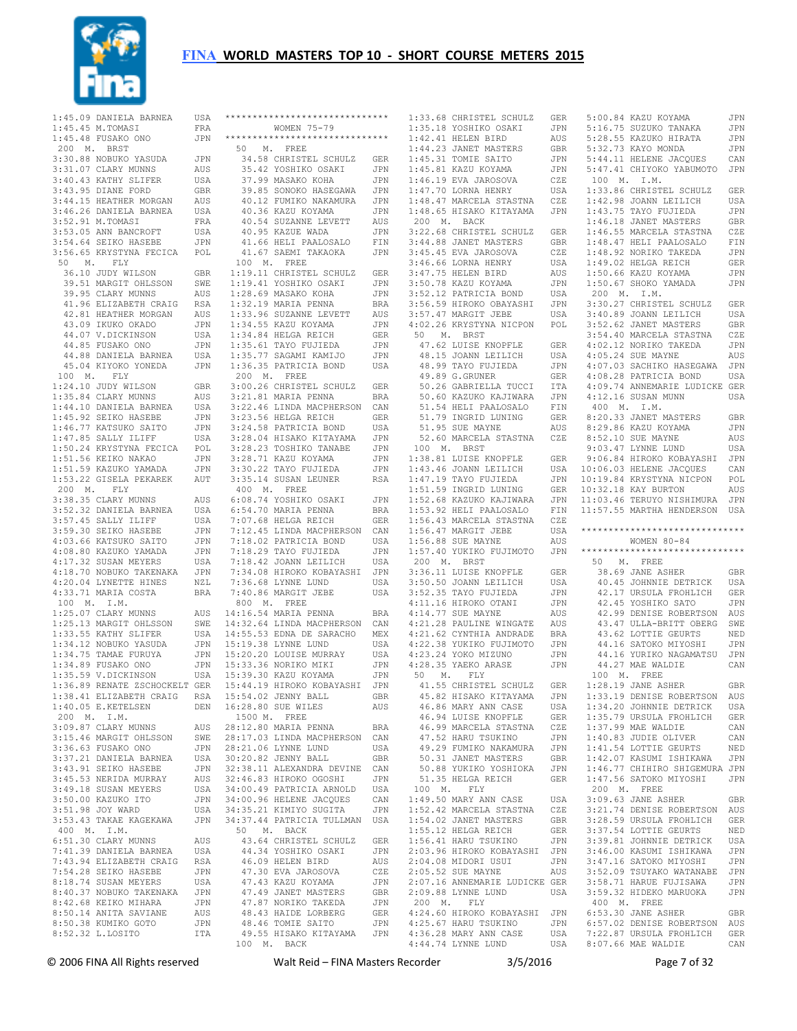# FINA WORLD MASTERS TOP 10 - SHORT COURSE METERS 2015

```
1:45.09 DANIELA BARNEA      USA
1:45.45 M.TOMASI            FRA
1:45.48 FUSAKO ONO          JPN
 200  M.  BRST
3:30.88 NOBUKO YASUDA       JPN
3:31.07 CLARY MUNNS         AUS
3:40.43 KATHY SLIFER        USA
3:43.95 DIANE FORD          GBR
3:44.15 HEATHER MORGAN      AUS
3:46.26 DANIELA BARNEA      USA
3:52.91 M.TOMASI            FRA
3:53.05 ANN BANCROFT        USA
3:54.64 SEIKO HASEBE        JPN
3:56.65 KRYSTYNA FECICA     POL
 50  M.  FLY
  36.10 JUDY WILSON         GBR
  39.51 MARGIT OHLSSON      SWE
  39.95 CLARY MUNNS         AUS
  41.96 ELIZABETH CRAIG     RSA
  42.81 HEATHER MORGAN      AUS
  43.09 IKUKO OKADO         JPN
  44.07 V.DICKINSON         USA
  44.85 FUSAKO ONO          JPN
  44.88 DANIELA BARNEA      USA
  45.04 KIYOKO YONEDA       JPN
 100  M.  FLY
1:24.10 JUDY WILSON         GBR
1:35.84 CLARY MUNNS         AUS
1:44.10 DANIELA BARNEA      USA
1:45.92 SEIKO HASEBE        JPN
1:46.77 KATSUKO SAITO       JPN
1:47.85 SALLY ILIFF         USA
1:50.24 KRYSTYNA FECICA     POL
1:51.56 KEIKO NAKAO         JPN
1:51.59 KAZUKO YAMADA       JPN
1:53.22 GISELA PEKAREK      AUT
 200  M.  FLY
3:38.35 CLARY MUNNS         AUS
3:52.32 DANIELA BARNEA      USA
3:57.45 SALLY ILIFF         USA
3:59.30 SEIKO HASEBE        JPN
4:03.66 KATSUKO SAITO       JPN
4:08.80 KAZUKO YAMADA       JPN
4:17.32 SUSAN MEYERS        USA
4:18.70 NOBUKO TAKENAKA     JPN
4:20.04 LYNETTE HINES       NZL
4:33.71 MARIA COSTA         BRA
 100  M.  I.M.
1:25.07 CLARY MUNNS         AUS
1:25.13 MARGIT OHLSSON      SWE
1:33.55 KATHY SLIFER        USA
1:34.12 NOBUKO YASUDA       JPN
1:34.75 TAMAE FURUYA        JPN
1:34.89 FUSAKO ONO          JPN
1:35.59 V.DICKINSON         USA
1:36.89 RENATE ZSCHOCKELT   GER
1:38.41 ELIZABETH CRAIG     RSA
1:40.05 E.KETELSEN          DEN
 200  M.  I.M.
3:09.87 CLARY MUNNS         AUS
3:15.46 MARGIT OHLSSON      SWE
3:36.63 FUSAKO ONO          JPN
3:37.21 DANIELA BARNEA      USA
3:43.91 SEIKO HASEBE        JPN
3:45.53 NERIDA MURRAY       AUS
3:49.18 SUSAN MEYERS        USA
3:50.00 KAZUKO ITO          JPN
3:51.98 JOY WARD            USA
3:53.43 TAKAE KAGEKAWA      JPN
 400  M.  I.M.
6:51.30 CLARY MUNNS         AUS
7:41.39 DANIELA BARNEA      USA
7:43.94 ELIZABETH CRAIG     RSA
7:54.28 SEIKO HASEBE        JPN
8:18.74 SUSAN MEYERS        USA
8:40.37 NOBUKO TAKENAKA     JPN
8:42.68 KEIKO MIHARA        JPN
8:50.14 ANITA SAVIANE       AUS
8:50.38 KUMIKO GOTO         JPN
8:52.32 L.LOSITO            ITA
```

## WOMEN 75-79

```
 50  M.  FREE
  34.58 CHRISTEL SCHULZ     GER
  35.42 YOSHIKO OSAKI       JPN
  37.99 MASAKO KOHA         JPN
  39.85 SONOKO HASEGAWA     JPN
  40.12 FUMIKO NAKAMURA     JPN
  40.36 KAZU KOYAMA         JPN
  40.54 SUZANNE LEVETT      AUS
  40.95 KAZUE WADA          JPN
  41.66 HELI PAALOSALO      FIN
  41.67 SAEMI TAKAOKA       JPN
 100  M.  FREE
1:19.11 CHRISTEL SCHULZ     GER
1:19.41 YOSHIKO OSAKI       JPN
1:28.69 MASAKO KOHA         JPN
1:32.19 MARIA PENNA         BRA
1:33.96 SUZANNE LEVETT      AUS
1:34.55 KAZU KOYAMA         JPN
1:34.84 HELGA REICH         GER
1:35.61 TAYO FUJIEDA        JPN
1:35.77 SAGAMI KAMIJO       JPN
1:36.35 PATRICIA BOND       USA
 200  M.  FREE
3:00.26 CHRISTEL SCHULZ     GER
3:21.81 MARIA PENNA         BRA
3:22.46 LINDA MACPHERSON    CAN
3:23.56 HELGA REICH         GER
3:24.58 PATRICIA BOND       USA
3:28.04 HISAKO KITAYAMA     JPN
3:28.23 TOSHIKO TANABE      JPN
3:28.71 KAZU KOYAMA         JPN
3:30.22 TAYO FUJIEDA        JPN
3:35.14 SUSAN LEUNER        RSA
 400  M.  FREE
6:08.74 YOSHIKO OSAKI       JPN
6:54.70 MARIA PENNA         BRA
7:07.68 HELGA REICH         GER
7:12.45 LINDA MACPHERSON    CAN
7:18.02 PATRICIA BOND       USA
7:18.29 TAYO FUJIEDA        JPN
7:18.42 JOANN LEILICH       USA
7:34.08 HIROKO KOBAYASHI    JPN
7:36.68 LYNNE LUND          USA
7:40.86 MARGIT JEBE         USA
 800  M.  FREE
14:16.54 MARIA PENNA        BRA
14:32.64 LINDA MACPHERSON   CAN
14:55.53 EDNA DE SARACHO    MEX
15:19.38 LYNNE LUND         USA
15:20.20 LOUISE MURRAY      USA
15:33.36 NORIKO MIKI        JPN
15:39.30 KAZU KOYAMA        JPN
15:44.19 HIROKO KOBAYASHI   JPN
15:54.02 JENNY BALL         GBR
16:28.80 SUE WILES          AUS
 1500  M.  FREE
28:12.80 MARIA PENNA        BRA
28:17.03 LINDA MACPHERSON   CAN
28:21.06 LYNNE LUND         USA
30:20.82 JENNY BALL         GBR
32:38.11 ALEXANDRA DEVINE   CAN
32:46.83 HIROKO OGOSHI      JPN
34:00.49 PATRICIA ARNOLD    USA
34:00.96 HELENE JACQUES     CAN
34:35.21 KIMIYO SUGITA      JPN
34:37.44 PATRICIA TULLMAN   USA
 50  M.  BACK
  43.64 CHRISTEL SCHULZ     GER
  44.34 YOSHIKO OSAKI       JPN
  46.09 HELEN BIRD          AUS
  47.30 EVA JAROSOVA        CZE
  47.43 KAZU KOYAMA         JPN
  47.49 JANET MASTERS       GBR
  47.87 NORIKO TAKEDA       JPN
  48.43 HAIDE LORBERG       GER
  48.46 TOMIE SAITO         JPN
  49.55 HISAKO KITAYAMA     JPN
 100  M.  BACK
1:33.68 CHRISTEL SCHULZ     GER
1:35.18 YOSHIKO OSAKI       JPN
1:42.41 HELEN BIRD          AUS
1:44.23 JANET MASTERS       GBR
1:45.31 TOMIE SAITO         JPN
1:45.81 KAZU KOYAMA         JPN
1:46.19 EVA JAROSOVA        CZE
1:47.70 LORNA HENRY         USA
1:48.47 MARCELA STASTNA     CZE
1:48.65 HISAKO KITAYAMA     JPN
 200  M.  BACK
3:22.68 CHRISTEL SCHULZ     GER
3:44.88 JANET MASTERS       GBR
3:45.45 EVA JAROSOVA        CZE
3:46.66 LORNA HENRY         USA
3:47.75 HELEN BIRD          AUS
3:50.78 KAZU KOYAMA         JPN
3:52.12 PATRICIA BOND       USA
3:56.59 HIROKO OBAYASHI     JPN
3:57.47 MARGIT JEBE         USA
4:02.26 KRYSTYNA NICPON     POL
 50  M.  BRST
  47.62 LUISE KNOPFLE       GER
  48.15 JOANN LEILICH       USA
  48.99 TAYO FUJIEDA        JPN
  49.89 G.GRUNER            GER
  50.26 GABRIELLA TUCCI     ITA
  50.60 KAZUKO KAJIWARA     JPN
  51.54 HELI PAALOSALO      FIN
  51.79 INGRID LUNING       GER
  51.95 SUE MAYNE           AUS
  52.60 MARCELA STASTNA     CZE
 100  M.  BRST
1:38.81 LUISE KNOPFLE       GER
1:43.46 JOANN LEILICH       USA
1:47.19 TAYO FUJIEDA        JPN
1:51.59 INGRID LUNING       GER
1:52.68 KAZUKO KAJIWARA     JPN
1:53.92 HELI PAALOSALO      FIN
1:56.43 MARCELA STASTNA     CZE
1:56.47 MARGIT JEBE         USA
1:56.88 SUE MAYNE           AUS
1:57.40 YUKIKO FUJIMOTO     JPN
 200  M.  BRST
3:36.11 LUISE KNOPFLE       GER
3:50.50 JOANN LEILICH       USA
3:52.35 TAYO FUJIEDA        JPN
4:11.16 HIROKO OTANI        JPN
4:14.77 SUE MAYNE           AUS
4:21.28 PAULINE WINGATE     AUS
4:21.62 CYNTHIA ANDRADE     BRA
4:22.38 YUKIKO FUJIMOTO     JPN
4:23.24 YOKO MIZUNO         JPN
4:28.35 YAEKO ARASE         JPN
 50  M.  FLY
  41.55 CHRISTEL SCHULZ     GER
  45.82 HISAKO KITAYAMA     JPN
  46.86 MARY ANN CASE       USA
  46.94 LUISE KNOPFLE       GER
  46.99 MARCELA STASTNA     CZE
  47.52 HARU TSUKINO        JPN
  49.29 FUMIKO NAKAMURA     JPN
  50.31 JANET MASTERS       GBR
  50.88 YUKIKO YOSHIOKA     JPN
  51.35 HELGA REICH         GER
 100  M.  FLY
1:49.50 MARY ANN CASE       USA
1:52.42 MARCELA STASTNA     CZE
1:54.02 JANET MASTERS       GBR
1:55.12 HELGA REICH         GER
1:56.41 HARU TSUKINO        JPN
2:03.96 HIROKO KOBAYASHI    JPN
2:04.08 MIDORI USUI         JPN
2:05.52 SUE MAYNE           AUS
2:07.16 ANNEMARIE LUDICKE   GER
2:09.88 LYNNE LUND          USA
 200  M.  FLY
4:24.60 HIROKO KOBAYASHI    JPN
4:25.67 HARU TSUKINO        JPN
4:36.28 MARY ANN CASE       USA
4:44.74 LYNNE LUND          USA
5:00.84 KAZU KOYAMA         JPN
5:16.75 SUZUKO TANAKA       JPN
5:28.55 KAZUKO HIRATA       JPN
5:32.73 KAYO MONDA          JPN
5:44.11 HELENE JACQUES      CAN
5:47.41 CHIYOKO YABUMOTO    JPN
 100  M.  I.M.
1:33.86 CHRISTEL SCHULZ     GER
1:42.98 JOANN LEILICH       USA
1:43.75 TAYO FUJIEDA        JPN
1:46.18 JANET MASTERS       GBR
1:46.55 MARCELA STASTNA     CZE
1:48.47 HELI PAALOSALO      FIN
1:48.92 NORIKO TAKEDA       JPN
1:49.02 HELGA REICH         GER
1:50.66 KAZU KOYAMA         JPN
1:50.67 SHOKO YAMADA        JPN
 200  M.  I.M.
3:30.27 CHRISTEL SCHULZ     GER
3:40.89 JOANN LEILICH       USA
3:52.62 JANET MASTERS       GBR
3:54.40 MARCELA STASTNA     CZE
4:02.12 NORIKO TAKEDA       JPN
4:05.24 SUE MAYNE           AUS
4:07.03 SACHIKO HASEGAWA    JPN
4:08.28 PATRICIA BOND       USA
4:09.74 ANNEMARIE LUDICKE   GER
4:12.16 SUSAN MUNN          USA
 400  M.  I.M.
8:20.33 JANET MASTERS       GBR
8:29.86 KAZU KOYAMA         JPN
8:52.10 SUE MAYNE           AUS
9:03.47 LYNNE LUND          USA
9:06.84 HIROKO KOBAYASHI    JPN
10:06.03 HELENE JACQUES     CAN
10:19.84 KRYSTYNA NICPON    POL
10:32.18 KAY BURTON         AUS
11:03.46 TERUYO NISHIMURA   JPN
11:57.55 MARTHA HENDERSON   USA
```

## WOMEN 80-84

```
 50  M.  FREE
  38.69 JANE ASHER          GBR
  40.45 JOHNNIE DETRICK     USA
  42.17 URSULA FROHLICH     GER
  42.45 YOSHIKO SATO        JPN
  42.99 DENISE ROBERTSON    AUS
  43.47 ULLA-BRITT OBERG    SWE
  43.62 LOTTIE GEURTS       NED
  44.16 SATOKO MIYOSHI      JPN
  44.16 YUKIKO NAGAMATSU    JPN
  44.27 MAE WALDIE          CAN
 100  M.  FREE
1:28.19 JANE ASHER          GBR
1:33.19 DENISE ROBERTSON    AUS
1:34.20 JOHNNIE DETRICK     USA
1:35.79 URSULA FROHLICH     GER
1:37.99 MAE WALDIE          CAN
1:40.83 JUDIE OLIVER        CAN
1:41.54 LOTTIE GEURTS       NED
1:42.07 KASUMI ISHIKAWA     JPN
1:46.77 CHIHIRO SHIGEMURA   JPN
1:47.56 SATOKO MIYOSHI      JPN
 200  M.  FREE
3:09.63 JANE ASHER          GBR
3:21.74 DENISE ROBERTSON    AUS
3:28.59 URSULA FROHLICH     GER
3:37.54 LOTTIE GEURTS       NED
3:39.81 JOHNNIE DETRICK     USA
3:46.00 KASUMI ISHIKAWA     JPN
3:47.16 SATOKO MIYOSHI      JPN
3:52.09 TSUYAKO WATANABE    JPN
3:58.71 HARUE FUJISAWA      JPN
3:59.32 HIDEKO MARUOKA      JPN
 400  M.  FREE
6:53.30 JANE ASHER          GBR
6:57.02 DENISE ROBERTSON    AUS
7:22.87 URSULA FROHLICH     GER
8:07.66 MAE WALDIE          CAN
```

© 2006 FINA All Rights reserved    Walt Reid – FINA Masters Recorder    3/5/2016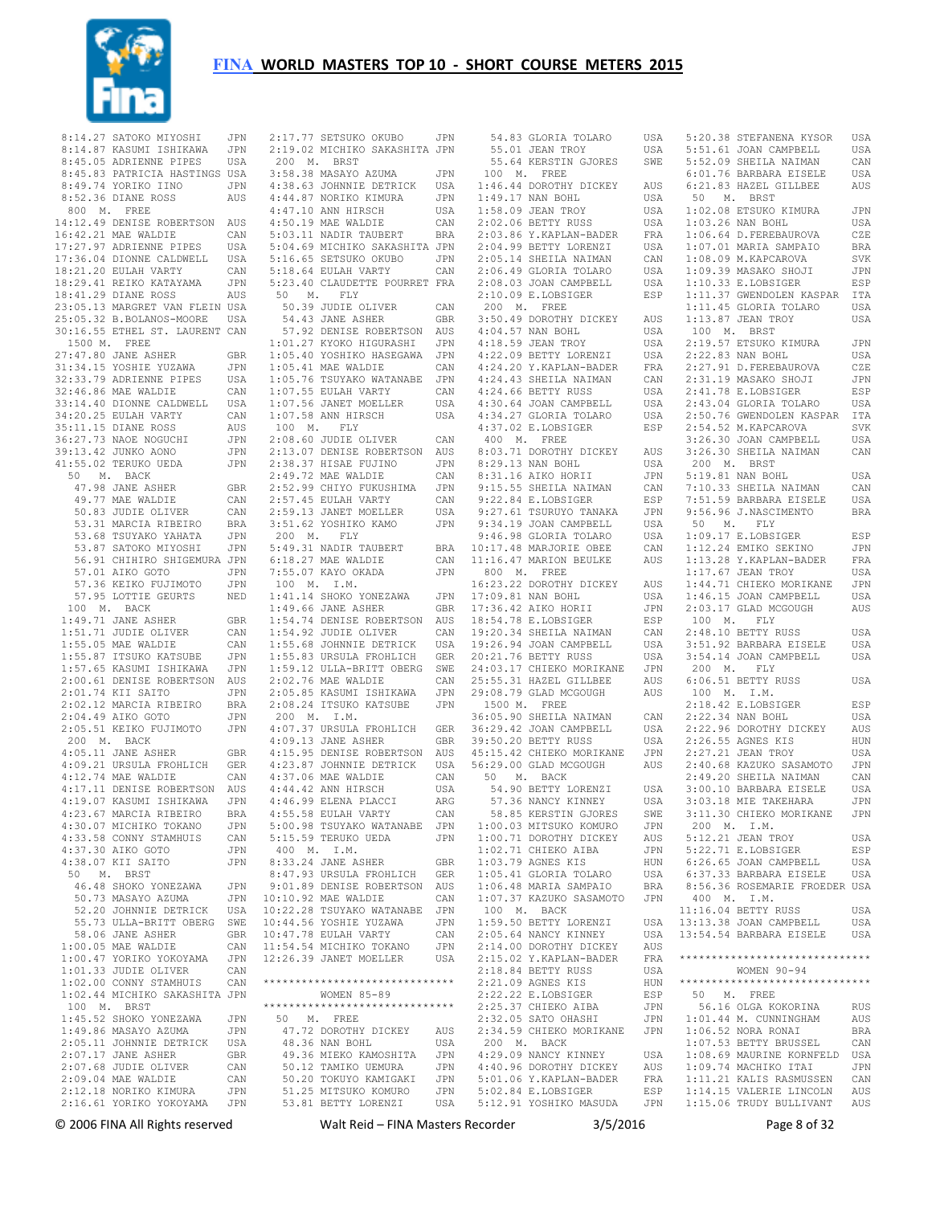# FINA WORLD MASTERS TOP 10 - SHORT COURSE METERS 2015

```
 8:14.27 SATOKO MIYOSHI     JPN
 8:14.87 KASUMI ISHIKAWA    JPN
 8:45.05 ADRIENNE PIPES     USA
 8:45.83 PATRICIA HASTINGS USA
 8:49.74 YORIKO IINO        JPN
 8:52.36 DIANE ROSS         AUS
 800  M.  FREE
14:12.49 DENISE ROBERTSON  AUS
16:42.21 MAE WALDIE        CAN
17:27.97 ADRIENNE PIPES    USA
17:36.04 DIONNE CALDWELL   USA
18:21.20 EULAH VARTY       CAN
18:29.41 REIKO KATAYAMA    JPN
18:41.29 DIANE ROSS        AUS
23:05.13 MARGRET VAN FLEIN USA
25:05.32 B.BOLANOS-MOORE   USA
30:16.55 ETHEL ST. LAURENT CAN
 1500 M.  FREE
27:47.80 JANE ASHER        GBR
31:34.15 YOSHIE YUZAWA     JPN
32:33.79 ADRIENNE PIPES    USA
32:46.86 MAE WALDIE        CAN
33:14.40 DIONNE CALDWELL   USA
34:20.25 EULAH VARTY       CAN
35:11.15 DIANE ROSS        AUS
36:27.73 NAOE NOGUCHI      JPN
39:13.42 JUNKO AONO        JPN
41:55.02 TERUKO UEDA       JPN
  50   M.  BACK
   47.98 JANE ASHER         GBR
   49.77 MAE WALDIE         CAN
   50.83 JUDIE OLIVER       CAN
   53.31 MARCIA RIBEIRO     BRA
   53.68 TSUYAKO YAHATA     JPN
   53.87 SATOKO MIYOSHI     JPN
   56.91 CHIHIRO SHIGEMURA JPN
   57.01 AIKO GOTO          JPN
   57.36 KEIKO FUJIMOTO     JPN
   57.95 LOTTIE GEURTS      NED
  100  M.  BACK
 1:49.71 JANE ASHER         GBR
 1:51.71 JUDIE OLIVER       CAN
 1:55.05 MAE WALDIE         CAN
 1:55.87 ITSUKO KATSUBE     JPN
 1:57.65 KASUMI ISHIKAWA    JPN
 2:00.61 DENISE ROBERTSON   AUS
 2:01.74 KII SAITO          JPN
 2:02.12 MARCIA RIBEIRO     BRA
 2:04.49 AIKO GOTO          JPN
 2:05.51 KEIKO FUJIMOTO     JPN
 200  M.  BACK
 4:05.11 JANE ASHER         GBR
 4:09.21 URSULA FROHLICH    GER
 4:12.74 MAE WALDIE         CAN
 4:17.11 DENISE ROBERTSON   AUS
 4:19.07 KASUMI ISHIKAWA    JPN
 4:23.67 MARCIA RIBEIRO     BRA
 4:30.07 MICHIKO TOKANO     JPN
 4:33.58 CONNY STAMHUIS     CAN
 4:37.30 AIKO GOTO          JPN
 4:38.07 KII SAITO          JPN
  50   M.  BRST
   46.48 SHOKO YONEZAWA     JPN
   50.73 MASAYO AZUMA       JPN
   52.20 JOHNNIE DETRICK    USA
   55.73 ULLA-BRITT OBERG   SWE
   58.06 JANE ASHER         GBR
 1:00.05 MAE WALDIE         CAN
 1:00.47 YORIKO YOKOYAMA    JPN
 1:01.33 JUDIE OLIVER       CAN
 1:02.00 CONNY STAMHUIS     CAN
 1:02.44 MICHIKO SAKASHITA JPN
 100  M.  BRST
 1:45.52 SHOKO YONEZAWA     JPN
 1:49.86 MASAYO AZUMA       JPN
 2:05.11 JOHNNIE DETRICK    USA
 2:07.17 JANE ASHER         GBR
 2:07.68 JUDIE OLIVER       CAN
 2:09.04 MAE WALDIE         CAN
 2:12.18 NORIKO KIMURA      JPN
 2:16.61 YORIKO YOKOYAMA    JPN
 2:17.77 SETSUKO OKUBO      JPN
 2:19.02 MICHIKO SAKASHITA JPN
 200  M.  BRST
 3:58.38 MASAYO AZUMA       JPN
 4:38.63 JOHNNIE DETRICK    USA
 4:44.87 NORIKO KIMURA      JPN
 4:47.10 ANN HIRSCH         USA
 4:50.19 MAE WALDIE         CAN
 5:03.11 NADIR TAUBERT      BRA
 5:04.69 MICHIKO SAKASHITA JPN
 5:16.65 SETSUKO OKUBO      JPN
 5:18.64 EULAH VARTY        CAN
 5:23.40 CLAUDETTE POURRET FRA
  50   M.  FLY
   50.39 JUDIE OLIVER       CAN
   54.43 JANE ASHER         GBR
   57.92 DENISE ROBERTSON   AUS
 1:01.27 KYOKO HIGURASHI    JPN
 1:05.40 YOSHIKO HASEGAWA   JPN
 1:05.41 MAE WALDIE         CAN
 1:05.76 TSUYAKO WATANABE   JPN
 1:07.55 EULAH VARTY        CAN
 1:07.56 JANET MOELLER      USA
 1:07.58 ANN HIRSCH         USA
 100  M.  FLY
 2:08.60 JUDIE OLIVER       CAN
 2:13.07 DENISE ROBERTSON   AUS
 2:38.37 HISAE FUJINO       JPN
 2:49.72 MAE WALDIE         CAN
 2:52.99 CHIYO FUKUSHIMA    JPN
 2:57.45 EULAH VARTY        CAN
 2:59.13 JANET MOELLER      USA
 3:51.62 YOSHIKO KAMO       JPN
 200  M.  FLY
 5:49.31 NADIR TAUBERT      BRA
 6:18.27 MAE WALDIE         CAN
 7:55.07 KAYO OKADA         JPN
 100  M.  I.M.
 1:41.14 SHOKO YONEZAWA     JPN
 1:49.66 JANE ASHER         GBR
 1:54.74 DENISE ROBERTSON   AUS
 1:54.92 JUDIE OLIVER       CAN
 1:55.68 JOHNNIE DETRICK    USA
 1:55.83 URSULA FROHLICH    GER
 1:59.12 ULLA-BRITT OBERG   SWE
 2:02.76 MAE WALDIE         CAN
 2:05.85 KASUMI ISHIKAWA    JPN
 2:08.24 ITSUKO KATSUBE     JPN
 200  M.  I.M.
 4:07.37 URSULA FROHLICH    GER
 4:09.13 JANE ASHER         GBR
 4:15.95 DENISE ROBERTSON   AUS
 4:23.87 JOHNNIE DETRICK    USA
 4:37.06 MAE WALDIE         CAN
 4:44.42 ANN HIRSCH         USA
 4:46.99 ELENA PLACCI       ARG
 4:55.58 EULAH VARTY        CAN
 5:00.98 TSUYAKO WATANABE   JPN
 5:15.59 TERUKO UEDA        JPN
 400  M.  I.M.
 8:33.24 JANE ASHER         GBR
 8:47.93 URSULA FROHLICH    GER
 9:01.89 DENISE ROBERTSON   AUS
10:10.92 MAE WALDIE         CAN
10:22.28 TSUYAKO WATANABE   JPN
10:44.56 YOSHIE YUZAWA      JPN
10:47.78 EULAH VARTY        CAN
11:54.54 MICHIKO TOKANO     JPN
12:26.39 JANET MOELLER      USA
```

**WOMEN 85-89**

```
  50   M.  FREE
   47.72 DOROTHY DICKEY     AUS
   48.36 NAN BOHL           USA
   49.36 MIEKO KAMOSHITA    JPN
   50.12 TAMIKO UEMURA      JPN
   50.20 TOKUYO KAMIGAKI    JPN
   51.25 MITSUKO KOMURO     JPN
   53.81 BETTY LORENZI      USA
   54.83 GLORIA TOLARO      USA
   55.01 JEAN TROY          USA
   55.64 KERSTIN GJORES     SWE
 100  M.  FREE
 1:46.44 DOROTHY DICKEY     AUS
 1:49.17 NAN BOHL           USA
 1:58.09 JEAN TROY          USA
 2:02.06 BETTY RUSS         USA
 2:03.86 Y.KAPLAN-BADER     FRA
 2:04.99 BETTY LORENZI      USA
 2:05.14 SHEILA NAIMAN      CAN
 2:06.49 GLORIA TOLARO      USA
 2:08.03 JOAN CAMPBELL      USA
 2:10.09 E.LOBSIGER         ESP
 200  M.  FREE
 3:50.49 DOROTHY DICKEY     AUS
 4:04.57 NAN BOHL           USA
 4:18.59 JEAN TROY          USA
 4:22.09 BETTY LORENZI      USA
 4:24.20 Y.KAPLAN-BADER     FRA
 4:24.43 SHEILA NAIMAN      CAN
 4:24.66 BETTY RUSS         USA
 4:30.64 JOAN CAMPBELL      USA
 4:34.27 GLORIA TOLARO      USA
 4:37.02 E.LOBSIGER         ESP
 400  M.  FREE
 8:03.71 DOROTHY DICKEY     AUS
 8:29.13 NAN BOHL           USA
 8:31.16 AIKO HORII         JPN
 9:15.55 SHEILA NAIMAN      CAN
 9:22.84 E.LOBSIGER         ESP
 9:27.61 TSURUYO TANAKA     JPN
 9:34.19 JOAN CAMPBELL      USA
 9:46.98 GLORIA TOLARO      USA
10:17.48 MARJORIE OBEE      CAN
11:16.47 MARION BEULKE      AUS
 800  M.  FREE
16:23.22 DOROTHY DICKEY     AUS
17:09.81 NAN BOHL           USA
17:36.42 AIKO HORII         JPN
18:54.78 E.LOBSIGER         ESP
19:20.34 SHEILA NAIMAN      CAN
19:26.94 JOAN CAMPBELL      USA
20:21.76 BETTY RUSS         USA
24:03.17 CHIEKO MORIKANE    JPN
25:55.31 HAZEL GILLBEE      AUS
29:08.79 GLAD MCGOUGH       AUS
 1500 M.  FREE
36:05.90 SHEILA NAIMAN      CAN
36:29.42 JOAN CAMPBELL      USA
39:50.20 BETTY RUSS         USA
45:15.42 CHIEKO MORIKANE    JPN
56:29.00 GLAD MCGOUGH       AUS
  50   M.  BACK
   54.90 BETTY LORENZI      USA
   57.36 NANCY KINNEY       USA
   58.85 KERSTIN GJORES     SWE
 1:00.03 MITSUKO KOMURO     JPN
 1:00.71 DOROTHY DICKEY     AUS
 1:02.71 CHIEKO AIBA        JPN
 1:03.79 AGNES KIS          HUN
 1:05.41 GLORIA TOLARO      USA
 1:06.48 MARIA SAMPAIO      BRA
 1:07.37 KAZUKO SASAMOTO    JPN
 100  M.  BACK
 1:59.50 BETTY LORENZI      USA
 2:05.64 NANCY KINNEY       USA
 2:14.00 DOROTHY DICKEY     AUS
 2:15.02 Y.KAPLAN-BADER     FRA
 2:18.84 BETTY RUSS         USA
 2:21.09 AGNES KIS          HUN
 2:22.22 E.LOBSIGER         ESP
 2:25.37 CHIEKO AIBA        JPN
 2:32.05 SATO OHASHI        JPN
 2:34.59 CHIEKO MORIKANE    JPN
 200  M.  BACK
 4:29.09 NANCY KINNEY       USA
 4:40.96 DOROTHY DICKEY     AUS
 5:01.06 Y.KAPLAN-BADER     FRA
 5:02.84 E.LOBSIGER         ESP
 5:12.91 YOSHIKO MASUDA     JPN
 5:20.38 STEFANENA KYSOR    USA
 5:51.61 JOAN CAMPBELL      USA
 5:52.09 SHEILA NAIMAN      CAN
 6:01.76 BARBARA EISELE     USA
 6:21.83 HAZEL GILLBEE      AUS
  50   M.  BRST
 1:02.08 ETSUKO KIMURA      JPN
 1:03.26 NAN BOHL           USA
 1:06.64 D.FEREBAUROVA      CZE
 1:07.01 MARIA SAMPAIO      BRA
 1:08.09 M.KAPCAROVA        SVK
 1:09.39 MASAKO SHOJI       JPN
 1:10.33 E.LOBSIGER         ESP
 1:11.37 GWENDOLEN KASPAR   ITA
 1:11.45 GLORIA TOLARO      USA
 1:13.87 JEAN TROY          USA
 100  M.  BRST
 2:19.57 ETSUKO KIMURA      JPN
 2:22.83 NAN BOHL           USA
 2:27.91 D.FEREBAUROVA      CZE
 2:31.19 MASAKO SHOJI       JPN
 2:41.78 E.LOBSIGER         ESP
 2:43.04 GLORIA TOLARO      USA
 2:50.76 GWENDOLEN KASPAR   ITA
 2:54.52 M.KAPCAROVA        SVK
 3:26.30 JOAN CAMPBELL      USA
 3:26.30 SHEILA NAIMAN      CAN
 200  M.  BRST
 5:19.81 NAN BOHL           USA
 7:10.33 SHEILA NAIMAN      CAN
 7:51.59 BARBARA EISELE     USA
 9:56.96 J.NASCIMENTO       BRA
  50   M.  FLY
 1:09.17 E.LOBSIGER         ESP
 1:12.24 EMIKO SEKINO       JPN
 1:13.28 Y.KAPLAN-BADER     FRA
 1:17.67 JEAN TROY          USA
 1:44.71 CHIEKO MORIKANE    JPN
 1:46.15 JOAN CAMPBELL      USA
 2:03.17 GLAD MCGOUGH       AUS
 100  M.  FLY
 2:48.10 BETTY RUSS         USA
 3:51.92 BARBARA EISELE     USA
 3:54.14 JOAN CAMPBELL      USA
 200  M.  FLY
 6:06.51 BETTY RUSS         USA
 100  M.  I.M.
 2:18.42 E.LOBSIGER         ESP
 2:22.34 NAN BOHL           USA
 2:22.96 DOROTHY DICKEY     AUS
 2:26.55 AGNES KIS          HUN
 2:27.21 JEAN TROY          USA
 2:40.68 KAZUKO SASAMOTO    JPN
 2:49.20 SHEILA NAIMAN      CAN
 3:00.10 BARBARA EISELE     USA
 3:03.18 MIE TAKEHARA       JPN
 3:11.30 CHIEKO MORIKANE    JPN
 200  M.  I.M.
 5:12.21 JEAN TROY          USA
 5:22.71 E.LOBSIGER         ESP
 6:26.65 JOAN CAMPBELL      USA
 6:37.33 BARBARA EISELE     USA
 8:56.36 ROSEMARIE FROEDER USA
 400  M.  I.M.
11:16.04 BETTY RUSS         USA
13:13.38 JOAN CAMPBELL      USA
13:54.54 BARBARA EISELE     USA
```

**WOMEN 90-94**

```
  50   M.  FREE
   56.16 OLGA KOKORINA      RUS
 1:01.44 M. CUNNINGHAM      AUS
 1:06.52 NORA RONAI         BRA
 1:07.53 BETTY BRUSSEL      CAN
 1:08.69 MAURINE KORNFELD   USA
 1:09.74 MACHIKO ITAI       JPN
 1:11.21 KALIS RASMUSSEN    CAN
 1:14.15 VALERIE LINCOLN    AUS
 1:15.06 TRUDY BULLIVANT    AUS
```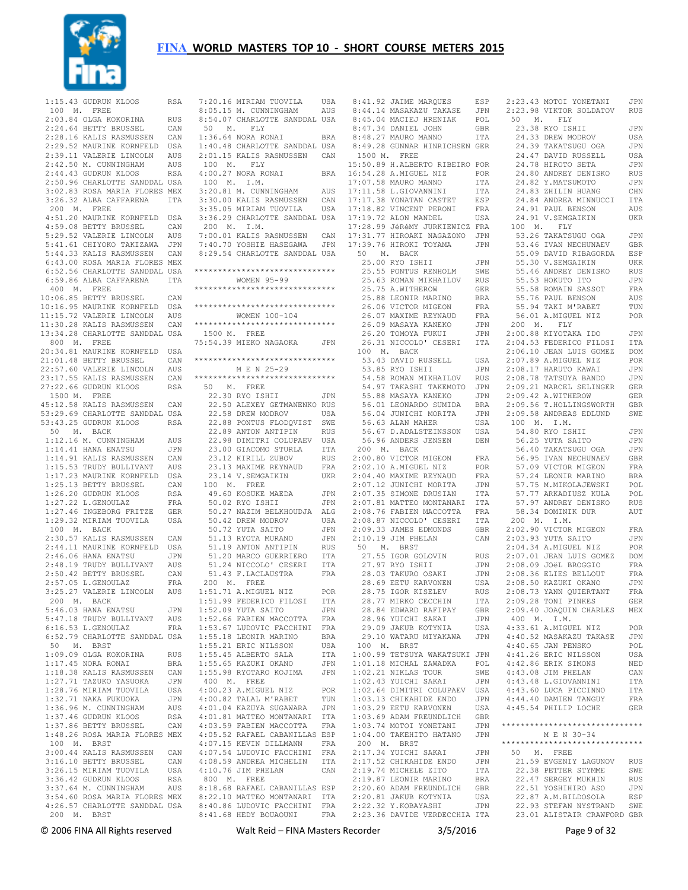# FINA WORLD MASTERS TOP 10 - SHORT COURSE METERS 2015

1:15.43 GUDRUN KLOOS RSA

100 M. FREE

2:03.84 OLGA KOKORINA RUS
2:24.64 BETTY BRUSSEL CAN
2:28.16 KALIS RASMUSSEN CAN
2:29.52 MAURINE KORNFELD USA
2:39.11 VALERIE LINCOLN AUS
2:42.50 M. CUNNINGHAM AUS
2:44.43 GUDRUN KLOOS RSA
2:50.96 CHARLOTTE SANDDAL USA
3:02.83 ROSA MARIA FLORES MEX
3:26.32 ALBA CAFFARENA ITA

200 M. FREE

4:51.20 MAURINE KORNFELD USA
4:59.08 BETTY BRUSSEL CAN
5:29.52 VALERIE LINCOLN AUS
5:41.61 CHIYOKO TAKIZAWA JPN
5:44.33 KALIS RASMUSSEN CAN
6:43.00 ROSA MARIA FLORES MEX
6:52.56 CHARLOTTE SANDDAL USA
6:59.86 ALBA CAFFARENA ITA

400 M. FREE

10:06.85 BETTY BRUSSEL CAN
10:16.95 MAURINE KORNFELD USA
11:15.72 VALERIE LINCOLN AUS
11:30.28 KALIS RASMUSSEN CAN
13:34.28 CHARLOTTE SANDDAL USA

800 M. FREE

20:34.81 MAURINE KORNFELD USA
21:01.48 BETTY BRUSSEL CAN
22:57.60 VALERIE LINCOLN AUS
23:17.55 KALIS RASMUSSEN CAN
27:22.66 GUDRUN KLOOS RSA

1500 M. FREE

45:12.58 KALIS RASMUSSEN CAN
53:29.69 CHARLOTTE SANDDAL USA
53:43.25 GUDRUN KLOOS RSA

50 M. BACK

1:12.16 M. CUNNINGHAM AUS
1:14.41 HANA ENATSU JPN
1:14.91 KALIS RASMUSSEN CAN
1:15.53 TRUDY BULLIVANT AUS
1:17.23 MAURINE KORNFELD USA
1:25.13 BETTY BRUSSEL CAN
1:26.20 GUDRUN KLOOS RSA
1:27.22 L.GENOULAZ FRA
1:27.46 INGEBORG FRITZE GER
1:29.32 MIRIAM TUOVILA USA

100 M. BACK

2:30.57 KALIS RASMUSSEN CAN
2:44.11 MAURINE KORNFELD USA
2:46.06 HANA ENATSU JPN
2:48.19 TRUDY BULLIVANT AUS
2:50.42 BETTY BRUSSEL CAN
2:57.05 L.GENOULAZ FRA
3:25.27 VALERIE LINCOLN AUS

200 M. BACK

5:46.03 HANA ENATSU JPN
5:47.18 TRUDY BULLIVANT AUS
6:16.53 L.GENOULAZ FRA
6:52.79 CHARLOTTE SANDDAL USA

50 M. BRST

1:09.09 OLGA KOKORINA RUS
1:17.45 NORA RONAI BRA
1:18.38 KALIS RASMUSSEN CAN
1:27.71 TAZUKO YASUOKA JPN
1:28.76 MIRIAM TUOVILA USA
1:32.71 NAKA FUKUOKA JPN
1:36.96 M. CUNNINGHAM AUS
1:37.46 GUDRUN KLOOS RSA
1:37.86 BETTY BRUSSEL CAN
1:48.26 ROSA MARIA FLORES MEX

100 M. BRST

3:00.44 KALIS RASMUSSEN CAN
3:16.10 BETTY BRUSSEL CAN
3:26.15 MIRIAM TUOVILA USA
3:36.42 GUDRUN KLOOS RSA
3:37.64 M. CUNNINGHAM AUS
3:54.60 ROSA MARIA FLORES MEX
4:26.57 CHARLOTTE SANDDAL USA

200 M. BRST

7:20.16 MIRIAM TUOVILA USA
8:05.15 M. CUNNINGHAM AUS
8:54.07 CHARLOTTE SANDDAL USA

50 M. FLY

1:36.64 NORA RONAI BRA
1:40.48 CHARLOTTE SANDDAL USA
2:01.15 KALIS RASMUSSEN CAN

100 M. FLY

4:00.27 NORA RONAI BRA

100 M. I.M.

3:20.81 M. CUNNINGHAM AUS
3:30.00 KALIS RASMUSSEN CAN
3:35.05 MIRIAM TUOVILA USA
3:36.29 CHARLOTTE SANDDAL USA

200 M. I.M.

7:00.01 KALIS RASMUSSEN CAN
7:40.70 YOSHIE HASEGAWA JPN
8:29.54 CHARLOTTE SANDDAL USA

******************************
WOMEN 95-99
******************************

******************************
WOMEN 100-104
******************************

1500 M. FREE

75:54.39 MIEKO NAGAOKA JPN

******************************
M E N 25-29
******************************

50 M. FREE

22.30 RYO ISHII JPN
22.50 ALEXEY GETMANENKO RUS
22.58 DREW MODROV USA
22.88 PONTUS FLODQVIST SWE
22.89 ANTON ANTIPIN RUS
22.98 DIMITRI COLUPAEV USA
23.00 GIACOMO STURLA ITA
23.12 KIRILL ZUBOV RUS
23.13 MAXIME REYNAUD FRA
23.14 V.SEMGAIKIN UKR

100 M. FREE

49.60 KOSUKE MAEDA JPN
50.02 RYO ISHII JPN
50.27 NAZIM BELKHOUDJA ALG
50.42 DREW MODROV USA
50.72 YUTA SAITO JPN
51.13 RYOTA MURANO JPN
51.19 ANTON ANTIPIN RUS
51.20 MARCO GUERRIERO ITA
51.24 NICCOLO' CESERI ITA
51.43 F.LACLAUSTRA FRA

200 M. FREE

1:51.71 A.MIGUEL NIZ POR
1:51.99 FEDERICO FILOSI ITA
1:52.09 YUTA SAITO JPN
1:52.66 FABIEN MACCOTTA FRA
1:53.67 LUDOVIC FACCHINI FRA
1:55.18 LEONIR MARINO BRA
1:55.21 ERIC NILSSON USA
1:55.45 ALBERTO SALA ITA
1:55.65 KAZUKI OKANO JPN
1:55.98 RYOTARO KOJIMA JPN

400 M. FREE

4:00.23 A.MIGUEL NIZ POR
4:00.82 TALAL M'RABET TUN
4:01.04 KAZUYA SUGAWARA JPN
4:01.81 MATTEO MONTANARI ITA
4:03.59 FABIEN MACCOTTA FRA
4:05.52 RAFAEL CABANILLAS ESP
4:07.15 KEVIN DILLMANN FRA
4:07.54 LUDOVIC FACCHINI FRA
4:08.59 ANDREA MICHELIN ITA
4:10.76 JIM PHELAN CAN

800 M. FREE

8:18.68 RAFAEL CABANILLAS ESP
8:22.10 MATTEO MONTANARI ITA
8:40.86 LUDOVIC FACCHINI FRA
8:41.68 HEDY BOUAOUNI FRA
8:41.92 JAIME MARQUES ESP
8:44.14 MASAKAZU TAKASE JPN
8:45.04 MACIEJ HRENIAK POL
8:47.34 DANIEL JOHN GBR
8:48.27 MAURO MANNO ITA
8:49.28 GUNNAR HINRICHSEN GER

1500 M. FREE

15:50.89 H.ALBERTO RIBEIRO POR
16:54.28 A.MIGUEL NIZ POR
17:07.58 MAURO MANNO ITA
17:11.58 L.GIOVANNINI ITA
17:17.38 YONATAN CASTET ESP
17:18.82 VINCENT PERONI FRA
17:19.72 ALON MANDEL USA
17:28.99 JéRéMY JURKIEWICZ FRA
17:31.77 HIROAKI NAGAZONO JPN
17:39.76 HIROKI TOYAMA JPN

50 M. BACK

25.00 RYO ISHII JPN
25.55 PONTUS RENHOLM SWE
25.63 ROMAN MIKHAILOV RUS
25.75 A.WITHEROW GER
25.88 LEONIR MARINO BRA
26.06 VICTOR MIGEON FRA
26.07 MAXIME REYNAUD FRA
26.09 MASAYA KANEKO JPN
26.20 TOMOYA FUKUI JPN
26.31 NICCOLO' CESERI ITA

100 M. BACK

53.43 DAVID RUSSELL USA
53.85 RYO ISHII JPN
54.58 ROMAN MIKHAILOV RUS
54.97 TAKASHI TAKEMOTO JPN
55.88 MASAYA KANEKO JPN
56.01 LEONARDO SUMIDA BRA
56.04 JUNICHI MORITA JPN
56.63 ALAN MAHER USA
56.67 D.ADALSTEINSSON USA
56.96 ANDERS JENSEN DEN

200 M. BACK

2:00.80 VICTOR MIGEON FRA
2:02.10 A.MIGUEL NIZ POR
2:04.40 MAXIME REYNAUD FRA
2:07.12 JUNICHI MORITA JPN
2:07.35 SIMONE DRUSIAN ITA
2:07.81 MATTEO MONTANARI ITA
2:08.76 FABIEN MACCOTTA FRA
2:08.87 NICCOLO' CESERI ITA
2:09.33 JAMES EDMONDS GBR
2:10.19 JIM PHELAN CAN

50 M. BRST

27.55 IGOR GOLOVIN RUS
27.97 RYO ISHII JPN
28.03 TAKURO OSAKI JPN
28.69 EETU KARVONEN USA
28.75 IGOR KISELEV RUS
28.77 MIRKO CECCHIN ITA
28.84 EDWARD RAFIPAY GBR
28.96 YUICHI SAKAI JPN
29.09 JAKUB KOTYNIA USA
29.10 WATARU MIYAKAWA JPN

100 M. BRST

1:00.99 TETSUYA WAKATSUKI JPN
1:01.18 MICHAL ZAWADKA POL
1:02.21 NIKLAS TOUR SWE
1:02.43 YUICHI SAKAI JPN
1:02.64 DIMITRI COLUPAEV USA
1:03.13 CHIKAHIDE ENDO JPN
1:03.29 EETU KARVONEN USA
1:03.69 ADAM FREUNDLICH GBR
1:03.74 MOTOI YONETANI JPN
1:04.00 TAKEHITO HATANO JPN

200 M. BRST

2:17.34 YUICHI SAKAI JPN
2:17.52 CHIKAHIDE ENDO JPN
2:19.74 MICHELE ZITO ITA
2:19.87 LEONIR MARINO BRA
2:20.60 ADAM FREUNDLICH GBR
2:20.81 JAKUB KOTYNIA USA
2:22.32 Y.KOBAYASHI JPN
2:23.36 DAVIDE VERDECCHIA ITA
2:23.43 MOTOI YONETANI JPN
2:23.98 VIKTOR SOLDATOV RUS

50 M. FLY

23.38 RYO ISHII JPN
24.33 DREW MODROV USA
24.39 TAKATSUGU OGA JPN
24.47 DAVID RUSSELL USA
24.78 HIROTO SETA JPN
24.80 ANDREY DENISKO RUS
24.82 Y.MATSUMOTO JPN
24.83 ZHILIN HUANG CHN
24.84 ANDREA MINNUCCI ITA
24.91 PAUL BENSON AUS
24.91 V.SEMGAIKIN UKR

100 M. FLY

53.26 TAKATSUGU OGA JPN
53.46 IVAN NECHUNAEV GBR
55.09 DAVID RIBAGORDA ESP
55.30 V.SEMGAIKIN UKR
55.46 ANDREY DENISKO RUS
55.53 HOKUTO ITO JPN
55.58 ROMAIN SASSOT FRA
55.76 PAUL BENSON AUS
55.94 TAKI M'RABET TUN
56.01 A.MIGUEL NIZ POR

200 M. FLY

2:00.88 KIYOTAKA IDO JPN
2:04.53 FEDERICO FILOSI ITA
2:06.10 JEAN LUIS GOMEZ DOM
2:07.89 A.MIGUEL NIZ POR
2:08.17 HARUTO KAWAI JPN
2:08.78 TATSUYA BANDO JPN
2:09.21 MARCEL SELINGER GER
2:09.42 A.WITHEROW GER
2:09.56 T.HOLLINGSWORTH GBR
2:09.58 ANDREAS EDLUND SWE

100 M. I.M.

54.80 RYO ISHII JPN
56.25 YUTA SAITO JPN
56.40 TAKATSUGU OGA JPN
56.95 IVAN NECHUNAEV GBR
57.09 VICTOR MIGEON FRA
57.24 LEONIR MARINO BRA
57.75 M.MIKOLAJEWSKI POL
57.77 ARKADIUSZ KULA POL
57.97 ANDREY DENISKO RUS
58.34 DOMINIK DUR AUT

200 M. I.M.

2:02.90 VICTOR MIGEON FRA
2:03.93 YUTA SAITO JPN
2:04.34 A.MIGUEL NIZ POR
2:07.01 JEAN LUIS GOMEZ DOM
2:08.09 JOëL BROGGIO FRA
2:08.36 ELIES BELLOUT FRA
2:08.50 KAZUKI OKANO JPN
2:08.73 YANN QUIERTANT FRA
2:09.28 TONI PINKES GER
2:09.40 JOAQUIN CHARLES MEX

400 M. I.M.

4:33.61 A.MIGUEL NIZ POR
4:40.52 MASAKAZU TAKASE JPN
4:40.65 JAN PENSKO POL
4:41.26 ERIC NILSSON USA
4:42.86 ERIK SIMONS NED
4:43.08 JIM PHELAN CAN
4:43.48 L.GIOVANNINI ITA
4:43.60 LUCA PICCINNO ITA
4:44.40 DAMIEN TANGUY FRA
4:45.54 PHILIP LOCHE GER

******************************
M E N 30-34
******************************

50 M. FREE

21.59 EVGENIY LAGUNOV RUS
22.38 PETTER STYMME SWE
22.47 SERGEY MUKHIN RUS
22.51 YOSHIHIRO ASO JPN
22.87 A.M.BILDOSOLA ESP
22.93 STEFAN NYSTRAND SWE
23.01 ALISTAIR CRAWFORD GBR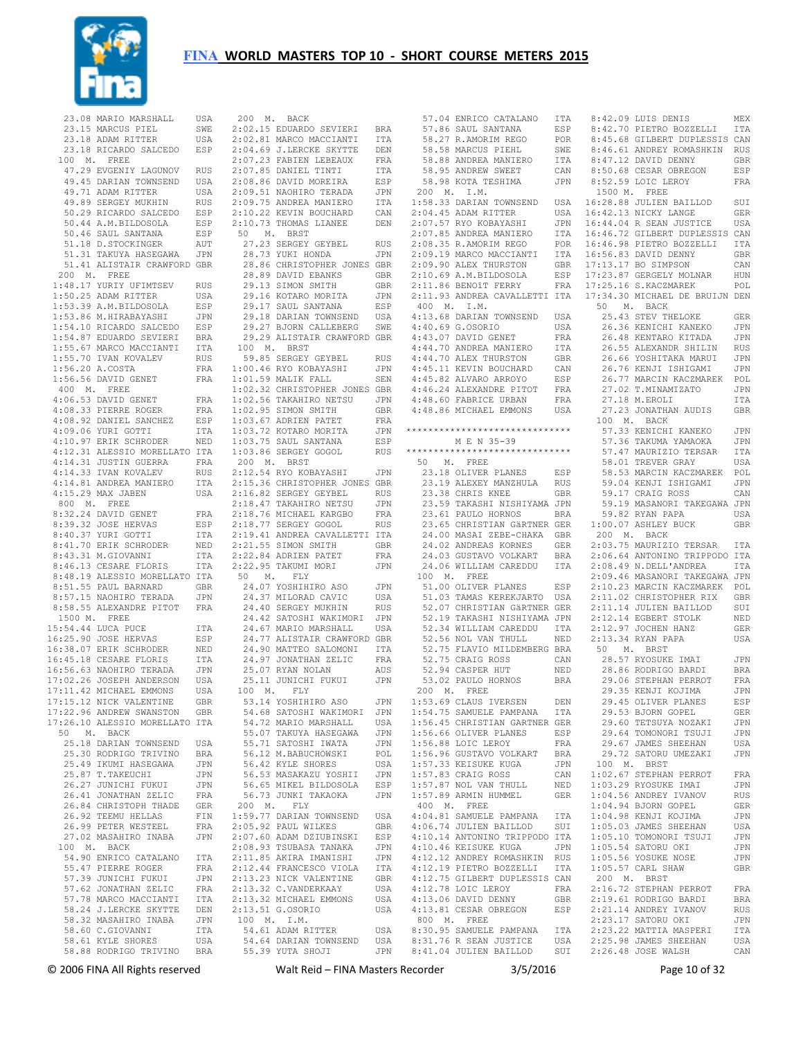# FINA WORLD MASTERS TOP 10 - SHORT COURSE METERS 2015

```
 23.08 MARIO MARSHALL      USA
 23.15 MARCUS PIEL         SWE
 23.18 ADAM RITTER         USA
 23.18 RICARDO SALCEDO     ESP
100  M.  FREE
 47.29 EVGENIY LAGUNOV     RUS
 49.45 DARIAN TOWNSEND     USA
 49.71 ADAM RITTER         USA
 49.89 SERGEY MUKHIN       RUS
 50.29 RICARDO SALCEDO     ESP
 50.44 A.M.BILDOSOLA       ESP
 50.46 SAUL SANTANA        ESP
 51.18 D.STOCKINGER        AUT
 51.31 TAKUYA HASEGAWA     JPN
 51.41 ALISTAIR CRAWFORD   GBR
200  M.  FREE
1:48.17 YURIY UFIMTSEV     RUS
1:50.25 ADAM RITTER        USA
1:53.39 A.M.BILDOSOLA      ESP
1:53.86 M.HIRABAYASHI      JPN
1:54.10 RICARDO SALCEDO    ESP
1:54.87 EDUARDO SEVIERI    BRA
1:55.67 MARCO MACCIANTI    ITA
1:55.70 IVAN KOVALEV       RUS
1:56.20 A.COSTA            FRA
1:56.56 DAVID GENET        FRA
400  M.  FREE
4:06.53 DAVID GENET        FRA
4:08.33 PIERRE ROGER       FRA
4:08.92 DANIEL SANCHEZ     ESP
4:09.06 YURI GOTTI         ITA
4:10.97 ERIK SCHRODER      NED
4:12.31 ALESSIO MORELLATO  ITA
4:14.31 JUSTIN GUERRA      FRA
4:14.33 IVAN KOVALEV       RUS
4:14.81 ANDREA MANIERO     ITA
4:15.29 MAX JABEN          USA
800  M.  FREE
8:32.24 DAVID GENET        FRA
8:39.32 JOSE HERVAS        ESP
8:40.37 YURI GOTTI         ITA
8:41.70 ERIK SCHRODER      NED
8:43.31 M.GIOVANNI         ITA
8:46.13 CESARE FLORIS      ITA
8:48.19 ALESSIO MORELLATO  ITA
8:51.55 PAUL BARNARD       GBR
8:57.15 NAOHIRO TERADA     JPN
8:58.55 ALEXANDRE PITOT    FRA
1500 M.  FREE
15:54.44 LUCA PUCE         ITA
16:25.90 JOSE HERVAS       ESP
16:38.07 ERIK SCHRODER     NED
16:45.18 CESARE FLORIS     ITA
16:56.63 NAOHIRO TERADA    JPN
17:02.26 JOSEPH ANDERSON   USA
17:11.42 MICHAEL EMMONS    USA
17:15.12 NICK VALENTINE    GBR
17:22.96 ANDREW SWANSTON   GBR
17:26.10 ALESSIO MORELLATO ITA
50   M.  BACK
 25.18 DARIAN TOWNSEND     USA
 25.30 RODRIGO TRIVINO     BRA
 25.49 IKUMI HASEGAWA      JPN
 25.87 T.TAKEUCHI          JPN
 26.27 JUNICHI FUKUI       JPN
 26.41 JONATHAN ZELIC      FRA
 26.84 CHRISTOPH THADE     GER
 26.92 TEEMU HELLAS        FIN
 26.99 PETER WESTEEL       FRA
 27.02 MASAHIRO INABA      JPN
100  M.  BACK
 54.90 ENRICO CATALANO     ITA
 55.47 PIERRE ROGER        FRA
 57.39 JUNICHI FUKUI       JPN
 57.62 JONATHAN ZELIC      FRA
 57.78 MARCO MACCIANTI     ITA
 58.24 J.LERCKE SKYTTE     DEN
 58.32 MASAHIRO INABA      JPN
 58.60 C.GIOVANNI          ITA
 58.61 KYLE SHORES         USA
 58.88 RODRIGO TRIVINO     BRA
200  M.  BACK
2:02.15 EDUARDO SEVIERI    BRA
2:02.81 MARCO MACCIANTI    ITA
2:04.69 J.LERCKE SKYTTE    DEN
2:07.23 FABIEN LEBEAUX     FRA
2:07.85 DANIEL TINTI       ITA
2:08.86 DAVID MOREIRA      ESP
2:09.51 NAOHIRO TERADA     JPN
2:09.75 ANDREA MANIERO     ITA
2:10.22 KEVIN BOUCHARD     CAN
2:10.73 THOMAS LIANEE      DEN
50   M.  BRST
 27.23 SERGEY GEYBEL       RUS
 28.73 YUKI HONDA          JPN
 28.86 CHRISTOPHER JONES   GBR
 28.89 DAVID EBANKS        GBR
 29.13 SIMON SMITH         GBR
 29.16 KOTARO MORITA       JPN
 29.17 SAUL SANTANA        ESP
 29.18 DARIAN TOWNSEND     USA
 29.27 BJORN CALLEBERG     SWE
 29.29 ALISTAIR CRAWFORD   GBR
100  M.  BRST
 59.85 SERGEY GEYBEL       RUS
1:00.46 RYO KOBAYASHI      JPN
1:01.59 MALIK FALL         SEN
1:02.32 CHRISTOPHER JONES  GBR
1:02.56 TAKAHIRO NETSU     JPN
1:02.95 SIMON SMITH        GBR
1:03.67 ADRIEN PATET       FRA
1:03.72 KOTARO MORITA      JPN
1:03.75 SAUL SANTANA       ESP
1:03.86 SERGEY GOGOL       RUS
200  M.  BRST
2:12.54 RYO KOBAYASHI      JPN
2:15.36 CHRISTOPHER JONES  GBR
2:16.82 SERGEY GEYBEL      RUS
2:18.47 TAKAHIRO NETSU     JPN
2:18.76 MICHAEL KARGBO     FRA
2:18.77 SERGEY GOGOL       RUS
2:19.41 ANDREA CAVALLETTI  ITA
2:21.55 SIMON SMITH        GBR
2:22.84 ADRIEN PATET       FRA
2:22.95 TAKUMI MORI        JPN
50   M.  FLY
 24.07 YOSHIHIRO ASO       JPN
 24.37 MILORAD CAVIC       USA
 24.40 SERGEY MUKHIN       RUS
 24.42 SATOSHI WAKIMORI    JPN
 24.67 MARIO MARSHALL      USA
 24.77 ALISTAIR CRAWFORD   GBR
 24.90 MATTEO SALOMONI     ITA
 24.97 JONATHAN ZELIC      FRA
 25.07 RYAN NOLAN          AUS
 25.11 JUNICHI FUKUI       JPN
100  M.  FLY
 53.14 YOSHIHIRO ASO       JPN
 54.68 SATOSHI WAKIMORI    JPN
 54.72 MARIO MARSHALL      USA
 55.07 TAKUYA HASEGAWA     JPN
 55.71 SATOSHI IWATA       JPN
 56.12 M.BABUCHOWSKI       POL
 56.42 KYLE SHORES         USA
 56.53 MASAKAZU YOSHII     JPN
 56.65 MIKEL BILDOSOLA     ESP
 56.73 JUNKI TAKAOKA       JPN
200  M.  FLY
1:59.77 DARIAN TOWNSEND    USA
2:05.92 PAUL WILKES        GBR
2:07.60 ADAM DZIUBINSKI    ESP
2:08.93 TSUBASA TANAKA     JPN
2:11.85 AKIRA IMANISHI     JPN
2:12.44 FRANCESCO VIOLA    ITA
2:13.23 NICK VALENTINE     GBR
2:13.32 C.VANDERKAAY       USA
2:13.32 MICHAEL EMMONS     USA
2:13.51 G.OSORIO           USA
100  M.  I.M.
 54.61 ADAM RITTER         USA
 54.64 DARIAN TOWNSEND     USA
 55.39 YUTA SHOJI          JPN
 57.04 ENRICO CATALANO     ITA
 57.86 SAUL SANTANA        ESP
 58.27 R.AMORIM REGO       POR
 58.58 MARCUS PIEHL        SWE
 58.88 ANDREA MANIERO      ITA
 58.95 ANDREW SWEET        CAN
 58.98 KOTA TESHIMA        JPN
200  M.  I.M.
1:58.33 DARIAN TOWNSEND    USA
2:04.45 ADAM RITTER        USA
2:07.57 RYO KOBAYASHI      JPN
2:07.85 ANDREA MANIERO     ITA
2:08.35 R.AMORIM REGO      POR
2:09.19 MARCO MACCIANTI    ITA
2:09.90 ALEX THURSTON      GBR
2:10.69 A.M.BILDOSOLA      ESP
2:11.86 BENOIT FERRY       FRA
2:11.93 ANDREA CAVALLETTI  ITA
400  M.  I.M.
4:13.68 DARIAN TOWNSEND    USA
4:40.69 G.OSORIO           USA
4:43.07 DAVID GENET        FRA
4:44.70 ANDREA MANIERO     ITA
4:44.70 ALEX THURSTON      GBR
4:45.11 KEVIN BOUCHARD     CAN
4:45.82 ALVARO ARROYO      ESP
4:46.24 ALEXANDRE PITOT    FRA
4:48.60 FABRICE URBAN      FRA
4:48.86 MICHAEL EMMONS     USA
```

## M E N 35-39

```
50   M.  FREE
 23.18 OLIVER PLANES       ESP
 23.19 ALEXEY MANZHULA     RUS
 23.38 CHRIS KNEE          GBR
 23.59 TAKASHI NISHIYAMA   JPN
 23.61 PAULO HORNOS        BRA
 23.65 CHRISTIAN GäRTNER   GER
 24.00 MASAI ZEBE-CHAKA    GBR
 24.02 ANDREAS KORNES      GER
 24.03 GUSTAVO VOLKART     BRA
 24.06 WILLIAM CAREDDU     ITA
100  M.  FREE
 51.00 OLIVER PLANES       ESP
 51.03 TAMAS KEREKJARTO    USA
 52.07 CHRISTIAN GäRTNER   GER
 52.19 TAKASHI NISHIYAMA   JPN
 52.34 WILLIAM CAREDDU     ITA
 52.56 NOL VAN THULL       NED
 52.75 FLAVIO MILDEMBERG   BRA
 52.75 CRAIG ROSS          CAN
 52.94 CASPER HUT          NED
 53.02 PAULO HORNOS        BRA
200  M.  FREE
1:53.69 CLAUS IVERSEN      DEN
1:54.75 SAMUELE PAMPANA    ITA
1:56.45 CHRISTIAN GARTNER  GER
1:56.66 OLIVER PLANES      ESP
1:56.88 LOIC LEROY         FRA
1:56.96 GUSTAVO VOLKART    BRA
1:57.33 KEISUKE KUGA       JPN
1:57.83 CRAIG ROSS         CAN
1:57.87 NOL VAN THULL      NED
1:57.89 ARMIN HUMMEL       GER
400  M.  FREE
4:04.81 SAMUELE PAMPANA    ITA
4:06.74 JULIEN BAILLOD     SUI
4:10.14 ANTONINO TRIPPODO  ITA
4:10.46 KEISUKE KUGA       JPN
4:12.12 ANDREY ROMASHKIN   RUS
4:12.19 PIETRO BOZZELLI    ITA
4:12.75 GILBERT DUPLESSIS  CAN
4:12.78 LOIC LEROY         FRA
4:13.06 DAVID DENNY        GBR
4:13.81 CESAR OBREGON      ESP
800  M.  FREE
8:30.95 SAMUELE PAMPANA    ITA
8:31.76 R SEAN JUSTICE     USA
8:41.04 JULIEN BAILLOD     SUI
8:42.09 LUIS DENIS         MEX
8:42.70 PIETRO BOZZELLI    ITA
8:45.68 GILBERT DUPLESSIS  CAN
8:46.81 ANDREY ROMASHKIN   RUS
8:47.12 DAVID DENNY        GBR
8:50.68 CESAR OBREGON      ESP
8:52.59 LOIC LEROY         FRA
1500 M.  FREE
16:28.88 JULIEN BAILLOD    SUI
16:42.13 NICKY LANGE       GER
16:44.04 R SEAN JUSTICE    USA
16:46.72 GILBERT DUPLESSIS CAN
16:46.98 PIETRO BOZZELLI   ITA
16:56.83 DAVID DENNY       GBR
17:13.17 BO SIMPSON        CAN
17:23.87 GERGELY MOLNAR    HUN
17:25.16 S.KACZMAREK       POL
17:34.30 MICHAEL DE BRUIJN DEN
50   M.  BACK
 25.43 STEV THELOKE        GER
 26.36 KENICHI KANEKO      JPN
 26.48 KENTARO KITADA      JPN
 26.55 ALEXANDR SHILIN     RUS
 26.66 YOSHITAKA MARUI     JPN
 26.76 KENJI ISHIGAMI      JPN
 26.77 MARCIN KACZMAREK    POL
 27.02 T.MINAMIZATO        JPN
 27.18 M.EROLI             ITA
 27.23 JONATHAN AUDIS      GBR
100  M.  BACK
 57.33 KENICHI KANEKO      JPN
 57.36 TAKUMA YAMAOKA      JPN
 57.47 MAURIZIO TERSAR     ITA
 58.01 TREVER GRAY         USA
 58.53 MARCIN KACZMAREK    POL
 59.04 KENJI ISHIGAMI      JPN
 59.17 CRAIG ROSS          CAN
 59.19 MASANORI TAKEGAWA   JPN
 59.82 RYAN PAPA           USA
1:00.07 ASHLEY BUCK        GBR
200  M.  BACK
2:03.75 MAURIZIO TERSAR    ITA
2:06.64 ANTONINO TRIPPODO  ITA
2:08.49 N.DELL'ANDREA      ITA
2:09.46 MASANORI TAKEGAWA  JPN
2:10.23 MARCIN KACZMAREK   POL
2:11.02 CHRISTOPHER RIX    GBR
2:11.14 JULIEN BAILLOD     SUI
2:12.14 EGBERT STOLK       NED
2:12.97 JOCHEN HANZ        GER
2:13.34 RYAN PAPA          USA
50   M.  BRST
 28.57 RYOSUKE IMAI        JPN
 28.86 RODRIGO BARDI       BRA
 29.06 STEPHAN PERROT      FRA
 29.35 KENJI KOJIMA        JPN
 29.45 OLIVER PLANES       ESP
 29.53 BJORN GOPEL         GER
 29.60 TETSUYA NOZAKI      JPN
 29.64 TOMONORI TSUJI      JPN
 29.67 JAMES SHEEHAN       USA
 29.72 SATORU UMEZAKI      JPN
100  M.  BRST
1:02.67 STEPHAN PERROT     FRA
1:03.29 RYOSUKE IMAI       JPN
1:04.56 ANDREY IVANOV      RUS
1:04.94 BJORN GOPEL        GER
1:04.98 KENJI KOJIMA       JPN
1:05.03 JAMES SHEEHAN      USA
1:05.10 TOMONORI TSUJI     JPN
1:05.54 SATORU OKI         JPN
1:05.56 YOSUKE NOSE        JPN
1:05.57 CARL SHAW          GBR
200  M.  BRST
2:16.72 STEPHAN PERROT     FRA
2:19.61 RODRIGO BARDI      BRA
2:21.14 ANDREY IVANOV      RUS
2:23.17 SATORU OKI         JPN
2:23.22 MATTIA MASPERI     ITA
2:25.98 JAMES SHEEHAN      USA
2:26.48 JOSE WALSH         CAN
```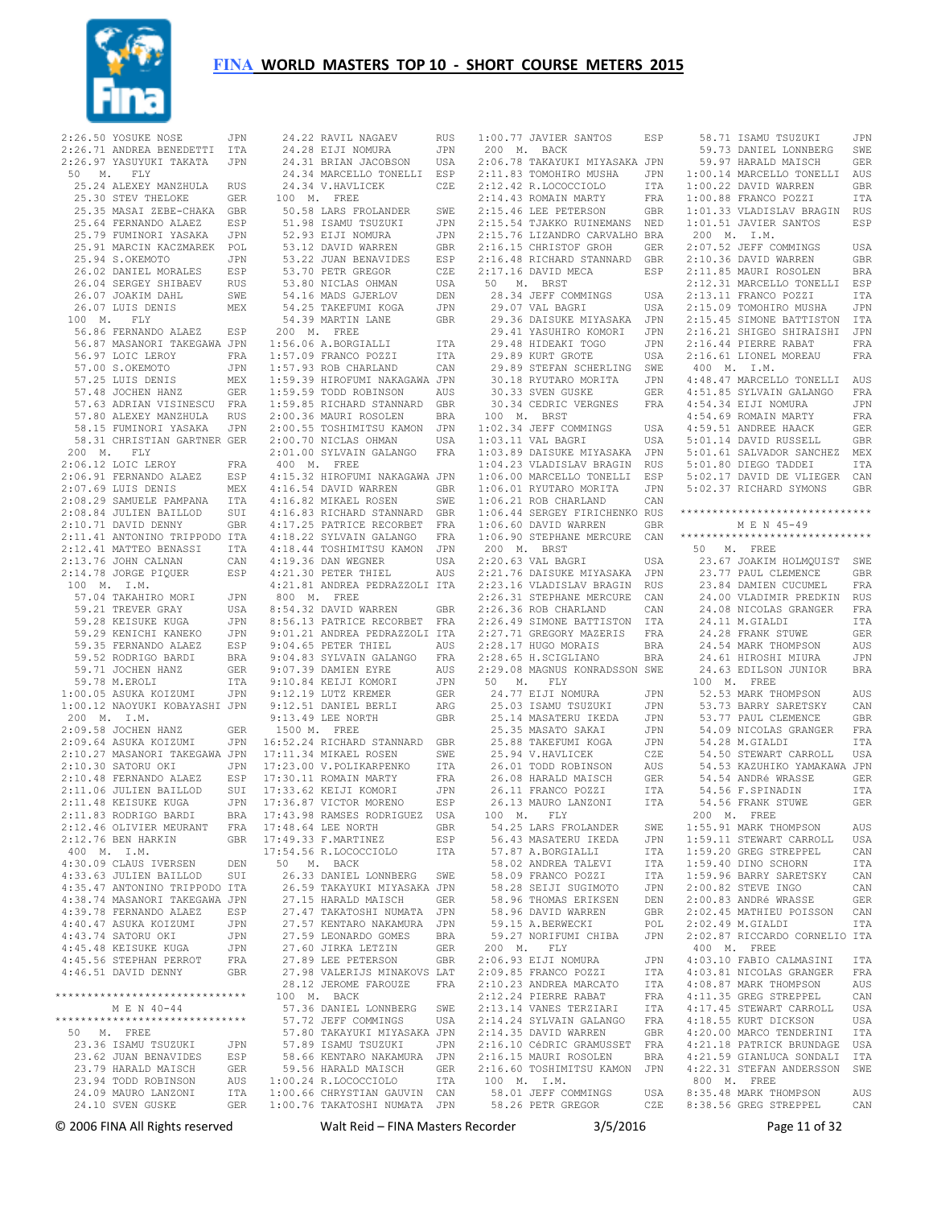# FINA WORLD MASTERS TOP 10 - SHORT COURSE METERS 2015

```
2:26.50 YOSUKE NOSE          JPN
2:26.71 ANDREA BENEDETTI     ITA
2:26.97 YASUYUKI TAKATA      JPN
 50  M.  FLY
  25.24 ALEXEY MANZHULA      RUS
  25.30 STEV THELOKE         GER
  25.35 MASAI ZEBE-CHAKA     GBR
  25.64 FERNANDO ALAEZ       ESP
  25.79 FUMINORI YASAKA      JPN
  25.91 MARCIN KACZMAREK     POL
  25.94 S.OKEMOTO            JPN
  26.02 DANIEL MORALES       ESP
  26.04 SERGEY SHIBAEV       RUS
  26.07 JOAKIM DAHL          SWE
  26.07 LUIS DENIS           MEX
 100  M.  FLY
  56.86 FERNANDO ALAEZ       ESP
  56.87 MASANORI TAKEGAWA    JPN
  56.97 LOIC LEROY           FRA
  57.00 S.OKEMOTO            JPN
  57.25 LUIS DENIS           MEX
  57.48 JOCHEN HANZ          GER
  57.63 ADRIAN VISINESCU     FRA
  57.80 ALEXEY MANZHULA      RUS
  58.15 FUMINORI YASAKA      JPN
  58.31 CHRISTIAN GARTNER    GER
 200  M.  FLY
2:06.12 LOIC LEROY           FRA
2:06.91 FERNANDO ALAEZ       ESP
2:07.69 LUIS DENIS           MEX
2:08.29 SAMUELE PAMPANA      ITA
2:08.84 JULIEN BAILLOD       SUI
2:10.71 DAVID DENNY          GBR
2:11.41 ANTONINO TRIPPODO    ITA
2:12.41 MATTEO BENASSI       ITA
2:13.76 JOHN CALNAN          CAN
2:14.78 JORGE PIQUER         ESP
 100  M.  I.M.
  57.04 TAKAHIRO MORI        JPN
  59.21 TREVER GRAY          USA
  59.28 KEISUKE KUGA         JPN
  59.29 KENICHI KANEKO       JPN
  59.35 FERNANDO ALAEZ       ESP
  59.52 RODRIGO BARDI        BRA
  59.71 JOCHEN HANZ          GER
  59.78 M.EROLI              ITA
1:00.05 ASUKA KOIZUMI        JPN
1:00.12 NAOYUKI KOBAYASHI    JPN
 200  M.  I.M.
2:09.58 JOCHEN HANZ          GER
2:09.64 ASUKA KOIZUMI        JPN
2:10.27 MASANORI TAKEGAWA    JPN
2:10.30 SATORU OKI           JPN
2:10.48 FERNANDO ALAEZ       ESP
2:11.06 JULIEN BAILLOD       SUI
2:11.48 KEISUKE KUGA         JPN
2:11.83 RODRIGO BARDI        BRA
2:12.46 OLIVIER MEURANT      FRA
2:12.76 BEN HARKIN           GBR
 400  M.  I.M.
4:30.09 CLAUS IVERSEN        DEN
4:33.63 JULIEN BAILLOD       SUI
4:35.47 ANTONINO TRIPPODO    ITA
4:38.74 MASANORI TAKEGAWA    JPN
4:39.78 FERNANDO ALAEZ       ESP
4:40.47 ASUKA KOIZUMI        JPN
4:43.74 SATORU OKI           JPN
4:45.48 KEISUKE KUGA         JPN
4:45.56 STEPHAN PERROT       FRA
4:46.51 DAVID DENNY          GBR

*****************************
        M E N  40-44
*****************************
 50  M.  FREE
  23.36 ISAMU TSUZUKI        JPN
  23.62 JUAN BENAVIDES       ESP
  23.79 HARALD MAISCH        GER
  23.94 TODD ROBINSON        AUS
  24.09 MAURO LANZONI        ITA
  24.10 SVEN GUSKE           GER
  24.22 RAVIL NAGAEV         RUS
  24.28 EIJI NOMURA          JPN
  24.31 BRIAN JACOBSON       USA
  24.34 MARCELLO TONELLI     ESP
  24.34 V.HAVLICEK           CZE
 100  M.  FREE
  50.58 LARS FROLANDER       SWE
  51.98 ISAMU TSUZUKI        JPN
  52.93 EIJI NOMURA          JPN
  53.12 DAVID WARREN         GBR
  53.22 JUAN BENAVIDES       ESP
  53.70 PETR GREGOR          CZE
  53.80 NICLAS OHMAN         USA
  54.16 MADS GJERLOV         DEN
  54.25 TAKEFUMI KOGA        JPN
  54.39 MARTIN LANE          GBR
 200  M.  FREE
1:56.06 A.BORGIALLI          ITA
1:57.09 FRANCO POZZI         ITA
1:57.93 ROB CHARLAND         CAN
1:59.39 HIROFUMI NAKAGAWA    JPN
1:59.59 TODD ROBINSON        AUS
1:59.85 RICHARD STANNARD     GBR
2:00.36 MAURI ROSOLEN        BRA
2:00.55 TOSHIMITSU KAMON     JPN
2:00.70 NICLAS OHMAN         USA
2:01.00 SYLVAIN GALANGO      FRA
 400  M.  FREE
4:15.32 HIROFUMI NAKAGAWA    JPN
4:16.54 DAVID WARREN         GBR
4:16.82 MIKAEL ROSEN         SWE
4:16.83 RICHARD STANNARD     GBR
4:17.25 PATRICE RECORBET     FRA
4:18.22 SYLVAIN GALANGO      FRA
4:18.44 TOSHIMITSU KAMON     JPN
4:19.36 DAN WEGNER           USA
4:21.30 PETER THIEL          AUS
4:21.81 ANDREA PEDRAZZOLI    ITA
 800  M.  FREE
8:54.32 DAVID WARREN         GBR
8:56.13 PATRICE RECORBET     FRA
9:01.21 ANDREA PEDRAZZOLI    ITA
9:04.65 PETER THIEL          AUS
9:04.83 SYLVAIN GALANGO      FRA
9:07.39 DAMIEN EYRE          AUS
9:10.84 KEIJI KOMORI         JPN
9:12.19 LUTZ KREMER          GER
9:12.51 DANIEL BERLI         ARG
9:13.49 LEE NORTH            GBR
 1500 M.  FREE
16:52.24 RICHARD STANNARD    GBR
17:11.34 MIKAEL ROSEN        SWE
17:23.00 V.POLIKARPENKO      ITA
17:30.11 ROMAIN MARTY        FRA
17:33.62 KEIJI KOMORI        JPN
17:36.87 VICTOR MORENO       ESP
17:43.98 RAMSES RODRIGUEZ    USA
17:48.64 LEE NORTH           GBR
17:49.33 F.MARTINEZ          ESP
17:54.56 R.LOCOCCIOLO        ITA
 50  M.  BACK
  26.33 DANIEL LONNBERG      SWE
  26.59 TAKAYUKI MIYASAKA    JPN
  27.15 HARALD MAISCH        GER
  27.47 TAKATOSHI NUMATA     JPN
  27.57 KENTARO NAKAMURA     JPN
  27.59 LEONARDO GOMES       BRA
  27.60 JIRKA LETZIN         GER
  27.89 LEE PETERSON         GBR
  27.98 VALERIJS MINAKOVS    LAT
  28.12 JEROME FAROUZE       FRA
 100  M.  BACK
  57.36 DANIEL LONNBERG      SWE
  57.72 JEFF COMMINGS        USA
  57.80 TAKAYUKI MIYASAKA    JPN
  57.89 ISAMU TSUZUKI        JPN
  58.66 KENTARO NAKAMURA     JPN
  59.56 HARALD MAISCH        GER
1:00.24 R.LOCOCCIOLO         ITA
1:00.66 CHRYSTIAN GAUVIN     CAN
1:00.76 TAKATOSHI NUMATA     JPN
1:00.77 JAVIER SANTOS        ESP
 200  M.  BACK
2:06.78 TAKAYUKI MIYASAKA    JPN
2:11.83 TOMOHIRO MUSHA       JPN
2:12.42 R.LOCOCCIOLO         ITA
2:14.43 ROMAIN MARTY         FRA
2:15.46 LEE PETERSON         GBR
2:15.54 TJAKKO RUINEMANS     NED
2:15.76 LIZANDRO CARVALHO    BRA
2:16.15 CHRISTOF GROH        GER
2:16.48 RICHARD STANNARD     GBR
2:17.16 DAVID MECA           ESP
 50  M.  BRST
  28.34 JEFF COMMINGS        USA
  29.07 VAL BAGRI            USA
  29.36 DAISUKE MIYASAKA     JPN
  29.41 YASUHIRO KOMORI      JPN
  29.48 HIDEAKI TOGO         JPN
  29.89 KURT GROTE           USA
  29.89 STEFAN SCHERLING     SWE
  30.18 RYUTARO MORITA       JPN
  30.33 SVEN GUSKE           GER
  30.34 CEDRIC VERGNES       FRA
 100  M.  BRST
1:02.34 JEFF COMMINGS        USA
1:03.11 VAL BAGRI            USA
1:03.89 DAISUKE MIYASAKA     JPN
1:04.23 VLADISLAV BRAGIN     RUS
1:06.00 MARCELLO TONELLI     ESP
1:06.01 RYUTARO MORITA       JPN
1:06.21 ROB CHARLAND         CAN
1:06.44 SERGEY FIRICHENKO    RUS
1:06.60 DAVID WARREN         GBR
1:06.90 STEPHANE MERCURE     CAN
 200  M.  BRST
2:20.63 VAL BAGRI            USA
2:21.76 DAISUKE MIYASAKA     JPN
2:23.16 VLADISLAV BRAGIN     RUS
2:26.31 STEPHANE MERCURE     CAN
2:26.36 ROB CHARLAND         CAN
2:26.49 SIMONE BATTISTON     ITA
2:27.71 GREGORY MAZERIS      FRA
2:28.17 HUGO MORAIS          BRA
2:28.65 H.SCIGLIANO          BRA
2:29.08 MAGNUS KONRADSSON    SWE
 50  M.  FLY
  24.77 EIJI NOMURA          JPN
  25.03 ISAMU TSUZUKI        JPN
  25.14 MASATERU IKEDA       JPN
  25.35 MASATO SAKAI         JPN
  25.88 TAKEFUMI KOGA        JPN
  25.94 V.HAVLICEK           CZE
  26.01 TODD ROBINSON        AUS
  26.08 HARALD MAISCH        GER
  26.11 FRANCO POZZI         ITA
  26.13 MAURO LANZONI        ITA
 100  M.  FLY
  54.25 LARS FROLANDER       SWE
  56.43 MASATERU IKEDA       JPN
  57.87 A.BORGIALLI          ITA
  58.02 ANDREA TALEVI        ITA
  58.09 FRANCO POZZI         ITA
  58.28 SEIJI SUGIMOTO       JPN
  58.96 THOMAS ERIKSEN       DEN
  58.96 DAVID WARREN         GBR
  59.15 A.BERWECKI           POL
  59.27 NORIFUMI CHIBA       JPN
 200  M.  FLY
2:06.93 EIJI NOMURA          JPN
2:09.85 FRANCO POZZI         ITA
2:10.23 ANDREA MARCATO       ITA
2:12.24 PIERRE RABAT         FRA
2:13.14 VANES TERZIARI       ITA
2:14.24 SYLVAIN GALANGO      FRA
2:14.35 DAVID WARREN         GBR
2:16.10 CéDRIC GRAMUSSET     FRA
2:16.15 MAURI ROSOLEN        BRA
2:16.60 TOSHIMITSU KAMON     JPN
 100  M.  I.M.
  58.01 JEFF COMMINGS        USA
  58.26 PETR GREGOR          CZE
  58.71 ISAMU TSUZUKI        JPN
  59.73 DANIEL LONNBERG      SWE
  59.97 HARALD MAISCH        GER
1:00.14 MARCELLO TONELLI     AUS
1:00.22 DAVID WARREN         GBR
1:00.88 FRANCO POZZI         ITA
1:01.33 VLADISLAV BRAGIN     RUS
1:01.51 JAVIER SANTOS        ESP
 200  M.  I.M.
2:07.52 JEFF COMMINGS        USA
2:10.36 DAVID WARREN         GBR
2:11.85 MAURI ROSOLEN        BRA
2:12.31 MARCELLO TONELLI     ESP
2:13.11 FRANCO POZZI         ITA
2:15.09 TOMOHIRO MUSHA       JPN
2:15.45 SIMONE BATTISTON     ITA
2:16.21 SHIGEO SHIRAISHI     JPN
2:16.44 PIERRE RABAT         FRA
2:16.61 LIONEL MOREAU        FRA
 400  M.  I.M.
4:48.47 MARCELLO TONELLI     AUS
4:51.85 SYLVAIN GALANGO      FRA
4:54.34 EIJI NOMURA          JPN
4:54.69 ROMAIN MARTY         FRA
4:59.51 ANDREE HAACK         GER
5:01.14 DAVID RUSSELL        GBR
5:01.61 SALVADOR SANCHEZ     MEX
5:01.80 DIEGO TADDEI         ITA
5:02.17 DAVID DE VLIEGER     CAN
5:02.37 RICHARD SYMONS       GBR

*****************************
        M E N  45-49
*****************************
 50  M.  FREE
  23.67 JOAKIM HOLMQUIST     SWE
  23.77 PAUL CLEMENCE        GBR
  23.84 DAMIEN CUCUMEL       FRA
  24.00 VLADIMIR PREDKIN     RUS
  24.08 NICOLAS GRANGER      FRA
  24.11 M.GIALDI             ITA
  24.28 FRANK STUWE          GER
  24.54 MARK THOMPSON        AUS
  24.61 HIROSHI MIURA        JPN
  24.63 EDILSON JUNIOR       BRA
 100  M.  FREE
  52.53 MARK THOMPSON        AUS
  53.73 BARRY SARETSKY       CAN
  53.77 PAUL CLEMENCE        GBR
  54.09 NICOLAS GRANGER      FRA
  54.28 M.GIALDI             ITA
  54.50 STEWART CARROLL      USA
  54.53 KAZUHIKO YAMAKAWA    JPN
  54.54 ANDRé WRASSE         GER
  54.56 F.SPINADIN           ITA
  54.56 FRANK STUWE          GER
 200  M.  FREE
1:55.91 MARK THOMPSON        AUS
1:59.11 STEWART CARROLL      USA
1:59.20 GREG STREPPEL        CAN
1:59.40 DINO SCHORN          ITA
1:59.96 BARRY SARETSKY       CAN
2:00.82 STEVE INGO           CAN
2:00.83 ANDRé WRASSE         GER
2:02.45 MATHIEU POISSON      CAN
2:02.49 M.GIALDI             ITA
2:02.87 RICCARDO CORNELIO    ITA
 400  M.  FREE
4:03.10 FABIO CALMASINI      ITA
4:03.81 NICOLAS GRANGER      FRA
4:08.87 MARK THOMPSON        AUS
4:11.35 GREG STREPPEL        CAN
4:17.45 STEWART CARROLL      USA
4:18.55 KURT DICKSON         USA
4:20.00 MARCO TENDERINI      ITA
4:21.18 PATRICK BRUNDAGE     USA
4:21.59 GIANLUCA SONDALI     ITA
4:22.31 STEFAN ANDERSSON     SWE
 800  M.  FREE
8:35.48 MARK THOMPSON        AUS
8:38.56 GREG STREPPEL        CAN
```

© 2006 FINA All Rights reserved    Walt Reid – FINA Masters Recorder    3/5/2016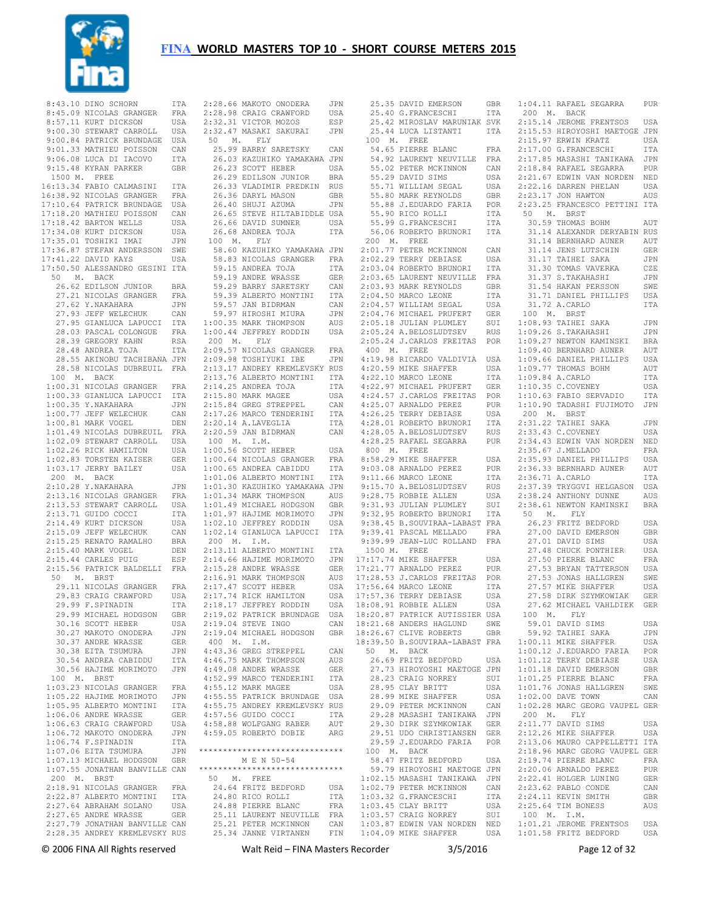# FINA WORLD MASTERS TOP 10 - SHORT COURSE METERS 2015

8:43.10 DINO SCHORN ITA
8:45.09 NICOLAS GRANGER FRA
8:57.11 KURT DICKSON USA
9:00.30 STEWART CARROLL USA
9:00.84 PATRICK BRUNDAGE USA
9:01.33 MATHIEU POISSON CAN
9:06.08 LUCA DI IACOVO ITA
9:15.48 KYRAN PARKER GBR

1500 M. FREE
16:13.34 FABIO CALMASINI ITA
16:38.92 NICOLAS GRANGER FRA
17:10.64 PATRICK BRUNDAGE USA
17:18.20 MATHIEU POISSON CAN
17:18.42 BARTON WELLS USA
17:34.08 KURT DICKSON USA
17:35.01 TOSHIKI IMAI JPN
17:36.87 STEFAN ANDERSSON SWE
17:41.22 DAVID KAYS USA
17:50.50 ALESSANDRO GESINI ITA

50 M. BACK
26.62 EDILSON JUNIOR BRA
27.21 NICOLAS GRANGER FRA
27.62 Y.NAKAHARA JPN
27.93 JEFF WELECHUK CAN
27.95 GIANLUCA LAPUCCI ITA
28.03 PASCAL COLONGUE FRA
28.39 GREGORY KAHN RSA
28.48 ANDREA TOJA ITA
28.55 AKINOBU TACHIBANA JPN
28.58 NICOLAS DUBREUIL FRA

100 M. BACK
1:00.31 NICOLAS GRANGER FRA
1:00.33 GIANLUCA LAPUCCI ITA
1:00.35 Y.NAKAHARA JPN
1:00.77 JEFF WELECHUK CAN
1:00.81 MARK VOGEL DEN
1:01.49 NICOLAS DUBREUIL FRA
1:02.09 STEWART CARROLL USA
1:02.26 RICK HAMILTON USA
1:02.83 TORSTEN KAISER GER
1:03.17 JERRY BAILEY USA

200 M. BACK
2:10.28 Y.NAKAHARA JPN
2:13.16 NICOLAS GRANGER FRA
2:13.53 STEWART CARROLL USA
2:13.71 GUIDO COCCI ITA
2:14.49 KURT DICKSON USA
2:15.09 JEFF WELECHUK CAN
2:15.25 RENATO RAMALHO BRA
2:15.40 MARK VOGEL DEN
2:15.44 CARLES PUIG ESP
2:15.56 PATRICK BALDELLI FRA

50 M. BRST
29.11 NICOLAS GRANGER FRA
29.83 CRAIG CRAWFORD USA
29.99 F.SPINADIN ITA
29.99 MICHAEL HODGSON GBR
30.16 SCOTT HEBER USA
30.27 MAKOTO ONODERA JPN
30.37 ANDRE WRASSE GER
30.38 EITA TSUMURA JPN
30.54 ANDREA CABIDDU ITA
30.56 HAJIME MORIMOTO JPN

100 M. BRST
1:03.23 NICOLAS GRANGER FRA
1:05.22 HAJIME MORIMOTO JPN
1:05.95 ALBERTO MONTINI ITA
1:06.06 ANDRE WRASSE GER
1:06.63 CRAIG CRAWFORD USA
1:06.72 MAKOTO ONODERA JPN
1:06.74 F.SPINADIN ITA
1:07.06 EITA TSUMURA JPN
1:07.13 MICHAEL HODGSON GBR
1:07.55 JONATHAN BANVILLE CAN

200 M. BRST
2:18.91 NICOLAS GRANGER FRA
2:22.87 ALBERTO MONTINI ITA
2:27.64 ABRAHAM SOLANO USA
2:27.65 ANDRE WRASSE GER
2:27.79 JONATHAN BANVILLE CAN
2:28.35 ANDREY KREMLEVSKY RUS
2:28.66 MAKOTO ONODERA JPN
2:28.98 CRAIG CRAWFORD USA
2:32.31 VICTOR MOZOS ESP
2:32.47 MASAKI SAKURAI JPN

50 M. FLY
25.99 BARRY SARETSKY CAN
26.03 KAZUHIKO YAMAKAWA JPN
26.23 SCOTT HEBER USA
26.29 EDILSON JUNIOR BRA
26.33 VLADIMIR PREDKIN RUS
26.36 DARYL MASON GBR
26.40 SHUJI AZUMA JPN
26.65 STEVE HILTABIDDLE USA
26.66 DAVID SUMNER USA
26.68 ANDREA TOJA ITA

100 M. FLY
58.60 KAZUHIKO YAMAKAWA JPN
58.83 NICOLAS GRANGER FRA
59.15 ANDREA TOJA ITA
59.19 ANDRE WRASSE GER
59.29 BARRY SARETSKY CAN
59.39 ALBERTO MONTINI ITA
59.57 JAN BIDRMAN CAN
59.97 HIROSHI MIURA JPN
1:00.35 MARK THOMPSON AUS
1:00.44 JEFFREY RODDIN USA

200 M. FLY
2:09.57 NICOLAS GRANGER FRA
2:09.98 TOSHIYUKI IBE JPN
2:13.17 ANDREY KREMLEVSKY RUS
2:13.76 ALBERTO MONTINI ITA
2:14.25 ANDREA TOJA ITA
2:15.80 MARK MAGEE USA
2:15.84 GREG STREPPEL CAN
2:17.26 MARCO TENDERINI ITA
2:20.14 A.LAVEGLIA ITA
2:20.59 JAN BIDRMAN CAN

100 M. I.M.
1:00.56 SCOTT HEBER USA
1:00.64 NICOLAS GRANGER FRA
1:00.65 ANDREA CABIDDU ITA
1:01.06 ALBERTO MONTINI ITA
1:01.30 KAZUHIKO YAMAKAWA JPN
1:01.34 MARK THOMPSON AUS
1:01.49 MICHAEL HODGSON GBR
1:01.97 HAJIME MORIMOTO JPN
1:02.10 JEFFREY RODDIN USA
1:02.14 GIANLUCA LAPUCCI ITA

200 M. I.M.
2:13.11 ALBERTO MONTINI ITA
2:14.66 HAJIME MORIMOTO JPN
2:15.28 ANDRE WRASSE GER
2:16.91 MARK THOMPSON AUS
2:17.47 SCOTT HEBER USA
2:17.74 RICK HAMILTON USA
2:18.17 JEFFREY RODDIN USA
2:19.02 PATRICK BRUNDAGE USA
2:19.04 STEVE INGO CAN
2:19.04 MICHAEL HODGSON GBR

400 M. I.M.
4:43.36 GREG STREPPEL CAN
4:46.75 MARK THOMPSON AUS
4:49.08 ANDRE WRASSE GER
4:52.99 MARCO TENDERINI ITA
4:55.12 MARK MAGEE USA
4:55.75 PATRICK BRUNDAGE USA
4:55.75 ANDREY KREMLEVSKY RUS
4:57.56 GUIDO COCCI ITA
4:58.88 WOLFGANG RABER AUT
4:59.05 ROBERTO DOBIE ARG

*****************************
## M E N 50-54
*****************************

50 M. FREE
24.64 FRITZ BEDFORD USA
24.80 RICO ROLLI ITA
24.88 PIERRE BLANC FRA
25.11 LAURENT NEUVILLE FRA
25.21 PETER MCKINNON CAN
25.34 JANNE VIRTANEN FIN
25.35 DAVID EMERSON GBR
25.40 G.FRANCESCHI ITA
25.42 MIROSLAV MARUNIAK SVK
25.44 LUCA LISTANTI ITA

100 M. FREE
54.65 PIERRE BLANC FRA
54.92 LAURENT NEUVILLE FRA
55.02 PETER MCKINNON CAN
55.29 DAVID SIMS USA
55.71 WILLIAM SEGAL USA
55.80 MARK REYNOLDS GBR
55.88 J.EDUARDO FARIA POR
55.90 RICO ROLLI ITA
55.99 G.FRANCESCHI ITA
56.06 ROBERTO BRUNORI ITA

200 M. FREE
2:01.77 PETER MCKINNON CAN
2:02.29 TERRY DEBIASE USA
2:03.04 ROBERTO BRUNORI ITA
2:03.65 LAURENT NEUVILLE FRA
2:03.93 MARK REYNOLDS GBR
2:04.50 MARCO LEONE ITA
2:04.57 WILLIAM SEGAL USA
2:04.76 MICHAEL PRUFERT GER
2:05.18 JULIAN PLUMLEY SUI
2:05.24 A.BELOSLUDTSEV RUS
2:05.24 J.CARLOS FREITAS POR

400 M. FREE
4:19.98 RICARDO VALDIVIA USA
4:20.59 MIKE SHAFFER USA
4:22.10 MARCO LEONE ITA
4:22.97 MICHAEL PRUFERT GER
4:24.57 J.CARLOS FREITAS POR
4:25.07 ARNALDO PEREZ PUR
4:26.25 TERRY DEBIASE USA
4:28.01 ROBERTO BRUNORI ITA
4:28.05 A.BELOSLUDTSEV RUS
4:28.25 RAFAEL SEGARRA PUR

800 M. FREE
8:58.29 MIKE SHAFFER USA
9:03.08 ARNALDO PEREZ PUR
9:11.66 MARCO LEONE ITA
9:15.70 A.BELOSLUDTSEV RUS
9:28.75 ROBBIE ALLEN USA
9:31.93 JULIAN PLUMLEY SUI
9:32.95 ROBERTO BRUNORI ITA
9:38.45 B.SOUVIRAA-LABAST FRA
9:39.41 PASCAL MELLADO FRA
9:39.99 JEAN-LUC ROLLAND FRA

1500 M. FREE
17:17.74 MIKE SHAFFER USA
17:21.77 ARNALDO PEREZ PUR
17:28.53 J.CARLOS FREITAS POR
17:56.64 MARCO LEONE ITA
17:57.36 TERRY DEBIASE USA
18:08.91 ROBBIE ALLEN USA
18:20.87 PATRICK AUTISSIER USA
18:21.68 ANDERS HAGLUND SWE
18:26.67 CLIVE ROBERTS GBR
18:39.50 B.SOUVIRAA-LABAST FRA

50 M. BACK
26.69 FRITZ BEDFORD USA
27.73 HIROYOSHI MAETOGE JPN
28.23 CRAIG NORREY SUI
28.95 CLAY BRITT USA
28.99 MIKE SHAFFER USA
29.09 PETER MCKINNON CAN
29.28 MASASHI TANIKAWA JPN
29.30 DIRK SZYMKOWIAK GER
29.51 UDO CHRISTIANSEN GER
29.59 J.EDUARDO FARIA POR

100 M. BACK
58.47 FRITZ BEDFORD USA
59.79 HIROYOSHI MAETOGE JPN
1:02.15 MASASHI TANIKAWA JPN
1:02.79 PETER MCKINNON CAN
1:03.32 G.FRANCESCHI ITA
1:03.45 CLAY BRITT USA
1:03.57 CRAIG NORREY SUI
1:03.87 EDWIN VAN NORDEN NED
1:04.09 MIKE SHAFFER USA
1:04.11 RAFAEL SEGARRA PUR

200 M. BACK
2:15.14 JEROME FRENTSOS USA
2:15.53 HIROYOSHI MAETOGE JPN
2:15.97 ERWIN KRATZ USA
2:17.00 G.FRANCESCHI ITA
2:17.85 MASASHI TANIKAWA JPN
2:18.84 RAFAEL SEGARRA PUR
2:21.67 EDWIN VAN NORDEN NED
2:22.16 DARREN PHELAN USA
2:23.17 JON HAWTON AUS
2:23.25 FRANCESCO PETTINI ITA

50 M. BRST
30.59 THOMAS BOHM AUT
31.14 ALEXANDR DERYABIN RUS
31.14 BERNHARD AUNER AUT
31.14 JENS LUTSCHIN GER
31.17 TAIHEI SAKA JPN
31.30 TOMAS VAVERKA CZE
31.37 S.TAKAHASHI JPN
31.54 HAKAN PERSSON SWE
31.71 DANIEL PHILLIPS USA
31.72 A.CARLO ITA

100 M. BRST
1:08.93 TAIHEI SAKA JPN
1:09.26 S.TAKAHASHI JPN
1:09.27 NEWTON KAMINSKI BRA
1:09.40 BERNHARD AUNER AUT
1:09.66 DANIEL PHILLIPS USA
1:09.77 THOMAS BOHM AUT
1:09.84 A.CARLO ITA
1:10.35 C.COVENEY USA
1:10.63 FABIO SERVADIO ITA
1:10.90 TADASHI FUJIMOTO JPN

200 M. BRST
2:31.22 TAIHEI SAKA JPN
2:33.43 C.COVENEY USA
2:34.43 EDWIN VAN NORDEN NED
2:35.67 J.MELLADO FRA
2:35.93 DANIEL PHILLIPS USA
2:36.33 BERNHARD AUNER AUT
2:36.71 A.CARLO ITA
2:37.39 TRYGGVI HELGASON USA
2:38.24 ANTHONY DUNNE AUS
2:38.61 NEWTON KAMINSKI BRA

50 M. FLY
26.23 FRITZ BEDFORD USA
27.00 DAVID EMERSON GBR
27.01 DAVID SIMS USA
27.48 CHUCK PONTHIER USA
27.50 PIERRE BLANC FRA
27.53 BRYAN TATTERSON USA
27.53 JONAS HALLGREN SWE
27.57 MIKE SHAFFER USA
27.58 DIRK SZYMKOWIAK GER
27.62 MICHAEL VAHLDIEK GER

100 M. FLY
59.01 DAVID SIMS USA
59.92 TAIHEI SAKA JPN
1:00.11 MIKE SHAFFER USA
1:00.12 J.EDUARDO FARIA POR
1:01.12 TERRY DEBIASE USA
1:01.18 DAVID EMERSON GBR
1:01.25 PIERRE BLANC FRA
1:01.76 JONAS HALLGREN SWE
1:02.00 DAVE TOWN CAN
1:02.28 MARC GEORG VAUPEL GER

200 M. FLY
2:11.77 DAVID SIMS USA
2:12.26 MIKE SHAFFER USA
2:13.06 MAURO CAPPELLETTI ITA
2:18.96 MARC GEORG VAUPEL GER
2:19.74 PIERRE BLANC FRA
2:20.06 ARNALDO PEREZ PUR
2:22.41 HOLGER LUNING GER
2:23.62 PABLO CONDE CAN
2:24.11 KEVIN SMITH GBR
2:25.64 TIM BONESS AUS

100 M. I.M.
1:01.21 JEROME FRENTSOS USA
1:01.58 FRITZ BEDFORD USA

© 2006 FINA All Rights reserved    Walt Reid – FINA Masters Recorder    3/5/2016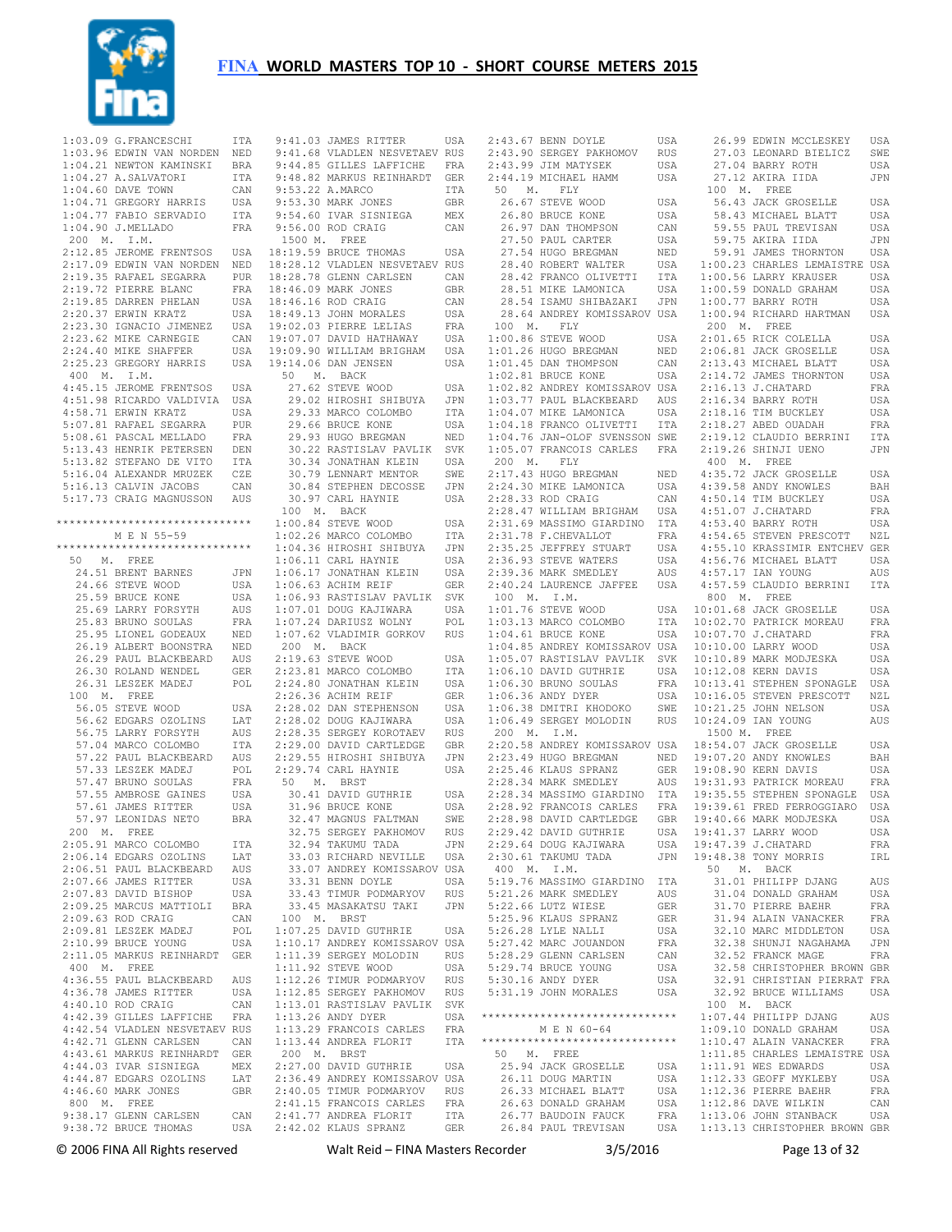1:03.09 G.FRANCESCHI ITA
1:03.96 EDWIN VAN NORDEN NED
1:04.21 NEWTON KAMINSKI BRA
1:04.27 A.SALVATORI ITA
1:04.60 DAVE TOWN CAN
1:04.71 GREGORY HARRIS USA
1:04.77 FABIO SERVADIO ITA
1:04.90 J.MELLADO FRA

200 M. I.M.

2:12.85 JEROME FRENTSOS USA
2:17.09 EDWIN VAN NORDEN NED
2:19.35 RAFAEL SEGARRA PUR
2:19.72 PIERRE BLANC FRA
2:19.85 DARREN PHELAN USA
2:20.37 ERWIN KRATZ USA
2:23.30 IGNACIO JIMENEZ USA
2:23.62 MIKE CARNEGIE CAN
2:24.40 MIKE SHAFFER USA
2:25.23 GREGORY HARRIS USA

400 M. I.M.

4:45.15 JEROME FRENTSOS USA
4:51.98 RICARDO VALDIVIA USA
4:58.71 ERWIN KRATZ USA
5:07.81 RAFAEL SEGARRA PUR
5:08.61 PASCAL MELLADO FRA
5:13.43 HENRIK PETERSEN DEN
5:13.82 STEFANO DE VITO ITA
5:16.04 ALEXANDR MRUZEK CZE
5:16.13 CALVIN JACOBS CAN
5:17.73 CRAIG MAGNUSSON AUS

******************************
M E N 55-59
******************************

50 M. FREE

24.51 BRENT BARNES JPN
24.66 STEVE WOOD USA
25.59 BRUCE KONE USA
25.69 LARRY FORSYTH AUS
25.83 BRUNO SOULAS FRA
25.95 LIONEL GODEAUX NED
26.19 ALBERT BOONSTRA NED
26.29 PAUL BLACKBEARD AUS
26.30 ROLAND WENDEL GER
26.31 LESZEK MADEJ POL

100 M. FREE

56.05 STEVE WOOD USA
56.62 EDGARS OZOLINS LAT
56.75 LARRY FORSYTH AUS
57.04 MARCO COLOMBO ITA
57.22 PAUL BLACKBEARD AUS
57.33 LESZEK MADEJ POL
57.47 BRUNO SOULAS FRA
57.55 AMBROSE GAINES USA
57.61 JAMES RITTER USA
57.97 LEONIDAS NETO BRA

200 M. FREE

2:05.91 MARCO COLOMBO ITA
2:06.14 EDGARS OZOLINS LAT
2:06.51 PAUL BLACKBEARD AUS
2:07.66 JAMES RITTER USA
2:07.83 DAVID BISHOP USA
2:09.25 MARCUS MATTIOLI BRA
2:09.63 ROD CRAIG CAN
2:09.81 LESZEK MADEJ POL
2:10.99 BRUCE YOUNG USA
2:11.05 MARKUS REINHARDT GER

400 M. FREE

4:36.55 PAUL BLACKBEARD AUS
4:36.78 JAMES RITTER USA
4:40.10 ROD CRAIG CAN
4:42.39 GILLES LAFFICHE FRA
4:42.54 VLADLEN NESVETAEV RUS
4:42.71 GLENN CARLSEN CAN
4:43.61 MARKUS REINHARDT GER
4:44.03 IVAR SISNIEGA MEX
4:44.87 EDGARS OZOLINS LAT
4:46.60 MARK JONES GBR

800 M. FREE

9:38.17 GLENN CARLSEN CAN
9:38.72 BRUCE THOMAS USA
9:41.03 JAMES RITTER USA
9:41.68 VLADLEN NESVETAEV RUS
9:44.85 GILLES LAFFICHE FRA
9:48.82 MARKUS REINHARDT GER
9:53.22 A.MARCO ITA
9:53.30 MARK JONES GBR
9:54.60 IVAR SISNIEGA MEX
9:56.00 ROD CRAIG CAN

1500 M. FREE

18:19.59 BRUCE THOMAS USA
18:28.12 VLADLEN NESVETAEV RUS
18:28.78 GLENN CARLSEN CAN
18:46.09 MARK JONES GBR
18:46.16 ROD CRAIG CAN
18:49.13 JOHN MORALES USA
19:02.03 PIERRE LELIAS FRA
19:07.07 DAVID HATHAWAY USA
19:09.90 WILLIAM BRIGHAM USA
19:14.06 DAN JENSEN USA

50 M. BACK

27.62 STEVE WOOD USA
29.02 HIROSHI SHIBUYA JPN
29.33 MARCO COLOMBO ITA
29.66 BRUCE KONE USA
29.93 HUGO BREGMAN NED
30.22 RASTISLAV PAVLIK SVK
30.34 JONATHAN KLEIN USA
30.79 LENNART MENTOR SWE
30.84 STEPHEN DECOSSE JPN
30.97 CARL HAYNIE USA

100 M. BACK

1:00.84 STEVE WOOD USA
1:02.26 MARCO COLOMBO ITA
1:04.36 HIROSHI SHIBUYA JPN
1:06.11 CARL HAYNIE USA
1:06.17 JONATHAN KLEIN USA
1:06.63 ACHIM REIF GER
1:06.93 RASTISLAV PAVLIK SVK
1:07.01 DOUG KAJIWARA USA
1:07.24 DARIUSZ WOLNY POL
1:07.62 VLADIMIR GORKOV RUS

200 M. BACK

2:19.63 STEVE WOOD USA
2:23.81 MARCO COLOMBO ITA
2:24.80 JONATHAN KLEIN USA
2:26.36 ACHIM REIF GER
2:28.02 DAN STEPHENSON USA
2:28.02 DOUG KAJIWARA USA
2:28.35 SERGEY KOROTAEV RUS
2:29.00 DAVID CARTLEDGE GBR
2:29.55 HIROSHI SHIBUYA JPN
2:29.74 CARL HAYNIE USA

50 M. BRST

30.41 DAVID GUTHRIE USA
31.96 BRUCE KONE USA
32.47 MAGNUS FALTMAN SWE
32.75 SERGEY PAKHOMOV RUS
32.94 TAKUMU TADA JPN
33.03 RICHARD NEVILLE USA
33.07 ANDREY KOMISSAROV USA
33.31 BENN DOYLE USA
33.43 TIMUR PODMARYOV RUS
33.45 MASAKATSU TAKI JPN

100 M. BRST

1:07.25 DAVID GUTHRIE USA
1:10.17 ANDREY KOMISSAROV USA
1:11.39 SERGEY MOLODIN RUS
1:11.92 STEVE WOOD USA
1:12.26 TIMUR PODMARYOV RUS
1:12.85 SERGEY PAKHOMOV RUS
1:13.01 RASTISLAV PAVLIK SVK
1:13.26 ANDY DYER USA
1:13.29 FRANCOIS CARLES FRA
1:13.44 ANDREA FLORIT ITA

200 M. BRST

2:27.00 DAVID GUTHRIE USA
2:36.49 ANDREY KOMISSAROV USA
2:40.05 TIMUR PODMARYOV RUS
2:41.15 FRANCOIS CARLES FRA
2:41.77 ANDREA FLORIT ITA
2:42.02 KLAUS SPRANZ GER
2:43.67 BENN DOYLE USA
2:43.90 SERGEY PAKHOMOV RUS
2:43.99 JIM MATYSEK USA
2:44.19 MICHAEL HAMM USA

50 M. FLY

26.67 STEVE WOOD USA
26.80 BRUCE KONE USA
26.97 DAN THOMPSON CAN
27.50 PAUL CARTER USA
27.54 HUGO BREGMAN NED
28.40 ROBERT WALTER USA
28.42 FRANCO OLIVETTI ITA
28.51 MIKE LAMONICA USA
28.54 ISAMU SHIBAZAKI JPN
28.64 ANDREY KOMISSAROV USA

100 M. FLY

1:00.86 STEVE WOOD USA
1:01.26 HUGO BREGMAN NED
1:01.45 DAN THOMPSON CAN
1:02.81 BRUCE KONE USA
1:02.82 ANDREY KOMISSAROV USA
1:03.77 PAUL BLACKBEARD AUS
1:04.07 MIKE LAMONICA USA
1:04.18 FRANCO OLIVETTI ITA
1:04.76 JAN-OLOF SVENSSON SWE
1:05.07 FRANCOIS CARLES FRA

200 M. FLY

2:17.43 HUGO BREGMAN NED
2:24.30 MIKE LAMONICA USA
2:28.33 ROD CRAIG CAN
2:28.47 WILLIAM BRIGHAM USA
2:31.69 MASSIMO GIARDINO ITA
2:31.78 F.CHEVALLOT FRA
2:35.25 JEFFREY STUART USA
2:36.93 STEVE WATERS USA
2:39.36 MARK SMEDLEY AUS
2:40.24 LAURENCE JAFFEE USA

100 M. I.M.

1:01.76 STEVE WOOD USA
1:03.13 MARCO COLOMBO ITA
1:04.61 BRUCE KONE USA
1:04.85 ANDREY KOMISSAROV USA
1:05.07 RASTISLAV PAVLIK SVK
1:06.10 DAVID GUTHRIE USA
1:06.30 BRUNO SOULAS FRA
1:06.36 ANDY DYER USA
1:06.38 DMITRI KHODOKO SWE
1:06.49 SERGEY MOLODIN RUS

200 M. I.M.

2:20.58 ANDREY KOMISSAROV USA
2:23.49 HUGO BREGMAN NED
2:25.46 KLAUS SPRANZ GER
2:28.34 MARK SMEDLEY AUS
2:28.34 MASSIMO GIARDINO ITA
2:28.92 FRANCOIS CARLES FRA
2:28.98 DAVID CARTLEDGE GBR
2:29.42 DAVID GUTHRIE USA
2:29.64 DOUG KAJIWARA USA
2:30.61 TAKUMU TADA JPN

400 M. I.M.

5:19.76 MASSIMO GIARDINO ITA
5:21.26 MARK SMEDLEY AUS
5:22.66 LUTZ WIESE GER
5:25.96 KLAUS SPRANZ GER
5:26.28 LYLE NALLI USA
5:27.42 MARC JOUANDON FRA
5:28.29 GLENN CARLSEN CAN
5:29.74 BRUCE YOUNG USA
5:30.16 ANDY DYER USA
5:31.19 JOHN MORALES USA

******************************
M E N 60-64
******************************

50 M. FREE

25.94 JACK GROSELLE USA
26.11 DOUG MARTIN USA
26.33 MICHAEL BLATT USA
26.63 DONALD GRAHAM USA
26.77 BAUDOIN FAUCK FRA
26.84 PAUL TREVISAN USA
26.99 EDWIN MCCLESKEY USA
27.03 LEONARD BIELICZ SWE
27.04 BARRY ROTH USA
27.12 AKIRA IIDA JPN

100 M. FREE

56.43 JACK GROSELLE USA
58.43 MICHAEL BLATT USA
59.55 PAUL TREVISAN USA
59.75 AKIRA IIDA JPN
59.91 JAMES THORNTON USA
1:00.23 CHARLES LEMAISTRE USA
1:00.56 LARRY KRAUSER USA
1:00.59 DONALD GRAHAM USA
1:00.77 BARRY ROTH USA
1:00.94 RICHARD HARTMAN USA

200 M. FREE

2:01.65 RICK COLELLA USA
2:06.81 JACK GROSELLE USA
2:13.43 MICHAEL BLATT USA
2:14.72 JAMES THORNTON USA
2:16.13 J.CHATARD FRA
2:16.34 BARRY ROTH USA
2:18.16 TIM BUCKLEY USA
2:18.27 ABED OUADAH FRA
2:19.12 CLAUDIO BERRINI ITA
2:19.26 SHINJI UENO JPN

400 M. FREE

4:35.72 JACK GROSELLE USA
4:39.58 ANDY KNOWLES BAH
4:50.14 TIM BUCKLEY USA
4:51.07 J.CHATARD FRA
4:53.40 BARRY ROTH USA
4:54.65 STEVEN PRESCOTT NZL
4:55.10 KRASSIMIR ENTCHEV GER
4:56.76 MICHAEL BLATT USA
4:57.17 IAN YOUNG AUS
4:57.59 CLAUDIO BERRINI ITA

800 M. FREE

10:01.68 JACK GROSELLE USA
10:02.70 PATRICK MOREAU FRA
10:07.70 J.CHATARD FRA
10:10.00 LARRY WOOD USA
10:10.89 MARK MODJESKA USA
10:12.08 KERN DAVIS USA
10:13.41 STEPHEN SPONAGLE USA
10:16.05 STEVEN PRESCOTT NZL
10:21.25 JOHN NELSON USA
10:24.09 IAN YOUNG AUS

1500 M. FREE

18:54.07 JACK GROSELLE USA
19:07.20 ANDY KNOWLES BAH
19:08.90 KERN DAVIS USA
19:31.93 PATRICK MOREAU FRA
19:35.55 STEPHEN SPONAGLE USA
19:39.61 FRED FERROGGIARO USA
19:40.66 MARK MODJESKA USA
19:41.37 LARRY WOOD USA
19:47.39 J.CHATARD FRA
19:48.38 TONY MORRIS IRL

50 M. BACK

31.01 PHILIPP DJANG AUS
31.04 DONALD GRAHAM USA
31.70 PIERRE BAEHR FRA
31.94 ALAIN VANACKER FRA
32.10 MARC MIDDLETON USA
32.38 SHUNJI NAGAHAMA JPN
32.52 FRANCK MAGE FRA
32.58 CHRISTOPHER BROWN GBR
32.91 CHRISTIAN PIERRAT FRA
32.92 BRUCE WILLIAMS USA

100 M. BACK

1:07.44 PHILIPP DJANG AUS
1:09.10 DONALD GRAHAM USA
1:10.47 ALAIN VANACKER FRA
1:11.85 CHARLES LEMAISTRE USA
1:11.91 WES EDWARDS USA
1:12.33 GEOFF MYKLEBY USA
1:12.36 PIERRE BAEHR FRA
1:12.86 DAVE WILKIN CAN
1:13.06 JOHN STANBACK USA
1:13.13 CHRISTOPHER BROWN GBR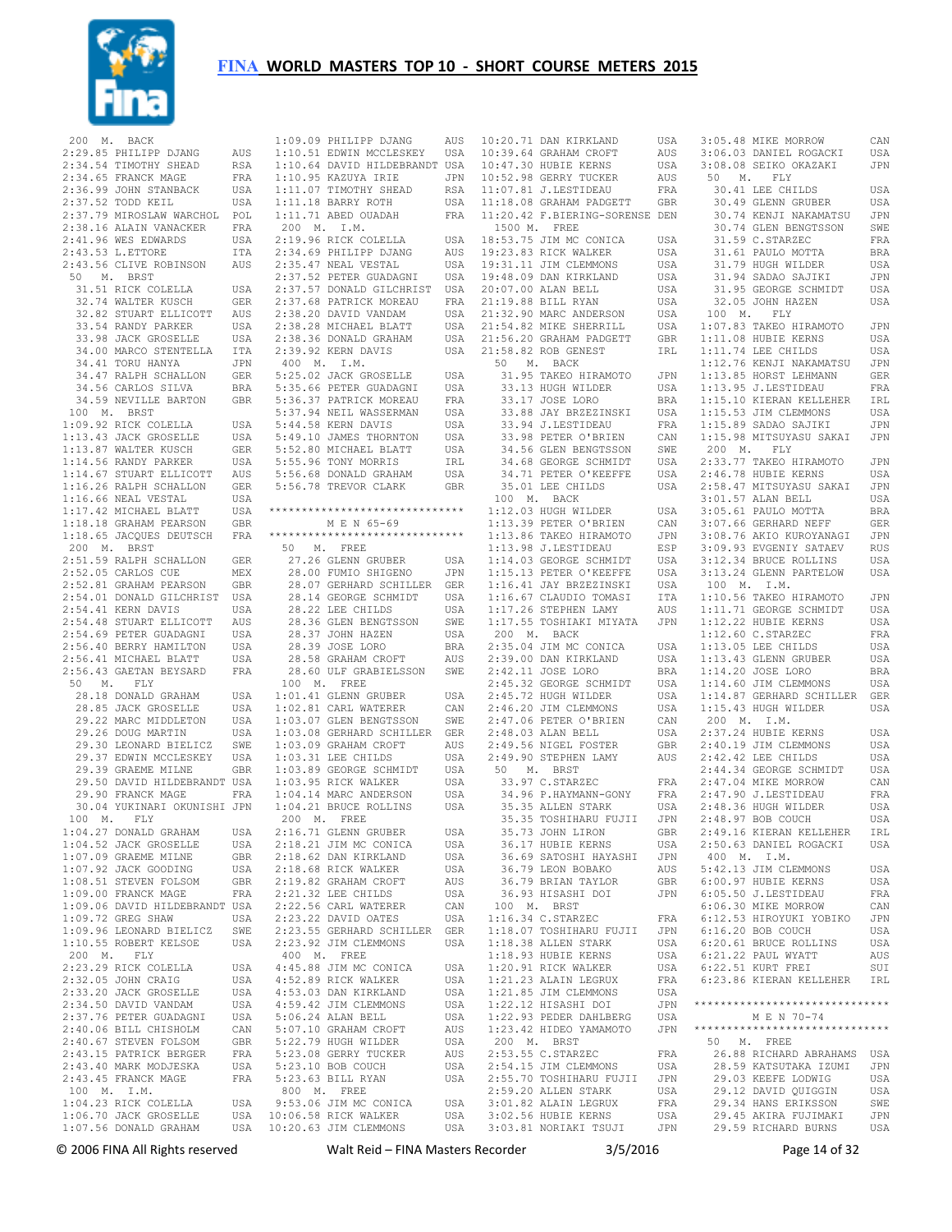# FINA WORLD MASTERS TOP 10 - SHORT COURSE METERS 2015

200 M. BACK
2:29.85 PHILIPP DJANG AUS
2:34.54 TIMOTHY SHEAD RSA
2:34.65 FRANCK MAGE FRA
2:36.99 JOHN STANBACK USA
2:37.52 TODD KEIL USA
2:37.79 MIROSLAW WARCHOL POL
2:38.16 ALAIN VANACKER FRA
2:41.96 WES EDWARDS USA
2:43.53 L.ETTORE ITA
2:43.56 CLIVE ROBINSON AUS

50 M. BRST
31.51 RICK COLELLA USA
32.74 WALTER KUSCH GER
32.82 STUART ELLICOTT AUS
33.54 RANDY PARKER USA
33.98 JACK GROSELLE USA
34.00 MARCO STENTELLA ITA
34.41 TORU HANYA JPN
34.47 RALPH SCHALLON GER
34.56 CARLOS SILVA BRA
34.59 NEVILLE BARTON GBR

100 M. BRST
1:09.92 RICK COLELLA USA
1:13.43 JACK GROSELLE USA
1:13.87 WALTER KUSCH GER
1:14.56 RANDY PARKER USA
1:14.67 STUART ELLICOTT AUS
1:16.26 RALPH SCHALLON GER
1:16.66 NEAL VESTAL USA
1:17.42 MICHAEL BLATT USA
1:18.18 GRAHAM PEARSON GBR
1:18.65 JACQUES DEUTSCH FRA

200 M. BRST
2:51.59 RALPH SCHALLON GER
2:52.05 CARLOS CUE MEX
2:52.81 GRAHAM PEARSON GBR
2:54.01 DONALD GILCHRIST USA
2:54.41 KERN DAVIS USA
2:54.48 STUART ELLICOTT AUS
2:54.69 PETER GUADAGNI USA
2:56.40 BERRY HAMILTON USA
2:56.41 MICHAEL BLATT USA
2:56.43 GAETAN BEYSARD FRA

50 M. FLY
28.18 DONALD GRAHAM USA
28.85 JACK GROSELLE USA
29.22 MARC MIDDLETON USA
29.26 DOUG MARTIN USA
29.30 LEONARD BIELICZ SWE
29.37 EDWIN MCCLESKEY USA
29.39 GRAEME MILNE GBR
29.50 DAVID HILDEBRANDT USA
29.90 FRANCK MAGE FRA
30.04 YUKINARI OKUNISHI JPN

100 M. FLY
1:04.27 DONALD GRAHAM USA
1:04.52 JACK GROSELLE USA
1:07.09 GRAEME MILNE GBR
1:07.92 JACK GOODING USA
1:08.51 STEVEN FOLSOM GBR
1:09.00 FRANCK MAGE FRA
1:09.06 DAVID HILDEBRANDT USA
1:09.72 GREG SHAW USA
1:09.96 LEONARD BIELICZ SWE
1:10.55 ROBERT KELSOE USA

200 M. FLY
2:23.29 RICK COLELLA USA
2:32.05 JOHN CRAIG USA
2:33.20 JACK GROSELLE USA
2:34.50 DAVID VANDAM USA
2:37.76 PETER GUADAGNI USA
2:40.06 BILL CHISHOLM CAN
2:40.67 STEVEN FOLSOM GBR
2:43.15 PATRICK BERGER FRA
2:43.40 MARK MODJESKA USA
2:43.45 FRANCK MAGE FRA

100 M. I.M.
1:04.23 RICK COLELLA USA
1:06.70 JACK GROSELLE USA
1:07.56 DONALD GRAHAM USA
1:09.09 PHILIPP DJANG AUS
1:10.51 EDWIN MCCLESKEY USA
1:10.64 DAVID HILDEBRANDT USA
1:10.95 KAZUYA IRIE JPN
1:11.07 TIMOTHY SHEAD RSA
1:11.18 BARRY ROTH USA
1:11.71 ABED OUADAH FRA

200 M. I.M.
2:19.96 RICK COLELLA USA
2:34.69 PHILIPP DJANG AUS
2:35.47 NEAL VESTAL USA
2:37.52 PETER GUADAGNI USA
2:37.57 DONALD GILCHRIST USA
2:37.68 PATRICK MOREAU FRA
2:38.20 DAVID VANDAM USA
2:38.28 MICHAEL BLATT USA
2:38.36 DONALD GRAHAM USA
2:39.92 KERN DAVIS USA

400 M. I.M.
5:25.02 JACK GROSELLE USA
5:35.66 PETER GUADAGNI USA
5:36.37 PATRICK MOREAU FRA
5:37.94 NEIL WASSERMAN USA
5:44.58 KERN DAVIS USA
5:49.10 JAMES THORNTON USA
5:52.80 MICHAEL BLATT USA
5:55.96 TONY MORRIS IRL
5:56.68 DONALD GRAHAM USA
5:56.78 TREVOR CLARK GBR

## M E N 65-69

50 M. FREE
27.26 GLENN GRUBER USA
28.00 FUMIO SHIGENO JPN
28.07 GERHARD SCHILLER GER
28.14 GEORGE SCHMIDT USA
28.22 LEE CHILDS USA
28.36 GLEN BENGTSSON SWE
28.37 JOHN HAZEN USA
28.39 JOSE LORO BRA
28.58 GRAHAM CROFT AUS
28.60 ULF GRABIELSSON SWE

100 M. FREE
1:01.41 GLENN GRUBER USA
1:02.81 CARL WATERER CAN
1:03.07 GLEN BENGTSSON SWE
1:03.08 GERHARD SCHILLER GER
1:03.09 GRAHAM CROFT AUS
1:03.31 LEE CHILDS USA
1:03.89 GEORGE SCHMIDT USA
1:03.95 RICK WALKER USA
1:04.14 MARC ANDERSON USA
1:04.21 BRUCE ROLLINS USA

200 M. FREE
2:16.71 GLENN GRUBER USA
2:18.21 JIM MC CONICA USA
2:18.62 DAN KIRKLAND USA
2:18.68 RICK WALKER USA
2:19.82 GRAHAM CROFT AUS
2:21.32 LEE CHILDS USA
2:22.56 CARL WATERER CAN
2:23.22 DAVID OATES USA
2:23.55 GERHARD SCHILLER GER
2:23.92 JIM CLEMMONS USA

400 M. FREE
4:45.88 JIM MC CONICA USA
4:52.89 RICK WALKER USA
4:53.03 DAN KIRKLAND USA
4:59.42 JIM CLEMMONS USA
5:06.24 ALAN BELL USA
5:07.10 GRAHAM CROFT AUS
5:22.79 HUGH WILDER USA
5:23.08 GERRY TUCKER AUS
5:23.10 BOB COUCH USA
5:23.63 BILL RYAN USA

800 M. FREE
9:53.06 JIM MC CONICA USA
10:06.58 RICK WALKER USA
10:20.63 JIM CLEMMONS USA
10:20.71 DAN KIRKLAND USA
10:39.64 GRAHAM CROFT AUS
10:47.30 HUBIE KERNS USA
10:52.98 GERRY TUCKER AUS
11:07.81 J.LESTIDEAU FRA
11:18.08 GRAHAM PADGETT GBR
11:20.42 F.BIERING-SORENSE DEN

1500 M. FREE
18:53.75 JIM MC CONICA USA
19:23.83 RICK WALKER USA
19:31.11 JIM CLEMMONS USA
19:48.09 DAN KIRKLAND USA
20:07.00 ALAN BELL USA
21:19.88 BILL RYAN USA
21:32.90 MARC ANDERSON USA
21:54.82 MIKE SHERRILL USA
21:56.20 GRAHAM PADGETT GBR
21:58.82 ROB GENEST IRL

50 M. BACK
31.95 TAKEO HIRAMOTO JPN
33.13 HUGH WILDER USA
33.17 JOSE LORO BRA
33.88 JAY BRZEZINSKI USA
33.94 J.LESTIDEAU FRA
33.98 PETER O'BRIEN CAN
34.56 GLEN BENGTSSON SWE
34.68 GEORGE SCHMIDT USA
34.71 PETER O'KEEFFE USA
35.01 LEE CHILDS USA

100 M. BACK
1:12.03 HUGH WILDER USA
1:13.39 PETER O'BRIEN CAN
1:13.86 TAKEO HIRAMOTO JPN
1:13.98 J.LESTIDEAU ESP
1:14.03 GEORGE SCHMIDT USA
1:15.13 PETER O'KEEFFE USA
1:16.41 JAY BRZEZINSKI USA
1:16.67 CLAUDIO TOMASI ITA
1:17.26 STEPHEN LAMY AUS
1:17.55 TOSHIAKI MIYATA JPN

200 M. BACK
2:35.04 JIM MC CONICA USA
2:39.00 DAN KIRKLAND USA
2:42.11 JOSE LORO BRA
2:45.32 GEORGE SCHMIDT USA
2:45.72 HUGH WILDER USA
2:46.20 JIM CLEMMONS USA
2:47.06 PETER O'BRIEN CAN
2:48.03 ALAN BELL USA
2:49.56 NIGEL FOSTER GBR
2:49.90 STEPHEN LAMY AUS

50 M. BRST
33.97 C.STARZEC FRA
34.96 P.HAYMANN-GONY FRA
35.35 ALLEN STARK USA
35.35 TOSHIHARU FUJII JPN
35.73 JOHN LIRON GBR
36.17 HUBIE KERNS USA
36.69 SATOSHI HAYASHI JPN
36.79 LEON BOBAKO AUS
36.79 BRIAN TAYLOR GBR
36.93 HISASHI DOI JPN

100 M. BRST
1:16.34 C.STARZEC FRA
1:18.07 TOSHIHARU FUJII JPN
1:18.38 ALLEN STARK USA
1:18.93 HUBIE KERNS USA
1:20.91 RICK WALKER USA
1:21.23 ALAIN LEGRUX FRA
1:21.85 JIM CLEMMONS USA
1:22.12 HISASHI DOI JPN
1:22.93 PEDER DAHLBERG USA
1:23.42 HIDEO YAMAMOTO JPN

200 M. BRST
2:53.55 C.STARZEC FRA
2:54.15 JIM CLEMMONS USA
2:55.70 TOSHIHARU FUJII JPN
2:59.20 ALLEN STARK USA
3:01.82 ALAIN LEGRUX FRA
3:02.56 HUBIE KERNS USA
3:03.81 NORIAKI TSUJI JPN
3:05.48 MIKE MORROW CAN
3:06.03 DANIEL ROGACKI USA
3:08.08 SEIKO OKAZAKI JPN

50 M. FLY
30.41 LEE CHILDS USA
30.49 GLENN GRUBER USA
30.74 KENJI NAKAMATSU JPN
30.74 GLEN BENGTSSON SWE
31.59 C.STARZEC FRA
31.61 PAULO MOTTA BRA
31.79 HUGH WILDER USA
31.94 SADAO SAJIKI JPN
31.95 GEORGE SCHMIDT USA
32.05 JOHN HAZEN USA

100 M. FLY
1:07.83 TAKEO HIRAMOTO JPN
1:11.08 HUBIE KERNS USA
1:11.74 LEE CHILDS USA
1:12.76 KENJI NAKAMATSU JPN
1:13.85 HORST LEHMANN GER
1:13.95 J.LESTIDEAU FRA
1:15.10 KIERAN KELLEHER IRL
1:15.53 JIM CLEMMONS USA
1:15.89 SADAO SAJIKI JPN
1:15.98 MITSUYASU SAKAI JPN

200 M. FLY
2:33.77 TAKEO HIRAMOTO JPN
2:46.78 HUBIE KERNS USA
2:58.47 MITSUYASU SAKAI JPN
3:01.57 ALAN BELL USA
3:05.61 PAULO MOTTA BRA
3:07.66 GERHARD NEFF GER
3:08.76 AKIO KUROYANAGI JPN
3:09.93 EVGENIY SATAEV RUS
3:12.34 BRUCE ROLLINS USA
3:13.24 GLENN PARTELOW USA

100 M. I.M.
1:10.56 TAKEO HIRAMOTO JPN
1:11.71 GEORGE SCHMIDT USA
1:12.22 HUBIE KERNS USA
1:12.60 C.STARZEC FRA
1:13.05 LEE CHILDS USA
1:13.43 GLENN GRUBER USA
1:14.20 JOSE LORO BRA
1:14.60 JIM CLEMMONS USA
1:14.87 GERHARD SCHILLER GER
1:15.43 HUGH WILDER USA

200 M. I.M.
2:37.24 HUBIE KERNS USA
2:40.19 JIM CLEMMONS USA
2:42.42 LEE CHILDS USA
2:44.34 GEORGE SCHMIDT USA
2:47.04 MIKE MORROW CAN
2:47.90 J.LESTIDEAU FRA
2:48.36 HUGH WILDER USA
2:48.97 BOB COUCH USA
2:49.16 KIERAN KELLEHER IRL
2:50.63 DANIEL ROGACKI USA

400 M. I.M.
5:42.13 JIM CLEMMONS USA
6:00.97 HUBIE KERNS USA
6:05.50 J.LESTIDEAU FRA
6:06.30 MIKE MORROW CAN
6:12.53 HIROYUKI YOBIKO JPN
6:16.20 BOB COUCH USA
6:20.61 BRUCE ROLLINS USA
6:21.22 PAUL WYATT AUS
6:22.51 KURT FREI SUI
6:23.86 KIERAN KELLEHER IRL

## M E N 70-74

50 M. FREE
26.88 RICHARD ABRAHAMS USA
28.59 KATSUTAKA IZUMI JPN
29.03 KEEFE LODWIG USA
29.12 DAVID QUIGGIN USA
29.34 HANS ERIKSSON SWE
29.45 AKIRA FUJIMAKI JPN
29.59 RICHARD BURNS USA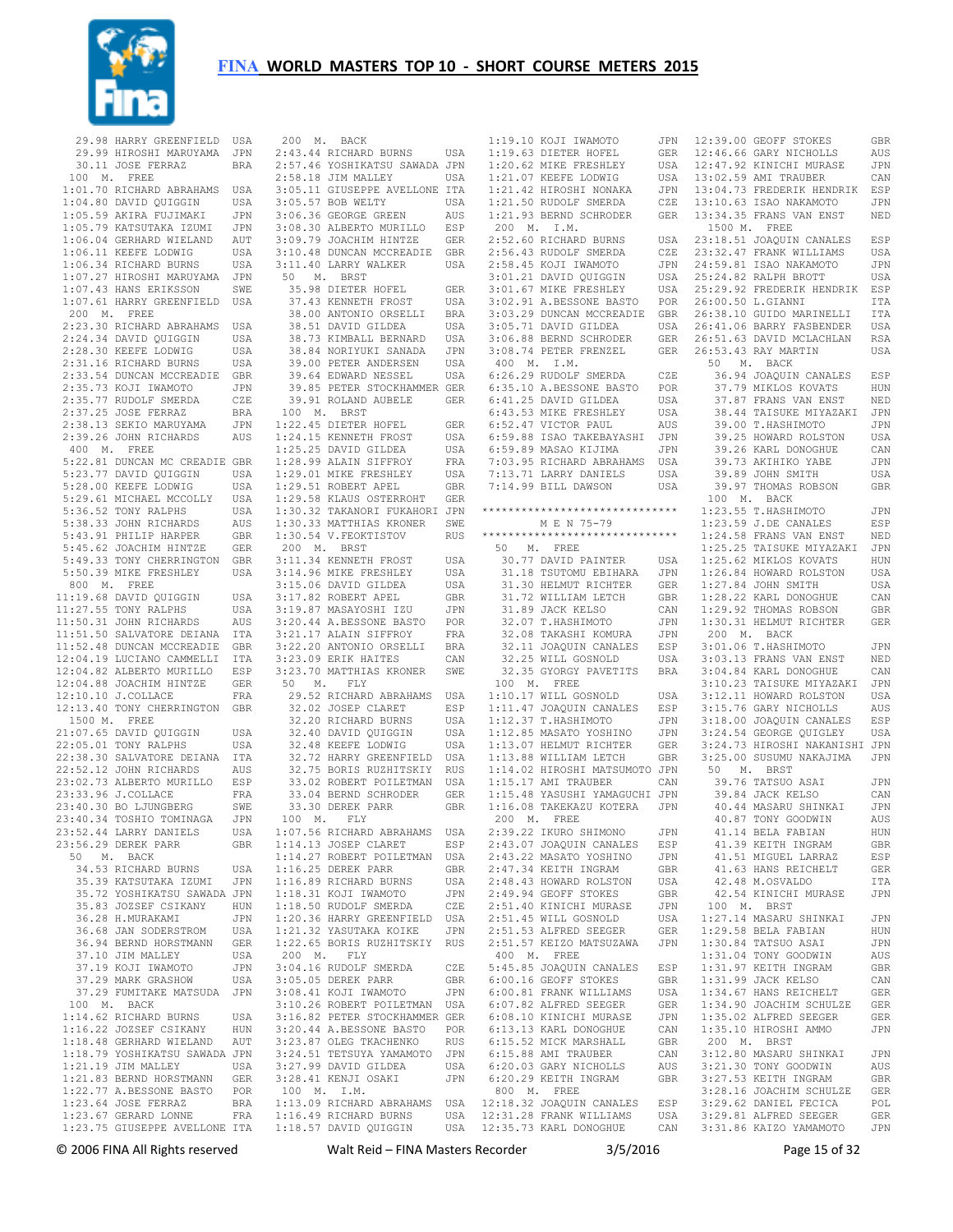29.98 HARRY GREENFIELD USA
29.99 HIROSHI MARUYAMA JPN
30.11 JOSE FERRAZ BRA

100 M. FREE
1:01.70 RICHARD ABRAHAMS USA
1:04.80 DAVID QUIGGIN USA
1:05.59 AKIRA FUJIMAKI JPN
1:05.79 KATSUTAKA IZUMI JPN
1:06.04 GERHARD WIELAND AUT
1:06.11 KEEFE LODWIG USA
1:06.34 RICHARD BURNS USA
1:07.27 HIROSHI MARUYAMA JPN
1:07.43 HANS ERIKSSON SWE
1:07.61 HARRY GREENFIELD USA

200 M. FREE
2:23.30 RICHARD ABRAHAMS USA
2:24.34 DAVID QUIGGIN USA
2:28.30 KEEFE LODWIG USA
2:31.16 RICHARD BURNS USA
2:33.54 DUNCAN MCCREADIE GBR
2:35.73 KOJI IWAMOTO JPN
2:35.77 RUDOLF SMERDA CZE
2:37.25 JOSE FERRAZ BRA
2:38.13 SEKIO MARUYAMA JPN
2:39.26 JOHN RICHARDS AUS

400 M. FREE
5:22.81 DUNCAN MC CREADIE GBR
5:23.77 DAVID QUIGGIN USA
5:28.00 KEEFE LODWIG USA
5:29.61 MICHAEL MCCOLLY USA
5:36.52 TONY RALPHS USA
5:38.33 JOHN RICHARDS AUS
5:43.91 PHILIP HARPER GBR
5:45.62 JOACHIM HINTZE GER
5:49.33 TONY CHERRINGTON GBR
5:50.39 MIKE FRESHLEY USA

800 M. FREE
11:19.68 DAVID QUIGGIN USA
11:27.55 TONY RALPHS USA
11:50.31 JOHN RICHARDS AUS
11:51.50 SALVATORE DEIANA ITA
11:52.48 DUNCAN MCCREADIE GBR
12:04.19 LUCIANO CAMMELLI ITA
12:04.82 ALBERTO MURILLO ESP
12:04.88 JOACHIM HINTZE GER
12:10.10 J.COLLACE FRA
12:13.40 TONY CHERRINGTON GBR

1500 M. FREE
21:07.65 DAVID QUIGGIN USA
22:05.01 TONY RALPHS USA
22:38.30 SALVATORE DEIANA ITA
22:52.12 JOHN RICHARDS AUS
23:02.73 ALBERTO MURILLO ESP
23:33.96 J.COLLACE FRA
23:40.30 BO LJUNGBERG SWE
23:40.34 TOSHIO TOMINAGA JPN
23:52.44 LARRY DANIELS USA
23:56.29 DEREK PARR GBR

50 M. BACK
34.53 RICHARD BURNS USA
35.39 KATSUTAKA IZUMI JPN
35.72 YOSHIKATSU SAWADA JPN
35.83 JOZSEF CSIKANY HUN
36.28 H.MURAKAMI JPN
36.68 JAN SODERSTROM USA
36.94 BERND HORSTMANN GER
37.10 JIM MALLEY USA
37.19 KOJI IWAMOTO JPN
37.29 MARK GRASHOW USA
37.29 FUMITAKE MATSUDA JPN

100 M. BACK
1:14.62 RICHARD BURNS USA
1:16.22 JOZSEF CSIKANY HUN
1:18.48 GERHARD WIELAND AUT
1:18.79 YOSHIKATSU SAWADA JPN
1:21.19 JIM MALLEY USA
1:21.83 BERND HORSTMANN GER
1:22.77 A.BESSONE BASTO POR
1:23.64 JOSE FERRAZ BRA
1:23.67 GERARD LONNE FRA
1:23.75 GIUSEPPE AVELLONE ITA

200 M. BACK
2:43.44 RICHARD BURNS USA
2:57.46 YOSHIKATSU SAWADA JPN
2:58.18 JIM MALLEY USA
3:05.11 GIUSEPPE AVELLONE ITA
3:05.57 BOB WELTY USA
3:06.36 GEORGE GREEN AUS
3:08.30 ALBERTO MURILLO ESP
3:09.79 JOACHIM HINTZE GER
3:10.48 DUNCAN MCCREADIE GBR
3:11.40 LARRY WALKER USA

50 M. BRST
35.98 DIETER HOFEL GER
37.43 KENNETH FROST USA
38.00 ANTONIO ORSELLI BRA
38.51 DAVID GILDEA USA
38.73 KIMBALL BERNARD USA
38.84 NORIYUKI SANADA JPN
39.00 PETER ANDERSEN USA
39.64 EDWARD NESSEL USA
39.85 PETER STOCKHAMMER GER
39.91 ROLAND AUBELE GER

100 M. BRST
1:22.45 DIETER HOFEL GER
1:24.15 KENNETH FROST USA
1:25.25 DAVID GILDEA USA
1:28.99 ALAIN SIFFROY FRA
1:29.01 MIKE FRESHLEY USA
1:29.51 ROBERT APEL GBR
1:29.58 KLAUS OSTERROHT GER
1:30.32 TAKANORI FUKAHORI JPN
1:30.33 MATTHIAS KRONER SWE
1:30.54 V.FEOKTISTOV RUS

200 M. BRST
3:11.34 KENNETH FROST USA
3:14.96 MIKE FRESHLEY USA
3:15.06 DAVID GILDEA USA
3:17.82 ROBERT APEL GBR
3:19.87 MASAYOSHI IZU JPN
3:20.44 A.BESSONE BASTO POR
3:21.17 ALAIN SIFFROY FRA
3:22.20 ANTONIO ORSELLI BRA
3:23.09 ERIK HAITES CAN
3:23.70 MATTHIAS KRONER SWE

50 M. FLY
29.52 RICHARD ABRAHAMS USA
32.02 JOSEP CLARET ESP
32.20 RICHARD BURNS USA
32.40 DAVID QUIGGIN USA
32.48 KEEFE LODWIG USA
32.72 HARRY GREENFIELD USA
32.75 BORIS RUZHITSKIY RUS
33.02 ROBERT POILETMAN USA
33.04 BERND SCHRODER GER
33.30 DEREK PARR GBR

100 M. FLY
1:07.56 RICHARD ABRAHAMS USA
1:14.13 JOSEP CLARET ESP
1:14.27 ROBERT POILETMAN USA
1:16.25 DEREK PARR GBR
1:16.89 RICHARD BURNS USA
1:18.31 KOJI IWAMOTO JPN
1:18.50 RUDOLF SMERDA CZE
1:20.36 HARRY GREENFIELD USA
1:21.32 YASUTAKA KOIKE JPN
1:22.65 BORIS RUZHITSKIY RUS

200 M. FLY
3:04.16 RUDOLF SMERDA CZE
3:05.05 DEREK PARR GBR
3:08.41 KOJI IWAMOTO JPN
3:10.26 ROBERT POILETMAN USA
3:16.82 PETER STOCKHAMMER GER
3:20.44 A.BESSONE BASTO POR
3:23.87 OLEG TKACHENKO RUS
3:24.51 TETSUYA YAMAMOTO JPN
3:27.99 DAVID GILDEA USA
3:28.41 KENJI OSAKI JPN

100 M. I.M.
1:13.09 RICHARD ABRAHAMS USA
1:16.49 RICHARD BURNS USA
1:18.57 DAVID QUIGGIN USA
1:19.10 KOJI IWAMOTO JPN
1:19.63 DIETER HOFEL GER
1:20.62 MIKE FRESHLEY USA
1:21.07 KEEFE LODWIG USA
1:21.42 HIROSHI NONAKA JPN
1:21.50 RUDOLF SMERDA CZE
1:21.93 BERND SCHRODER GER

200 M. I.M.
2:52.60 RICHARD BURNS USA
2:56.43 RUDOLF SMERDA CZE
2:58.45 KOJI IWAMOTO JPN
3:01.21 DAVID QUIGGIN USA
3:01.67 MIKE FRESHLEY USA
3:02.91 A.BESSONE BASTO POR
3:03.29 DUNCAN MCCREADIE GBR
3:05.71 DAVID GILDEA USA
3:06.88 BERND SCHRODER GER
3:08.74 PETER FRENZEL GER

400 M. I.M.
6:26.29 RUDOLF SMERDA CZE
6:35.10 A.BESSONE BASTO POR
6:41.25 DAVID GILDEA USA
6:43.53 MIKE FRESHLEY USA
6:52.47 VICTOR PAUL AUS
6:59.88 ISAO TAKEBAYASHI JPN
6:59.89 MASAO KIJIMA JPN
7:03.95 RICHARD ABRAHAMS USA
7:13.71 LARRY DANIELS USA
7:14.99 BILL DAWSON USA

*****************************
M E N 75-79
*****************************

50 M. FREE
30.77 DAVID PAINTER USA
31.18 TSUTOMU EBIHARA JPN
31.30 HELMUT RICHTER GER
31.72 WILLIAM LETCH GBR
31.89 JACK KELSO CAN
32.07 T.HASHIMOTO JPN
32.08 TAKASHI KOMURA JPN
32.11 JOAQUIN CANALES ESP
32.25 WILL GOSNOLD USA
32.35 GYORGY PAVETITS BRA

100 M. FREE
1:10.17 WILL GOSNOLD USA
1:11.47 JOAQUIN CANALES ESP
1:12.37 T.HASHIMOTO JPN
1:12.85 MASATO YOSHINO JPN
1:13.07 HELMUT RICHTER GER
1:13.88 WILLIAM LETCH GBR
1:14.02 HIROSHI MATSUMOTO JPN
1:15.17 AMI TRAUBER CAN
1:15.48 YASUSHI YAMAGUCHI JPN
1:16.08 TAKEKAZU KOTERA JPN

200 M. FREE
2:39.22 IKURO SHIMONO JPN
2:43.07 JOAQUIN CANALES ESP
2:43.22 MASATO YOSHINO JPN
2:47.34 KEITH INGRAM GBR
2:48.43 HOWARD ROLSTON USA
2:49.94 GEOFF STOKES GBR
2:51.40 KINICHI MURASE JPN
2:51.45 WILL GOSNOLD USA
2:51.53 ALFRED SEEGER GER
2:51.57 KEIZO MATSUZAWA JPN

400 M. FREE
5:45.85 JOAQUIN CANALES ESP
6:00.16 GEOFF STOKES GBR
6:00.81 FRANK WILLIAMS USA
6:07.82 ALFRED SEEGER GER
6:10.10 KINICHI MURASE JPN
6:13.13 KARL DONOGHUE CAN
6:15.52 MICK MARSHALL GBR
6:15.88 AMI TRAUBER CAN
6:20.03 GARY NICHOLLS AUS
6:20.29 KEITH INGRAM GBR

800 M. FREE
12:18.32 JOAQUIN CANALES ESP
12:31.28 FRANK WILLIAMS USA
12:35.73 KARL DONOGHUE CAN
12:39.00 GEOFF STOKES GBR
12:46.66 GARY NICHOLLS AUS
12:47.92 KINICHI MURASE JPN
13:02.59 AMI TRAUBER CAN
13:04.73 FREDERIK HENDRIK ESP
13:10.63 ISAO NAKAMOTO JPN
13:34.35 FRANS VAN ENST NED

1500 M. FREE
23:18.51 JOAQUIN CANALES ESP
23:32.47 FRANK WILLIAMS USA
24:59.81 ISAO NAKAMOTO JPN
25:24.82 RALPH BROTT USA
25:29.92 FREDERIK HENDRIK ESP
26:00.50 L.GIANNI ITA
26:38.10 GUIDO MARINELLI ITA
26:41.06 BARRY FASBENDER USA
26:51.63 DAVID MCLACHLAN RSA
26:53.43 RAY MARTIN USA

50 M. BACK
36.94 JOAQUIN CANALES ESP
37.79 MIKLOS KOVATS HUN
37.87 FRANS VAN ENST NED
38.44 TAISUKE MIYAZAKI JPN
39.00 T.HASHIMOTO JPN
39.25 HOWARD ROLSTON USA
39.26 KARL DONOGHUE CAN
39.73 AKIHIKO YABE JPN
39.89 JOHN SMITH USA
39.97 THOMAS ROBSON GBR

100 M. BACK
1:23.55 T.HASHIMOTO JPN
1:23.59 J.DE CANALES ESP
1:24.58 FRANS VAN ENST NED
1:25.25 TAISUKE MIYAZAKI JPN
1:25.62 MIKLOS KOVATS HUN
1:26.84 HOWARD ROLSTON USA
1:27.84 JOHN SMITH USA
1:28.22 KARL DONOGHUE CAN
1:29.92 THOMAS ROBSON GBR
1:30.31 HELMUT RICHTER GER

200 M. BACK
3:01.06 T.HASHIMOTO JPN
3:03.13 FRANS VAN ENST NED
3:04.84 KARL DONOGHUE CAN
3:10.23 TAISUKE MIYAZAKI JPN
3:12.11 HOWARD ROLSTON USA
3:15.76 GARY NICHOLLS AUS
3:18.00 JOAQUIN CANALES ESP
3:24.54 GEORGE QUIGLEY USA
3:24.73 HIROSHI NAKANISHI JPN
3:25.00 SUSUMU NAKAJIMA JPN

50 M. BRST
39.76 TATSUO ASAI JPN
39.84 JACK KELSO CAN
40.44 MASARU SHINKAI JPN
40.87 TONY GOODWIN AUS
41.14 BELA FABIAN HUN
41.39 KEITH INGRAM GBR
41.51 MIGUEL LARRAZ ESP
41.63 HANS REICHELT GER
42.48 M.OSVALDO ITA
42.54 KINICHI MURASE JPN

100 M. BRST
1:27.14 MASARU SHINKAI JPN
1:29.58 BELA FABIAN HUN
1:30.84 TATSUO ASAI JPN
1:31.04 TONY GOODWIN AUS
1:31.97 KEITH INGRAM GBR
1:31.99 JACK KELSO CAN
1:34.67 HANS REICHELT GER
1:34.90 JOACHIM SCHULZE GER
1:35.02 ALFRED SEEGER GER
1:35.10 HIROSHI AMMO JPN

200 M. BRST
3:12.80 MASARU SHINKAI JPN
3:21.30 TONY GOODWIN AUS
3:27.53 KEITH INGRAM GBR
3:28.16 JOACHIM SCHULZE GER
3:29.62 DANIEL FECICA POL
3:29.81 ALFRED SEEGER GER
3:31.86 KAIZO YAMAMOTO JPN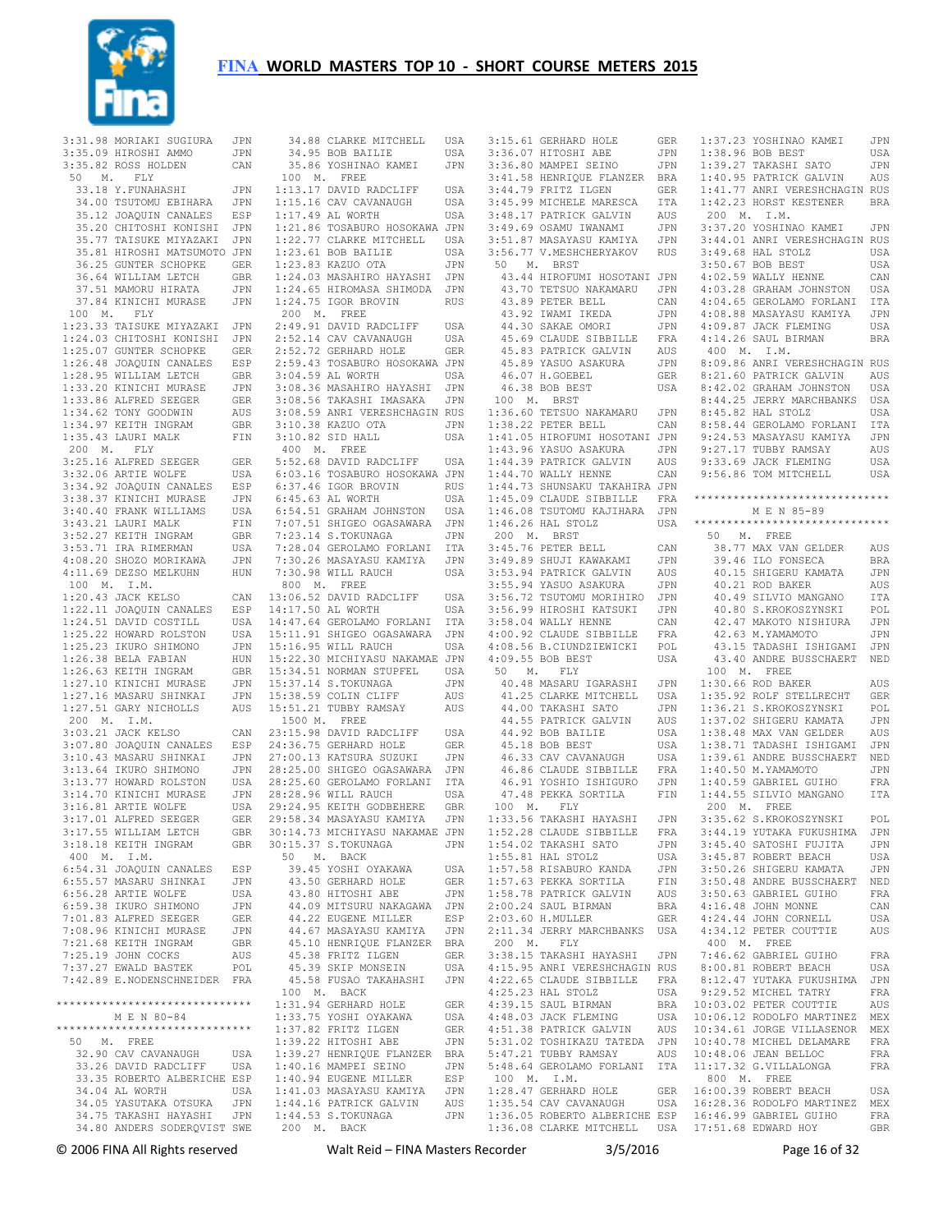# FINA WORLD MASTERS TOP 10 - SHORT COURSE METERS 2015

```
3:31.98 MORIAKI SUGIURA   JPN
3:35.09 HIROSHI AMMO      JPN
3:35.82 ROSS HOLDEN       CAN
 50  M.  FLY
   33.18 Y.FUNAHASHI      JPN
   34.00 TSUTOMU EBIHARA  JPN
   35.12 JOAQUIN CANALES  ESP
   35.20 CHITOSHI KONISHI JPN
   35.77 TAISUKE MIYAZAKI JPN
   35.81 HIROSHI MATSUMOTO JPN
   36.25 GUNTER SCHOPKE   GER
   36.64 WILLIAM LETCH    GBR
   37.51 MAMORU HIRATA    JPN
   37.84 KINICHI MURASE   JPN
 100  M.  FLY
1:23.33 TAISUKE MIYAZAKI  JPN
1:24.03 CHITOSHI KONISHI  JPN
1:25.07 GUNTER SCHOPKE    GER
1:26.48 JOAQUIN CANALES   ESP
1:28.95 WILLIAM LETCH     GBR
1:33.20 KINICHI MURASE    JPN
1:33.86 ALFRED SEEGER     GER
1:34.62 TONY GOODWIN      AUS
1:34.97 KEITH INGRAM      GBR
1:35.43 LAURI MALK        FIN
 200  M.  FLY
3:25.16 ALFRED SEEGER     GER
3:32.06 ARTIE WOLFE       USA
3:34.92 JOAQUIN CANALES   ESP
3:38.37 KINICHI MURASE    JPN
3:40.40 FRANK WILLIAMS    USA
3:43.21 LAURI MALK        FIN
3:52.27 KEITH INGRAM      GBR
3:53.71 IRA RIMERMAN      USA
4:08.20 SHOZO MORIKAWA    JPN
4:11.69 DEZSO MELKUHN     HUN
 100  M.  I.M.
1:20.43 JACK KELSO        CAN
1:22.11 JOAQUIN CANALES   ESP
1:24.51 DAVID COSTILL     USA
1:25.22 HOWARD ROLSTON    USA
1:25.23 IKURO SHIMONO     JPN
1:26.38 BELA FABIAN       HUN
1:26.63 KEITH INGRAM      GBR
1:27.10 KINICHI MURASE    JPN
1:27.16 MASARU SHINKAI    JPN
1:27.51 GARY NICHOLLS     AUS
 200  M.  I.M.
3:03.21 JACK KELSO        CAN
3:07.80 JOAQUIN CANALES   ESP
3:10.43 MASARU SHINKAI    JPN
3:13.64 IKURO SHIMONO     JPN
3:13.77 HOWARD ROLSTON    USA
3:14.70 KINICHI MURASE    JPN
3:16.81 ARTIE WOLFE       USA
3:17.01 ALFRED SEEGER     GER
3:17.55 WILLIAM LETCH     GBR
3:18.18 KEITH INGRAM      GBR
 400  M.  I.M.
6:54.31 JOAQUIN CANALES   ESP
6:55.57 MASARU SHINKAI    JPN
6:56.28 ARTIE WOLFE       USA
6:59.38 IKURO SHIMONO     JPN
7:01.83 ALFRED SEEGER     GER
7:08.96 KINICHI MURASE    JPN
7:21.68 KEITH INGRAM      GBR
7:25.19 JOHN COCKS        AUS
7:37.27 EWALD BASTEK      POL
7:42.89 E.NODENSCHNEIDER  FRA

******************************
        M E N 80-84
******************************
 50  M.  FREE
   32.90 CAV CAVANAUGH    USA
   33.26 DAVID RADCLIFF   USA
   33.35 ROBERTO ALBERICHE ESP
   34.04 AL WORTH         USA
   34.05 YASUTAKA OTSUKA  JPN
   34.75 TAKASHI HAYASHI  JPN
   34.80 ANDERS SODERQVIST SWE
   34.88 CLARKE MITCHELL  USA
   34.95 BOB BAILIE       USA
   35.86 YOSHINAO KAMEI   JPN
 100  M.  FREE
1:13.17 DAVID RADCLIFF    USA
1:15.16 CAV CAVANAUGH     USA
1:17.49 AL WORTH          USA
1:21.86 TOSABURO HOSOKAWA JPN
1:22.77 CLARKE MITCHELL   USA
1:23.61 BOB BAILIE        USA
1:23.83 KAZUO OTA         JPN
1:24.03 MASAHIRO HAYASHI  JPN
1:24.65 HIROMASA SHIMODA  JPN
1:24.75 IGOR BROVIN       RUS
 200  M.  FREE
2:49.91 DAVID RADCLIFF    USA
2:52.14 CAV CAVANAUGH     USA
2:52.72 GERHARD HOLE      GER
2:59.43 TOSABURO HOSOKAWA JPN
3:04.59 AL WORTH          USA
3:08.36 MASAHIRO HAYASHI  JPN
3:08.56 TAKASHI IMASAKA   JPN
3:08.59 ANRI VERESHCHAGIN RUS
3:10.38 KAZUO OTA         JPN
3:10.82 SID HALL          USA
 400  M.  FREE
5:52.68 DAVID RADCLIFF    USA
6:03.16 TOSABURO HOSOKAWA JPN
6:37.46 IGOR BROVIN       RUS
6:45.63 AL WORTH          USA
6:54.51 GRAHAM JOHNSTON   USA
7:07.51 SHIGEO OGASAWARA  JPN
7:23.14 S.TOKUNAGA        JPN
7:28.04 GEROLAMO FORLANI  ITA
7:30.26 MASAYASU KAMIYA   JPN
7:30.98 WILL RAUCH        USA
 800  M.  FREE
13:06.52 DAVID RADCLIFF   USA
14:17.50 AL WORTH         USA
14:47.64 GEROLAMO FORLANI ITA
15:11.91 SHIGEO OGASAWARA JPN
15:16.95 WILL RAUCH       USA
15:22.30 MICHIYASU NAKAMAE JPN
15:34.51 NORMAN STUPFEL   USA
15:37.14 S.TOKUNAGA       JPN
15:38.59 COLIN CLIFF      AUS
15:51.21 TUBBY RAMSAY     AUS
 1500  M.  FREE
23:15.98 DAVID RADCLIFF   USA
24:36.75 GERHARD HOLE     GER
27:00.13 KATSURA SUZUKI   JPN
28:25.00 SHIGEO OGASAWARA JPN
28:25.60 GEROLAMO FORLANI ITA
28:28.96 WILL RAUCH       USA
29:24.95 KEITH GODBEHERE  GBR
29:58.34 MASAYASU KAMIYA  JPN
30:14.73 MICHIYASU NAKAMAE JPN
30:15.37 S.TOKUNAGA       JPN
 50  M.  BACK
   39.45 YOSHI OYAKAWA    USA
   43.50 GERHARD HOLE     GER
   43.80 HITOSHI ABE      JPN
   44.09 MITSURU NAKAGAWA JPN
   44.22 EUGENE MILLER    ESP
   44.67 MASAYASU KAMIYA  JPN
   45.10 HENRIQUE FLANZER BRA
   45.38 FRITZ ILGEN      GER
   45.39 SKIP MONSEIN     USA
   45.58 FUSAO TAKAHASHI  JPN
 100  M.  BACK
1:31.94 GERHARD HOLE      GER
1:33.75 YOSHI OYAKAWA     USA
1:37.82 FRITZ ILGEN       GER
1:39.22 HITOSHI ABE       JPN
1:39.27 HENRIQUE FLANZER  BRA
1:40.16 MAMPEI SEINO      JPN
1:40.94 EUGENE MILLER     ESP
1:41.03 MASAYASU KAMIYA   JPN
1:44.16 PATRICK GALVIN    AUS
1:44.53 S.TOKUNAGA        JPN
 200  M.  BACK
3:15.61 GERHARD HOLE      GER
3:36.07 HITOSHI ABE       JPN
3:36.80 MAMPEI SEINO      JPN
3:41.58 HENRIQUE FLANZER  BRA
3:44.79 FRITZ ILGEN       GER
3:45.99 MICHELE MARESCA   ITA
3:48.17 PATRICK GALVIN    AUS
3:49.69 OSAMU IWANAMI     JPN
3:51.87 MASAYASU KAMIYA   JPN
3:56.77 V.MESHCHERYAKOV   RUS
 50  M.  BRST
   43.44 HIROFUMI HOSOTANI JPN
   43.70 TETSUO NAKAMARU  JPN
   43.89 PETER BELL       CAN
   43.92 IWAMI IKEDA      JPN
   44.30 SAKAE OMORI      JPN
   45.69 CLAUDE SIBBILLE  FRA
   45.83 PATRICK GALVIN   AUS
   45.89 YASUO ASAKURA    JPN
   46.07 H.GOEBEL         GER
   46.38 BOB BEST         USA
 100  M.  BRST
1:36.60 TETSUO NAKAMARU   JPN
1:38.22 PETER BELL        CAN
1:41.05 HIROFUMI HOSOTANI JPN
1:43.96 YASUO ASAKURA     JPN
1:44.39 PATRICK GALVIN    AUS
1:44.70 WALLY HENNE       CAN
1:44.73 SHUNSAKU TAKAHIRA JPN
1:45.09 CLAUDE SIBBILLE   FRA
1:46.08 TSUTOMU KAJIHARA  JPN
1:46.26 HAL STOLZ         USA
 200  M.  BRST
3:45.76 PETER BELL        CAN
3:49.89 SHUJI KAWAKAMI    JPN
3:53.94 PATRICK GALVIN    AUS
3:55.94 YASUO ASAKURA     JPN
3:56.72 TSUTOMU MORIHIRO  JPN
3:56.99 HIROSHI KATSUKI   JPN
3:58.04 WALLY HENNE       CAN
4:00.92 CLAUDE SIBBILLE   FRA
4:08.56 B.CIUNDZIEWICKI   POL
4:09.55 BOB BEST          USA
 50  M.  FLY
   40.48 MASARU IGARASHI  JPN
   41.25 CLARKE MITCHELL  USA
   44.00 TAKASHI SATO     JPN
   44.55 PATRICK GALVIN   AUS
   44.92 BOB BAILIE       USA
   45.18 BOB BEST         USA
   46.33 CAV CAVANAUGH    USA
   46.86 CLAUDE SIBBILLE  FRA
   46.91 YOSHIO ISHIGURO  JPN
   47.48 PEKKA SORTILA    FIN
 100  M.  FLY
1:33.56 TAKASHI HAYASHI   JPN
1:52.28 CLAUDE SIBBILLE   FRA
1:54.02 TAKASHI SATO      JPN
1:55.81 HAL STOLZ         USA
1:57.58 RISABURO KANDA    JPN
1:57.63 PEKKA SORTILA     FIN
1:58.78 PATRICK GALVIN    AUS
2:00.24 SAUL BIRMAN       BRA
2:03.60 H.MULLER          GER
2:11.34 JERRY MARCHBANKS  USA
 200  M.  FLY
3:38.15 TAKASHI HAYASHI   JPN
4:15.95 ANRI VERESHCHAGIN RUS
4:22.65 CLAUDE SIBBILLE   FRA
4:25.23 HAL STOLZ         USA
4:39.15 SAUL BIRMAN       BRA
4:48.03 JACK FLEMING      USA
4:51.38 PATRICK GALVIN    AUS
5:31.02 TOSHIKAZU TATEDA  JPN
5:47.21 TUBBY RAMSAY      AUS
5:48.64 GEROLAMO FORLANI  ITA
 100  M.  I.M.
1:28.47 GERHARD HOLE      GER
1:35.54 CAV CAVANAUGH     USA
1:36.05 ROBERTO ALBERICHE ESP
1:36.08 CLARKE MITCHELL   USA
1:37.23 YOSHINAO KAMEI    JPN
1:38.96 BOB BEST          USA
1:39.27 TAKASHI SATO      JPN
1:40.95 PATRICK GALVIN    AUS
1:41.77 ANRI VERESHCHAGIN RUS
1:42.23 HORST KESTENER    BRA
 200  M.  I.M.
3:37.20 YOSHINAO KAMEI    JPN
3:44.01 ANRI VERESHCHAGIN RUS
3:49.68 HAL STOLZ         USA
3:50.67 BOB BEST          USA
4:02.59 WALLY HENNE       CAN
4:03.28 GRAHAM JOHNSTON   USA
4:04.65 GEROLAMO FORLANI  ITA
4:08.88 MASAYASU KAMIYA   JPN
4:09.87 JACK FLEMING      USA
4:14.26 SAUL BIRMAN       BRA
 400  M.  I.M.
8:09.86 ANRI VERESHCHAGIN RUS
8:21.60 PATRICK GALVIN    AUS
8:42.02 GRAHAM JOHNSTON   USA
8:44.25 JERRY MARCHBANKS  USA
8:45.82 HAL STOLZ         USA
8:58.44 GEROLAMO FORLANI  ITA
9:24.53 MASAYASU KAMIYA   JPN
9:27.17 TUBBY RAMSAY      AUS
9:33.69 JACK FLEMING      USA
9:56.86 TOM MITCHELL      USA

******************************
        M E N 85-89
******************************
 50  M.  FREE
   38.77 MAX VAN GELDER   AUS
   39.46 ILO FONSECA      BRA
   40.15 SHIGERU KAMATA   JPN
   40.21 ROD BAKER        AUS
   40.49 SILVIO MANGANO   ITA
   40.80 S.KROKOSZYNSKI   POL
   42.47 MAKOTO NISHIURA  JPN
   42.63 M.YAMAMOTO       JPN
   43.15 TADASHI ISHIGAMI JPN
   43.40 ANDRE BUSSCHAERT NED
 100  M.  FREE
1:30.66 ROD BAKER         AUS
1:35.92 ROLF STELLRECHT   GER
1:36.21 S.KROKOSZYNSKI    POL
1:37.02 SHIGERU KAMATA    JPN
1:38.48 MAX VAN GELDER    AUS
1:38.71 TADASHI ISHIGAMI  JPN
1:39.61 ANDRE BUSSCHAERT  NED
1:40.50 M.YAMAMOTO        JPN
1:40.59 GABRIEL GUIHO     FRA
1:44.55 SILVIO MANGANO    ITA
 200  M.  FREE
3:35.62 S.KROKOSZYNSKI    POL
3:44.19 YUTAKA FUKUSHIMA  JPN
3:45.40 SATOSHI FUJITA    JPN
3:45.87 ROBERT BEACH      USA
3:50.26 SHIGERU KAMATA    JPN
3:50.48 ANDRE BUSSCHAERT  NED
3:50.63 GABRIEL GUIHO     FRA
4:16.48 JOHN MONNE        CAN
4:24.44 JOHN CORNELL      USA
4:34.12 PETER COUTTIE     AUS
 400  M.  FREE
7:46.62 GABRIEL GUIHO     FRA
8:00.81 ROBERT BEACH      USA
8:12.47 YUTAKA FUKUSHIMA  JPN
9:29.52 MICHEL TATRY      FRA
10:03.02 PETER COUTTIE    AUS
10:06.12 RODOLFO MARTINEZ MEX
10:34.61 JORGE VILLASENOR MEX
10:40.78 MICHEL DELAMARE  FRA
10:48.06 JEAN BELLOC      FRA
11:17.32 G.VILLALONGA     FRA
 800  M.  FREE
16:00.39 ROBERT BEACH     USA
16:28.36 RODOLFO MARTINEZ MEX
16:46.99 GABRIEL GUIHO    FRA
17:51.68 EDWARD HOY       GBR
```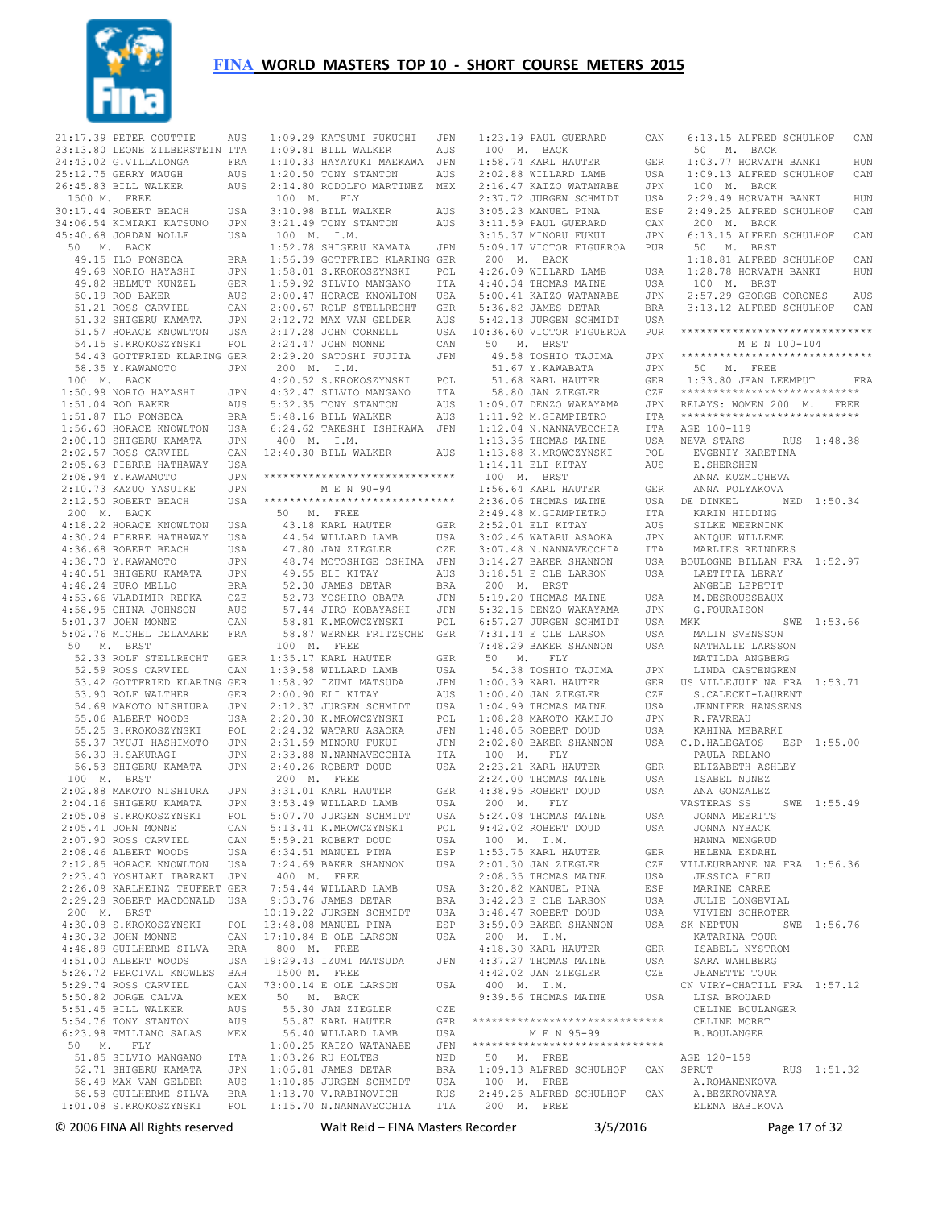# FINA WORLD MASTERS TOP 10 - SHORT COURSE METERS 2015

```
21:17.39 PETER COUTTIE       AUS
23:13.80 LEONE ZILBERSTEIN ITA
24:43.02 G.VILLALONGA        FRA
25:12.75 GERRY WAUGH         AUS
26:45.83 BILL WALKER         AUS
 1500 M.  FREE
30:17.44 ROBERT BEACH        USA
34:06.54 KIMIAKI KATSUNO     JPN
45:40.68 JORDAN WOLLE        USA
  50  M.  BACK
   49.15 ILO FONSECA         BRA
   49.69 NORIO HAYASHI       JPN
   49.82 HELMUT KUNZEL       GER
   50.19 ROD BAKER           AUS
   51.21 ROSS CARVIEL        CAN
   51.32 SHIGERU KAMATA      JPN
   51.57 HORACE KNOWLTON     USA
   54.15 S.KROKOSZYNSKI      POL
   54.43 GOTTFRIED KLARING GER
   58.35 Y.KAWAMOTO          JPN
 100  M.  BACK
1:50.99 NORIO HAYASHI        JPN
1:51.04 ROD BAKER            AUS
1:51.87 ILO FONSECA          BRA
1:56.60 HORACE KNOWLTON      USA
2:00.10 SHIGERU KAMATA       JPN
2:02.57 ROSS CARVIEL         CAN
2:05.63 PIERRE HATHAWAY      USA
2:08.94 Y.KAWAMOTO           JPN
2:10.73 KAZUO YASUIKE        JPN
2:12.50 ROBERT BEACH         USA
 200  M.  BACK
4:18.22 HORACE KNOWLTON      USA
4:30.24 PIERRE HATHAWAY      USA
4:36.68 ROBERT BEACH         USA
4:38.70 Y.KAWAMOTO           JPN
4:40.51 SHIGERU KAMATA       JPN
4:48.24 EURO MELLO           BRA
4:53.66 VLADIMIR REPKA       CZE
4:58.95 CHINA JOHNSON        AUS
5:01.37 JOHN MONNE           CAN
5:02.76 MICHEL DELAMARE      FRA
  50  M.  BRST
   52.33 ROLF STELLRECHT     GER
   52.59 ROSS CARVIEL        CAN
   53.42 GOTTFRIED KLARING GER
   53.90 ROLF WALTHER        GER
   54.69 MAKOTO NISHIURA     JPN
   55.06 ALBERT WOODS        USA
   55.25 S.KROKOSZYNSKI      POL
   55.37 RYUJI HASHIMOTO     JPN
   56.30 H.SAKURAGI          JPN
   56.53 SHIGERU KAMATA      JPN
 100  M.  BRST
2:02.88 MAKOTO NISHIURA      JPN
2:04.16 SHIGERU KAMATA       JPN
2:05.08 S.KROKOSZYNSKI       POL
2:05.41 JOHN MONNE           CAN
2:07.90 ROSS CARVIEL         CAN
2:08.46 ALBERT WOODS         USA
2:12.85 HORACE KNOWLTON      USA
2:23.40 YOSHIAKI IBARAKI     JPN
2:26.09 KARLHEINZ TEUFERT GER
2:29.28 ROBERT MACDONALD     USA
 200  M.  BRST
4:30.08 S.KROKOSZYNSKI       POL
4:30.32 JOHN MONNE           CAN
4:48.89 GUILHERME SILVA      BRA
4:51.00 ALBERT WOODS         USA
5:26.72 PERCIVAL KNOWLES     BAH
5:29.74 ROSS CARVIEL         CAN
5:50.82 JORGE CALVA          MEX
5:51.45 BILL WALKER          AUS
5:54.76 TONY STANTON         AUS
6:23.98 EMILIANO SALAS       MEX
  50  M.  FLY
   51.85 SILVIO MANGANO      ITA
   52.71 SHIGERU KAMATA      JPN
   58.49 MAX VAN GELDER      AUS
   58.58 GUILHERME SILVA     BRA
1:01.08 S.KROKOSZYNSKI       POL
1:09.29 KATSUMI FUKUCHI      JPN
1:09.81 BILL WALKER          AUS
1:10.33 TOYOYUKI MAEKAWA     JPN
1:20.50 TONY STANTON         AUS
2:14.80 RODOLFO MARTINEZ     MEX
 100  M.  FLY
3:10.98 BILL WALKER          AUS
3:21.49 TONY STANTON         AUS
 100  M.  I.M.
1:52.78 SHIGERU KAMATA       JPN
1:56.39 GOTTFRIED KLARING GER
1:58.01 S.KROKOSZYNSKI       POL
1:59.92 SILVIO MANGANO       ITA
2:00.47 HORACE KNOWLTON      USA
2:00.67 ROLF STELLRECHT      GER
2:12.72 MAX VAN GELDER       AUS
2:17.28 JOHN CORNELL         USA
2:24.47 JOHN MONNE           CAN
2:29.20 SATOSHI FUJITA       JPN
 200  M.  I.M.
4:20.52 S.KROKOSZYNSKI       POL
4:32.47 SILVIO MANGANO       ITA
5:32.35 TONY STANTON         AUS
5:48.16 BILL WALKER          AUS
6:24.62 TAKESHI ISHIKAWA     JPN
 400  M.  I.M.
12:40.30 BILL WALKER         AUS
```

```
******************************
         M E N 90-94
******************************
  50  M.  FREE
   43.18 KARL HAUTER         GER
   44.54 WILLARD LAMB        USA
   47.80 JAN ZIEGLER         CZE
   48.74 MOTOSHIGE OSHIMA    JPN
   49.55 ELI KITAY           AUS
   52.30 JAMES DETAR         BRA
   52.73 YOSHIRO OBATA       JPN
   57.44 JIRO KOBAYASHI      JPN
   58.81 K.MROWCZYNSKI       POL
   58.87 WERNER FRITZSCHE    GER
 100  M.  FREE
1:35.17 KARL HAUTER          GER
1:39.58 WILLARD LAMB         USA
1:58.92 IZUMI MATSUDA        JPN
2:00.90 ELI KITAY            AUS
2:12.37 JURGEN SCHMIDT       USA
2:20.30 K.MROWCZYNSKI        POL
2:24.32 WATARU ASAOKA        JPN
2:31.59 MINORU FUKUI         JPN
2:33.88 N.NANNAVECCHIA       ITA
2:40.26 ROBERT DOUD          USA
 200  M.  FREE
3:31.01 KARL HAUTER          GER
3:53.49 WILLARD LAMB         USA
5:07.70 JURGEN SCHMIDT       USA
5:13.41 K.MROWCZYNSKI        POL
5:59.21 ROBERT DOUD          USA
6:34.51 MANUEL PINA          ESP
7:24.69 BAKER SHANNON        USA
 400  M.  FREE
7:54.44 WILLARD LAMB         USA
9:33.76 JAMES DETAR          BRA
10:19.22 JURGEN SCHMIDT      USA
13:48.08 MANUEL PINA         ESP
17:10.84 E OLE LARSON        USA
 800  M.  FREE
19:29.43 IZUMI MATSUDA       JPN
 1500 M.  FREE
73:00.14 E OLE LARSON        USA
  50  M.  BACK
   55.30 JAN ZIEGLER         CZE
   55.87 KARL HAUTER         GER
   56.40 WILLARD LAMB        USA
1:00.25 KAIZO WATANABE       JPN
1:03.26 RU HOLTES            NED
1:06.81 JAMES DETAR          BRA
1:10.85 JURGEN SCHMIDT       USA
1:13.70 V.RABINOVICH         RUS
1:15.70 N.NANNAVECCHIA       ITA
1:23.19 PAUL GUERARD         CAN
 100  M.  BACK
1:58.74 KARL HAUTER          GER
2:02.88 WILLARD LAMB         USA
2:16.47 KAIZO WATANABE       JPN
2:37.72 JURGEN SCHMIDT       USA
3:05.23 MANUEL PINA          ESP
3:11.59 PAUL GUERARD         CAN
3:15.37 MINORU FUKUI         JPN
5:09.17 VICTOR FIGUEROA      PUR
 200  M.  BACK
4:26.09 WILLARD LAMB         USA
4:40.34 THOMAS MAINE         USA
5:00.41 KAIZO WATANABE       JPN
5:36.82 JAMES DETAR          BRA
5:42.13 JURGEN SCHMIDT       USA
10:36.60 VICTOR FIGUEROA     PUR
  50  M.  BRST
   49.58 TOSHIO TAJIMA       JPN
   51.67 Y.KAWABATA          JPN
   51.68 KARL HAUTER         GER
   58.80 JAN ZIEGLER         CZE
1:09.07 DENZO WAKAYAMA       JPN
1:11.92 M.GIAMPIETRO         ITA
1:12.04 N.NANNAVECCHIA       ITA
1:13.36 THOMAS MAINE         USA
1:13.88 K.MROWCZYNSKI        POL
1:14.11 ELI KITAY            AUS
 100  M.  BRST
1:56.64 KARL HAUTER          GER
2:36.06 THOMAS MAINE         USA
2:49.48 M.GIAMPIETRO         ITA
2:52.01 ELI KITAY            AUS
3:02.46 WATARU ASAOKA        JPN
3:07.48 N.NANNAVECCHIA       ITA
3:14.27 BAKER SHANNON        USA
3:18.51 E OLE LARSON         USA
 200  M.  BRST
5:19.20 THOMAS MAINE         USA
5:32.15 DENZO WAKAYAMA       JPN
6:57.27 JURGEN SCHMIDT       USA
7:31.14 E OLE LARSON         USA
7:48.29 BAKER SHANNON        USA
  50  M.  FLY
   54.38 TOSHIO TAJIMA       JPN
1:00.39 KARL HAUTER          GER
1:00.40 JAN ZIEGLER          CZE
1:04.99 THOMAS MAINE         USA
1:08.28 MAKOTO KAMIJO        JPN
1:48.05 ROBERT DOUD          USA
2:02.80 BAKER SHANNON        USA
 100  M.  FLY
2:23.21 KARL HAUTER          GER
2:24.00 THOMAS MAINE         USA
4:38.95 ROBERT DOUD          USA
 200  M.  FLY
5:24.08 THOMAS MAINE         USA
9:42.02 ROBERT DOUD          USA
 100  M.  I.M.
1:53.75 KARL HAUTER          GER
2:01.30 JAN ZIEGLER          CZE
2:08.35 THOMAS MAINE         USA
3:20.82 MANUEL PINA          ESP
3:42.23 E OLE LARSON         USA
3:48.47 ROBERT DOUD          USA
3:59.09 BAKER SHANNON        USA
 200  M.  I.M.
4:18.30 KARL HAUTER          GER
4:37.27 THOMAS MAINE         USA
4:42.02 JAN ZIEGLER          CZE
 400  M.  I.M.
9:39.56 THOMAS MAINE         USA
```

```
******************************
         M E N 95-99
******************************
  50  M.  FREE
1:09.13 ALFRED SCHULHOF      CAN
 100  M.  FREE
2:49.25 ALFRED SCHULHOF      CAN
 200  M.  FREE
6:13.15 ALFRED SCHULHOF      CAN
  50  M.  BACK
1:03.77 HORVATH BANKI        HUN
1:09.13 ALFRED SCHULHOF      CAN
 100  M.  BACK
2:29.49 HORVATH BANKI        HUN
2:49.25 ALFRED SCHULHOF      CAN
 200  M.  BACK
6:13.15 ALFRED SCHULHOF      CAN
  50  M.  BRST
1:18.81 ALFRED SCHULHOF      CAN
1:28.78 HORVATH BANKI        HUN
 100  M.  BRST
2:57.29 GEORGE CORONES       AUS
3:13.12 ALFRED SCHULHOF      CAN
```

```
******************************
         M E N 100-104
******************************
  50  M.  FREE
1:33.80 JEAN LEEMPUT         FRA
```

```
****************************
RELAYS: WOMEN 200  M.  FREE
****************************
AGE 100-119
NEVA STARS        RUS 1:48.38
   EVGENIY KARETINA
   E.SHERSHEN
   ANNA KUZMICHEVA
   ANNA POLYAKOVA
DE DINKEL         NED 1:50.34
   KARIN HIDDING
   SILKE WEERNINK
   ANIQUE WILLEME
   MARLIES REINDERS
BOULOGNE BILLAN FRA 1:52.97
   LAETITIA LERAY
   ANGELE LEPETIT
   M.DESROUSSEAUX
   G.FOURAISON
MKK               SWE 1:53.66
   MALIN SVENSSON
   NATHALIE LARSSON
   MATILDA ANGBERG
   LINDA CASTENGREN
US VILLEJUIF NA FRA 1:53.71
   S.CALECKI-LAURENT
   JENNIFER HANSSENS
   R.FAVREAU
   KAHINA MEBARKI
C.D.HALEGATOS     ESP 1:55.00
   PAULA RELANO
   ELIZABETH ASHLEY
   ISABEL NUNEZ
   ANA GONZALEZ
VASTERAS SS       SWE 1:55.49
   JONNA MEERITS
   JONNA NYBACK
   HANNA WENGRUD
   HELENA EKDAHL
VILLEURBANNE NA FRA 1:56.36
   JESSICA FIEU
   MARINE CARRE
   JULIE LONGEVIAL
   VIVIEN SCHROTER
SK NEPTUN         SWE 1:56.76
   KATARINA TOUR
   ISABELL NYSTROM
   SARA WAHLBERG
   JEANETTE TOUR
CN VIRY-CHATILL FRA 1:57.12
   LISA BROUARD
   CELINE BOULANGER
   CELINE MORET
   B.BOULANGER

AGE 120-159
SPRUT             RUS 1:51.32
   A.ROMANENKOVA
   A.BEZKROVNAYA
   ELENA BABIKOVA
```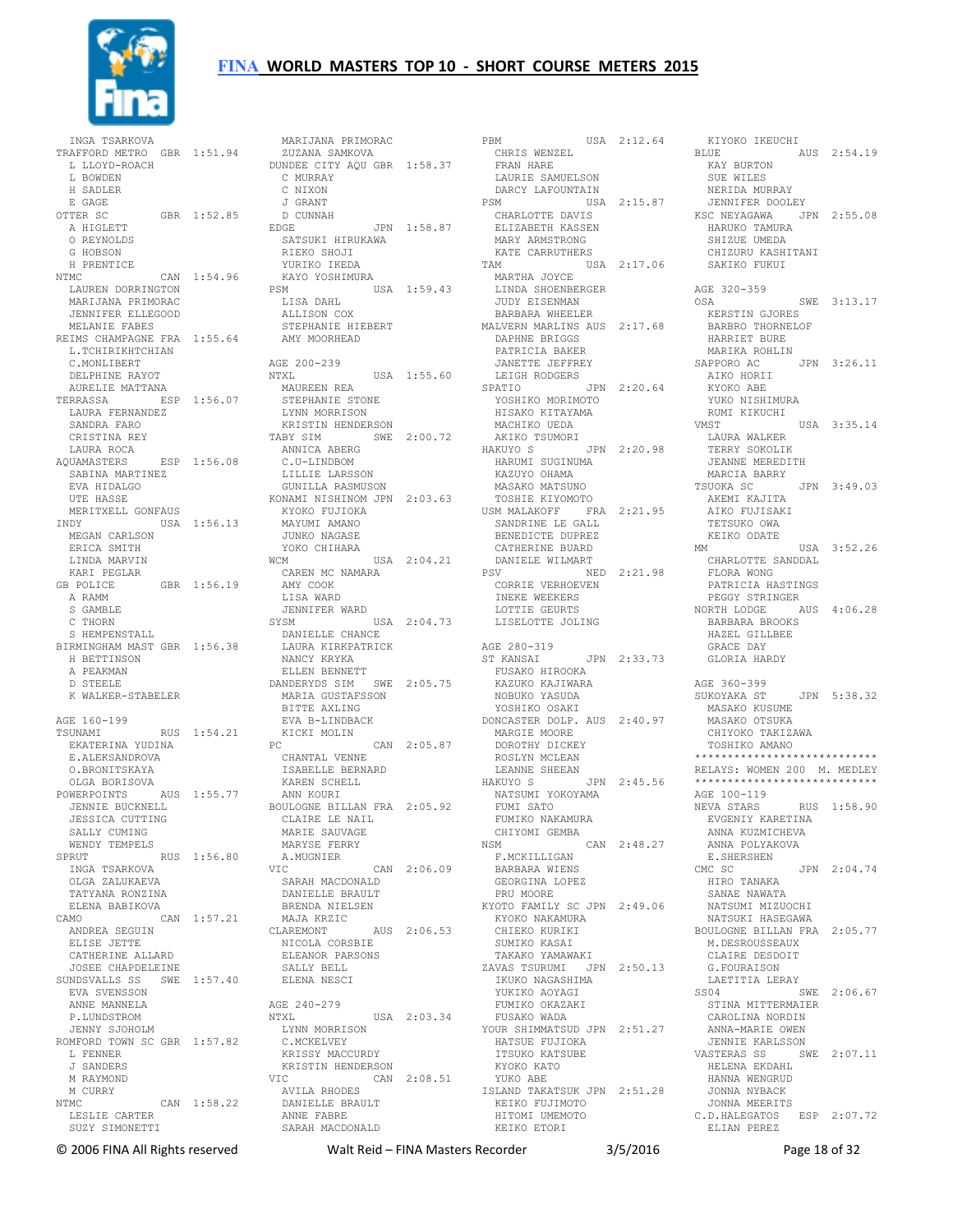INGA TSARKOVA

```
TRAFFORD METRO GBR 1:51.94
  L LLOYD-ROACH
  L BOWDEN
  H SADLER
  E GAGE
OTTER SC       GBR 1:52.85
  A HIGLETT
  O REYNOLDS
  G HOBSON
  H PRENTICE
NTMC           CAN 1:54.96
  LAUREN DORRINGTON
  MARIJANA PRIMORAC
  JENNIFER ELLEGOOD
  MELANIE FABES
REIMS CHAMPAGNE FRA 1:55.64
  L.TCHIRIKHTCHIAN
  C.MONLIBERT
  DELPHINE RAYOT
  AURELIE MATTANA
TERRASSA       ESP 1:56.07
  LAURA FERNANDEZ
  SANDRA FARO
  CRISTINA REY
  LAURA ROCA
AQUAMASTERS    ESP 1:56.08
  SABINA MARTINEZ
  EVA HIDALGO
  UTE HASSE
  MERITXELL GONFAUS
INDY           USA 1:56.13
  MEGAN CARLSON
  ERICA SMITH
  LINDA MARVIN
  KARI PEGLAR
GB POLICE      GBR 1:56.19
  A RAMM
  S GAMBLE
  C THORN
  S HEMPENSTALL
BIRMINGHAM MAST GBR 1:56.38
  H BETTINSON
  A PEAKMAN
  D STEELE
  K WALKER-STABELER

AGE 160-199
TSUNAMI        RUS 1:54.21
  EKATERINA YUDINA
  E.ALEKSANDROVA
  O.BRONITSKAYA
  OLGA BORISOVA
POWERPOINTS    AUS 1:55.77
  JENNIE BUCKNELL
  JESSICA CUTTING
  SALLY CUMING
  WENDY TEMPELS
SPRUT          RUS 1:56.80
  INGA TSARKOVA
  OLGA ZALUKAEVA
  TATYANA RONZINA
  ELENA BABIKOVA
CAMO           CAN 1:57.21
  ANDREA SEGUIN
  ELISE JETTE
  CATHERINE ALLARD
  JOSEE CHAPDELEINE
SUNDSVALLS SS  SWE 1:57.40
  EVA SVENSSON
  ANNE MANNELA
  P.LUNDSTROM
  JENNY SJOHOLM
ROMFORD TOWN SC GBR 1:57.82
  L FENNER
  J SANDERS
  M RAYMOND
  M CURRY
NTMC           CAN 1:58.22
  LESLIE CARTER
  SUZY SIMONETTI
  MARIJANA PRIMORAC
  ZUZANA SAMKOVA
DUNDEE CITY AQU GBR 1:58.37
  C MURRAY
  C NIXON
  J GRANT
  D CUNNAH
EDGE           JPN 1:58.87
  SATSUKI HIRUKAWA
  RIEKO SHOJI
  YURIKO IKEDA
  KAYO YOSHIMURA
PSM            USA 1:59.43
  LISA DAHL
  ALLISON COX
  STEPHANIE HIEBERT
  AMY MOORHEAD

AGE 200-239
NTXL           USA 1:55.60
  MAUREEN REA
  STEPHANIE STONE
  LYNN MORRISON
  KRISTIN HENDERSON
TABY SIM       SWE 2:00.72
  ANNICA ABERG
  C.U-LINDBOM
  LILLIE LARSSON
  GUNILLA RASMUSON
KONAMI NISHINOM JPN 2:03.63
  KYOKO FUJIOKA
  MAYUMI AMANO
  JUNKO NAGASE
  YOKO CHIHARA
WCM            USA 2:04.21
  CAREN MC NAMARA
  AMY COOK
  LISA WARD
  JENNIFER WARD
SYSM           USA 2:04.73
  DANIELLE CHANCE
  LAURA KIRKPATRICK
  NANCY KRYKA
  ELLEN BENNETT
DANDERYDS SIM  SWE 2:05.75
  MARIA GUSTAFSSON
  BITTE AXLING
  EVA B-LINDBACK
  KICKI MOLIN
PC             CAN 2:05.87
  CHANTAL VENNE
  ISABELLE BERNARD
  KAREN SCHELL
  ANN KOURI
BOULOGNE BILLAN FRA 2:05.92
  CLAIRE LE NAIL
  MARIE SAUVAGE
  MARYSE FERRY
  A.MUGNIER
VIC            CAN 2:06.09
  SARAH MACDONALD
  DANIELLE BRAULT
  BRENDA NIELSEN
  MAJA KRZIC
CLAREMONT      AUS 2:06.53
  NICOLA CORSBIE
  ELEANOR PARSONS
  SALLY BELL
  ELENA NESCI

AGE 240-279
NTXL           USA 2:03.34
  LYNN MORRISON
  C.MCKELVEY
  KRISSY MACCURDY
  KRISTIN HENDERSON
VIC            CAN 2:08.51
  AVILA RHODES
  DANIELLE BRAULT
  ANNE FABRE
  SARAH MACDONALD
PBM            USA 2:12.64
  CHRIS WENZEL
  FRAN HARE
  LAURIE SAMUELSON
  DARCY LAFOUNTAIN
PSM            USA 2:15.87
  CHARLOTTE DAVIS
  ELIZABETH KASSEN
  MARY ARMSTRONG
  KATE CARRUTHERS
TAM            USA 2:17.06
  MARTHA JOYCE
  LINDA SHOENBERGER
  JUDY EISENMAN
  BARBARA WHEELER
MALVERN MARLINS AUS 2:17.68
  DAPHNE BRIGGS
  PATRICIA BAKER
  JANETTE JEFFREY
  LEIGH RODGERS
SPATIO         JPN 2:20.64
  YOSHIKO MORIMOTO
  HISAKO KITAYAMA
  MACHIKO UEDA
  AKIKO TSUMORI
HAKUYO S       JPN 2:20.98
  HARUMI SUGINUMA
  KAZUYO OHAMA
  MASAKO MATSUNO
  TOSHIE KIYOMOTO
USM MALAKOFF   FRA 2:21.95
  SANDRINE LE GALL
  BENEDICTE DUPREZ
  CATHERINE BUARD
  DANIELE WILMART
PSV            NED 2:21.98
  CORRIE VERHOEVEN
  INEKE WEEKERS
  LOTTIE GEURTS
  LISELOTTE JOLING

AGE 280-319
ST KANSAI      JPN 2:33.73
  FUSAKO HIROOKA
  KAZUKO KAJIWARA
  NOBUKO YASUDA
  YOSHIKO OSAKI
DONCASTER DOLP. AUS 2:40.97
  MARGIE MOORE
  DOROTHY DICKEY
  ROSLYN MCLEAN
  LEANNE SHEEAN
HAKUYO S       JPN 2:45.56
  NATSUMI YOKOYAMA
  FUMI SATO
  FUMIKO NAKAMURA
  CHIYOMI GEMBA
NSM            CAN 2:48.27
  F.MCKILLIGAN
  BARBARA WIENS
  GEORGINA LOPEZ
  PRU MOORE
KYOTO FAMILY SC JPN 2:49.06
  KYOKO NAKAMURA
  CHIEKO KURIKI
  SUMIKO KASAI
  TAKAKO YAMAWAKI
ZAVAS TSURUMI  JPN 2:50.13
  IKUKO NAGASHIMA
  YUKIKO AOYAGI
  FUMIKO OKAZAKI
  FUSAKO WADA
YOUR SHIMMATSUD JPN 2:51.27
  HATSUE FUJIOKA
  ITSUKO KATSUBE
  KYOKO KATO
  YUKO ABE
ISLAND TAKATSUK JPN 2:51.28
  KEIKO FUJIMOTO
  HITOMI UMEMOTO
  KEIKO ETORI
  KIYOKO IKEUCHI
BLUE           AUS 2:54.19
  KAY BURTON
  SUE WILES
  NERIDA MURRAY
  JENNIFER DOOLEY
KSC NEYAGAWA   JPN 2:55.08
  HARUKO TAMURA
  SHIZUE UMEDA
  CHIZURU KASHITANI
  SAKIKO FUKUI

AGE 320-359
OSA            SWE 3:13.17
  KERSTIN GJORES
  BARBRO THORNELOF
  HARRIET BURE
  MARIKA ROHLIN
SAPPORO AC     JPN 3:26.11
  AIKO HORII
  KYOKO ABE
  YUKO NISHIMURA
  RUMI KIKUCHI
VMST           USA 3:35.14
  LAURA WALKER
  TERRY SOKOLIK
  JEANNE MEREDITH
  MARCIA BARRY
TSUOKA SC      JPN 3:49.03
  AKEMI KAJITA
  AIKO FUJISAKI
  TETSUKO OWA
  KEIKO ODATE
MM             USA 3:52.26
  CHARLOTTE SANDDAL
  FLORA WONG
  PATRICIA HASTINGS
  PEGGY STRINGER
NORTH LODGE    AUS 4:06.28
  BARBARA BROOKS
  HAZEL GILLBEE
  GRACE DAY
  GLORIA HARDY

AGE 360-399
SUKOYAKA ST    JPN 5:38.32
  MASAKO KUSUME
  MASAKO OTSUKA
  CHIYOKO TAKIZAWA
  TOSHIKO AMANO
```

## RELAYS: WOMEN 200 M. MEDLEY

```
AGE 100-119
NEVA STARS     RUS 1:58.90
  EVGENIY KARETINA
  ANNA KUZMICHEVA
  ANNA POLYAKOVA
  E.SHERSHEN
CMC SC         JPN 2:04.74
  HIRO TANAKA
  SANAE NAWATA
  NATSUMI MIZUOCHI
  NATSUKI HASEGAWA
BOULOGNE BILLAN FRA 2:05.77
  M.DESROUSSEAUX
  CLAIRE DESDOIT
  G.FOURAISON
  LAETITIA LERAY
SS04           SWE 2:06.67
  STINA MITTERMAIER
  CAROLINA NORDIN
  ANNA-MARIE OWEN
  JENNIE KARLSSON
VASTERAS SS    SWE 2:07.11
  HELENA EKDAHL
  HANNA WENGRUD
  JONNA NYBACK
  JONNA MEERITS
C.D.HALEGATOS  ESP 2:07.72
  ELIAN PEREZ
```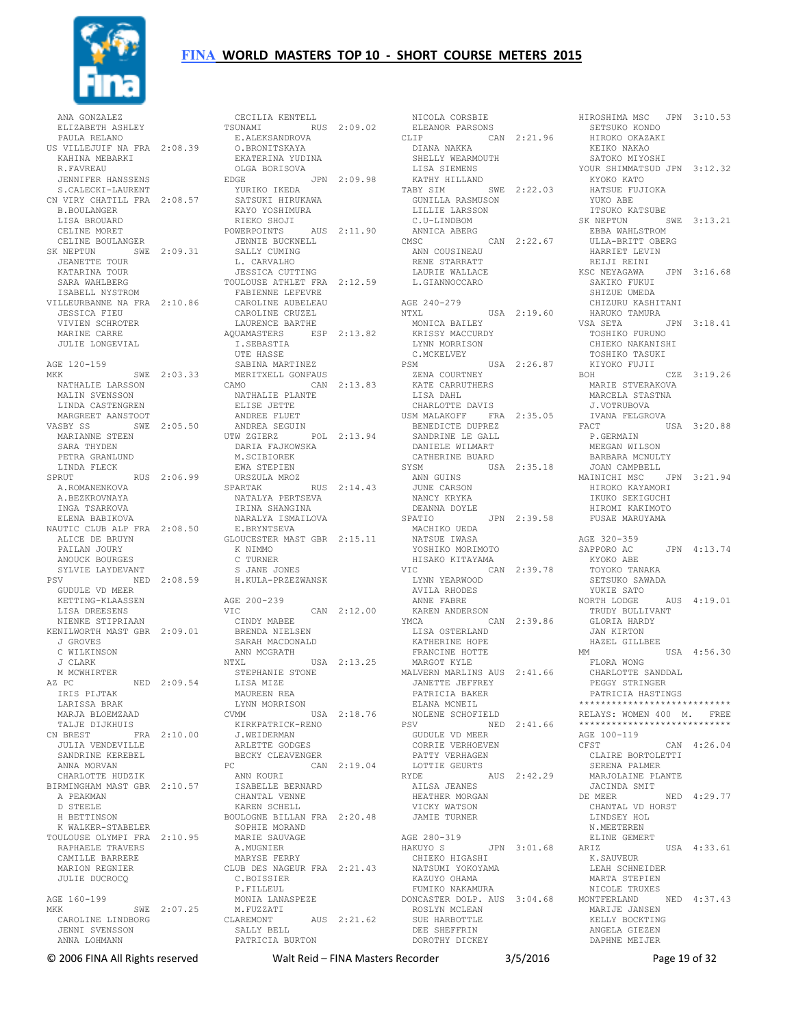# FINA WORLD MASTERS TOP 10 - SHORT COURSE METERS 2015

ANA GONZALEZ
ELIZABETH ASHLEY
PAULA RELANO

US VILLEJUIF NA FRA 2:08.39
KAHINA MEBARKI
R.FAVREAU
JENNIFER HANSSENS
S.CALECKI-LAURENT

CN VIRY CHATILL FRA 2:08.57
B.BOULANGER
LISA BROUARD
CELINE MORET
CELINE BOULANGER

SK NEPTUN SWE 2:09.31
JEANETTE TOUR
KATARINA TOUR
SARA WAHLBERG
ISABELL NYSTROM

VILLEURBANNE NA FRA 2:10.86
JESSICA FIEU
VIVIEN SCHROTER
MARINE CARRE
JULIE LONGEVIAL

AGE 120-159

MKK SWE 2:03.33
NATHALIE LARSSON
MALIN SVENSSON
LINDA CASTENGREN
MARGREET AANSTOOT

VASBY SS SWE 2:05.50
MARIANNE STEEN
SARA THYDEN
PETRA GRANLUND
LINDA FLECK

SPRUT RUS 2:06.99
A.ROMANENKOVA
A.BEZKROVNAYA
INGA TSARKOVA
ELENA BABIKOVA

NAUTIC CLUB ALP FRA 2:08.50
ALICE DE BRUYN
PAILAN JOURY
ANOUCK BOURGES
SYLVIE LAYDEVANT

PSV NED 2:08.59
GUDULE VD MEER
KETTING-KLAASSEN
LISA DREESENS
NIENKE STIPRIAAN

KENILWORTH MAST GBR 2:09.01
J GROVES
C WILKINSON
J CLARK
M MCWHIRTER

AZ PC NED 2:09.54
IRIS PIJTAK
LARISSA BRAK
MARJA BLOEMZAAD
TALJE DIJKHUIS

CN BREST FRA 2:10.00
JULIA VENDEVILLE
SANDRINE KEREBEL
ANNA MORVAN
CHARLOTTE HUDZIK

BIRMINGHAM MAST GBR 2:10.57
A PEAKMAN
D STEELE
H BETTINSON
K WALKER-STABELER

TOULOUSE OLYMPI FRA 2:10.95
RAPHAELE TRAVERS
CAMILLE BARRERE
MARION REGNIER
JULIE DUCROCQ

AGE 160-199

MKK SWE 2:07.25
CAROLINE LINDBORG
JENNI SVENSSON
ANNA LOHMANN
CECILIA KENTELL

TSUNAMI RUS 2:09.02
E.ALEKSANDROVA
O.BRONITSKAYA
EKATERINA YUDINA
OLGA BORISOVA

EDGE JPN 2:09.98
YURIKO IKEDA
SATSUKI HIRUKAWA
KAYO YOSHIMURA
RIEKO SHOJI

POWERPOINTS AUS 2:11.90
JENNIE BUCKNELL
SALLY CUMING
L. CARVALHO
JESSICA CUTTING

TOULOUSE ATHLET FRA 2:12.59
FABIENNE LEFEVRE
CAROLINE AUBELEAU
CAROLINE CRUZEL
LAURENCE BARTHE

AQUAMASTERS ESP 2:13.82
I.SEBASTIA
UTE HASSE
SABINA MARTINEZ
MERITXELL GONFAUS

CAMO CAN 2:13.83
NATHALIE PLANTE
ELISE JETTE
ANDREE FLUET
ANDREA SEGUIN

UTW ZGIERZ POL 2:13.94
DARIA FAJKOWSKA
M.SCIBIOREK
EWA STEPIEN
URSZULA MROZ

SPARTAK RUS 2:14.43
NATALYA PERTSEVA
IRINA SHANGINA
NARALYA ISMAILOVA
E.BRYNTSEVA

GLOUCESTER MAST GBR 2:15.11
K NIMMO
C TURNER
S JANE JONES
H.KULA-PRZEZWANSK

AGE 200-239

VIC CAN 2:12.00
CINDY MABEE
BRENDA NIELSEN
SARAH MACDONALD
ANN MCGRATH

NTXL USA 2:13.25
STEPHANIE STONE
LISA MIZE
MAUREEN REA
LYNN MORRISON

CVMM USA 2:18.76
KIRKPATRICK-RENO
J.WEIDERMAN
ARLETTE GODGES
BECKY CLEAVENGER

PC CAN 2:19.04
ANN KOURI
ISABELLE BERNARD
CHANTAL VENNE
KAREN SCHELL

BOULOGNE BILLAN FRA 2:20.48
SOPHIE MORAND
MARIE SAUVAGE
A.MUGNIER
MARYSE FERRY

CLUB DES NAGEUR FRA 2:21.43
C.BOISSIER
P.FILLEUL
MONIA LANASPEZE
M.FUZZATI

CLAREMONT AUS 2:21.62
SALLY BELL
PATRICIA BURTON
NICOLA CORSBIE
ELEANOR PARSONS

CLIP CAN 2:21.96
DIANA NAKKA
SHELLY WEARMOUTH
LISA SIEMENS
KATHY HILLAND

TABY SIM SWE 2:22.03
GUNILLA RASMUSON
LILLIE LARSSON
C.U-LINDBOM
ANNICA ABERG

CMSC CAN 2:22.67
ANN COUSINEAU
RENE STARRATT
LAURIE WALLACE
L.GIANNOCCARO

AGE 240-279

NTXL USA 2:19.60
MONICA BAILEY
KRISSY MACCURDY
LYNN MORRISON
C.MCKELVEY

PSM USA 2:26.87
ZENA COURTNEY
KATE CARRUTHERS
LISA DAHL
CHARLOTTE DAVIS

USM MALAKOFF FRA 2:35.05
BENEDICTE DUPREZ
SANDRINE LE GALL
DANIELE WILMART
CATHERINE BUARD

SYSM USA 2:35.18
ANN GUINS
JUNE CARSON
NANCY KRYKA
DEANNA DOYLE

SPATIO JPN 2:39.58
MACHIKO UEDA
NATSUE IWASA
YOSHIKO MORIMOTO
HISAKO KITAYAMA

VIC CAN 2:39.78
LYNN YEARWOOD
AVILA RHODES
ANNE FABRE
KAREN ANDERSON

YMCA CAN 2:39.86
LISA OSTERLAND
KATHERINE HOPE
FRANCINE HOTTE
MARGOT KYLE

MALVERN MARLINS AUS 2:41.66
JANETTE JEFFREY
PATRICIA BAKER
ELANA MCNEIL
NOLENE SCHOFIELD

PSV NED 2:41.66
GUDULE VD MEER
CORRIE VERHOEVEN
PATTY VERHAGEN
LOTTIE GEURTS

RYDE AUS 2:42.29
AILSA JEANES
HEATHER MORGAN
VICKY WATSON
JAMIE TURNER

AGE 280-319

HAKUYO S JPN 3:01.68
CHIEKO HIGASHI
NATSUMI YOKOYAMA
KAZUYO OHAMA
FUMIKO NAKAMURA

DONCASTER DOLP. AUS 3:04.68
ROSLYN MCLEAN
SUE HARBOTTLE
DEE SHEFFRIN
DOROTHY DICKEY

HIROSHIMA MSC JPN 3:10.53
SETSUKO KONDO
HIROKO OKAZAKI
KEIKO NAKAO
SATOKO MIYOSHI

YOUR SHIMMATSUD JPN 3:12.32
KYOKO KATO
HATSUE FUJIOKA
YUKO ABE
ITSUKO KATSUBE

SK NEPTUN SWE 3:13.21
EBBA WAHLSTROM
ULLA-BRITT OBERG
HARRIET LEVIN
REIJI REINI

KSC NEYAGAWA JPN 3:16.68
SAKIKO FUKUI
SHIZUE UMEDA
CHIZURU KASHITANI
HARUKO TAMURA

VSA SETA JPN 3:18.41
TOSHIKO FURUNO
CHIEKO NAKANISHI
TOSHIKO TASUKI
KIYOKO FUJII

BOH CZE 3:19.26
MARIE STVERAKOVA
MARCELA STASTNA
J.VOTRUBOVA
IVANA FELGROVA

FACT USA 3:20.88
P.GERMAIN
MEEGAN WILSON
BARBARA MCNULTY
JOAN CAMPBELL

MAINICHI MSC JPN 3:21.94
HIROKO KAYAMORI
IKUKO SEKIGUCHI
HIROMI KAKIMOTO
FUSAE MARUYAMA

AGE 320-359

SAPPORO AC JPN 4:13.74
KYOKO ABE
TOYOKO TANAKA
SETSUKO SAWADA
YUKIE SATO

NORTH LODGE AUS 4:19.01
TRUDY BULLIVANT
GLORIA HARDY
JAN KIRTON
HAZEL GILLBEE

MM USA 4:56.30
FLORA WONG
CHARLOTTE SANDDAL
PEGGY STRINGER
PATRICIA HASTINGS

***************************
## RELAYS: WOMEN 400 M. FREE
***************************

AGE 100-119

CFST CAN 4:26.04
CLAIRE BORTOLETTI
SERENA PALMER
MARJOLAINE PLANTE
JACINDA SMIT

DE MEER NED 4:29.77
CHANTAL VD HORST
LINDSEY HOL
N.MEETEREN
ELINE GEMERT

ARIZ USA 4:33.61
K.SAUVEUR
LEAH SCHNEIDER
MARTA STEPIEN
NICOLE TRUXES

MONTFERLAND NED 4:37.43
MARIJE JANSEN
KELLY BOCKTING
ANGELA GIEZEN
DAPHNE MEIJER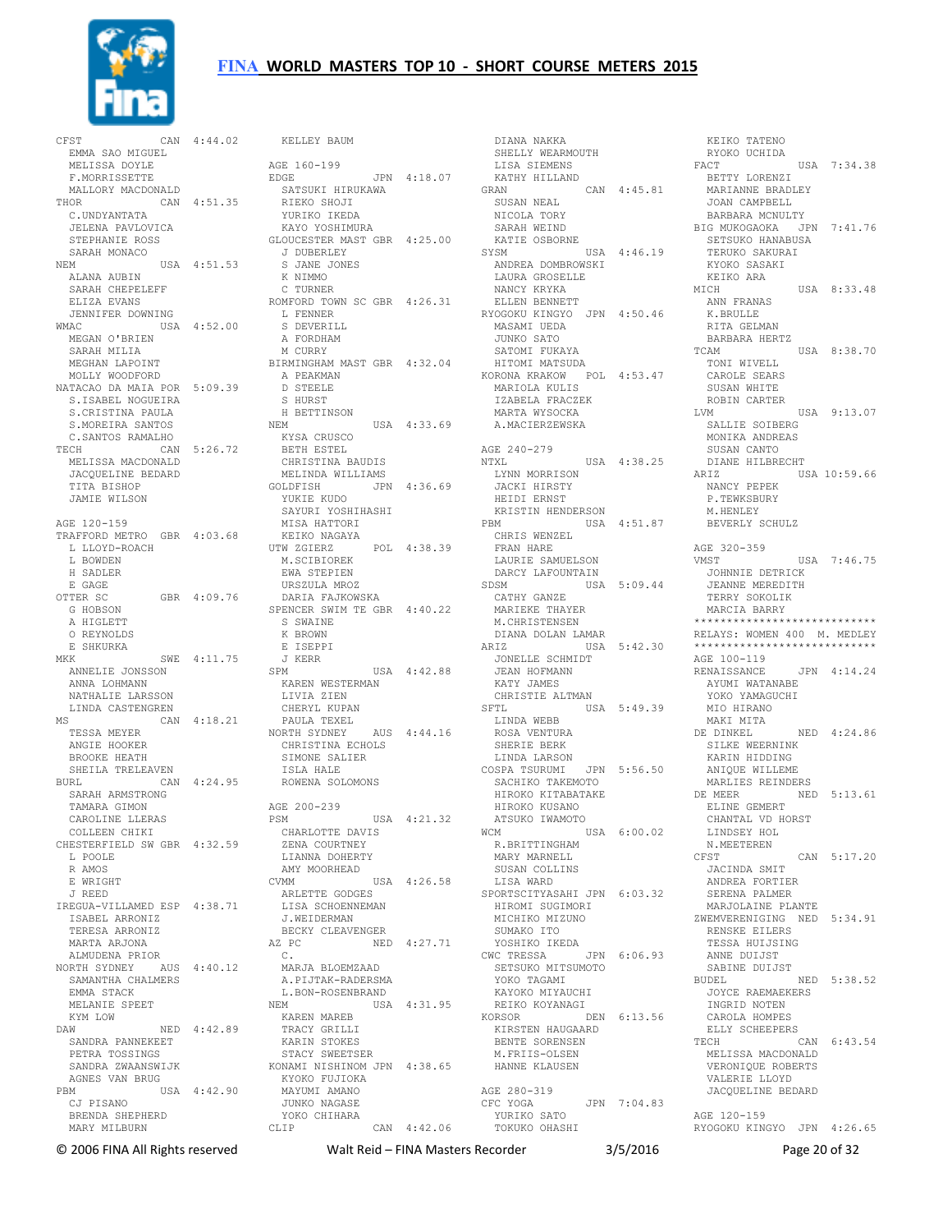# FINA WORLD MASTERS TOP 10 - SHORT COURSE METERS 2015

```
CFST              CAN  4:44.02
  EMMA SAO MIGUEL
  MELISSA DOYLE
  F.MORRISSETTE
  MALLORY MACDONALD
THOR              CAN  4:51.35
  C.UNDYANTATA
  JELENA PAVLOVICA
  STEPHANIE ROSS
  SARAH MONACO
NEM               USA  4:51.53
  ALANA AUBIN
  SARAH CHEPELEFF
  ELIZA EVANS
  JENNIFER DOWNING
WMAC              USA  4:52.00
  MEGAN O'BRIEN
  SARAH MILIA
  MEGHAN LAPOINT
  MOLLY WOODFORD
NATACAO DA MAIA POR  5:09.39
  S.ISABEL NOGUEIRA
  S.CRISTINA PAULA
  S.MOREIRA SANTOS
  C.SANTOS RAMALHO
TECH              CAN  5:26.72
  MELISSA MACDONALD
  JACQUELINE BEDARD
  TITA BISHOP
  JAMIE WILSON

AGE 120-159
TRAFFORD METRO  GBR  4:03.68
  L LLOYD-ROACH
  L BOWDEN
  H SADLER
  E GAGE
OTTER SC          GBR  4:09.76
  G HOBSON
  A HIGLETT
  O REYNOLDS
  E SHIKURKA
MKK               SWE  4:11.75
  ANNELIE JONSSON
  ANNA LOHMANN
  NATHALIE LARSSON
  LINDA CASTENGREN
MS                CAN  4:18.21
  TESSA MEYER
  ANGIE HOOKER
  BROOKE HEATH
  SHEILA TRELEAVEN
BURL              CAN  4:24.95
  SARAH ARMSTRONG
  TAMARA GIMON
  CAROLINE LLERAS
  COLLEEN CHIKI
CHESTERFIELD SW GBR  4:32.59
  L POOLE
  R AMOS
  E WRIGHT
  J REED
IREGUA-VILLAMED ESP  4:38.71
  ISABEL ARRONIZ
  TERESA ARRONIZ
  MARTA ARJONA
  ALMUDENA PRIOR
NORTH SYDNEY     AUS  4:40.12
  SAMANTHA CHALMERS
  EMMA STACK
  MELANIE SPEET
  KYM LOW
DAW               NED  4:42.89
  SANDRA PANNEKEET
  PETRA TOSSINGS
  SANDRA ZWAANSWIJK
  AGNES VAN BRUG
PBM               USA  4:42.90
  CJ PISANO
  BRENDA SHEPHERD
  MARY MILBURN
  KELLEY BAUM

AGE 160-199
EDGE              JPN  4:18.07
  SATSUKI HIRUKAWA
  RIEKO SHOJI
  YURIKO IKEDA
  KAYO YOSHIMURA
GLOUCESTER MAST GBR  4:25.00
  J DUBERLEY
  S JANE JONES
  K NIMMO
  C TURNER
ROMFORD TOWN SC GBR  4:26.31
  L FENNER
  S DEVERILL
  A FORDHAM
  M CURRY
BIRMINGHAM MAST GBR  4:32.04
  A PEAKMAN
  D STEELE
  S HURST
  H BETTINSON
NEM               USA  4:33.69
  KYSA CRUSCO
  BETH ESTEL
  CHRISTINA BAUDIS
  MELINDA WILLIAMS
GOLDFISH          JPN  4:36.69
  YUKIE KUDO
  SAYURI YOSHIHASHI
  MISA HATTORI
  KEIKO NAGAYA
UTW ZGIERZ        POL  4:38.39
  M.SCIBIOREK
  EWA STEPIEN
  URSZULA MROZ
  DARIA FAJKOWSKA
SPENCER SWIM TE GBR  4:40.22
  S SWAINE
  K BROWN
  E ISEPPI
  J KERR
SPM               USA  4:42.88
  KAREN WESTERMAN
  LIVIA ZIEN
  CHERYL KUPAN
  PAULA TEXEL
NORTH SYDNEY     AUS  4:44.16
  CHRISTINA ECHOLS
  SIMONE SALIER
  ISLA HALE
  ROWENA SOLOMONS

AGE 200-239
PSM               USA  4:21.32
  CHARLOTTE DAVIS
  ZENA COURTNEY
  LIANNA DOHERTY
  AMY MOORHEAD
CVMM              USA  4:26.58
  ARLETTE GODGES
  LISA SCHOENNEMAN
  J.WEIDERMAN
  BECKY CLEAVENGER
AZ PC             NED  4:27.71
  C.
  MARJA BLOEMZAAD
  A.PIJTAK-RADERSMA
  L.BON-ROSENBRAND
NEM               USA  4:31.95
  KAREN MAREB
  TRACY GRILLI
  KARIN STOKES
  STACY SWEETSER
KONAMI NISHINOM JPN  4:38.65
  KYOKO FUJIOKA
  MAYUMI AMANO
  JUNKO NAGASE
  YOKO CHIHARA
CLIP              CAN  4:42.06
  DIANA NAKKA
  SHELLY WEARMOUTH
  LISA SIEMENS
  KATHY HILLAND
GRAN              CAN  4:45.81
  SUSAN NEAL
  NICOLA TORY
  SARAH WEIND
  KATIE OSBORNE
SYSM              USA  4:46.19
  ANDREA DOMBROWSKI
  LAURA GROSELLE
  NANCY KRYKA
  ELLEN BENNETT
RYOGOKU KINGYO  JPN  4:50.46
  MASAMI UEDA
  JUNKO SATO
  SATOMI FUKAYA
  HITOMI MATSUDA
KORONA KRAKOW    POL  4:53.47
  MARIOLA KULIS
  IZABELA FRACZEK
  MARTA WYSOCKA
  A.MACIERZEWSKA

AGE 240-279
NTXL              USA  4:38.25
  LYNN MORRISON
  JACKI HIRSTY
  HEIDI ERNST
  KRISTIN HENDERSON
PBM               USA  4:51.87
  CHRIS WENZEL
  FRAN HARE
  LAURIE SAMUELSON
  DARCY LAFOUNTAIN
SDSM              USA  5:09.44
  CATHY GANZE
  MARIEKE THAYER
  M.CHRISTENSEN
  DIANA DOLAN LAMAR
ARIZ              USA  5:42.30
  JONELLE SCHMIDT
  JEAN HOFMANN
  KATY JAMES
  CHRISTIE ALTMAN
SFTL              USA  5:49.39
  LINDA WEBB
  ROSA VENTURA
  SHERIE BERK
  LINDA LARSON
COSPA TSURUMI   JPN  5:56.50
  SACHIKO TAKEMOTO
  HIROKO KITABATAKE
  HIROKO KUSANO
  ATSUKO IWAMOTO
WCM               USA  6:00.02
  R.BRITTINGHAM
  MARY MARNELL
  SUSAN COLLINS
  LISA WARD
SPORTSCITYASAHI JPN  6:03.32
  HIROMI SUGIMORI
  MICHIKO MIZUNO
  SUMAKO ITO
  YOSHIKO IKEDA
CWC TRESSA        JPN  6:06.93
  SETSUKO MITSUMOTO
  YOKO TAGAMI
  KAYOKO MIYAUCHI
  REIKO KOYANAGI
KORSOR            DEN  6:13.56
  KIRSTEN HAUGAARD
  BENTE SORENSEN
  M.FRIIS-OLSEN
  HANNE KLAUSEN

AGE 280-319
CFC YOGA          JPN  7:04.83
  YURIKO SATO
  TOKUKO OHASHI
  KEIKO TATENO
  RYOKO UCHIDA
FACT              USA  7:34.38
  BETTY LORENZI
  MARIANNE BRADLEY
  JOAN CAMPBELL
  BARBARA MCNULTY
BIG MUKOGAOKA   JPN  7:41.76
  SETSUKO HANABUSA
  TERUKO SAKURAI
  KYOKO SASAKI
  KEIKO ARA
MICH              USA  8:33.48
  ANN FRANAS
  K.BRULLE
  RITA GELMAN
  BARBARA HERTZ
TCAM              USA  8:38.70
  TONI WIVELL
  CAROLE SEARS
  SUSAN WHITE
  ROBIN CARTER
LVM               USA  9:13.07
  SALLIE SOIBERG
  MONIKA ANDREAS
  SUSAN CANTO
  DIANE HILBRECHT
ARIZ              USA 10:59.66
  NANCY PEPEK
  P.TEWKSBURY
  M.HENLEY
  BEVERLY SCHULZ

AGE 320-359
VMST              USA  7:46.75
  JOHNNIE DETRICK
  JEANNE MEREDITH
  TERRY SOKOLIK
  MARCIA BARRY
****************************
RELAYS: WOMEN 400  M. MEDLEY
****************************
AGE 100-119
RENAISSANCE      JPN  4:14.24
  AYUMI WATANABE
  YOKO YAMAGUCHI
  MIO HIRANO
  MAKI MITA
DE DINKEL         NED  4:24.86
  SILKE WEERNINK
  KARIN HIDDING
  ANIQUE WILLEME
  MARLIES REINDERS
DE MEER           NED  5:13.61
  ELINE GEMERT
  CHANTAL VD HORST
  LINDSEY HOL
  N.MEETEREN
CFST              CAN  5:17.20
  JACINDA SMIT
  ANDREA FORTIER
  SERENA PALMER
  MARJOLAINE PLANTE
ZWEMVERENIGING  NED  5:34.91
  RENSKE EILERS
  TESSA HUIJSING
  ANNE DUIJST
  SABINE DUIJST
BUDEL             NED  5:38.52
  JOYCE RAEMAEKERS
  INGRID NOTEN
  CAROLA HOMPES
  ELLY SCHEEPERS
TECH              CAN  6:43.54
  MELISSA MACDONALD
  VERONIQUE ROBERTS
  VALERIE LLOYD
  JACQUELINE BEDARD

AGE 120-159
RYOGOKU KINGYO  JPN  4:26.65
```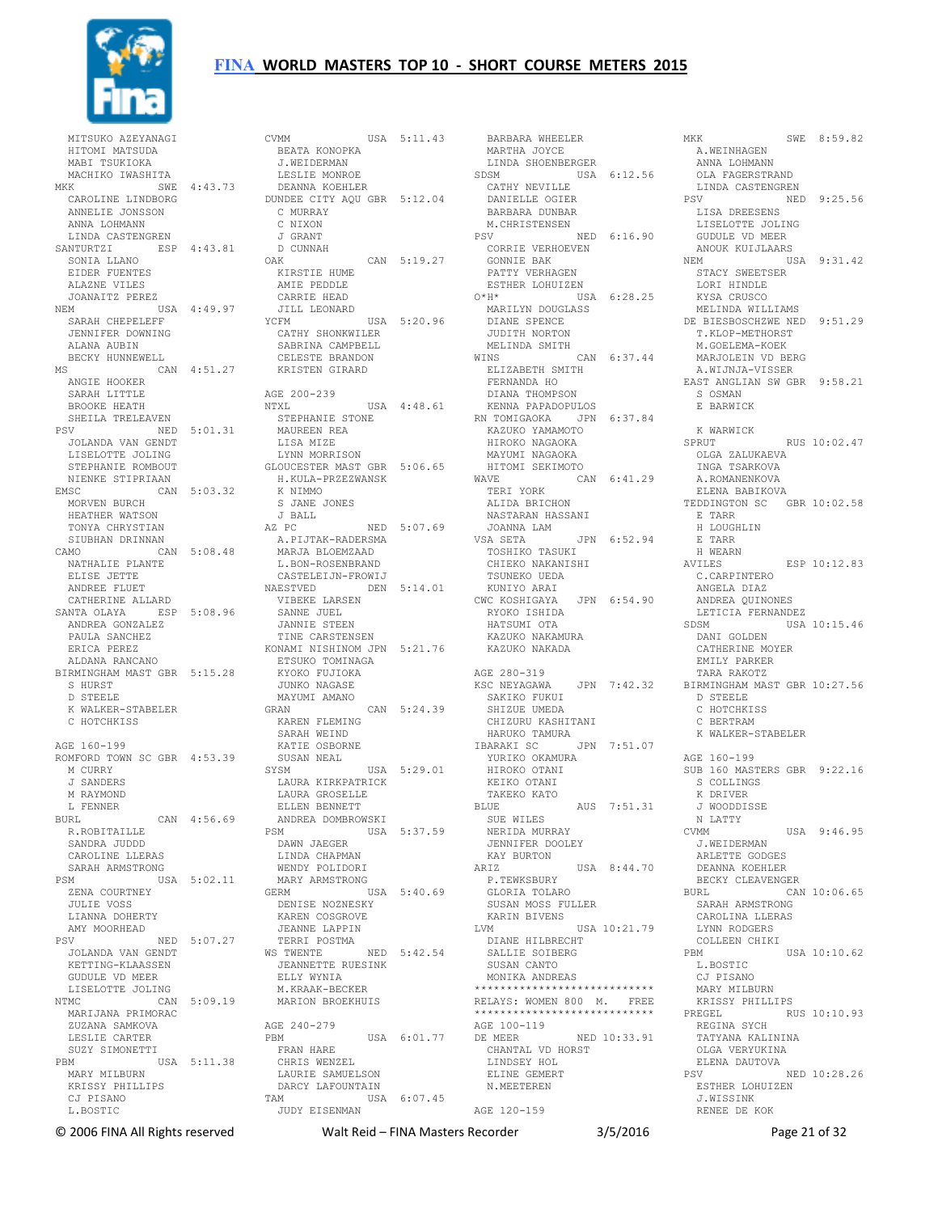# FINA WORLD MASTERS TOP 10 - SHORT COURSE METERS 2015

```
 MITSUKO AZEYANAGI
 HITOMI MATSUDA
 MABI TSUKIOKA
 MACHIKO IWASHITA
MKK              SWE  4:43.73
 CAROLINE LINDBORG
 ANNELIE JONSSON
 ANNA LOHMANN
 LINDA CASTENGREN
SANTURTZI        ESP  4:43.81
 SONIA LLANO
 EIDER FUENTES
 ALAZNE VILES
 JOANAITZ PEREZ
NEM              USA  4:49.97
 SARAH CHEPELEFF
 JENNIFER DOWNING
 ALANA AUBIN
 BECKY HUNNEWELL
MS               CAN  4:51.27
 ANGIE HOOKER
 SARAH LITTLE
 BROOKE HEATH
 SHEILA TRELEAVEN
PSV              NED  5:01.31
 JOLANDA VAN GENDT
 LISELOTTE JOLING
 STEPHANIE ROMBOUT
 NIENKE STIPRIAAN
EMSC             CAN  5:03.32
 MORVEN BURCH
 HEATHER WATSON
 TONYA CHRYSTIAN
 SIUBHAN DRINNAN
CAMO             CAN  5:08.48
 NATHALIE PLANTE
 ELISE JETTE
 ANDREE FLUET
 CATHERINE ALLARD
SANTA OLAYA      ESP  5:08.96
 ANDREA GONZALEZ
 PAULA SANCHEZ
 ERICA PEREZ
 ALDANA RANCANO
BIRMINGHAM MAST GBR  5:15.28
 S HURST
 D STEELE
 K WALKER-STABELER
 C HOTCHKISS

AGE 160-199
ROMFORD TOWN SC GBR  4:53.39
 M CURRY
 J SANDERS
 M RAYMOND
 L FENNER
BURL             CAN  4:56.69
 R.ROBITAILLE
 SANDRA JUDDD
 CAROLINE LLERAS
 SARAH ARMSTRONG
PSM              USA  5:02.11
 ZENA COURTNEY
 JULIE VOSS
 LIANNA DOHERTY
 AMY MOORHEAD
PSV              NED  5:07.27
 JOLANDA VAN GENDT
 KETTING-KLAASSEN
 GUDULE VD MEER
 LISELOTTE JOLING
NTMC             CAN  5:09.19
 MARIJANA PRIMORAC
 ZUZANA SAMKOVA
 LESLIE CARTER
 SUZY SIMONETTI
PBM              USA  5:11.38
 MARY MILBURN
 KRISSY PHILLIPS
 CJ PISANO
 L.BOSTIC
CVMM             USA  5:11.43
 BEATA KONOPKA
 J.WEIDERMAN
 LESLIE MONROE
 DEANNA KOEHLER
DUNDEE CITY AQU GBR  5:12.04
 C MURRAY
 C NIXON
 J GRANT
 D CUNNAH
OAK              CAN  5:19.27
 KIRSTIE HUME
 AMIE PEDDLE
 CARRIE HEAD
 JILL LEONARD
YCFM             USA  5:20.96
 CATHY SHONKWILER
 SABRINA CAMPBELL
 CELESTE BRANDON
 KRISTEN GIRARD

AGE 200-239
NTXL             USA  4:48.61
 STEPHANIE STONE
 MAUREEN REA
 LISA MIZE
 LYNN MORRISON
GLOUCESTER MAST GBR  5:06.65
 H.KULA-PRZEZWANSK
 K NIMMO
 S JANE JONES
 J BALL
AZ PC            NED  5:07.69
 A.PIJTAK-RADERSMA
 MARJA BLOEMZAAD
 L.BON-ROSENBRAND
 CASTELEIJN-FROWIJ
NAESTVED         DEN  5:14.01
 VIBEKE LARSEN
 SANNE JUEL
 JANNIE STEEN
 TINE CARSTENSEN
KONAMI NISHINOM JPN  5:21.76
 ETSUKO TOMINAGA
 KYOKO FUJIOKA
 JUNKO NAGASE
 MAYUMI AMANO
GRAN             CAN  5:24.39
 KAREN FLEMING
 SARAH WEIND
 KATIE OSBORNE
 SUSAN NEAL
SYSM             USA  5:29.01
 LAURA KIRKPATRICK
 LAURA GROSELLE
 ELLEN BENNETT
 ANDREA DOMBROWSKI
PSM              USA  5:37.59
 DAWN JAEGER
 LINDA CHAPMAN
 WENDY POLIDORI
 MARY ARMSTRONG
GERM             USA  5:40.69
 DENISE NOZNESKY
 KAREN COSGROVE
 JEANNE LAPPIN
 TERRI POSTMA
WS TWENTE        NED  5:42.54
 JEANNETTE RUESINK
 ELLY WYNIA
 M.KRAAK-BECKER
 MARION BROEKHUIS

AGE 240-279
PBM              USA  6:01.77
 FRAN HARE
 CHRIS WENZEL
 LAURIE SAMUELSON
 DARCY LAFOUNTAIN
TAM              USA  6:07.45
 JUDY EISENMAN
 BARBARA WHEELER
 MARTHA JOYCE
 LINDA SHOENBERGER
SDSM             USA  6:12.56
 CATHY NEVILLE
 DANIELLE OGIER
 BARBARA DUNBAR
 M.CHRISTENSEN
PSV              NED  6:16.90
 CORRIE VERHOEVEN
 GONNIE BAK
 PATTY VERHAGEN
 ESTHER LOHUIZEN
O*H*             USA  6:28.25
 MARILYN DOUGLASS
 DIANE SPENCE
 JUDITH NORTON
 MELINDA SMITH
WINS             CAN  6:37.44
 ELIZABETH SMITH
 FERNANDA HO
 DIANA THOMPSON
 KENNA PAPADOPULOS
RN TOMIGAOKA     JPN  6:37.84
 KAZUKO YAMAMOTO
 HIROKO NAGAOKA
 MAYUMI NAGAOKA
 HITOMI SEKIMOTO
WAVE             CAN  6:41.29
 TERI YORK
 ALIDA BRICHON
 NASTARAN HASSANI
 JOANNA LAM
VSA SETA         JPN  6:52.94
 TOSHIKO TASUKI
 CHIEKO NAKANISHI
 TSUNEKO UEDA
 KUNIYO ARAI
CWC KOSHIGAYA    JPN  6:54.90
 RYOKO ISHIDA
 HATSUMI OTA
 KAZUKO NAKAMURA
 KAZUKO NAKADA

AGE 280-319
KSC NEYAGAWA     JPN  7:42.32
 SAKIKO FUKUI
 SHIZUE UMEDA
 CHIZURU KASHITANI
 HARUKO TAMURA
IBARAKI SC       JPN  7:51.07
 YURIKO OKAMURA
 HIROKO OTANI
 KEIKO OTANI
 TAKEKO KATO
BLUE             AUS  7:51.31
 SUE WILES
 NERIDA MURRAY
 JENNIFER DOOLEY
 KAY BURTON
ARIZ             USA  8:44.70
 P.TEWKSBURY
 GLORIA TOLARO
 SUSAN MOSS FULLER
 KARIN BIVENS
LVM              USA 10:21.79
 DIANE HILBRECHT
 SALLIE SOIBERG
 SUSAN CANTO
 MONIKA ANDREAS
****************************
RELAYS: WOMEN 800  M.  FREE
****************************
AGE 100-119
DE MEER          NED 10:33.91
 CHANTAL VD HORST
 LINDSEY HOL
 ELINE GEMERT
 N.MEETEREN

AGE 120-159
MKK              SWE  8:59.82
 A.WEINHAGEN
 ANNA LOHMANN
 OLA FAGERSTRAND
 LINDA CASTENGREN
PSV              NED  9:25.56
 LISA DREESENS
 LISELOTTE JOLING
 GUDULE VD MEER
 ANOUK KUIJLAARS
NEM              USA  9:31.42
 STACY SWEETSER
 LORI HINDLE
 KYSA CRUSCO
 MELINDA WILLIAMS
DE BIESBOSCHZWE NED  9:51.29
 T.KLOP-METHORST
 M.GOELEMA-KOEK
 MARJOLEIN VD BERG
 A.WIJNJA-VISSER
EAST ANGLIAN SW GBR  9:58.21
 S OSMAN
 E BARWICK

 K WARWICK
SPRUT            RUS 10:02.47
 OLGA ZALUKAEVA
 INGA TSARKOVA
 A.ROMANENKOVA
 ELENA BABIKOVA
TEDDINGTON SC    GBR 10:02.58
 E TARR
 H LOUGHLIN
 E TARR
 H WEARN
AVILES           ESP 10:12.83
 C.CARPINTERO
 ANGELA DIAZ
 ANDREA QUINONES
 LETICIA FERNANDEZ
SDSM             USA 10:15.46
 DANI GOLDEN
 CATHERINE MOYER
 EMILY PARKER
 TARA RAKOTZ
BIRMINGHAM MAST GBR 10:27.56
 D STEELE
 C HOTCHKISS
 C BERTRAM
 K WALKER-STABELER

AGE 160-199
SUB 160 MASTERS GBR  9:22.16
 S COLLINGS
 K DRIVER
 J WOODDISSE
 N LATTY
CVMM             USA  9:46.95
 J.WEIDERMAN
 ARLETTE GODGES
 DEANNA KOEHLER
 BECKY CLEAVENGER
BURL             CAN 10:06.65
 SARAH ARMSTRONG
 CAROLINA LLERAS
 LYNN RODGERS
 COLLEEN CHIKI
PBM              USA 10:10.62
 L.BOSTIC
 CJ PISANO
 MARY MILBURN
 KRISSY PHILLIPS
PREGEL           RUS 10:10.93
 REGINA SYCH
 TATYANA KALININA
 OLGA VERYUKINA
 ELENA DAUTOVA
PSV              NED 10:28.26
 ESTHER LOHUIZEN
 J.WISSINK
 RENEE DE KOK
```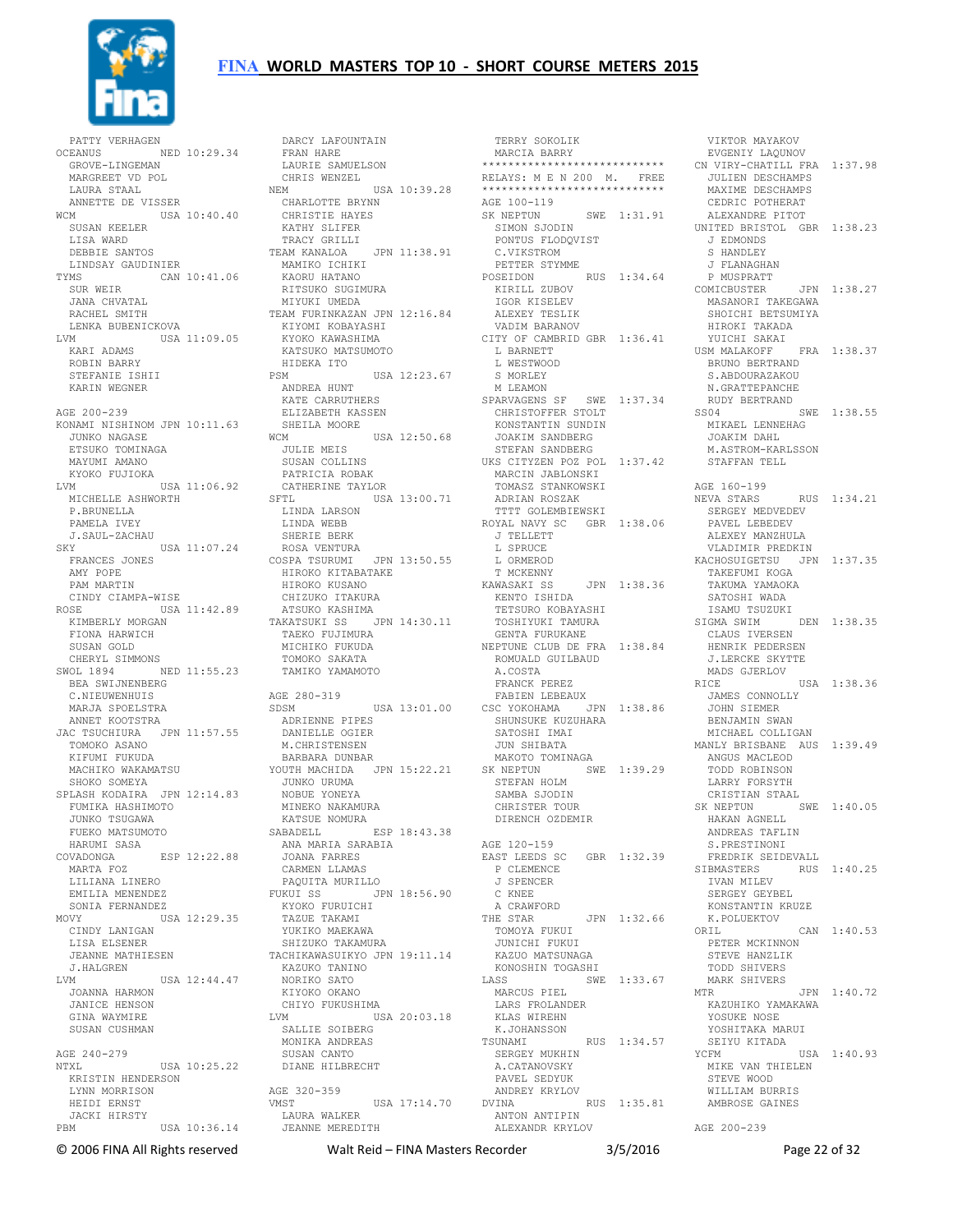PATTY VERHAGEN
OCEANUS NED 10:29.34
GROVE-LINGEMAN
MARGREET VD POL
LAURA STAAL
ANNETTE DE VISSER
WCM USA 10:40.40
SUSAN KEELER
LISA WARD
DEBBIE SANTOS
LINDSAY GAUDINIER
TYMS CAN 10:41.06
SUR WEIR
JANA CHVATAL
RACHEL SMITH
LENKA BUBENICKOVA
LVM USA 11:09.05
KARI ADAMS
ROBIN BARRY
STEFANIE ISHII
KARIN WEGNER

AGE 200-239
KONAMI NISHINOM JPN 10:11.63
JUNKO NAGASE
ETSUKO TOMINAGA
MAYUMI AMANO
KYOKO FUJIOKA
LVM USA 11:06.92
MICHELLE ASHWORTH
P.BRUNELLA
PAMELA IVEY
J.SAUL-ZACHAU
SKY USA 11:07.24
FRANCES JONES
AMY POPE
PAM MARTIN
CINDY CIAMPA-WISE
ROSE USA 11:42.89
KIMBERLY MORGAN
FIONA HARWICH
SUSAN GOLD
CHERYL SIMMONS
SWOL 1894 NED 11:55.23
BEA SWIJNENBERG
C.NIEUWENHUIS
MARJA SPOELSTRA
ANNET KOOTSTRA
JAC TSUCHIURA JPN 11:57.55
TOMOKO ASANO
KIFUMI FUKUDA
MACHIKO WAKAMATSU
SHOKO SOMEYA
SPLASH KODAIRA JPN 12:14.83
FUMIKA HASHIMOTO
JUNKO TSUGAWA
FUEKO MATSUMOTO
HARUMI SASA
COVADONGA ESP 12:22.88
MARTA FOZ
LILIANA LINERO
EMILIA MENENDEZ
SONIA FERNANDEZ
MOVY USA 12:29.35
CINDY LANIGAN
LISA ELSENER
JEANNE MATHIESEN
J.HALGREN
LVM USA 12:44.47
JOANNA HARMON
JANICE HENSON
GINA WAYMIRE
SUSAN CUSHMAN

AGE 240-279
NTXL USA 10:25.22
KRISTIN HENDERSON
LYNN MORRISON
HEIDI ERNST
JACKI HIRSTY
PBM USA 10:36.14
DARCY LAFOUNTAIN
FRAN HARE
LAURIE SAMUELSON
CHRIS WENZEL
NEM USA 10:39.28
CHARLOTTE BRYNN
CHRISTIE HAYES
KATHY SLIFER
TRACY GRILLI
TEAM KANALOA JPN 11:38.91
MAMIKO ICHIKI
KAORU HATANO
RITSUKO SUGIMURA
MIYUKI UMEDA
TEAM FURINKAZAN JPN 12:16.84
KIYOMI KOBAYASHI
KYOKO KAWASHIMA
KATSUKO MATSUMOTO
HIDEKA ITO
PSM USA 12:23.67
ANDREA HUNT
KATE CARRUTHERS
ELIZABETH KASSEN
SHEILA MOORE
WCM USA 12:50.68
JULIE MEIS
SUSAN COLLINS
PATRICIA ROBAK
CATHERINE TAYLOR
SFTL USA 13:00.71
LINDA LARSON
LINDA WEBB
SHERIE BERK
ROSA VENTURA
COSPA TSURUMI JPN 13:50.55
HIROKO KITABATAKE
HIROKO KUSANO
CHIZUKO ITAKURA
ATSUKO KASHIMA
TAKATSUKI SS JPN 14:30.11
TAEKO FUJIMURA
MICHIKO FUKUDA
TOMOKO SAKATA
TAMIKO YAMAMOTO

AGE 280-319
SDSM USA 13:01.00
ADRIENNE PIPES
DANIELLE OGIER
M.CHRISTENSEN
BARBARA DUNBAR
YOUTH MACHIDA JPN 15:22.21
JUNKO URUMA
NOBUE YONEYA
MINEKO NAKAMURA
KATSUE NOMURA
SABADELL ESP 18:43.38
ANA MARIA SARABIA
JOANA FARRES
CARMEN LLAMAS
PAQUITA MURILLO
FUKUI SS JPN 18:56.90
KYOKO FURUICHI
TAZUE TAKAMI
YUKIKO MAEKAWA
SHIZUKO TAKAMURA
TACHIKAWASUIKYO JPN 19:11.14
KAZUKO TANINO
NORIKO SATO
KIYOKO OKANO
CHIYO FUKUSHIMA
LVM USA 20:03.18
SALLIE SOIBERG
MONIKA ANDREAS
SUSAN CANTO
DIANE HILBRECHT

AGE 320-359
VMST USA 17:14.70
LAURA WALKER
JEANNE MEREDITH
TERRY SOKOLIK
MARCIA BARRY

***************************
RELAYS: M E N 200 M. FREE
***************************

AGE 100-119
SK NEPTUN SWE 1:31.91
SIMON SJODIN
PONTUS FLODQVIST
C.VIKSTROM
PETTER STYMME
POSEIDON RUS 1:34.64
KIRILL ZUBOV
IGOR KISELEV
ALEXEY TESLIK
VADIM BARANOV
CITY OF CAMBRID GBR 1:36.41
L BARNETT
L WESTWOOD
S MORLEY
M LEAMON
SPARVAGENS SF SWE 1:37.34
CHRISTOFFER STOLT
KONSTANTIN SUNDIN
JOAKIM SANDBERG
STEFAN SANDBERG
UKS CITYZEN POZ POL 1:37.42
MARCIN JABLONSKI
TOMASZ STANKOWSKI
ADRIAN ROSZAK
TTTT GOLEMBIEWSKI
ROYAL NAVY SC GBR 1:38.06
J TELLETT
L SPRUCE
L ORMEROD
T MCKENNY
KAWASAKI SS JPN 1:38.36
KENTO ISHIDA
TETSURO KOBAYASHI
TOSHIYUKI TAMURA
GENTA FURUKANE
NEPTUNE CLUB DE FRA 1:38.84
ROMUALD GUILBAUD
A.COSTA
FRANCK PEREZ
FABIEN LEBEAUX
CSC YOKOHAMA JPN 1:38.86
SHUNSUKE KUZUHARA
SATOSHI IMAI
JUN SHIBATA
MAKOTO TOMINAGA
SK NEPTUN SWE 1:39.29
STEFAN HOLM
SAMBA SJODIN
CHRISTER TOUR
DIRENCH OZDEMIR

AGE 120-159
EAST LEEDS SC GBR 1:32.39
P CLEMENCE
J SPENCER
C KNEE
A CRAWFORD
THE STAR JPN 1:32.66
TOMOYA FUKUI
JUNICHI FUKUI
KAZUO MATSUNAGA
KONOSHIN TOGASHI
LASS SWE 1:33.67
MARCUS PIEL
LARS FROLANDER
KLAS WIREHN
K.JOHANSSON
TSUNAMI RUS 1:34.57
SERGEY MUKHIN
A.CATANOVSKY
PAVEL SEDYUK
ANDREY KRYLOV
DVINA RUS 1:35.81
ANTON ANTIPIN
ALEXANDR KRYLOV
VIKTOR MAYAKOV
EVGENIY LAQUNOV
CN VIRY-CHATILL FRA 1:37.98
JULIEN DESCHAMPS
MAXIME DESCHAMPS
CEDRIC POTHERAT
ALEXANDRE PITOT
UNITED BRISTOL GBR 1:38.23
J EDMONDS
S HANDLEY
J FLANAGHAN
P MUSPRATT
COMICBUSTER JPN 1:38.27
MASANORI TAKEGAWA
SHOICHI BETSUMIYA
HIROKI TAKADA
YUICHI SAKAI
USM MALAKOFF FRA 1:38.37
BRUNO BERTRAND
S.ABDOURAZAKOU
N.GRATTEPANCHE
RUDY BERTRAND
SS04 SWE 1:38.55
MIKAEL LENNEHAG
JOAKIM DAHL
M.ASTROM-KARLSSON
STAFFAN TELL

AGE 160-199
NEVA STARS RUS 1:34.21
SERGEY MEDVEDEV
PAVEL LEBEDEV
ALEXEY MANZHULA
VLADIMIR PREDKIN
KACHOSUIGETSU JPN 1:37.35
TAKEFUMI KOGA
TAKUMA YAMAOKA
SATOSHI WADA
ISAMU TSUZUKI
SIGMA SWIM DEN 1:38.35
CLAUS IVERSEN
HENRIK PEDERSEN
J.LERCKE SKYTTE
MADS GJERLOV
RICE USA 1:38.36
JAMES CONNOLLY
JOHN SIEMER
BENJAMIN SWAN
MICHAEL COLLIGAN
MANLY BRISBANE AUS 1:39.49
ANGUS MACLEOD
TODD ROBINSON
LARRY FORSYTH
CRISTIAN STAAL
SK NEPTUN SWE 1:40.05
HAKAN AGNELL
ANDREAS TAFLIN
S.PRESTINONI
FREDRIK SEIDEVALL
SIBMASTERS RUS 1:40.25
IVAN MILEV
SERGEY GEYBEL
KONSTANTIN KRUZE
K.POLUEKTOV
ORIL CAN 1:40.53
PETER MCKINNON
STEVE HANZLIK
TODD SHIVERS
MARK SHIVERS
MTR JPN 1:40.72
KAZUHIKO YAMAKAWA
YOSUKE NOSE
YOSHITAKA MARUI
SEIYU KITADA
YCFM USA 1:40.93
MIKE VAN THIELEN
STEVE WOOD
WILLIAM BURRIS
AMBROSE GAINES

AGE 200-239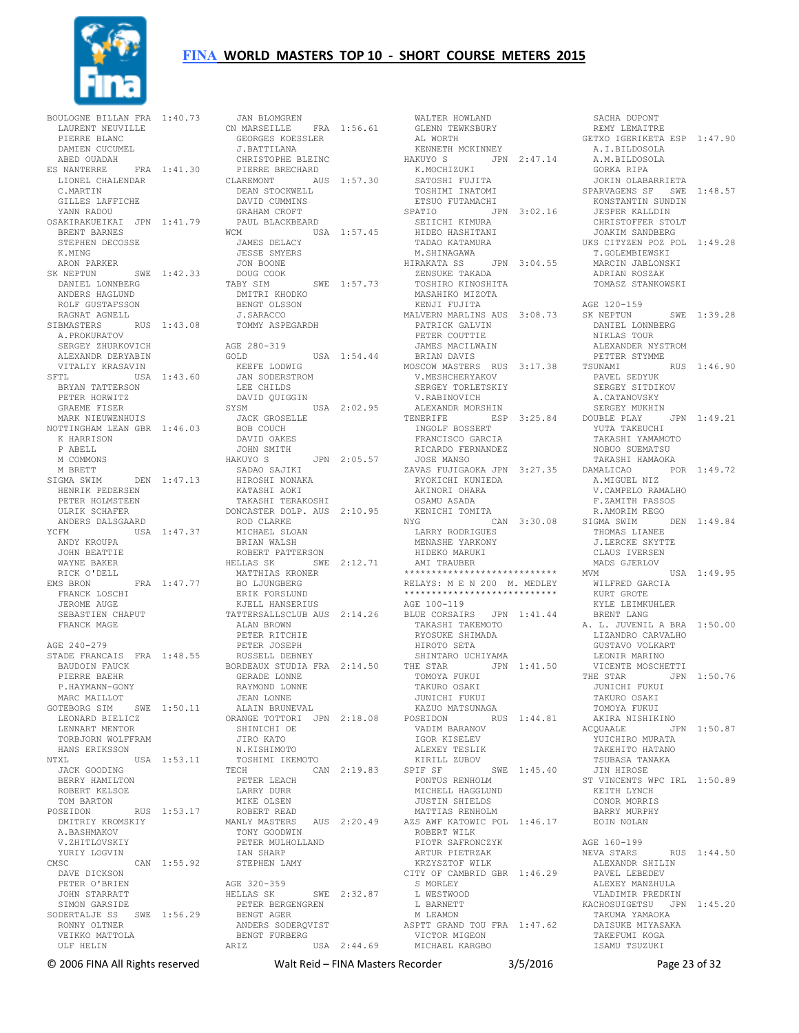# FINA WORLD MASTERS TOP 10 - SHORT COURSE METERS 2015

```
BOULOGNE BILLAN FRA 1:40.73
  LAURENT NEUVILLE
  PIERRE BLANC
  DAMIEN CUCUMEL
  ABED OUADAH
ES NANTERRE     FRA 1:41.30
  LIONEL CHALENDAR
  C.MARTIN
  GILLES LAFFICHE
  YANN RADOU
OSAKIRAKUEIKAI  JPN 1:41.79
  BRENT BARNES
  STEPHEN DECOSSE
  K.MING
  ARON PARKER
SK NEPTUN       SWE 1:42.33
  DANIEL LONNBERG
  ANDERS HAGLUND
  ROLF GUSTAFSSON
  RAGNAT AGNELL
SIBMASTERS      RUS 1:43.08
  A.PROKURATOV
  SERGEY ZHURKOVICH
  ALEXANDR DERYABIN
  VITALIY KRASAVIN
SFTL            USA 1:43.60
  BRYAN TATTERSON
  PETER HORWITZ
  GRAEME FISER
  MARK NIEUWENHUIS
NOTTINGHAM LEAN GBR 1:46.03
  K HARRISON
  P ABELL
  M COMMONS
  M BRETT
SIGMA SWIM      DEN 1:47.13
  HENRIK PEDERSEN
  PETER HOLMSTEEN
  ULRIK SCHAFER
  ANDERS DALSGAARD
YCFM            USA 1:47.37
  ANDY KROUPA
  JOHN BEATTIE
  WAYNE BAKER
  RICK O'DELL
EMS BRON        FRA 1:47.77
  FRANCK LOSCHI
  JEROME AUGE
  SEBASTIEN CHAPUT
  FRANCK MAGE

AGE 240-279
STADE FRANCAIS  FRA 1:48.55
  BAUDOIN FAUCK
  PIERRE BAEHR
  P.HAYMANN-GONY
  MARC MAILLOT
GOTEBORG SIM    SWE 1:50.11
  LEONARD BIELICZ
  LENNART MENTOR
  TORBJORN WOLFFRAM
  HANS ERIKSSON
NTXL            USA 1:53.11
  JACK GOODING
  BERRY HAMILTON
  ROBERT KELSOE
  TOM BARTON
POSEIDON        RUS 1:53.17
  DMITRIY KROMSKIY
  A.BASHMAKOV
  V.ZHITLOVSKIY
  YURIY LOGVIN
CMSC            CAN 1:55.92
  DAVE DICKSON
  PETER O'BRIEN
  JOHN STARRATT
  SIMON GARSIDE
SODERTALJE SS   SWE 1:56.29
  RONNY OLTNER
  VEIKKO MATTOLA
  ULF HELIN
  JAN BLOMGREN
CN MARSEILLE    FRA 1:56.61
  GEORGES KOESSLER
  J.BATTILANA
  CHRISTOPHE BLEINC
  PIERRE BRECHARD
CLAREMONT       AUS 1:57.30
  DEAN STOCKWELL
  DAVID CUMMINS
  GRAHAM CROFT
  PAUL BLACKBEARD
WCM             USA 1:57.45
  JAMES DELACY
  JESSE SMYERS
  JON BOONE
  DOUG COOK
TABY SIM        SWE 1:57.73
  DMITRI KHODKO
  BENGT OLSSON
  J.SARACCO
  TOMMY ASPEGARDH

AGE 280-319
GOLD            USA 1:54.44
  KEEFE LODWIG
  JAN SODERSTROM
  LEE CHILDS
  DAVID QUIGGIN
SYSM            USA 2:02.95
  JACK GROSELLE
  BOB COUCH
  DAVID OAKES
  JOHN SMITH
HAKUYO S        JPN 2:05.57
  SADAO SAJIKI
  HIROSHI NONAKA
  KATASHI AOKI
  TAKASHI TERAKOSHI
DONCASTER DOLP. AUS 2:10.95
  ROD CLARKE
  MICHAEL SLOAN
  BRIAN WALSH
  ROBERT PATTERSON
HELLAS SK       SWE 2:12.71
  MATTHIAS KRONER
  BO LJUNGBERG
  ERIK FORSLUND
  KJELL HANSERIUS
TATTERSALLSCLUB AUS 2:14.26
  ALAN BROWN
  PETER RITCHIE
  PETER JOSEPH
  RUSSELL DEBNEY
BORDEAUX STUDIA FRA 2:14.50
  GERADE LONNE
  RAYMOND LONNE
  JEAN LONNE
  ALAIN BRUNEVAL
ORANGE TOTTORI  JPN 2:18.08
  SHINICHI OE
  JIRO KATO
  N.KISHIMOTO
  TOSHIMI IKEMOTO
TECH            CAN 2:19.83
  PETER LEACH
  LARRY DURR
  MIKE OLSEN
  ROBERT READ
MANLY MASTERS   AUS 2:20.49
  TONY GOODWIN
  PETER MULHOLLAND
  IAN SHARP
  STEPHEN LAMY

AGE 320-359
HELLAS SK       SWE 2:32.87
  PETER BERGENGREN
  BENGT AGER
  ANDERS SODERQVIST
  BENGT FURBERG
ARIZ            USA 2:44.69
  WALTER HOWLAND
  GLENN TEWKSBURY
  AL WORTH
  KENNETH MCKINNEY
HAKUYO S        JPN 2:47.14
  K.MOCHIZUKI
  SATOSHI FUJITA
  TOSHIMI INATOMI
  ETSUO FUTAMACHI
SPATIO          JPN 3:02.16
  SEIICHI KIMURA
  HIDEO HASHITANI
  TADAO KATAMURA
  M.SHINAGAWA
HIRAKATA SS     JPN 3:04.55
  ZENSUKE TAKADA
  TOSHIRO KINOSHITA
  MASAHIKO MIZOTA
  KENJI FUJITA
MALVERN MARLINS AUS 3:08.73
  PATRICK GALVIN
  PETER COUTTIE
  JAMES MACILWAIN
  BRIAN DAVIS
MOSCOW MASTERS  RUS 3:17.38
  V.MESHCHERYAKOV
  SERGEY TORLETSKIY
  V.RABINOVICH
  ALEXANDR MORSHIN
TENERIFE        ESP 3:25.84
  INGOLF BOSSERT
  FRANCISCO GARCIA
  RICARDO FERNANDEZ
  JOSE MANSO
ZAVAS FUJIGAOKA JPN 3:27.35
  RYOKICHI KUNIEDA
  AKINORI OHARA
  OSAMU ASADA
  KENICHI TOMITA
NYG             CAN 3:30.08
  LARRY RODRIGUES
  MENASHE YARKONY
  HIDEKO MARUKI
  AMI TRAUBER
****************************
RELAYS: M E N 200  M. MEDLEY
****************************
AGE 100-119
BLUE CORSAIRS   JPN 1:41.44
  TAKASHI TAKEMOTO
  RYOSUKE SHIMADA
  HIROTO SETA
  SHINTARO UCHIYAMA
THE STAR        JPN 1:41.50
  TOMOYA FUKUI
  TAKURO OSAKI
  JUNICHI FUKUI
  KAZUO MATSUNAGA
POSEIDON        RUS 1:44.81
  VADIM BARANOV
  IGOR KISELEV
  ALEXEY TESLIK
  KIRILL ZUBOV
SPIF SF         SWE 1:45.40
  PONTUS RENHOLM
  MICHELL HAGGLUND
  JUSTIN SHIELDS
  MATTIAS RENHOLM
AZS AWF KATOWIC POL 1:46.17
  ROBERT WILK
  PIOTR SAFRONCZYK
  ARTUR PIETRZAK
  KRZYSZTOF WILK
CITY OF CAMBRID GBR 1:46.29
  S MORLEY
  L WESTWOOD
  L BARNETT
  M LEAMON
ASPTT GRAND TOU FRA 1:47.62
  VICTOR MIGEON
  MICHAEL KARGBO
  SACHA DUPONT
  REMY LEMAITRE
GETXO IGERIKETA ESP 1:47.90
  A.I.BILDOSOLA
  A.M.BILDOSOLA
  GORKA RIPA
  JOKIN OLABARRIETA
SPARVAGENS SF   SWE 1:48.57
  KONSTANTIN SUNDIN
  JESPER KALLDIN
  CHRISTOFFER STOLT
  JOAKIM SANDBERG
UKS CITYZEN POZ POL 1:49.28
  T.GOLEMBIEWSKI
  MARCIN JABLONSKI
  ADRIAN ROSZAK
  TOMASZ STANKOWSKI

AGE 120-159
SK NEPTUN       SWE 1:39.28
  DANIEL LONNBERG
  NIKLAS TOUR
  ALEXANDER NYSTROM
  PETTER STYMME
TSUNAMI         RUS 1:46.90
  PAVEL SEDYUK
  SERGEY SITDIKOV
  A.CATANOVSKY
  SERGEY MUKHIN
DOUBLE PLAY     JPN 1:49.21
  YUTA TAKEUCHI
  TAKASHI YAMAMOTO
  NOBUO SUEMATSU
  TAKASHI HAMAOKA
DAMALICAO       POR 1:49.72
  A.MIGUEL NIZ
  V.CAMPELO RAMALHO
  F.ZAMITH PASSOS
  R.AMORIM REGO
SIGMA SWIM      DEN 1:49.84
  THOMAS LIANEE
  J.LERCKE SKYTTE
  CLAUS IVERSEN
  MADS GJERLOV
MVM             USA 1:49.95
  WILFRED GARCIA
  KURT GROTE
  KYLE LEIMKUHLER
  BRENT LANG
A. L. JUVENIL A BRA 1:50.00
  LIZANDRO CARVALHO
  GUSTAVO VOLKART
  LEONIR MARINO
  VICENTE MOSCHETTI
THE STAR        JPN 1:50.76
  JUNICHI FUKUI
  TAKURO OSAKI
  TOMOYA FUKUI
  AKIRA NISHIKINO
ACQUAALE        JPN 1:50.87
  YUICHIRO MURATA
  TAKEHITO HATANO
  TSUBASA TANAKA
  JIN HIROSE
ST VINCENTS WPC IRL 1:50.89
  KEITH LYNCH
  CONOR MORRIS
  BARRY MURPHY
  EOIN NOLAN

AGE 160-199
NEVA STARS      RUS 1:44.50
  ALEXANDR SHILIN
  PAVEL LEBEDEV
  ALEXEY MANZHULA
  VLADIMIR PREDKIN
KACHOSUIGETSU   JPN 1:45.20
  TAKUMA YAMAOKA
  DAISUKE MIYASAKA
  TAKEFUMI KOGA
  ISAMU TSUZUKI
```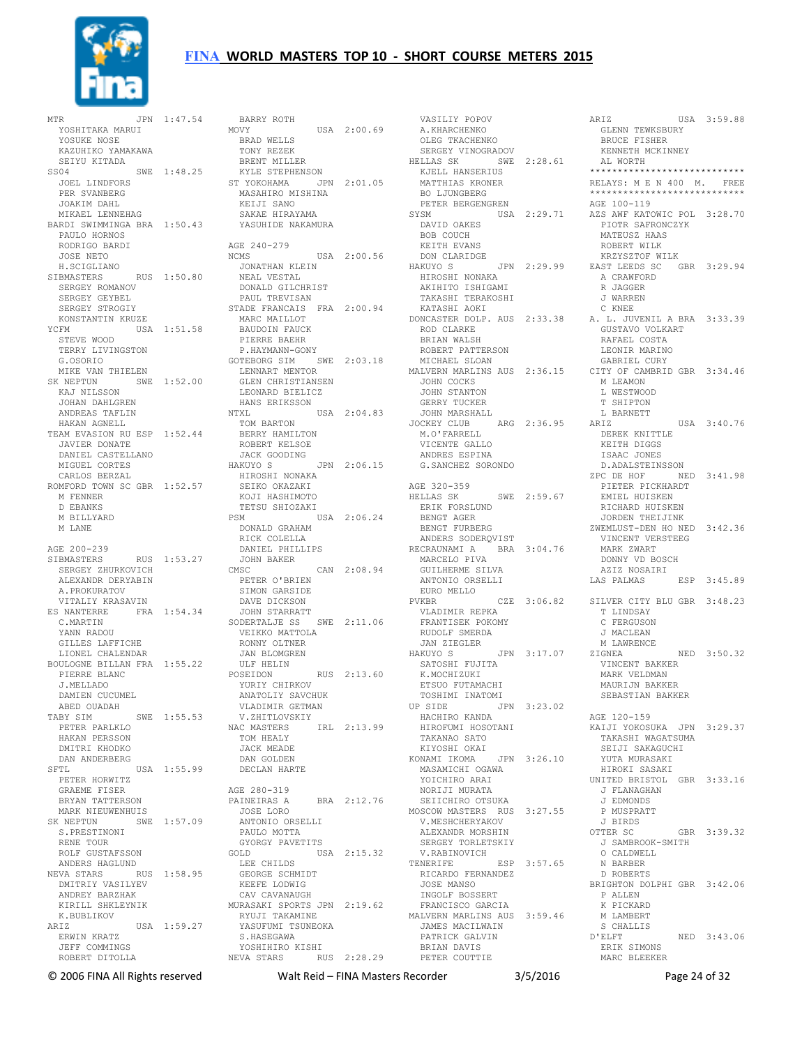# FINA WORLD MASTERS TOP 10 - SHORT COURSE METERS 2015

MTR JPN 1:47.54
YOSHITAKA MARUI
YOSUKE NOSE
KAZUHIKO YAMAKAWA
SEIYU KITADA

SS04 SWE 1:48.25
JOEL LINDFORS
PER SVANBERG
JOAKIM DAHL
MIKAEL LENNEHAG

BARDI SWIMMINGA BRA 1:50.43
PAULO HORNOS
RODRIGO BARDI
JOSE NETO
H.SCIGLIANO

SIBMASTERS RUS 1:50.80
SERGEY ROMANOV
SERGEY GEYBEL
SERGEY STROGIY
KONSTANTIN KRUZE

YCFM USA 1:51.58
STEVE WOOD
TERRY LIVINGSTON
G.OSORIO
MIKE VAN THIELEN

SK NEPTUN SWE 1:52.00
KAJ NILSSON
JOHAN DAHLGREN
ANDREAS TAFLIN
HAKAN AGNELL

TEAM EVASION RU ESP 1:52.44
JAVIER DONATE
DANIEL CASTELLANO
MIGUEL CORTES
CARLOS BERZAL

ROMFORD TOWN SC GBR 1:52.57
M FENNER
D EBANKS
M BILLYARD
M LANE

AGE 200-239

SIBMASTERS RUS 1:53.27
SERGEY ZHURKOVICH
ALEXANDR DERYABIN
A.PROKURATOV
VITALIY KRASAVIN

ES NANTERRE FRA 1:54.34
C.MARTIN
YANN RADOU
GILLES LAFFICHE
LIONEL CHALENDAR

BOULOGNE BILLAN FRA 1:55.22
PIERRE BLANC
J.MELLADO
DAMIEN CUCUMEL
ABED OUADAH

TABY SIM SWE 1:55.53
PETER PARLKLO
HAKAN PERSSON
DMITRI KHODKO
DAN ANDERBERG

SFTL USA 1:55.99
PETER HORWITZ
GRAEME FISER
BRYAN TATTERSON
MARK NIEUWENHUIS

SK NEPTUN SWE 1:57.09
S.PRESTINONI
RENE TOUR
ROLF GUSTAFSSON
ANDERS HAGLUND

NEVA STARS RUS 1:58.95
DMITRIY VASILYEV
ANDREY BARZHAK
KIRILL SHKLEYNIK
K.BUBLIKOV

ARIZ USA 1:59.27
ERWIN KRATZ
JEFF COMMINGS
ROBERT DITOLLA
BARRY ROTH

MOVY USA 2:00.69
BRAD WELLS
TONY REZEK
BRENT MILLER
KYLE STEPHENSON

ST YOKOHAMA JPN 2:01.05
MASAHIRO MISHINA
KEIJI SANO
SAKAE HIRAYAMA
YASUHIDE NAKAMURA

AGE 240-279

NCMS USA 2:00.56
JONATHAN KLEIN
NEAL VESTAL
DONALD GILCHRIST
PAUL TREVISAN

STADE FRANCAIS FRA 2:00.94
MARC MAILLOT
BAUDOIN FAUCK
PIERRE BAEHR
P.HAYMANN-GONY

GOTEBORG SIM SWE 2:03.18
LENNART MENTOR
GLEN CHRISTIANSEN
LEONARD BIELICZ
HANS ERIKSSON

NTXL USA 2:04.83
TOM BARTON
BERRY HAMILTON
ROBERT KELSOE
JACK GOODING

HAKUYO S JPN 2:06.15
HIROSHI NONAKA
SEIKO OKAZAKI
KOJI HASHIMOTO
TETSU SHIOZAKI

PSM USA 2:06.24
DONALD GRAHAM
RICK COLELLA
DANIEL PHILLIPS
JOHN BAKER

CMSC CAN 2:08.94
PETER O'BRIEN
SIMON GARSIDE
DAVE DICKSON
JOHN STARRATT

SODERTALJE SS SWE 2:11.06
VEIKKO MATTOLA
RONNY OLTNER
JAN BLOMGREN
ULF HELIN

POSEIDON RUS 2:13.60
YURIY CHIRKOV
ANATOLIY SAVCHUK
VLADIMIR GETMAN
V.ZHITLOVSKIY

NAC MASTERS IRL 2:13.99
TOM HEALY
JACK MEADE
DAN GOLDEN
DECLAN HARTE

AGE 280-319

PAINEIRAS A BRA 2:12.76
JOSE LORO
ANTONIO ORSELLI
PAULO MOTTA
GYORGY PAVETITS

GOLD USA 2:15.32
LEE CHILDS
GEORGE SCHMIDT
KEEFE LODWIG
CAV CAVANAUGH

MURASAKI SPORTS JPN 2:19.62
RYUJI TAKAMINE
YASUFUMI TSUNEOKA
S.HASEGAWA
YOSHIHIRO KISHI

NEVA STARS RUS 2:28.29
VASILIY POPOV
A.KHARCHENKO
OLEG TKACHENKO
SERGEY VINOGRADOV

HELLAS SK SWE 2:28.61
KJELL HANSERIUS
MATTHIAS KRONER
BO LJUNGBERG
PETER BERGENGREN

SYSM USA 2:29.71
DAVID OAKES
BOB COUCH
KEITH EVANS
DON CLARIDGE

HAKUYO S JPN 2:29.99
HIROSHI NONAKA
AKIHITO ISHIGAMI
TAKASHI TERAKOSHI
KATASHI AOKI

DONCASTER DOLP. AUS 2:33.38
ROD CLARKE
BRIAN WALSH
ROBERT PATTERSON
MICHAEL SLOAN

MALVERN MARLINS AUS 2:36.15
JOHN COCKS
JOHN STANTON
GERRY TUCKER
JOHN MARSHALL

JOCKEY CLUB ARG 2:36.95
M.O'FARRELL
VICENTE GALLO
ANDRES ESPINA
G.SANCHEZ SORONDO

AGE 320-359

HELLAS SK SWE 2:59.67
ERIK FORSLUND
BENGT AGER
BENGT FURBERG
ANDERS SODERQVIST

RECRAUNAMI A BRA 3:04.76
MARCELO PIVA
GUILHERME SILVA
ANTONIO ORSELLI
EURO MELLO

PVKBR CZE 3:06.82
VLADIMIR REPKA
FRANTISEK POKOMY
RUDOLF SMERDA
JAN ZIEGLER

HAKUYO S JPN 3:17.07
SATOSHI FUJITA
K.MOCHIZUKI
ETSUO FUTAMACHI
TOSHIMI INATOMI

UP SIDE JPN 3:23.02
HACHIRO KANDA
HIROFUMI HOSOTANI
TAKANAO SATO
KIYOSHI OKAI

KONAMI IKOMA JPN 3:26.10
MASAMICHI OGAWA
YOICHIRO ARAI
NORIJI MURATA
SEIICHIRO OTSUKA

MOSCOW MASTERS RUS 3:27.55
V.MESHCHERYAKOV
ALEXANDR MORSHIN
SERGEY TORLETSKIY
V.RABINOVICH

TENERIFE ESP 3:57.65
RICARDO FERNANDEZ
JOSE MANSO
INGOLF BOSSERT
FRANCISCO GARCIA

MALVERN MARLINS AUS 3:59.46
JAMES MACILWAIN
PATRICK GALVIN
BRIAN DAVIS
PETER COUTTIE

ARIZ USA 3:59.88
GLENN TEWKSBURY
BRUCE FISHER
KENNETH MCKINNEY
AL WORTH

****************************
RELAYS: M E N 400 M. FREE
****************************

AGE 100-119

AZS AWF KATOWIC POL 3:28.70
PIOTR SAFRONCZYK
MATEUSZ HAAS
ROBERT WILK
KRZYSZTOF WILK

EAST LEEDS SC GBR 3:29.94
A CRAWFORD
R JAGGER
J WARREN
C KNEE

A. L. JUVENIL A BRA 3:33.39
GUSTAVO VOLKART
RAFAEL COSTA
LEONIR MARINO
GABRIEL CURY

CITY OF CAMBRID GBR 3:34.46
M LEAMON
L WESTWOOD
T SHIPTON
L BARNETT

ARIZ USA 3:40.76
DEREK KNITTLE
KEITH DIGGS
ISAAC JONES
D.ADALSTEINSSON

ZPC DE HOF NED 3:41.98
PIETER PICKHARDT
EMIEL HUISKEN
RICHARD HUISKEN
JORDEN THEIJINK

ZWEMLUST-DEN HO NED 3:42.36
VINCENT VERSTEEG
MARK ZWART
DONNY VD BOSCH
AZIZ NOSAIRI

LAS PALMAS ESP 3:45.89

SILVER CITY BLU GBR 3:48.23
T LINDSAY
C FERGUSON
J MACLEAN
M LAWRENCE

ZIGNEA NED 3:50.32
VINCENT BAKKER
MARK VELDMAN
MAURIJN BAKKER
SEBASTIAN BAKKER

AGE 120-159

KAIJI YOKOSUKA JPN 3:29.37
TAKASHI WAGATSUMA
SEIJI SAKAGUCHI
YUTA MURASAKI
HIROKI SASAKI

UNITED BRISTOL GBR 3:33.16
J FLANAGHAN
J EDMONDS
P MUSPRATT
J BIRDS

OTTER SC GBR 3:39.32
J SAMBROOK-SMITH
O CALDWELL
N BARBER
D ROBERTS

BRIGHTON DOLPHI GBR 3:42.06
P ALLEN
K PICKARD
M LAMBERT
S CHALLIS

D'ELFT NED 3:43.06
ERIK SIMONS
MARC BLEEKER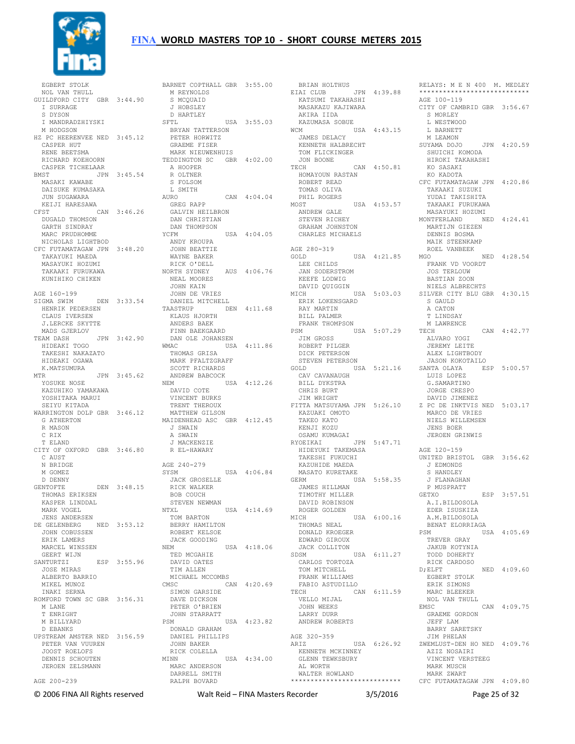# FINA WORLD MASTERS TOP 10 - SHORT COURSE METERS 2015

```
  EGBERT STOLK
  NOL VAN THULL
GUILDFORD CITY  GBR 3:44.90
  I SURRAGE
  S DYSON
  I MANDRADZHIYSKI
  M HODGSON
HZ PC HEERENVEE NED 3:45.12
  CASPER HUT
  RENE BEETSMA
  RICHARD KOEHOORN
  CASPER TICHELAAR
BMST            JPN 3:45.54
  MASAKI KAWABE
  DAISUKE KUMASAKA
  JUN SUGAWARA
  KEIJI HARESAWA
CFST            CAN 3:46.26
  DUGALD THOMSON
  GARTH SINDRAY
  MARC PRUDHOMME
  NICHOLAS LIGHTBOD
CFC FUTAMATAGAW JPN 3:48.20
  TAKAYUKI MAEDA
  MASAYUKI HOZUMI
  TAKAAKI FURUKAWA
  KUNIHIKO CHIKEN

AGE 160-199
SIGMA SWIM      DEN 3:33.54
  HENRIK PEDERSEN
  CLAUS IVERSEN
  J.LERCKE SKYTTE
  MADS GJERLOV
TEAM DASH       JPN 3:42.90
  HIDEAKI TOGO
  TAKESHI NAKAZATO
  HIDEAKI OGAWA
  K.MATSUMURA
MTR             JPN 3:45.62
  YOSUKE NOSE
  KAZUHIKO YAMAKAWA
  YOSHITAKA MARUI
  SEIYU KITADA
WARRINGTON DOLP GBR 3:46.12
  G ATHERTON
  R MASON
  C RIX
  T ELAND
CITY OF OXFORD  GBR 3:46.80
  C AUST
  N BRIDGE
  M GOMEZ
  D DENNY
GENTOFTE        DEN 3:48.15
  THOMAS ERIKSEN
  KASPER LINDDAL
  MARK VOGEL
  JENS ANDERSEN
DE GELENBERG    NED 3:53.12
  JOHN COBUSSEN
  ERIK LAMERS
  MARCEL WINSSEN
  GEERT WIJN
SANTURTZI       ESP 3:55.96
  JOSE MIRAS
  ALBERTO BARRIO
  MIKEL MUNOZ
  INAKI SERNA
ROMFORD TOWN SC GBR 3:56.31
  M LANE
  T ENRIGHT
  M BILLYARD
  D EBANKS
UPSTREAM AMSTER NED 3:56.59
  PETER VAN VUUREN
  JOOST ROELOFS
  DENNIS SCHOUTEN
  JEROEN ZELSMANN

AGE 200-239
BARNET COPTHALL GBR 3:55.00
  M REYNOLDS
  S MCQUAID
  J HOBSLEY
  D HARTLEY
SFTL            USA 3:55.03
  BRYAN TATTERSON
  PETER HORWITZ
  GRAEME FISER
  MARK NIEUWENHUIS
TEDDINGTON SC   GBR 4:02.00
  A HOOPER
  R OLTNER
  S FOLSOM
  L SMITH
AURO            CAN 4:04.04
  GREG RAPP
  GALVIN HEILBRON
  DAN CHRISTIAN
  DAN THOMPSON
YCFM            USA 4:04.05
  ANDY KROUPA
  JOHN BEATTIE
  WAYNE BAKER
  RICK O'DELL
NORTH SYDNEY    AUS 4:06.76
  NEAL MOORES
  JOHN KAIN
  JOHN DE VRIES
  DANIEL MITCHELL
TAASTRUP        DEN 4:11.68
  KLAUS HJORTH
  ANDERS BAEK
  FINN BAEKGAARD
  DAN OLE JOHANSEN
WMAC            USA 4:11.86
  THOMAS GRISA
  MARK PFALTZGRAFF
  SCOTT RICHARDS
  ANDREW BABCOCK
NEM             USA 4:12.26
  DAVID COTE
  VINCENT BURKS
  TRENT THEROUX
  MATTHEW GILSON
MAIDENHEAD ASC  GBR 4:12.45
  J SWAIN
  A SWAIN
  J MACKENZIE
  R EL-HAWARY

AGE 240-279
SYSM            USA 4:06.84
  JACK GROSELLE
  RICK WALKER
  BOB COUCH
  STEVEN NEWMAN
NTXL            USA 4:14.69
  TOM BARTON
  BERRY HAMILTON
  ROBERT KELSOE
  JACK GOODING
NEM             USA 4:18.06
  TED MCGAHIE
  DAVID OATES
  TIM ALLEN
  MICHAEL MCCOMBS
CMSC            CAN 4:20.69
  SIMON GARSIDE
  DAVE DICKSON
  PETER O'BRIEN
  JOHN STARRATT
PSM             USA 4:23.82
  DONALD GRAHAM
  DANIEL PHILLIPS
  JOHN BAKER
  RICK COLELLA
MINN            USA 4:34.00
  MARC ANDERSON
  DARRELL SMITH
  RALPH BOVARD
  BRIAN HOLTHUS
EIAI CLUB       JPN 4:39.88
  KATSUMI TAKAHASHI
  MASAKAZU KAJIWARA
  AKIRA IIDA
  KAZUMASA SOBUE
WCM             USA 4:43.15
  JAMES DELACY
  KENNETH HALBRECHT
  TOM FLICKINGER
  JON BOONE
TECH            CAN 4:50.81
  HOMAYOUN RASTAN
  ROBERT READ
  TOMAS OLIVA
  PHIL ROGERS
MOST            USA 4:53.57
  ANDREW GALE
  STEVEN RICHEY
  GRAHAM JOHNSTON
  CHARLES MICHAELS

AGE 280-319
GOLD            USA 4:21.85
  LEE CHILDS
  JAN SODERSTROM
  KEEFE LODWIG
  DAVID QUIGGIN
MICH            USA 5:03.03
  ERIK LOKENSGARD
  RAY MARTIN
  BILL PALMER
  FRANK THOMPSON
PSM             USA 5:07.29
  JIM GROSS
  ROBERT PILGER
  DICK PETERSON
  STEVEN PETERSON
GOLD            USA 5:21.16
  CAV CAVANAUGH
  BILL DYKSTRA
  CHRIS BURT
  JIM WRIGHT
FITTA MATSUYAMA JPN 5:26.10
  KAZUAKI OMOTO
  TAKEO KATO
  KENJI KOZU
  OSAMU KUMAGAI
RYOEIKAI        JPN 5:47.71
  HIDEYUKI TAKEMASA
  TAKESHI FUKUCHI
  KAZUHIDE MAEDA
  MASATO KURETAKE
GERM            USA 5:58.35
  JAMES HILLMAN
  TIMOTHY MILLER
  DAVID ROBINSON
  ROGER GOLDEN
MICH            USA 6:00.16
  THOMAS NEAL
  DONALD KROEGER
  EDWARD GIROUX
  JACK COLLITON
SDSM            USA 6:11.27
  CARLOS TORTOZA
  TOM MITCHELL
  FRANK WILLIAMS
  FABIO ASTUDILLO
TECH            CAN 6:11.59
  VELLO MIJAL
  JOHN WEEKS
  LARRY DURR
  ANDREW ROBERTS

AGE 320-359
ARIZ            USA 6:26.92
  KENNETH MCKINNEY
  GLENN TEWKSBURY
  AL WORTH
  WALTER HOWLAND
****************************

RELAYS: M E N 400  M. MEDLEY
****************************
AGE 100-119
CITY OF CAMBRID GBR 3:56.67
  S MORLEY
  L WESTWOOD
  L BARNETT
  M LEAMON
SUYAMA DOJO     JPN 4:20.59
  SHUICHI KOMODA
  HIROKI TAKAHASHI
  KO SASAKI
  KO KADOTA
CFC FUTAMATAGAW JPN 4:20.86
  TAKAAKI SUZUKI
  YUDAI TAKISHITA
  TAKAAKI FURUKAWA
  MASAYUKI HOZUMI
MONTFERLAND     NED 4:24.41
  MARTIJN GIEZEN
  DENNIS BOSMA
  MAIK STEENKAMP
  ROEL VANBEEK
MGO             NED 4:28.54
  FRANK VD VOORDT
  JOS TERLOUW
  BASTIAN ZOON
  NIELS ALBRECHTS
SILVER CITY BLU GBR 4:30.15
  S GAULD
  A CATON
  T LINDSAY
  M LAWRENCE
TECH            CAN 4:42.77
  ALVARO YOGI
  JEREMY LEITE
  ALEX LIGHTBODY
  JASON KOKOTAILO
SANTA OLAYA     ESP 5:00.57
  LUIS LOPEZ
  G.SAMARTINO
  JORGE CRESPO
  DAVID JIMENEZ
Z PC DE INKTVIS NED 5:03.17
  MARCO DE VRIES
  NIELS WILLEMSEN
  JENS BOER
  JEROEN GRINWIS

AGE 120-159
UNITED BRISTOL  GBR 3:56.62
  J EDMONDS
  S HANDLEY
  J FLANAGHAN
  P MUSPRATT
GETXO           ESP 3:57.51
  A.I.BILDOSOLA
  EDER ISUSKIZA
  A.M.BILDOSOLA
  BENAT ELORRIAGA
PSM             USA 4:05.69
  TREVER GRAY
  JAKUB KOTYNIA
  TODD DOHERTY
  RICK CARDOSO
D;ELFT          NED 4:09.60
  EGBERT STOLK
  ERIK SIMONS
  MARC BLEEKER
  NOL VAN THULL
EMSC            CAN 4:09.75
  GRAEME GORDON
  JEFF LAM
  BARRY SARETSKY
  JIM PHELAN
ZWEMLUST-DEN HO NED 4:09.76
  AZIZ NOSAIRI
  VINCENT VERSTEEG
  MARK MUSCH
  MARK ZWART
CFC FUTAMATAGAW JPN 4:09.80
```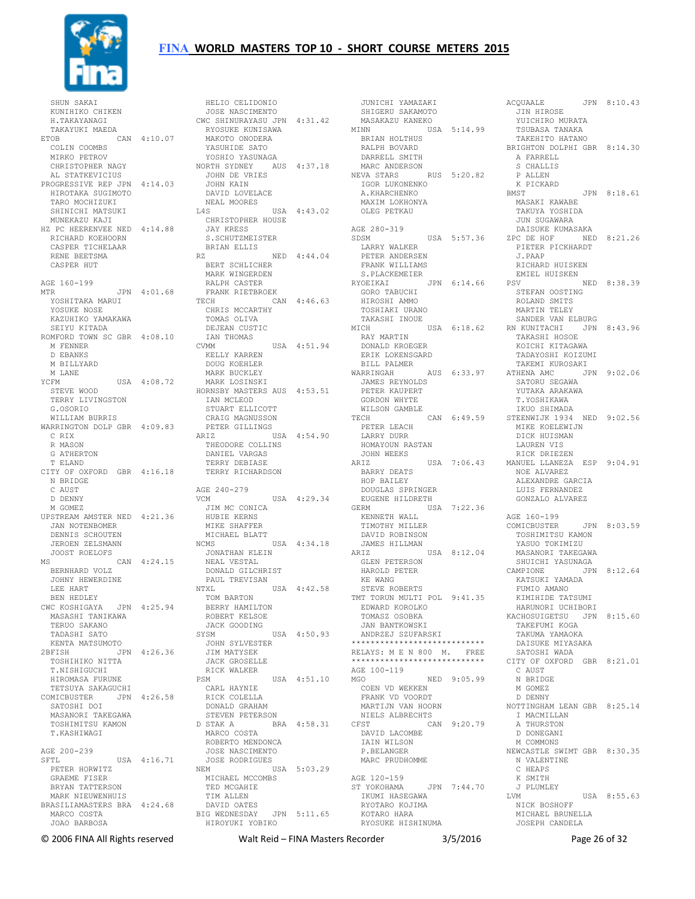SHUN SAKAI
KUNIHIKO CHIKEN
H.TAKAYANAGI
TAKAYUKI MAEDA

ETOB CAN 4:10.07
COLIN COOMBS
MIRKO PETROV
CHRISTOPHER NAGY
AL STATKEVICIUS

PROGRESSIVE REP JPN 4:14.03
HIROTAKA SUGIMOTO
TARO MOCHIZUKI
SHINICHI MATSUKI
MUNEKAZU KAJI

HZ PC HEERENVEE NED 4:14.88
RICHARD KOEHOORN
CASPER TICHELAAR
RENE BEETSMA
CASPER HUT

AGE 160-199

MTR JPN 4:01.68
YOSHITAKA MARUI
YOSUKE NOSE
KAZUHIKO YAMAKAWA
SEIYU KITADA

ROMFORD TOWN SC GBR 4:08.10
M FENNER
D EBANKS
M BILLYARD
M LANE

YCFM USA 4:08.72
STEVE WOOD
TERRY LIVINGSTON
G.OSORIO
WILLIAM BURRIS

WARRINGTON DOLP GBR 4:09.83
C RIX
R MASON
G ATHERTON
T ELAND

CITY OF OXFORD GBR 4:16.18
N BRIDGE
C AUST
D DENNY
M GOMEZ

UPSTREAM AMSTER NED 4:21.36
JAN NOTENBOMER
DENNIS SCHOUTEN
JEROEN ZELSMANN
JOOST ROELOFS

MS CAN 4:24.15
BERNHARD VOLZ
JOHNY HEWERDINE
LEE HART
BEN HEDLEY

CWC KOSHIGAYA JPN 4:25.94
MASASHI TANIKAWA
TERUO SAKANO
TADASHI SATO
KENTA MATSUMOTO

2BFISH JPN 4:26.36
TOSHIHIKO NITTA
T.NISHIGUCHI
HIROMASA FURUNE
TETSUYA SAKAGUCHI

COMICBUSTER JPN 4:26.58
SATOSHI DOI
MASANORI TAKEGAWA
TOSHIMITSU KAMON
T.KASHIWAGI

AGE 200-239

SFTL USA 4:16.71
PETER HORWITZ
GRAEME FISER
BRYAN TATTERSON
MARK NIEUWENHUIS

BRASILIAMASTERS BRA 4:24.68
MARCO COSTA
JOAO BARBOSA
HELIO CELIDONIO
JOSE NASCIMENTO

CWC SHINURAYASU JPN 4:31.42
RYOSUKE KUNISAWA
MAKOTO ONODERA
YASUHIDE SATO
YOSHIO YASUNAGA

NORTH SYDNEY AUS 4:37.18
JOHN DE VRIES
JOHN KAIN
DAVID LOVELACE
NEAL MOORES

L4S USA 4:43.02
CHRISTOPHER HOUSE
JAY KRESS
S.SCHUTZMEISTER
BRIAN ELLIS

RZ NED 4:44.04
BERT SCHLICHER
MARK WINGERDEN
RALPH CASTER
FRANK RIETBROEK

TECH CAN 4:46.63
CHRIS MCCARTHY
TOMAS OLIVA
DEJEAN CUSTIC
IAN THOMAS

CVMM USA 4:51.94
KELLY KARREN
DOUG KOEHLER
MARK BUCKLEY
MARK LOSINSKI

HORNSBY MASTERS AUS 4:53.51
IAN MCLEOD
STUART ELLICOTT
CRAIG MAGNUSSON
PETER GILLINGS

ARIZ USA 4:54.90
THEODORE COLLINS
DANIEL VARGAS
TERRY DEBIASE
TERRY RICHARDSON

AGE 240-279

VCM USA 4:29.34
JIM MC CONICA
HUBIE KERNS
MIKE SHAFFER
MICHAEL BLATT

NCMS USA 4:34.18
JONATHAN KLEIN
NEAL VESTAL
DONALD GILCHRIST
PAUL TREVISAN

NTXL USA 4:42.58
TOM BARTON
BERRY HAMILTON
ROBERT KELSOE
JACK GOODING

SYSM USA 4:50.93
JOHN SYLVESTER
JIM MATYSEK
JACK GROSELLE
RICK WALKER

PSM USA 4:51.10
CARL HAYNIE
RICK COLELLA
DONALD GRAHAM
STEVEN PETERSON

D STAK A BRA 4:58.31
MARCO COSTA
ROBERTO MENDONCA
JOSE NASCIMENTO
JOSE RODRIGUES

NEM USA 5:03.29
MICHAEL MCCOMBS
TED MCGAHIE
TIM ALLEN
DAVID OATES

BIG WEDNESDAY JPN 5:11.65
HIROYUKI YOBIKO
JUNICHI YAMAZAKI
SHIGERU SAKAMOTO
MASAKAZU KANEKO

MINN USA 5:14.99
BRIAN HOLTHUS
RALPH BOVARD
DARRELL SMITH
MARC ANDERSON

NEVA STARS RUS 5:20.82
IGOR LUKONENKO
A.KHARCHENKO
MAXIM LOKHONYA
OLEG PETKAU

AGE 280-319

SDSM USA 5:57.36
LARRY WALKER
PETER ANDERSEN
FRANK WILLIAMS
S.PLACKEMEIER

RYOEIKAI JPN 6:14.66
GORO TABUCHI
HIROSHI AMMO
TOSHIAKI URANO
TAKASHI INOUE

MICH USA 6:18.62
RAY MARTIN
DONALD KROEGER
ERIK LOKENSGARD
BILL PALMER

WARRINGAH AUS 6:33.97
JAMES REYNOLDS
PETER KAUPERT
GORDON WHYTE
WILSON GAMBLE

TECH CAN 6:49.59
PETER LEACH
LARRY DURR
HOMAYOUN RASTAN
JOHN WEEKS

ARIZ USA 7:06.43
BARRY DEATS
HOP BAILEY
DOUGLAS SPRINGER
EUGENE HILDRETH

GERM USA 7:22.36
KENNETH WALL
TIMOTHY MILLER
DAVID ROBINSON
JAMES HILLMAN

ARIZ USA 8:12.04
GLEN PETERSON
HAROLD PETER
KE WANG
STEVE ROBERTS

TMT TORUN MULTI POL 9:41.35
EDWARD KOROLKO
TOMASZ OSOBKA
JAN BANTKOWSKI
ANDRZEJ SZUFARSKI

***************************
RELAYS: M E N 800 M. FREE
***************************

AGE 100-119

MGO NED 9:05.99
COEN VD WEKKEN
FRANK VD VOORDT
MARTIJN VAN HOORN
NIELS ALBRECHTS

CFST CAN 9:20.79
DAVID LACOMBE
IAIN WILSON
P.BELANGER
MARC PRUDHOMME

AGE 120-159

ST YOKOHAMA JPN 7:44.70
IKUMI HASEGAWA
RYOTARO KOJIMA
KOTARO HARA
RYOSUKE HISHINUMA

ACQUAALE JPN 8:10.43
JIN HIROSE
YUICHIRO MURATA
TSUBASA TANAKA
TAKEHITO HATANO

BRIGHTON DOLPHI GBR 8:14.30
A FARRELL
S CHALLIS
P ALLEN
K PICKARD

BMST JPN 8:18.61
MASAKI KAWABE
TAKUYA YOSHIDA
JUN SUGAWARA
DAISUKE KUMASAKA

ZPC DE HOF NED 8:21.26
PIETER PICKHARDT
J.PAAP
RICHARD HUISKEN
EMIEL HUISKEN

PSV NED 8:38.39
STEFAN OOSTING
ROLAND SMITS
MARTIN TELEY
SANDER VAN ELBURG

RN KUNITACHI JPN 8:43.96
TAKASHI HOSOE
KOICHI KITAGAWA
TADAYOSHI KOIZUMI
TAKEMI KUROSAKI

ATHENA AMC JPN 9:02.06
SATORU SEGAWA
YUTAKA ARAKAWA
T.YOSHIKAWA
IKUO SHIMADA

STEENWIJK 1934 NED 9:02.56
MIKE KOELEWIJN
DICK HUISMAN
LAUREN VIS
RICK DRIEZEN

MANUEL LLANEZA ESP 9:04.91
NOE ALVAREZ
ALEXANDRE GARCIA
LUIS FERNANDEZ
GONZALO ALVAREZ

AGE 160-199

COMICBUSTER JPN 8:03.59
TOSHIMITSU KAMON
YASUO TOKIMIZU
MASANORI TAKEGAWA
SHUICHI YASUNAGA

CAMPIONE JPN 8:12.64
KATSUKI YAMADA
FUMIO AMANO
KIMIHIDE TATSUMI
HARUNORI UCHIBORI

KACHOSUIGETSU JPN 8:15.60
TAKEFUMI KOGA
TAKUMA YAMAOKA
DAISUKE MIYASAKA
SATOSHI WADA

CITY OF OXFORD GBR 8:21.01
C AUST
N BRIDGE
M GOMEZ
D DENNY

NOTTINGHAM LEAN GBR 8:25.14
I MACMILLAN
A THURSTON
D DONEGANI
M COMMONS

NEWCASTLE SWIMT GBR 8:30.35
N VALENTINE
C HEAPS
K SMITH
J PLUMLEY

LVM USA 8:55.63
NICK BOSHOFF
MICHAEL BRUNELLA
JOSEPH CANDELA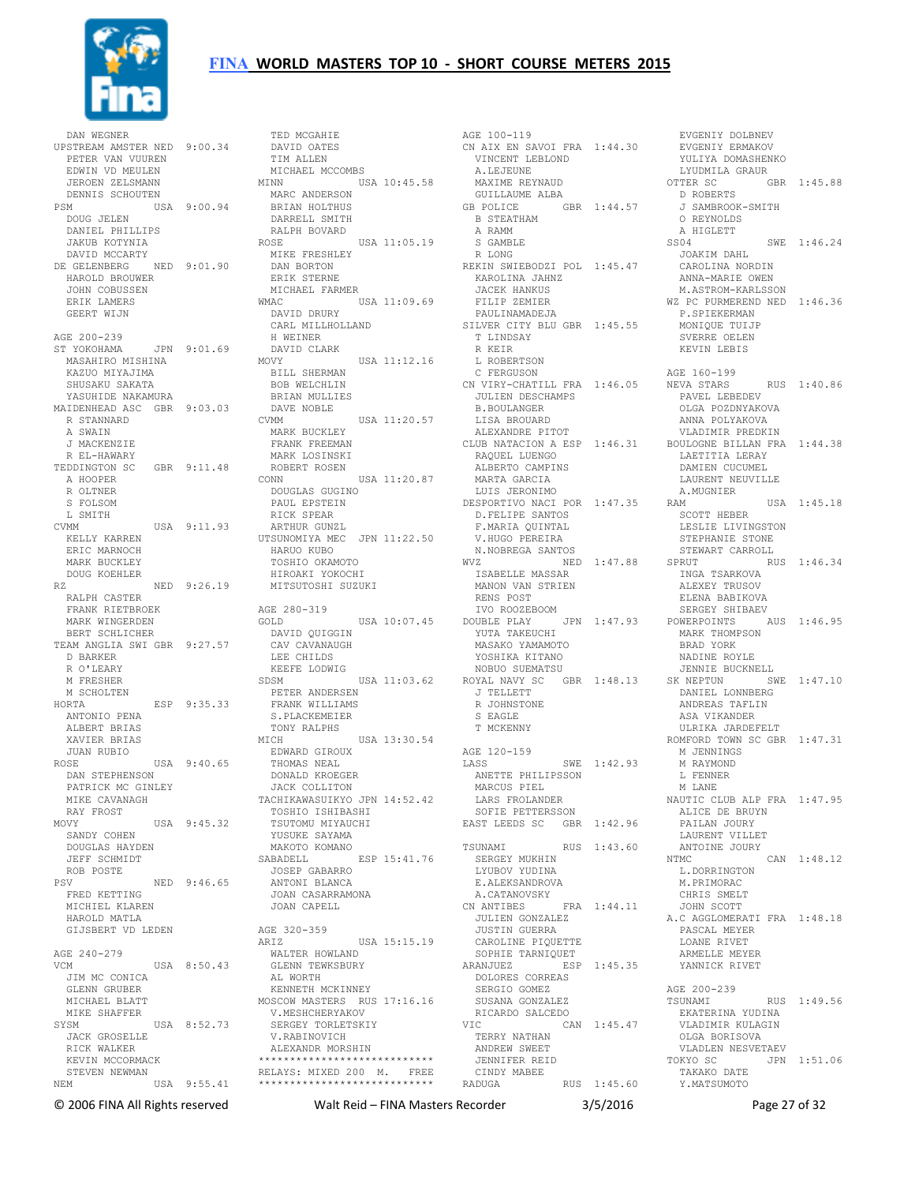DAN WEGNER

UPSTREAM AMSTER NED 9:00.34
PETER VAN VUUREN
EDWIN VD MEULEN
JEROEN ZELSMANN
DENNIS SCHOUTEN

PSM USA 9:00.94
DOUG JELEN
DANIEL PHILLIPS
JAKUB KOTYNIA
DAVID MCCARTY

DE GELENBERG NED 9:01.90
HAROLD BROUWER
JOHN COBUSSEN
ERIK LAMERS
GEERT WIJN

AGE 200-239

ST YOKOHAMA JPN 9:01.69
MASAHIRO MISHINA
KAZUO MIYAJIMA
SHUSAKU SAKATA
YASUHIDE NAKAMURA

MAIDENHEAD ASC GBR 9:03.03
R STANNARD
A SWAIN
J MACKENZIE
R EL-HAWARY

TEDDINGTON SC GBR 9:11.48
A HOOPER
R OLTNER
S FOLSOM
L SMITH

CVMM USA 9:11.93
KELLY KARREN
ERIC MARNOCH
MARK BUCKLEY
DOUG KOEHLER

RZ NED 9:26.19
RALPH CASTER
FRANK RIETBROEK
MARK WINGERDEN
BERT SCHLICHER

TEAM ANGLIA SWI GBR 9:27.57
D BARKER
R O'LEARY
M FRESHER
M SCHOLTEN

HORTA ESP 9:35.33
ANTONIO PENA
ALBERT BRIAS
XAVIER BRIAS
JUAN RUBIO

ROSE USA 9:40.65
DAN STEPHENSON
PATRICK MC GINLEY
MIKE CAVANAGH
RAY FROST

MOVY USA 9:45.32
SANDY COHEN
DOUGLAS HAYDEN
JEFF SCHMIDT
ROB POSTE

PSV NED 9:46.65
FRED KETTING
MICHIEL KLAREN
HAROLD MATLA
GIJSBERT VD LEDEN

AGE 240-279

VCM USA 8:50.43
JIM MC CONICA
GLENN GRUBER
MICHAEL BLATT
MIKE SHAFFER

SYSM USA 8:52.73
JACK GROSELLE
RICK WALKER
KEVIN MCCORMACK
STEVEN NEWMAN

NEM USA 9:55.41
TED MCGAHIE
DAVID OATES
TIM ALLEN
MICHAEL MCCOMBS

MINN USA 10:45.58
MARC ANDERSON
BRIAN HOLTHUS
DARRELL SMITH
RALPH BOVARD

ROSE USA 11:05.19
MIKE FRESHLEY
DAN BORTON
ERIK STERNE
MICHAEL FARMER

WMAC USA 11:09.69
DAVID DRURY
CARL MILLHOLLAND
H WEINER
DAVID CLARK

MOVY USA 11:12.16
BILL SHERMAN
BOB WELCHLIN
BRIAN MULLIES
DAVE NOBLE

CVMM USA 11:20.57
MARK BUCKLEY
FRANK FREEMAN
MARK LOSINSKI
ROBERT ROSEN

CONN USA 11:20.87
DOUGLAS GUGINO
PAUL EPSTEIN
RICK SPEAR
ARTHUR GUNZL

UTSUNOMIYA MEC JPN 11:22.50
HARUO KUBO
TOSHIO OKAMOTO
HIROAKI YOKOCHI
MITSUTOSHI SUZUKI

AGE 280-319

GOLD USA 10:07.45
DAVID QUIGGIN
CAV CAVANAUGH
LEE CHILDS
KEEFE LODWIG

SDSM USA 11:03.62
PETER ANDERSEN
FRANK WILLIAMS
S.PLACKEMEIER
TONY RALPHS

MICH USA 13:30.54
EDWARD GIROUX
THOMAS NEAL
DONALD KROEGER
JACK COLLITON

TACHIKAWASUIKYO JPN 14:52.42
TOSHIO ISHIBASHI
TSUTOMU MIYAUCHI
YUSUKE SAYAMA
MAKOTO KOMANO

SABADELL ESP 15:41.76
JOSEP GABARRO
ANTONI BLANCA
JOAN CASARRAMONA
JOAN CAPELL

AGE 320-359

ARIZ USA 15:15.19
WALTER HOWLAND
GLENN TEWKSBURY
AL WORTH
KENNETH MCKINNEY

MOSCOW MASTERS RUS 17:16.16
V.MESHCHERYAKOV
SERGEY TORLETSKIY
V.RABINOVICH
ALEXANDR MORSHIN

****************************
RELAYS: MIXED 200 M. FREE
****************************

AGE 100-119

CN AIX EN SAVOI FRA 1:44.30
VINCENT LEBLOND
A.LEJEUNE
MAXIME REYNAUD
GUILLAUME ALBA

GB POLICE GBR 1:44.57
B STEATHAM
A RAMM
S GAMBLE
R LONG

REKIN SWIEBODZI POL 1:45.47
KAROLINA JAHNZ
JACEK HANKUS
FILIP ZEMIER
PAULINAMADEJA

SILVER CITY BLU GBR 1:45.55
T LINDSAY
R KEIR
L ROBERTSON
C FERGUSON

CN VIRY-CHATILL FRA 1:46.05
JULIEN DESCHAMPS
B.BOULANGER
LISA BROUARD
ALEXANDRE PITOT

CLUB NATACION A ESP 1:46.31
RAQUEL LUENGO
ALBERTO CAMPINS
MARTA GARCIA
LUIS JERONIMO

DESPORTIVO NACI POR 1:47.35
D.FELIPE SANTOS
F.MARIA QUINTAL
V.HUGO PEREIRA
N.NOBREGA SANTOS

WVZ NED 1:47.88
ISABELLE MASSAR
MANON VAN STRIEN
RENS POST
IVO ROOZEBOOM

DOUBLE PLAY JPN 1:47.93
YUTA TAKEUCHI
MASAKO YAMAMOTO
YOSHIKA KITANO
NOBUO SUEMATSU

ROYAL NAVY SC GBR 1:48.13
J TELLETT
R JOHNSTONE
S EAGLE
T MCKENNY

AGE 120-159

LASS SWE 1:42.93
ANETTE PHILIPSSON
MARCUS PIEL
LARS FROLANDER
SOFIE PETTERSSON

EAST LEEDS SC GBR 1:42.96

TSUNAMI RUS 1:43.60
SERGEY MUKHIN
LYUBOV YUDINA
E.ALEKSANDROVA
A.CATANOVSKY

CN ANTIBES FRA 1:44.11
JULIEN GONZALEZ
JUSTIN GUERRA
CAROLINE PIQUETTE
SOPHIE TARNIQUET

ARANJUEZ ESP 1:45.35
DOLORES CORREAS
SERGIO GOMEZ
SUSANA GONZALEZ
RICARDO SALCEDO

VIC CAN 1:45.47
TERRY NATHAN
ANDREW SWEET
JENNIFER REID
CINDY MABEE

RADUGA RUS 1:45.60
EVGENIY DOLBNEV
EVGENIY ERMAKOV
YULIYA DOMASHENKO
LYUDMILA GRAUR

OTTER SC GBR 1:45.88
D ROBERTS
J SAMBROOK-SMITH
O REYNOLDS
A HIGLETT

SS04 SWE 1:46.24
JOAKIM DAHL
CAROLINA NORDIN
ANNA-MARIE OWEN
M.ASTROM-KARLSSON

WZ PC PURMEREND NED 1:46.36
P.SPIEKERMAN
MONIQUE TUIJP
SVERRE OELEN
KEVIN LEBIS

AGE 160-199

NEVA STARS RUS 1:40.86
PAVEL LEBEDEV
OLGA POZDNYAKOVA
ANNA POLYAKOVA
VLADIMIR PREDKIN

BOULOGNE BILLAN FRA 1:44.38
LAETITIA LERAY
DAMIEN CUCUMEL
LAURENT NEUVILLE
A.MUGNIER

RAM USA 1:45.18
SCOTT HEBER
LESLIE LIVINGSTON
STEPHANIE STONE
STEWART CARROLL

SPRUT RUS 1:46.34
INGA TSARKOVA
ALEXEY TRUSOV
ELENA BABIKOVA
SERGEY SHIBAEV

POWERPOINTS AUS 1:46.95
MARK THOMPSON
BRAD YORK
NADINE ROYLE
JENNIE BUCKNELL

SK NEPTUN SWE 1:47.10
DANIEL LONNBERG
ANDREAS TAFLIN
ASA VIKANDER
ULRIKA JARDEFELT

ROMFORD TOWN SC GBR 1:47.31
M JENNINGS
M RAYMOND
L FENNER
M LANE

NAUTIC CLUB ALP FRA 1:47.95
ALICE DE BRUYN
PAILAN JOURY
LAURENT VILLET
ANTOINE JOURY

NTMC CAN 1:48.12
L.DORRINGTON
M.PRIMORAC
CHRIS SMELT
JOHN SCOTT

A.C AGGLOMERATI FRA 1:48.18
PASCAL MEYER
LOANE RIVET
ARMELLE MEYER
YANNICK RIVET

AGE 200-239

TSUNAMI RUS 1:49.56
EKATERINA YUDINA
VLADIMIR KULAGIN
OLGA BORISOVA
VLADLEN NESVETAEV

TOKYO SC JPN 1:51.06
TAKAKO DATE
Y.MATSUMOTO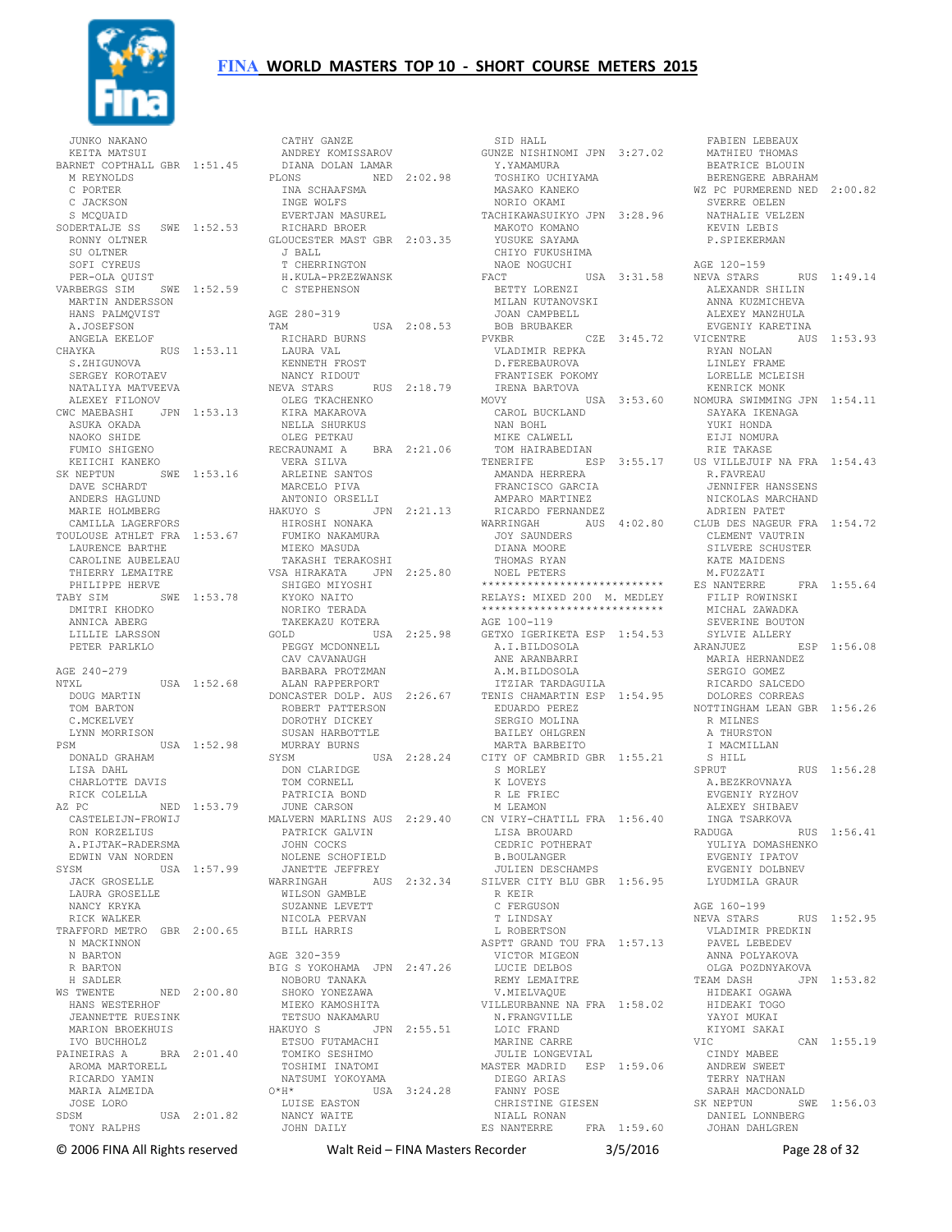# FINA WORLD MASTERS TOP 10 - SHORT COURSE METERS 2015

```
JUNKO NAKANO
KEITA MATSUI
BARNET COPTHALL GBR 1:51.45
M REYNOLDS
C PORTER
C JACKSON
S MCQUAID
SODERTALJE SS   SWE 1:52.53
RONNY OLTNER
SU OLTNER
SOFI CYREUS
PER-OLA QUIST
VARBERGS SIM    SWE 1:52.59
MARTIN ANDERSSON
HANS PALMQVIST
A.JOSEFSON
ANGELA EKELOF
CHAYKA          RUS 1:53.11
S.ZHIGUNOVA
SERGEY KOROTAEV
NATALIYA MATVEEVA
ALEXEY FILONOV
CWC MAEBASHI    JPN 1:53.13
ASUKA OKADA
NAOKO SHIDE
FUMIO SHIGENO
KEIICHI KANEKO
SK NEPTUN       SWE 1:53.16
DAVE SCHARDT
ANDERS HAGLUND
MARIE HOLMBERG
CAMILLA LAGERFORS
TOULOUSE ATHLET FRA 1:53.67
LAURENCE BARTHE
CAROLINE AUBELEAU
THIERRY LEMAITRE
PHILIPPE HERVE
TABY SIM        SWE 1:53.78
DMITRI KHODKO
ANNICA ABERG
LILLIE LARSSON
PETER PARKLO

AGE 240-279
NTXL            USA 1:52.68
DOUG MARTIN
TOM BARTON
C.MCKELVEY
LYNN MORRISON
PSM             USA 1:52.98
DONALD GRAHAM
LISA DAHL
CHARLOTTE DAVIS
RICK COLELLA
AZ PC           NED 1:53.79
CASTELEIJN-FROWIJ
RON KORZELIUS
A.PIJTAK-RADERSMA
EDWIN VAN NORDEN
SYSM            USA 1:57.99
JACK GROSELLE
LAURA GROSELLE
NANCY KRYKA
RICK WALKER
TRAFFORD METRO  GBR 2:00.65
N MACKINNON
N BARTON
R BARTON
H SADLER
WS TWENTE       NED 2:00.80
HANS WESTERHOF
JEANNETTE RUESINK
MARION BROEKHUIS
IVO BUCHHOLZ
PAINEIRAS A     BRA 2:01.40
AROMA MARTORELL
RICARDO YAMIN
MARIA ALMEIDA
JOSE LORO
SDSM            USA 2:01.82
TONY RALPHS
CATHY GANZE
ANDREY KOMISSAROV
DIANA DOLAN LAMAR
PLONS           NED 2:02.98
INA SCHAAFSMA
INGE WOLFS
EVERTJAN MASUREL
RICHARD BROER
GLOUCESTER MAST GBR 2:03.35
J BALL
T CHERRINGTON
H.KULA-PRZEZWANSK
C STEPHENSON

AGE 280-319
TAM             USA 2:08.53
RICHARD BURNS
LAURA VAL
KENNETH FROST
NANCY RIDOUT
NEVA STARS      RUS 2:18.79
OLEG TKACHENKO
KIRA MAKAROVA
NELLA SHURKUS
OLEG PETKAU
RECRAUNAMI A    BRA 2:21.06
VERA SILVA
ARLEINE SANTOS
MARCELO PIVA
ANTONIO ORSELLI
HAKUYO S        JPN 2:21.13
HIROSHI NONAKA
FUMIKO NAKAMURA
MIEKO MASUDA
TAKASHI TERAKOSHI
VSA HIRAKATA    JPN 2:25.80
SHIGEO MIYOSHI
KYOKO NAITO
NORIKO TERADA
TAKEKAZU KOTERA
GOLD            USA 2:25.98
PEGGY MCDONNELL
CAV CAVANAUGH
BARBARA PROTZMAN
ALAN RAPPERPORT
DONCASTER DOLP. AUS 2:26.67
ROBERT PATTERSON
DOROTHY DICKEY
SUSAN HARBOTTLE
MURRAY BURNS
SYSM            USA 2:28.24
DON CLARIDGE
TOM CORNELL
PATRICIA BOND
JUNE CARSON
MALVERN MARLINS AUS 2:29.40
PATRICK GALVIN
JOHN COCKS
NOLENE SCHOFIELD
JANETTE JEFFREY
WARRINGAH       AUS 2:32.34
WILSON GAMBLE
SUZANNE LEVETT
NICOLA PERVAN
BILL HARRIS

AGE 320-359
BIG S YOKOHAMA  JPN 2:47.26
NOBORU TANAKA
SHOKO YONEZAWA
MIEKO KAMOSHITA
TETSUO NAKAMARU
HAKUYO S        JPN 2:55.51
ETSUO FUTAMACHI
TOMIKO SESHIMO
TOSHIMI INATOMI
NATSUMI YOKOYAMA
O*H*            USA 3:24.28
LUISE EASTON
NANCY WAITE
JOHN DAILY
SID HALL
GUNZE NISHINOMI JPN 3:27.02
Y.YAMAMURA
TOSHIKO UCHIYAMA
MASAKO KANEKO
NORIO OKAMI
TACHIKAWASUIKYO JPN 3:28.96
MAKOTO KOMANO
YUSUKE SAYAMA
CHIYO FUKUSHIMA
NAOE NOGUCHI
FACT            USA 3:31.58
BETTY LORENZI
MILAN KUTANOVSKI
JOAN CAMPBELL
BOB BRUBAKER
PVKBR           CZE 3:45.72
VLADIMIR REPKA
D.FEREBAUROVA
FRANTISEK POKOMY
IRENA BARTOVA
MOVY            USA 3:53.60
CAROL BUCKLAND
NAN BOHL
MIKE CALWELL
TOM HAIRABEDIAN
TENERIFE        ESP 3:55.17
AMANDA HERRERA
FRANCISCO GARCIA
AMPARO MARTINEZ
RICARDO FERNANDEZ
WARRINGAH       AUS 4:02.80
JOY SAUNDERS
DIANA MOORE
THOMAS RYAN
NOEL PETERS
****************************
RELAYS: MIXED 200  M. MEDLEY
****************************
AGE 100-119
GETXO IGERIKETA ESP 1:54.53
A.I.BILDOSOLA
ANE ARANBARRI
A.M.BILDOSOLA
ITZIAR TARDAGUILA
TENIS CHAMARTIN ESP 1:54.95
EDUARDO PEREZ
SERGIO MOLINA
BAILEY OHLGREN
MARTA BARBEITO
CITY OF CAMBRIDG GBR 1:55.21
S MORLEY
K LOVEYS
R LE FRIEC
M LEAMON
CN VIRY-CHATILL FRA 1:56.40
LISA BROUARD
CEDRIC POTHERAT
B.BOULANGER
JULIEN DESCHAMPS
SILVER CITY BLU GBR 1:56.95
R KEIR
C FERGUSON
T LINDSAY
L ROBERTSON
ASPTT GRAND TOU FRA 1:57.13
VICTOR MIGEON
LUCIE DELBOS
REMY LEMAITRE
V.MIELVAQUE
VILLEURBANNE NA FRA 1:58.02
N.FRANGVILLE
LOIC FRAND
MARINE CARRE
JULIE LONGEVIAL
MASTER MADRID   ESP 1:59.06
DIEGO ARIAS
FANNY POSE
CHRISTINE GIESEN
NIALL RONAN
ES NANTERRE     FRA 1:59.60
FABIEN LEBEAUX
MATHIEU THOMAS
BEATRICE BLOUIN
BERENGERE ABRAHAM
WZ PC PURMEREND NED 2:00.82
SVERRE OELEN
NATHALIE VELZEN
KEVIN LEBIS
P.SPIEKERMAN

AGE 120-159
NEVA STARS      RUS 1:49.14
ALEXANDR SHILIN
ANNA KUZMICHEVA
ALEXEY MANZHULA
EVGENIY KARETINA
VICENTRE        AUS 1:53.93
RYAN NOLAN
LINLEY FRAME
LORELLE MCLEISH
KENRICK MONK
NOMURA SWIMMING JPN 1:54.11
SAYAKA IKENAGA
YUKI HONDA
EIJI NOMURA
RIE TAKASE
US VILLEJUIF NA FRA 1:54.43
R.FAVREAU
JENNIFER HANSSENS
NICKOLAS MARCHAND
ADRIEN PATET
CLUB DES NAGEUR FRA 1:54.72
CLEMENT VAUTRIN
SILVERE SCHUSTER
KATE MAIDENS
M.FUZZATI
ES NANTERRE     FRA 1:55.64
FILIP ROWINSKI
MICHAL ZAWADKA
SEVERINE BOUTON
SYLVIE ALLERY
ARANJUEZ        ESP 1:56.08
MARIA HERNANDEZ
SERGIO GOMEZ
RICARDO SALCEDO
DOLORES CORREAS
NOTTINGHAM LEAN GBR 1:56.26
R MILNES
A THURSTON
I MACMILLAN
S HILL
SPRUT           RUS 1:56.28
A.BEZKROVNAYA
EVGENIY RYZHOV
ALEXEY SHIBAEV
INGA TSARKOVA
RADUGA          RUS 1:56.41
YULIYA DOMASHENKO
EVGENIY IPATOV
EVGENIY DOLBNEV
LYUDMILA GRAUR

AGE 160-199
NEVA STARS      RUS 1:52.95
VLADIMIR PREDKIN
PAVEL LEBEDEV
ANNA POLYAKOVA
OLGA POZDNYAKOVA
TEAM DASH       JPN 1:53.82
HIDEAKI OGAWA
HIDEAKI TOGO
YAYOI MUKAI
KIYOMI SAKAI
VIC             CAN 1:55.19
CINDY MABEE
ANDREW SWEET
TERRY NATHAN
SARAH MACDONALD
SK NEPTUN       SWE 1:56.03
DANIEL LONNBERG
JOHAN DAHLGREN
```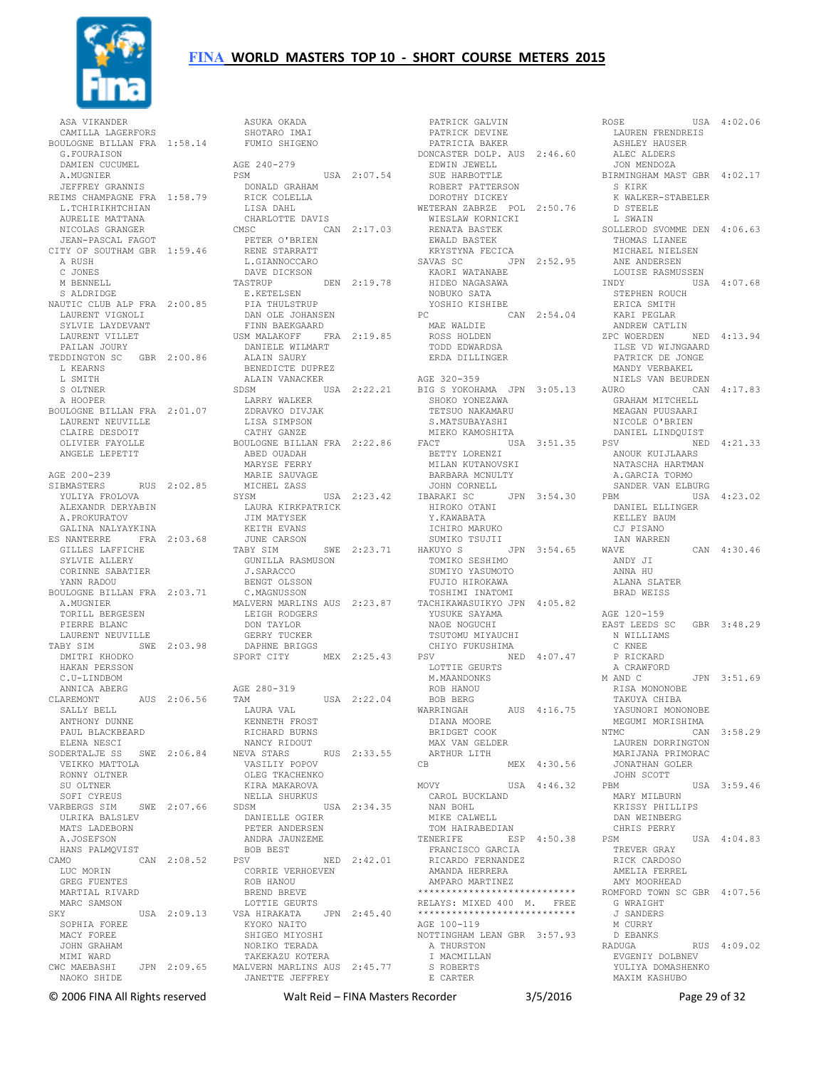ASA VIKANDER
CAMILLA LAGERFORS
BOULOGNE BILLAN FRA 1:58.14
G.FOURAISON
DAMIEN CUCUMEL
A.MUGNIER
JEFFREY GRANNIS
REIMS CHAMPAGNE FRA 1:58.79
L.TCHIRIKHTCHIAN
AURELIE MATTANA
NICOLAS GRANGER
JEAN-PASCAL FAGOT
CITY OF SOUTHAM GBR 1:59.46
A RUSH
C JONES
M BENNELL
S ALDRIDGE
NAUTIC CLUB ALP FRA 2:00.85
LAURENT VIGNOLI
SYLVIE LAYDEVANT
LAURENT VILLET
PAILAN JOURY
TEDDINGTON SC GBR 2:00.86
L KEARNS
L SMITH
S OLTNER
A HOOPER
BOULOGNE BILLAN FRA 2:01.07
LAURENT NEUVILLE
CLAIRE DESDOIT
OLIVIER FAYOLLE
ANGELE LEPETIT

AGE 200-239
SIBMASTERS RUS 2:02.85
YULIYA FROLOVA
ALEXANDR DERYABIN
A.PROKURATOV
GALINA NALYAYKINA
ES NANTERRE FRA 2:03.68
GILLES LAFFICHE
SYLVIE ALLERY
CORINNE SABATIER
YANN RADOU
BOULOGNE BILLAN FRA 2:03.71
A.MUGNIER
TORILL BERGESEN
PIERRE BLANC
LAURENT NEUVILLE
TABY SIM SWE 2:03.98
DMITRI KHODKO
HAKAN PERSSON
C.U-LINDBOM
ANNICA ABERG
CLAREMONT AUS 2:06.56
SALLY BELL
ANTHONY DUNNE
PAUL BLACKBEARD
ELENA NESCI
SODERTALJE SS SWE 2:06.84
VEIKKO MATTOLA
RONNY OLTNER
SU OLTNER
SOFI CYREUS
VARBERGS SIM SWE 2:07.66
ULRIKA BALSLEV
MATS LADEBORN
A.JOSEFSON
HANS PALMQVIST
CAMO CAN 2:08.52
LUC MORIN
GREG FUENTES
MARTIAL RIVARD
MARC SAMSON
SKY USA 2:09.13
SOPHIA FOREE
MACY FOREE
JOHN GRAHAM
MIMI WARD
CWC MAEBASHI JPN 2:09.65
NAOKO SHIDE
ASUKA OKADA
SHOTARO IMAI
FUMIO SHIGENO

AGE 240-279
PSM USA 2:07.54
DONALD GRAHAM
RICK COLELLA
LISA DAHL
CHARLOTTE DAVIS
CMSC CAN 2:17.03
PETER O'BRIEN
RENE STARRATT
L.GIANNOCCARO
DAVE DICKSON
TASTRUP DEN 2:19.78
E.KETELSEN
PIA THULSTRUP
DAN OLE JOHANSEN
FINN BAEKGAARD
USM MALAKOFF FRA 2:19.85
DANIELE WILMART
ALAIN SAURY
BENEDICTE DUPREZ
ALAIN VANACKER
SDSM USA 2:22.21
LARRY WALKER
ZDRAVKO DIVJAK
LISA SIMPSON
CATHY GANZE
BOULOGNE BILLAN FRA 2:22.86
ABED OUADAH
MARYSE FERRY
MARIE SAUVAGE
MICHEL ZASS
SYSM USA 2:23.42
LAURA KIRKPATRICK
JIM MATYSEK
KEITH EVANS
JUNE CARSON
TABY SIM SWE 2:23.71
GUNILLA RASMUSON
J.SARACCO
BENGT OLSSON
C.MAGNUSSON
MALVERN MARLINS AUS 2:23.87
LEIGH RODGERS
DON TAYLOR
GERRY TUCKER
DAPHNE BRIGGS
SPORT CITY MEX 2:25.43

AGE 280-319
TAM USA 2:22.04
LAURA VAL
KENNETH FROST
RICHARD BURNS
NANCY RIDOUT
NEVA STARS RUS 2:33.55
VASILIY POPOV
OLEG TKACHENKO
KIRA MAKAROVA
NELLA SHURKUS
SDSM USA 2:34.35
DANIELLE OGIER
PETER ANDERSEN
ANDRA JAUNZEME
BOB BEST
PSV NED 2:42.01
CORRIE VERHOEVEN
ROB HANOU
BREND BREVE
LOTTIE GEURTS
VSA HIRAKATA JPN 2:45.40
KYOKO NAITO
SHIGEO MIYOSHI
NORIKO TERADA
TAKEKAZU KOTERA
MALVERN MARLINS AUS 2:45.77
JANETTE JEFFREY
PATRICK GALVIN
PATRICK DEVINE
PATRICIA BAKER
DONCASTER DOLP. AUS 2:46.60
EDWIN JEWELL
SUE HARBOTTLE
ROBERT PATTERSON
DOROTHY DICKEY
WETERAN ZABRZE POL 2:50.76
WIESLAW KORNICKI
RENATA BASTEK
EWALD BASTEK
KRYSTYNA FECICA
SAVAS SC JPN 2:52.95
KAORI WATANABE
HIDEO NAGASAWA
NOBUKO SATA
YOSHIO KISHIBE
PC CAN 2:54.04
MAE WALDIE
ROSS HOLDEN
TODD EDWARDSA
ERDA DILLINGER

AGE 320-359
BIG S YOKOHAMA JPN 3:05.13
SHOKO YONEZAWA
TETSUO NAKAMARU
S.MATSUBAYASHI
MIEKO KAMOSHITA
FACT USA 3:51.35
BETTY LORENZI
MILAN KUTANOVSKI
BARBARA MCNULTY
JOHN CORNELL
IBARAKI SC JPN 3:54.30
HIROKO OTANI
Y.KAWABATA
ICHIRO MARUKO
SUMIKO TSUJII
HAKUYO S JPN 3:54.65
TOMIKO SESHIMO
SUMIYO YASUMOTO
FUJIO HIROKAWA
TOSHIMI INATOMI
TACHIKAWASUIKYO JPN 4:05.82
YUSUKE SAYAMA
NAOE NOGUCHI
TSUTOMU MIYAUCHI
CHIYO FUKUSHIMA
PSV NED 4:07.47
LOTTIE GEURTS
M.MAANDONKS
ROB HANOU
BOB BERG
WARRINGAH AUS 4:16.75
DIANA MOORE
BRIDGET COOK
MAX VAN GELDER
ARTHUR LITH
CB MEX 4:30.56

MOVY USA 4:46.32
CAROL BUCKLAND
NAN BOHL
MIKE CALWELL
TOM HAIRABEDIAN
TENERIFE ESP 4:50.38
FRANCISCO GARCIA
RICARDO FERNANDEZ
AMANDA HERRERA
AMPARO MARTINEZ

****************************
RELAYS: MIXED 400 M. FREE
****************************

AGE 100-119
NOTTINGHAM LEAN GBR 3:57.93
A THURSTON
I MACMILLAN
S ROBERTS
E CARTER
ROSE USA 4:02.06
LAUREN FRENDREIS
ASHLEY HAUSER
ALEC ALDERS
JON MENDOZA
BIRMINGHAM MAST GBR 4:02.17
S KIRK
K WALKER-STABELER
D STEELE
L SWAIN
SOLLEROD SVOMME DEN 4:06.63
THOMAS LIANEE
MICHAEL NIELSEN
ANE ANDERSEN
LOUISE RASMUSSEN
INDY USA 4:07.68
STEPHEN ROUCH
ERICA SMITH
KARI PEGLAR
ANDREW CATLIN
ZPC WOERDEN NED 4:13.94
ILSE VD WIJNGAARD
PATRICK DE JONGE
MANDY VERBAKEL
NIELS VAN BEURDEN
AURO CAN 4:17.83
GRAHAM MITCHELL
MEAGAN PUUSAARI
NICOLE O'BRIEN
DANIEL LINDQUIST
PSV NED 4:21.33
ANOUK KUIJLAARS
NATASCHA HARTMAN
A.GARCIA TORMO
SANDER VAN ELBURG
PBM USA 4:23.02
DANIEL ELLINGER
KELLEY BAUM
CJ PISANO
IAN WARREN
WAVE CAN 4:30.46
ANDY JI
ANNA HU
ALANA SLATER
BRAD WEISS

AGE 120-159
EAST LEEDS SC GBR 3:48.29
N WILLIAMS
C KNEE
P RICKARD
A CRAWFORD
M AND C JPN 3:51.69
RISA MONONOBE
TAKUYA CHIBA
YASUNORI MONONOBE
MEGUMI MORISHIMA
NTMC CAN 3:58.29
LAUREN DORRINGTON
MARIJANA PRIMORAC
JONATHAN GOLER
JOHN SCOTT
PBM USA 3:59.46
MARY MILBURN
KRISSY PHILLIPS
DAN WEINBERG
CHRIS PERRY
PSM USA 4:04.83
TREVER GRAY
RICK CARDOSO
AMELIA FERREL
AMY MOORHEAD
ROMFORD TOWN SC GBR 4:07.56
G WRAIGHT
J SANDERS
M CURRY
D EBANKS
RADUGA RUS 4:09.02
EVGENIY DOLBNEV
YULIYA DOMASHENKO
MAXIM KASHUBO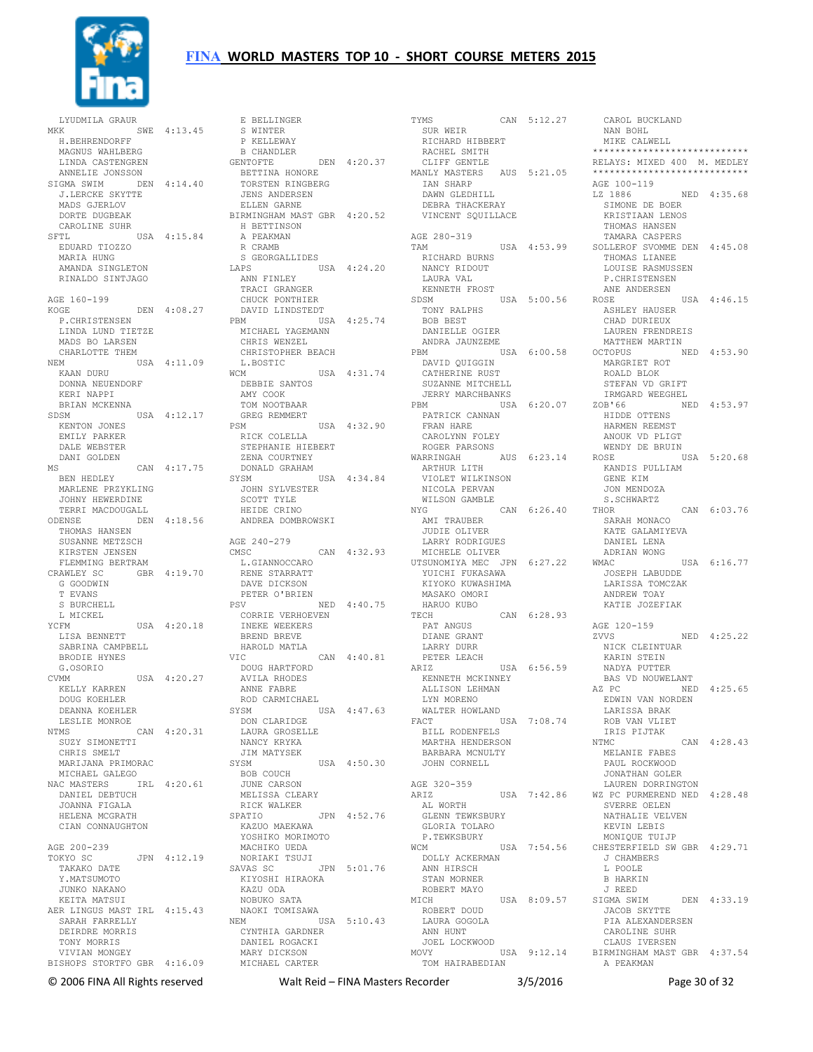LYUDMILA GRAUR
MKK SWE 4:13.45
H.BEHRENDORFF
MAGNUS WAHLBERG
LINDA CASTENGREN
ANNELIE JONSSON
SIGMA SWIM DEN 4:14.40
J.LERCKE SKYTTE
MADS GJERLOV
DORTE DUGBEAK
CAROLINE SUHR
SFTL USA 4:15.84
EDUARD TIOZZO
MARIA HUNG
AMANDA SINGLETON
RINALDO SINTJAGO

AGE 160-199
KOGE DEN 4:08.27
P.CHRISTENSEN
LINDA LUND TIETZE
MADS BO LARSEN
CHARLOTTE THEM
NEM USA 4:11.09
KAAN DURU
DONNA NEUENDORF
KERI NAPPI
BRIAN MCKENNA
SDSM USA 4:12.17
KENTON JONES
EMILY PARKER
DALE WEBSTER
DANI GOLDEN
MS CAN 4:17.75
BEN HEDLEY
MARLENE PRZYKLING
JOHNY HEWERDINE
TERRI MACDOUGALL
ODENSE DEN 4:18.56
THOMAS HANSEN
SUSANNE METZSCH
KIRSTEN JENSEN
FLEMMING BERTRAM
CRAWLEY SC GBR 4:19.70
G GOODWIN
T EVANS
S BURCHELL
L MICKEL
YCFM USA 4:20.18
LISA BENNETT
SABRINA CAMPBELL
BRODIE HYNES
G.OSORIO
CVMM USA 4:20.27
KELLY KARREN
DOUG KOEHLER
DEANNA KOEHLER
LESLIE MONROE
NTMS CAN 4:20.31
SUZY SIMONETTI
CHRIS SMELT
MARIJANA PRIMORAC
MICHAEL GALEGO
NAC MASTERS IRL 4:20.61
DANIEL DEBTUCH
JOANNA FIGALA
HELENA MCGRATH
CIAN CONNAUGHTON

AGE 200-239
TOKYO SC JPN 4:12.19
TAKAKO DATE
Y.MATSUMOTO
JUNKO NAKANO
KEITA MATSUI
AER LINGUS MAST IRL 4:15.43
SARAH FARRELLY
DEIRDRE MORRIS
TONY MORRIS
VIVIAN MONGEY
BISHOPS STORTFO GBR 4:16.09
E BELLINGER
S WINTER
P KELLEWAY
B CHANDLER
GENTOFTE DEN 4:20.37
BETTINA HONORE
TORSTEN RINGBERG
JENS ANDERSEN
ELLEN GARNE
BIRMINGHAM MAST GBR 4:20.52
H BETTINSON
A PEAKMAN
R CRAMB
S GEORGALLIDES
LAPS USA 4:24.20
ANN FINLEY
TRACI GRANGER
CHUCK PONTHIER
DAVID LINDSTEDT
PBM USA 4:25.74
MICHAEL YAGEMANN
CHRIS WENZEL
CHRISTOPHER BEACH
L.BOSTIC
WCM USA 4:31.74
DEBBIE SANTOS
AMY COOK
TOM NOOTBAAR
GREG REMMERT
PSM USA 4:32.90
RICK COLELLA
STEPHANIE HIEBERT
ZENA COURTNEY
DONALD GRAHAM
SYSM USA 4:34.84
JOHN SYLVESTER
SCOTT TYLE
HEIDE CRINO
ANDREA DOMBROWSKI

AGE 240-279
CMSC CAN 4:32.93
L.GIANNOCCARO
RENE STARRATT
DAVE DICKSON
PETER O'BRIEN
PSV NED 4:40.75
CORRIE VERHOEVEN
INEKE WEEKERS
BREND BREVE
HAROLD MATLA
VIC CAN 4:40.81
DOUG HARTFORD
AVILA RHODES
ANNE FABRE
ROD CARMICHAEL
SYSM USA 4:47.63
DON CLARIDGE
LAURA GROSELLE
NANCY KRYKA
JIM MATYSEK
SYSM USA 4:50.30
BOB COUCH
JUNE CARSON
MELISSA CLEARY
RICK WALKER
SPATIO JPN 4:52.76
KAZUO MAEKAWA
YOSHIKO MORIMOTO
MACHIKO UEDA
NORIAKI TSUJI
SAVAS SC JPN 5:01.76
KIYOSHI HIRAOKA
KAZU ODA
NOBUKO SATA
NAOKI TOMISAWA
NEM USA 5:10.43
CYNTHIA GARDNER
DANIEL ROGACKI
MARY DICKSON
MICHAEL CARTER
TYMS CAN 5:12.27
SUR WEIR
RICHARD HIBBERT
RACHEL SMITH
CLIFF GENTLE
MANLY MASTERS AUS 5:21.05
IAN SHARP
DAWN GLEDHILL
DEBRA THACKERAY
VINCENT SQUILLACE

AGE 280-319
TAM USA 4:53.99
RICHARD BURNS
NANCY RIDOUT
LAURA VAL
KENNETH FROST
SDSM USA 5:00.56
TONY RALPHS
BOB BEST
DANIELLE OGIER
ANDRA JAUNZEME
PBM USA 6:00.58
DAVID QUIGGIN
CATHERINE RUST
SUZANNE MITCHELL
JERRY MARCHBANKS
PBM USA 6:20.07
PATRICK CANNAN
FRAN HARE
CAROLYNN FOLEY
ROGER PARSONS
WARRINGAH AUS 6:23.14
ARTHUR LITH
VIOLET WILKINSON
NICOLA PERVAN
WILSON GAMBLE
NYG CAN 6:26.40
AMI TRAUBER
JUDIE OLIVER
LARRY RODRIGUES
MICHELE OLIVER
UTSUNOMIYA MEC JPN 6:27.22
YUICHI FUKASAWA
KIYOKO KUWASHIMA
MASAKO OMORI
HARUO KUBO
TECH CAN 6:28.93
PAT ANGUS
DIANE GRANT
LARRY DURR
PETER LEACH
ARIZ USA 6:56.59
KENNETH MCKINNEY
ALLISON LEHMAN
LYN MORENO
WALTER HOWLAND
FACT USA 7:08.74
BILL RODENFELS
MARTHA HENDERSON
BARBARA MCNULTY
JOHN CORNELL

AGE 320-359
ARIZ USA 7:42.86
AL WORTH
GLENN TEWKSBURY
GLORIA TOLARO
P.TEWKSBURY
WCM USA 7:54.56
DOLLY ACKERMAN
ANN HIRSCH
STAN MORNER
ROBERT MAYO
MICH USA 8:09.57
ROBERT DOUD
LAURA GOGOLA
ANN HUNT
JOEL LOCKWOOD
MOVY USA 9:12.14
TOM HAIRABEDIAN
CAROL BUCKLAND
NAN BOHL
MIKE CALWELL

****************************
RELAYS: MIXED 400 M. MEDLEY
****************************

AGE 100-119
LZ 1886 NED 4:35.68
SIMONE DE BOER
KRISTIAAN LENOS
THOMAS HANSEN
TAMARA CASPERS
SOLLEROF SVOMME DEN 4:45.08
THOMAS LIANEE
LOUISE RASMUSSEN
P.CHRISTENSEN
ANE ANDERSEN
ROSE USA 4:46.15
ASHLEY HAUSER
CHAD DURIEUX
LAUREN FRENDREIS
MATTHEW MARTIN
OCTOPUS NED 4:53.90
MARGRIET ROT
ROALD BLOK
STEFAN VD GRIFT
IRMGARD WEEGHEL
ZOB'66 NED 4:53.97
HIDDE OTTENS
HARMEN REEMST
ANOUK VD PLIGT
WENDY DE BRUIN
ROSE USA 5:20.68
KANDIS PULLIAM
GENE KIM
JON MENDOZA
S.SCHWARTZ
THOR CAN 6:03.76
SARAH MONACO
KATE GALAMIYEVA
DANIEL LENA
ADRIAN WONG
WMAC USA 6:16.77
JOSEPH LABUDDE
LARISSA TOMCZAK
ANDREW TOAY
KATIE JOZEFIAK

AGE 120-159
ZVVS NED 4:25.22
NICK CLEINTUAR
KARIN STEIN
NADYA PUTTER
BAS VD NOUWELANT
AZ PC NED 4:25.65
EDWIN VAN NORDEN
LARISSA BRAK
ROB VAN VLIET
IRIS PIJTAK
NTMC CAN 4:28.43
MELANIE FABES
PAUL ROCKWOOD
JONATHAN GOLER
LAUREN DORRINGTON
WZ PC PURMEREND NED 4:28.48
SVERRE OELEN
NATHALIE VELVEN
KEVIN LEBIS
MONIQUE TUIJP
CHESTERFIELD SW GBR 4:29.71
J CHAMBERS
L POOLE
B HARKIN
J REED
SIGMA SWIM DEN 4:33.19
JACOB SKYTTE
PIA ALEXANDERSEN
CAROLINE SUHR
CLAUS IVERSEN
BIRMINGHAM MAST GBR 4:37.54
A PEAKMAN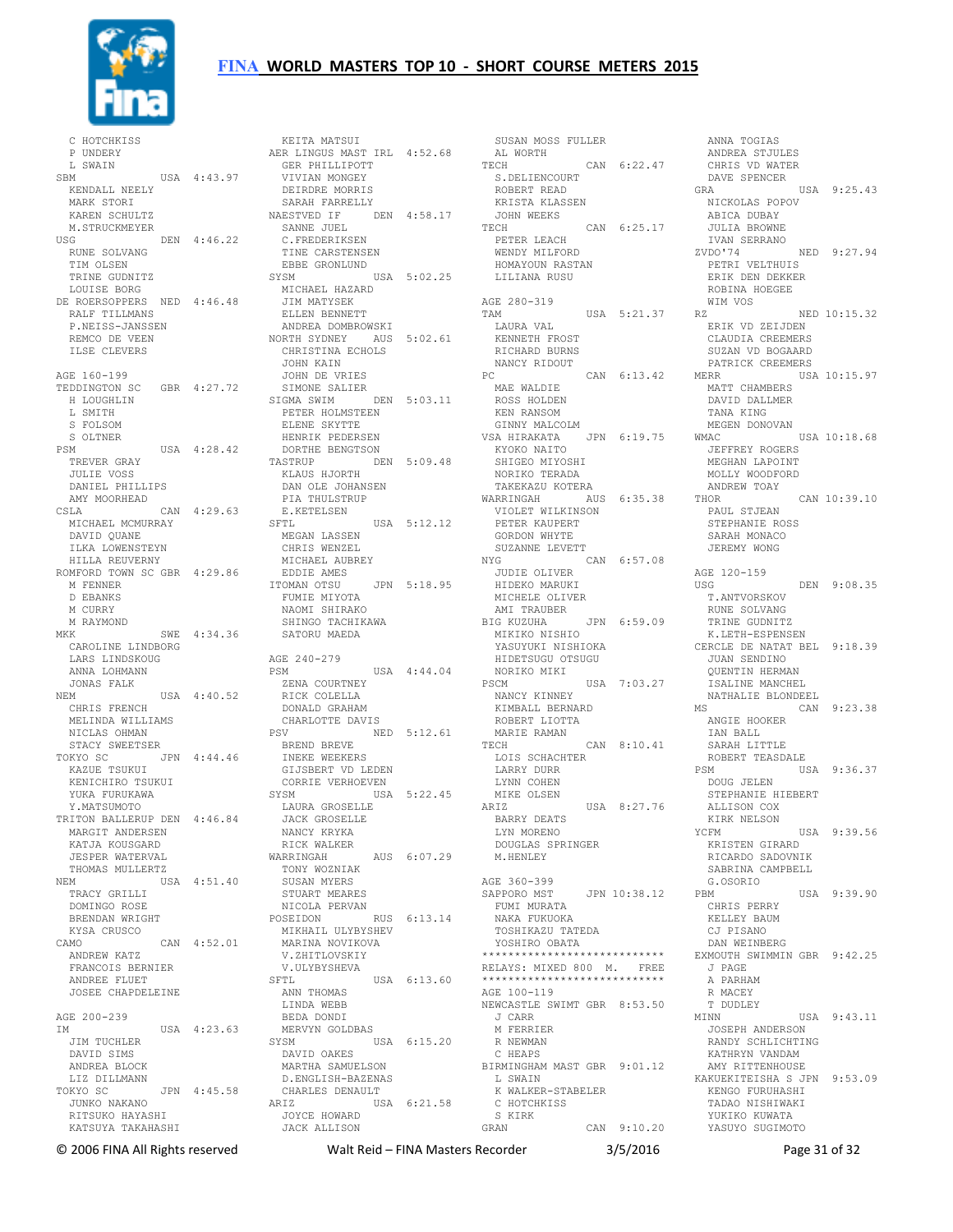# FINA WORLD MASTERS TOP 10 - SHORT COURSE METERS 2015

C HOTCHKISS
P UNDERY
L SWAIN

SBM USA 4:43.97
KENDALL NEELY
MARK STORI
KAREN SCHULTZ
M.STRUCKMEYER

USG DEN 4:46.22
RUNE SOLVANG
TIM OLSEN
TRINE GUDNITZ
LOUISE BORG

DE ROERSOPPERS NED 4:46.48
RALF TILLMANS
P.NEISS-JANSSEN
REMCO DE VEEN
ILSE CLEVERS

AGE 160-199

TEDDINGTON SC GBR 4:27.72
H LOUGHLIN
L SMITH
S FOLSOM
S OLTNER

PSM USA 4:28.42
TREVER GRAY
JULIE VOSS
DANIEL PHILLIPS
AMY MOORHEAD

CSLA CAN 4:29.63
MICHAEL MCMURRAY
DAVID QUANE
ILKA LOWENSTEYN
HILLA REUVERNY

ROMFORD TOWN SC GBR 4:29.86
M FENNER
D EBANKS
M CURRY
M RAYMOND

MKK SWE 4:34.36
CAROLINE LINDBORG
LARS LINDSKOUG
ANNA LOHMANN
JONAS FALK

NEM USA 4:40.52
CHRIS FRENCH
MELINDA WILLIAMS
NICLAS OHMAN
STACY SWEETSER

TOKYO SC JPN 4:44.46
KAZUE TSUKUI
KENICHIRO TSUKUI
YUKA FURUKAWA
Y.MATSUMOTO

TRITON BALLERUP DEN 4:46.84
MARGIT ANDERSEN
KATJA KOUSGARD
JESPER WATERVAL
THOMAS MULLERTZ

NEM USA 4:51.40
TRACY GRILLI
DOMINGO ROSE
BRENDAN WRIGHT
KYSA CRUSCO

CAMO CAN 4:52.01
ANDREW KATZ
FRANCOIS BERNIER
ANDREE FLUET
JOSEE CHAPDELEINE

AGE 200-239

IM USA 4:23.63
JIM TUCHLER
DAVID SIMS
ANDREA BLOCK
LIZ DILLMANN

TOKYO SC JPN 4:45.58
JUNKO NAKANO
RITSUKO HAYASHI
KATSUYA TAKAHASHI
KEITA MATSUI

AER LINGUS MAST IRL 4:52.68
GER PHILLIPOTT
VIVIAN MONGEY
DEIRDRE MORRIS
SARAH FARRELLY

NAESTVED IF DEN 4:58.17
SANNE JUEL
C.FREDERIKSEN
TINE CARSTENSEN
EBBE GRONLUND

SYSM USA 5:02.25
MICHAEL HAZARD
JIM MATYSEK
ELLEN BENNETT
ANDREA DOMBROWSKI

NORTH SYDNEY AUS 5:02.61
CHRISTINA ECHOLS
JOHN KAIN
JOHN DE VRIES
SIMONE SALIER

SIGMA SWIM DEN 5:03.11
PETER HOLMSTEEN
ELENE SKYTTE
HENRIK PEDERSEN
DORTHE BENGTSON

TASTRUP DEN 5:09.48
KLAUS HJORTH
DAN OLE JOHANSEN
PIA THULSTRUP
E.KETELSEN

SFTL USA 5:12.12
MEGAN LASSEN
CHRIS WENZEL
MICHAEL AUBREY
EDDIE AMES

ITOMAN OTSU JPN 5:18.95
FUMIE MIYOTA
NAOMI SHIRAKO
SHINGO TACHIKAWA
SATORU MAEDA

AGE 240-279

PSM USA 4:44.04
ZENA COURTNEY
RICK COLELLA
DONALD GRAHAM
CHARLOTTE DAVIS

PSV NED 5:12.61
BREND BREVE
INEKE WEEKERS
GIJSBERT VD LEDEN
CORRIE VERHOEVEN

SYSM USA 5:22.45
LAURA GROSELLE
JACK GROSELLE
NANCY KRYKA
RICK WALKER

WARRINGAH AUS 6:07.29
TONY WOZNIAK
SUSAN MYERS
STUART MEARES
NICOLA PERVAN

POSEIDON RUS 6:13.14
MIKHAIL ULYBYSHEV
MARINA NOVIKOVA
V.ZHITLOVSKIY
V.ULYBYSHEVA

SFTL USA 6:13.60
ANN THOMAS
LINDA WEBB
BEDA DONDI
MERVYN GOLDBAS

SYSM USA 6:15.20
DAVID OAKES
MARTHA SAMUELSON
D.ENGLISH-BAZENAS
CHARLES DENAULT

ARIZ USA 6:21.58
JOYCE HOWARD
JACK ALLISON
SUSAN MOSS FULLER
AL WORTH

TECH CAN 6:22.47
S.DELIENCOURT
ROBERT READ
KRISTA KLASSEN
JOHN WEEKS

TECH CAN 6:25.17
PETER LEACH
WENDY MILFORD
HOMAYOUN RASTAN
LILLIANA RUSU

AGE 280-319

TAM USA 5:21.37
LAURA VAL
KENNETH FROST
RICHARD BURNS
NANCY RIDOUT

PC CAN 6:13.42
MAE WALDIE
ROSS HOLDEN
KEN RANSOM
GINNY MALCOLM

VSA HIRAKATA JPN 6:19.75
KYOKO NAITO
SHIGEO MIYOSHI
NORIKO TERADA
TAKEKAZU KOTERA

WARRINGAH AUS 6:35.38
VIOLET WILKINSON
PETER KAUPERT
GORDON WHYTE
SUZANNE LEVETT

NYG CAN 6:57.08
JUDIE OLIVER
HIDEKO MARUKI
MICHELE OLIVER
AMI TRAUBER

BIG KUZUHA JPN 6:59.09
MIKIKO NISHIO
YASUYUKI NISHIOKA
HIDETSUGU OTSUGU
NORIKO MIKI

PSCM USA 7:03.27
NANCY KINNEY
KIMBALL BERNARD
ROBERT LIOTTA
MARIE RAMAN

TECH CAN 8:10.41
LOIS SCHACHTER
LARRY DURR
LYNN COHEN
MIKE OLSEN

ARIZ USA 8:27.76
BARRY DEATS
LYN MORENO
DOUGLAS SPRINGER
M.HENLEY

AGE 360-399

SAPPORO MST JPN 10:38.12
FUMI MURATA
NAKA FUKUOKA
TOSHIKAZU TATEDA
YOSHIRO OBATA

****************************
RELAYS: MIXED 800 M. FREE
****************************

AGE 100-119

NEWCASTLE SWIMT GBR 8:53.50
J CARR
M FERRIER
R NEWMAN
C HEAPS

BIRMINGHAM MAST GBR 9:01.12
L SWAIN
K WALKER-STABELER
C HOTCHKISS
S KIRK

GRAN CAN 9:10.20
ANNA TOGIAS
ANDREA STJULES
CHRIS VD WATER
DAVE SPENCER

GRA USA 9:25.43
NICKOLAS POPOV
ABICA DUBAY
JULIA BROWNE
IVAN SERRANO

ZVDO'74 NED 9:27.94
PETRI VELTHUIS
ERIK DEN DEKKER
ROBINA HOEGEE
WIM VOS

RZ NED 10:15.32
ERIK VD ZEIJDEN
CLAUDIA CREEMERS
SUZAN VD BOGAARD
PATRICK CREEMERS

MERR USA 10:15.97
MATT CHAMBERS
DAVID DALLMER
TANA KING
MEGEN DONOVAN

WMAC USA 10:18.68
JEFFREY ROGERS
MEGHAN LAPOINT
MOLLY WOODFORD
ANDREW TOAY

THOR CAN 10:39.10
PAUL STJEAN
STEPHANIE ROSS
SARAH MONACO
JEREMY WONG

AGE 120-159

USG DEN 9:08.35
T.ANTVORSKOV
RUNE SOLVANG
TRINE GUDNITZ
K.LETH-ESPENSEN

CERCLE DE NATAT BEL 9:18.39
JUAN SENDINO
QUENTIN HERMAN
ISALINE MANCHEL
NATHALIE BLONDEEL

MS CAN 9:23.38
ANGIE HOOKER
IAN BALL
SARAH LITTLE
ROBERT TEASDALE

PSM USA 9:36.37
DOUG JELEN
STEPHANIE HIEBERT
ALLISON COX
KIRK NELSON

YCFM USA 9:39.56
KRISTEN GIRARD
RICARDO SADOVNIK
SABRINA CAMPBELL
G.OSORIO

PBM USA 9:39.90
CHRIS PERRY
KELLEY BAUM
CJ PISANO
DAN WEINBERG

EXMOUTH SWIMMIN GBR 9:42.25
J PAGE
A PARHAM
R MACEY
T DUDLEY

MINN USA 9:43.11
JOSEPH ANDERSON
RANDY SCHLICHTING
KATHRYN VANDAM
AMY RITTENHOUSE

KAKUEKITEISHA S JPN 9:53.09
KENGO FURUHASHI
TADAO NISHIWAKI
YUKIKO KUWATA
YASUYO SUGIMOTO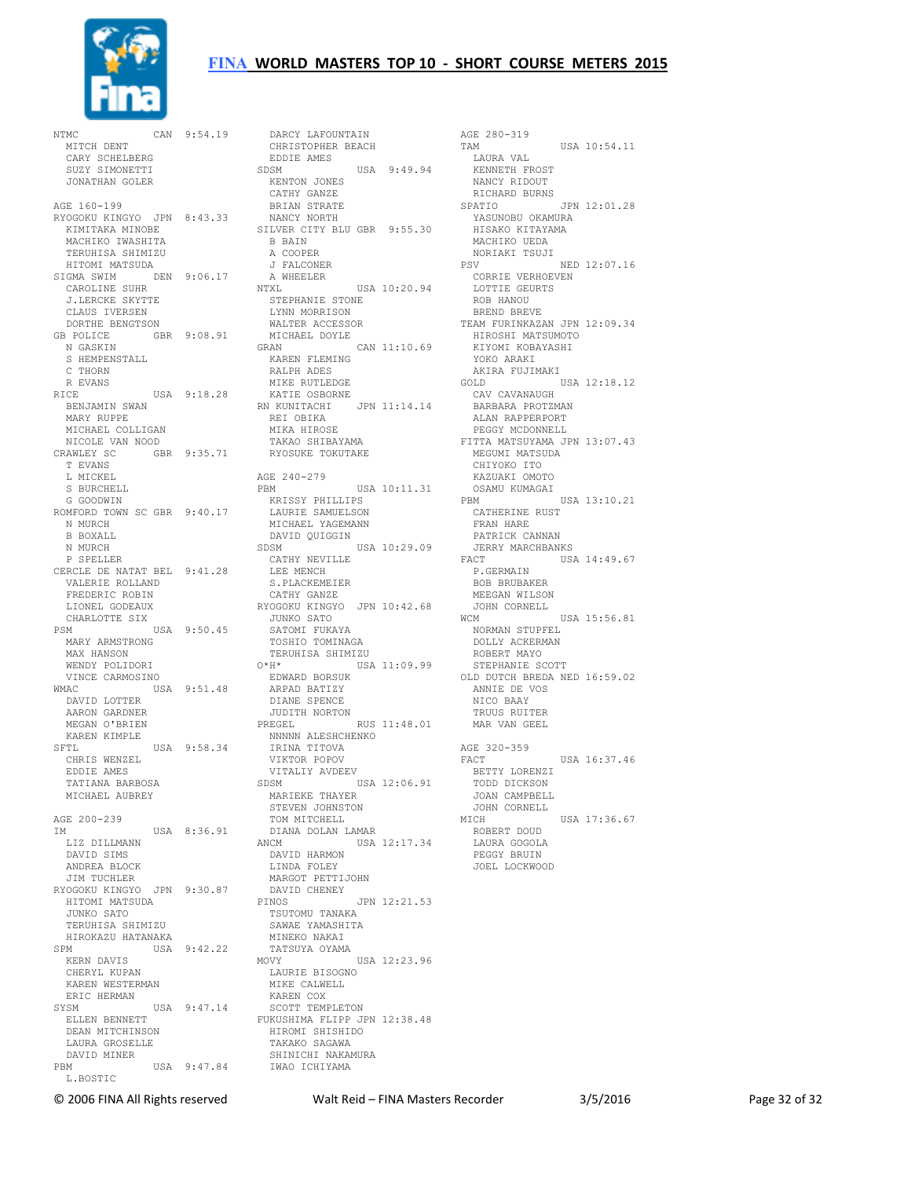# FINA WORLD MASTERS TOP 10 - SHORT COURSE METERS 2015

```
NTMC              CAN  9:54.19
  MITCH DENT
  CARY SCHELBERG
  SUZY SIMONETTI
  JONATHAN GOLER

AGE 160-199
RYOGOKU KINGYO  JPN  8:43.33
  KIMITAKA MINOBE
  MACHIKO IWASHITA
  TERUHISA SHIMIZU
  HITOMI MATSUDA
SIGMA SWIM        DEN  9:06.17
  CAROLINE SUHR
  J.LERCKE SKYTTE
  CLAUS IVERSEN
  DORTHE BENGTSON
GB POLICE         GBR  9:08.91
  N GASKIN
  S HEMPENSTALL
  C THORN
  R EVANS
RICE              USA  9:18.28
  BENJAMIN SWAN
  MARY RUPPE
  MICHAEL COLLIGAN
  NICOLE VAN NOOD
CRAWLEY SC        GBR  9:35.71
  T EVANS
  L MICKEL
  S BURCHELL
  G GOODWIN
ROMFORD TOWN SC GBR  9:40.17
  N MURCH
  B BOXALL
  N MURCH
  P SPELLER
CERCLE DE NATAT BEL  9:41.28
  VALERIE ROLLAND
  FREDERIC ROBIN
  LIONEL GODEAUX
  CHARLOTTE SIX
PSM               USA  9:50.45
  MARY ARMSTRONG
  MAX HANSON
  WENDY POLIDORI
  VINCE CARMOSINO
WMAC              USA  9:51.48
  DAVID LOTTER
  AARON GARDNER
  MEGAN O'BRIEN
  KAREN KIMPLE
SFTL              USA  9:58.34
  CHRIS WENZEL
  EDDIE AMES
  TATIANA BARBOSA
  MICHAEL AUBREY

AGE 200-239
IM                USA  8:36.91
  LIZ DILLMANN
  DAVID SIMS
  ANDREA BLOCK
  JIM TUCHLER
RYOGOKU KINGYO  JPN  9:30.87
  HITOMI MATSUDA
  JUNKO SATO
  TERUHISA SHIMIZU
  HIROKAZU HATANAKA
SPM               USA  9:42.22
  KERN DAVIS
  CHERYL KUPAN
  KAREN WESTERMAN
  ERIC HERMAN
SYSM              USA  9:47.14
  ELLEN BENNETT
  DEAN MITCHINSON
  LAURA GROSELLE
  DAVID MINER
PBM               USA  9:47.84
  L.BOSTIC
  DARCY LAFOUNTAIN
  CHRISTOPHER BEACH
  EDDIE AMES
SDSM              USA  9:49.94
  KENTON JONES
  CATHY GANZE
  BRIAN STRATE
  NANCY NORTH
SILVER CITY BLU GBR  9:55.30
  B BAIN
  A COOPER
  J FALCONER
  A WHEELER
NTXL              USA 10:20.94
  STEPHANIE STONE
  LYNN MORRISON
  WALTER ACCESSOR
  MICHAEL DOYLE
GRAN              CAN 11:10.69
  KAREN FLEMING
  RALPH ADES
  MIKE RUTLEDGE
  KATIE OSBORNE
RN KUNITACHI      JPN 11:14.14
  REI OBIKA
  MIKA HIROSE
  TAKAO SHIBAYAMA
  RYOSUKE TOKUTAKE

AGE 240-279
PBM               USA 10:11.31
  KRISSY PHILLIPS
  LAURIE SAMUELSON
  MICHAEL YAGEMANN
  DAVID QUIGGIN
SDSM              USA 10:29.09
  CATHY NEVILLE
  LEE MENCH
  S.PLACKEMEIER
  CATHY GANZE
RYOGOKU KINGYO  JPN 10:42.68
  JUNKO SATO
  SATOMI FUKAYA
  TOSHIO TOMINAGA
  TERUHISA SHIMIZU
O*H*              USA 11:09.99
  EDWARD BORSUK
  ARPAD BATIZY
  DIANE SPENCE
  JUDITH NORTON
PREGEL            RUS 11:48.01
  NNNNN ALESHCHENKO
  IRINA TITOVA
  VIKTOR POPOV
  VITALIY AVDEEV
SDSM              USA 12:06.91
  MARIEKE THAYER
  STEVEN JOHNSTON
  TOM MITCHELL
  DIANA DOLAN LAMAR
ANCM              USA 12:17.34
  DAVID HARMON
  LINDA FOLEY
  MARGOT PETTIJOHN
  DAVID CHENEY
PINOS             JPN 12:21.53
  TSUTOMU TANAKA
  SAWAE YAMASHITA
  MINEKO NAKAI
  TATSUYA OYAMA
MOVY              USA 12:23.96
  LAURIE BISOGNO
  MIKE CALWELL
  KAREN COX
  SCOTT TEMPLETON
FUKUSHIMA FLIPP JPN 12:38.48
  HIROMI SHISHIDO
  TAKAKO SAGAWA
  SHINICHI NAKAMURA
  IWAO ICHIYAMA

AGE 280-319
TAM               USA 10:54.11
  LAURA VAL
  KENNETH FROST
  NANCY RIDOUT
  RICHARD BURNS
SPATIO            JPN 12:01.28
  YASUNOBU OKAMURA
  HISAKO KITAYAMA
  MACHIKO UEDA
  NORIAKI TSUJI
PSV               NED 12:07.16
  CORRIE VERHOEVEN
  LOTTIE GEURTS
  ROB HANOU
  BREND BREVE
TEAM FURINKAZAN JPN 12:09.34
  HIROSHI MATSUMOTO
  KIYOMI KOBAYASHI
  YOKO ARAKI
  AKIRA FUJIMAKI
GOLD              USA 12:18.12
  CAV CAVANAUGH
  BARBARA PROTZMAN
  ALAN RAPPERPORT
  PEGGY MCDONNELL
FITTA MATSUYAMA JPN 13:07.43
  MEGUMI MATSUDA
  CHIYOKO ITO
  KAZUAKI OMOTO
  OSAMU KUMAGAI
PBM               USA 13:10.21
  CATHERINE RUST
  FRAN HARE
  PATRICK CANNAN
  JERRY MARCHBANKS
FACT              USA 14:49.67
  P.GERMAIN
  BOB BRUBAKER
  MEEGAN WILSON
  JOHN CORNELL
WCM               USA 15:56.81
  NORMAN STUPFEL
  DOLLY ACKERMAN
  ROBERT MAYO
  STEPHANIE SCOTT
OLD DUTCH BREDA NED 16:59.02
  ANNIE DE VOS
  NICO BAAY
  TRUUS RUITER
  MAR VAN GEEL

AGE 320-359
FACT              USA 16:37.46
  BETTY LORENZI
  TODD DICKSON
  JOAN CAMPBELL
  JOHN CORNELL
MICH              USA 17:36.67
  ROBERT DOUD
  LAURA GOGOLA
  PEGGY BRUIN
  JOEL LOCKWOOD
```

© 2006 FINA All Rights reserved    Walt Reid – FINA Masters Recorder    3/5/2016